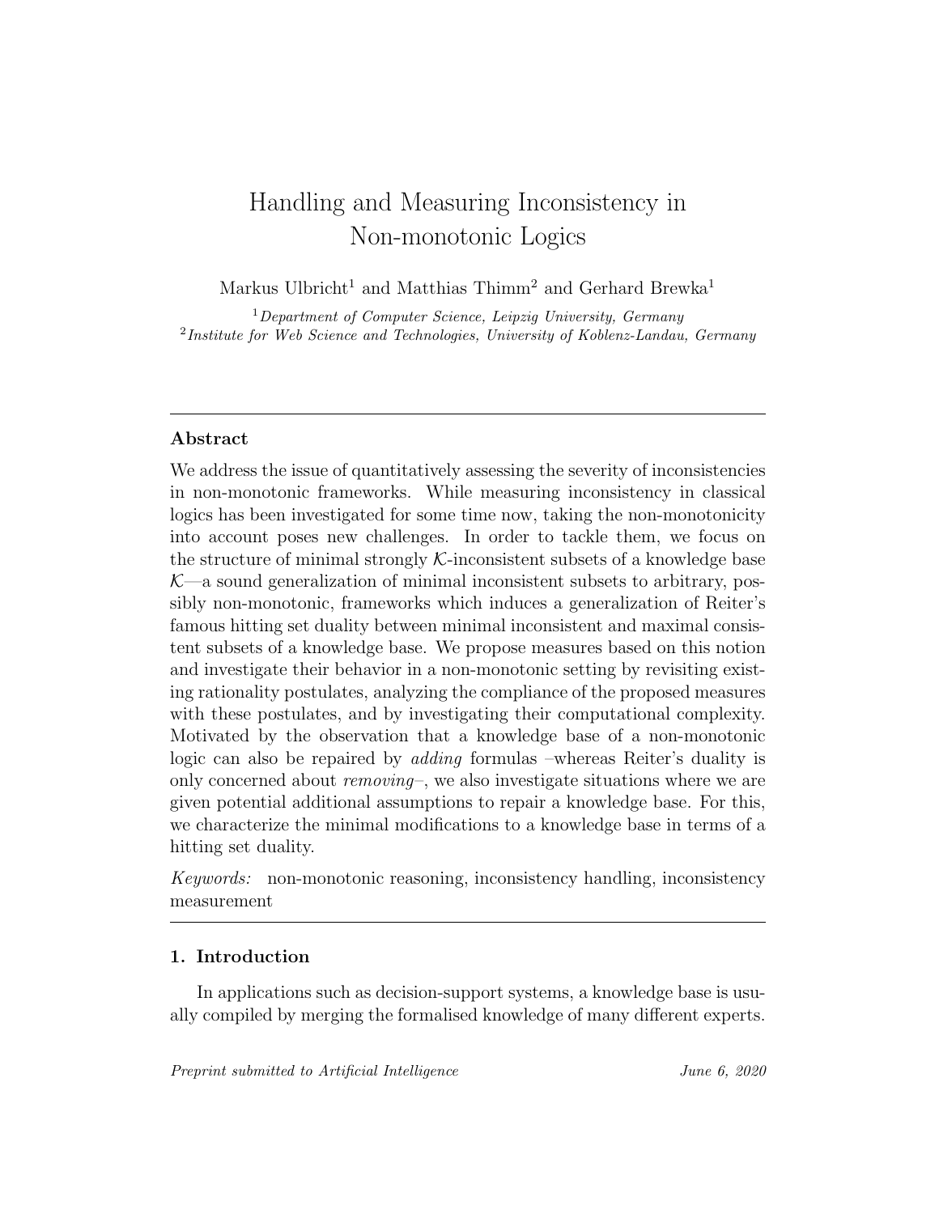# Handling and Measuring Inconsistency in Non-monotonic Logics

Markus Ulbricht[1] and Matthias Thimm[2] and Gerhard Brewka[1]

[1] *Department of Computer Science, Leipzig University, Germany*
[2] *Institute for Web Science and Technologies, University of Koblenz-Landau, Germany*

---

## Abstract

We address the issue of quantitatively assessing the severity of inconsistencies in non-monotonic frameworks. While measuring inconsistency in classical logics has been investigated for some time now, taking the non-monotonicity into account poses new challenges. In order to tackle them, we focus on the structure of minimal strongly $\mathcal{K}$-inconsistent subsets of a knowledge base $\mathcal{K}$—a sound generalization of minimal inconsistent subsets to arbitrary, possibly non-monotonic, frameworks which induces a generalization of Reiter's famous hitting set duality between minimal inconsistent and maximal consistent subsets of a knowledge base. We propose measures based on this notion and investigate their behavior in a non-monotonic setting by revisiting existing rationality postulates, analyzing the compliance of the proposed measures with these postulates, and by investigating their computational complexity. Motivated by the observation that a knowledge base of a non-monotonic logic can also be repaired by *adding* formulas –whereas Reiter's duality is only concerned about *removing*–, we also investigate situations where we are given potential additional assumptions to repair a knowledge base. For this, we characterize the minimal modifications to a knowledge base in terms of a hitting set duality.

*Keywords:* non-monotonic reasoning, inconsistency handling, inconsistency measurement

---

## 1. Introduction

In applications such as decision-support systems, a knowledge base is usually compiled by merging the formalised knowledge of many different experts.

*Preprint submitted to Artificial Intelligence* *June 6, 2020*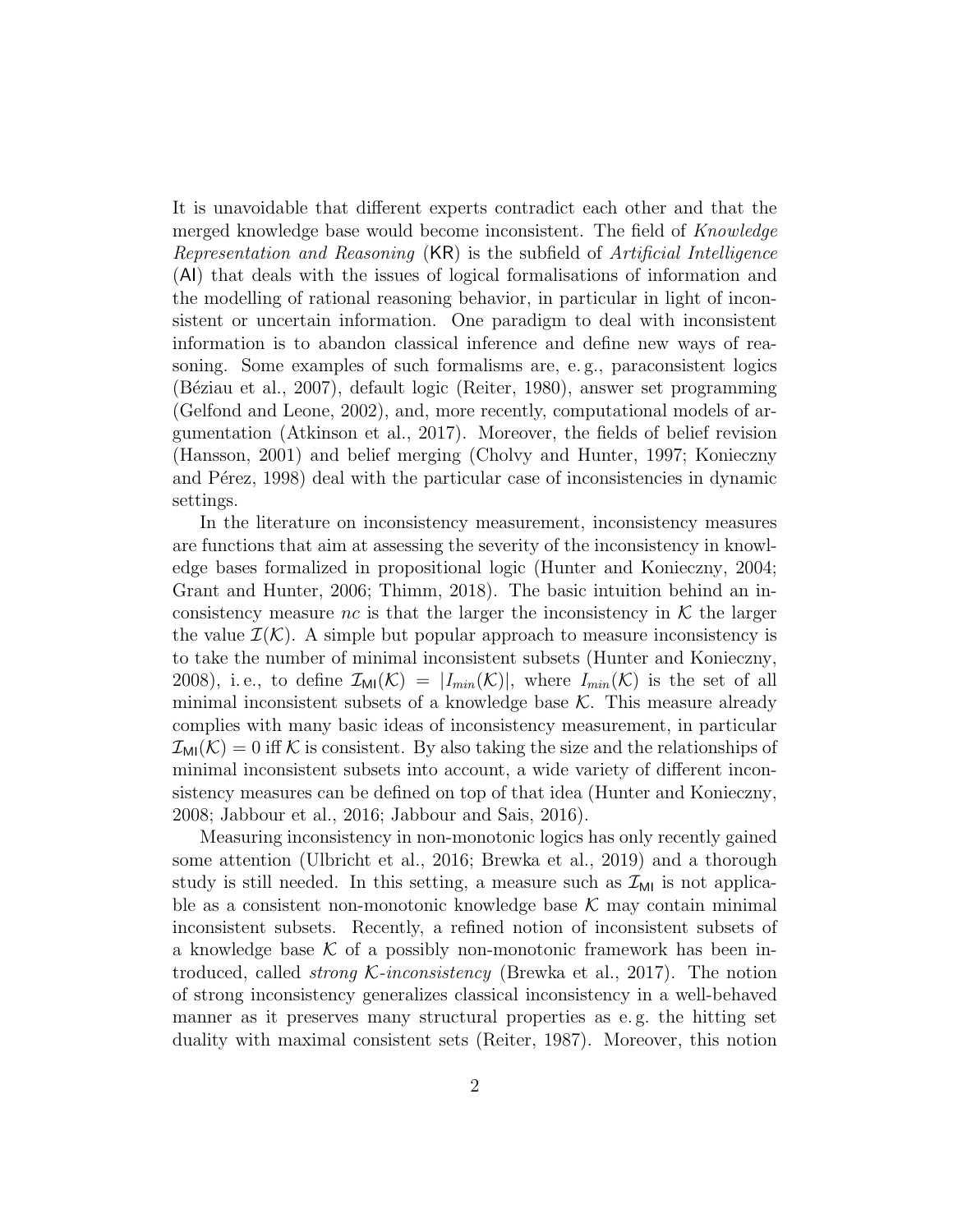It is unavoidable that different experts contradict each other and that the merged knowledge base would become inconsistent. The field of *Knowledge Representation and Reasoning* (KR) is the subfield of *Artificial Intelligence* (AI) that deals with the issues of logical formalisations of information and the modelling of rational reasoning behavior, in particular in light of inconsistent or uncertain information. One paradigm to deal with inconsistent information is to abandon classical inference and define new ways of reasoning. Some examples of such formalisms are, e. g., paraconsistent logics (Béziau et al., 2007), default logic (Reiter, 1980), answer set programming (Gelfond and Leone, 2002), and, more recently, computational models of argumentation (Atkinson et al., 2017). Moreover, the fields of belief revision (Hansson, 2001) and belief merging (Cholvy and Hunter, 1997; Konieczny and Pérez, 1998) deal with the particular case of inconsistencies in dynamic settings.

In the literature on inconsistency measurement, inconsistency measures are functions that aim at assessing the severity of the inconsistency in knowledge bases formalized in propositional logic (Hunter and Konieczny, 2004; Grant and Hunter, 2006; Thimm, 2018). The basic intuition behind an inconsistency measure $nc$ is that the larger the inconsistency in $\mathcal{K}$ the larger the value $\mathcal{I}(\mathcal{K})$. A simple but popular approach to measure inconsistency is to take the number of minimal inconsistent subsets (Hunter and Konieczny, 2008), i. e., to define $\mathcal{I}_{\mathsf{MI}}(\mathcal{K}) = |I_{min}(\mathcal{K})|$, where $I_{min}(\mathcal{K})$ is the set of all minimal inconsistent subsets of a knowledge base $\mathcal{K}$. This measure already complies with many basic ideas of inconsistency measurement, in particular $\mathcal{I}_{\mathsf{MI}}(\mathcal{K}) = 0$ iff $\mathcal{K}$ is consistent. By also taking the size and the relationships of minimal inconsistent subsets into account, a wide variety of different inconsistency measures can be defined on top of that idea (Hunter and Konieczny, 2008; Jabbour et al., 2016; Jabbour and Sais, 2016).

Measuring inconsistency in non-monotonic logics has only recently gained some attention (Ulbricht et al., 2016; Brewka et al., 2019) and a thorough study is still needed. In this setting, a measure such as $\mathcal{I}_{\mathsf{MI}}$ is not applicable as a consistent non-monotonic knowledge base $\mathcal{K}$ may contain minimal inconsistent subsets. Recently, a refined notion of inconsistent subsets of a knowledge base $\mathcal{K}$ of a possibly non-monotonic framework has been introduced, called *strong $\mathcal{K}$-inconsistency* (Brewka et al., 2017). The notion of strong inconsistency generalizes classical inconsistency in a well-behaved manner as it preserves many structural properties as e. g. the hitting set duality with maximal consistent sets (Reiter, 1987). Moreover, this notion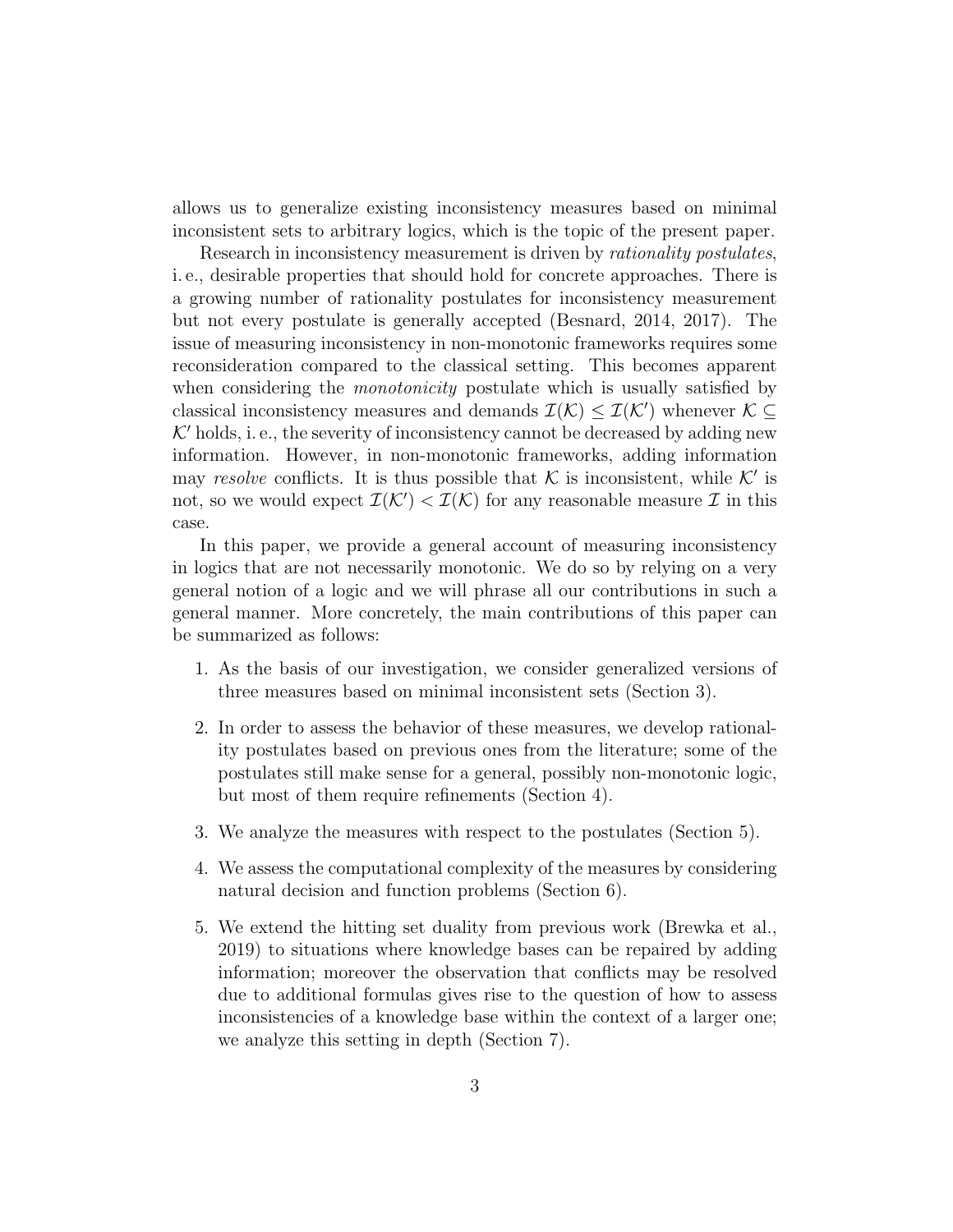allows us to generalize existing inconsistency measures based on minimal inconsistent sets to arbitrary logics, which is the topic of the present paper.

Research in inconsistency measurement is driven by *rationality postulates*, i. e., desirable properties that should hold for concrete approaches. There is a growing number of rationality postulates for inconsistency measurement but not every postulate is generally accepted (Besnard, 2014, 2017). The issue of measuring inconsistency in non-monotonic frameworks requires some reconsideration compared to the classical setting. This becomes apparent when considering the *monotonicity* postulate which is usually satisfied by classical inconsistency measures and demands $\mathcal{I}(\mathcal{K}) \leq \mathcal{I}(\mathcal{K}')$ whenever $\mathcal{K} \subseteq \mathcal{K}'$ holds, i. e., the severity of inconsistency cannot be decreased by adding new information. However, in non-monotonic frameworks, adding information may *resolve* conflicts. It is thus possible that $\mathcal{K}$ is inconsistent, while $\mathcal{K}'$ is not, so we would expect $\mathcal{I}(\mathcal{K}') < \mathcal{I}(\mathcal{K})$ for any reasonable measure $\mathcal{I}$ in this case.

In this paper, we provide a general account of measuring inconsistency in logics that are not necessarily monotonic. We do so by relying on a very general notion of a logic and we will phrase all our contributions in such a general manner. More concretely, the main contributions of this paper can be summarized as follows:

1. As the basis of our investigation, we consider generalized versions of three measures based on minimal inconsistent sets (Section 3).

2. In order to assess the behavior of these measures, we develop rationality postulates based on previous ones from the literature; some of the postulates still make sense for a general, possibly non-monotonic logic, but most of them require refinements (Section 4).

3. We analyze the measures with respect to the postulates (Section 5).

4. We assess the computational complexity of the measures by considering natural decision and function problems (Section 6).

5. We extend the hitting set duality from previous work (Brewka et al., 2019) to situations where knowledge bases can be repaired by adding information; moreover the observation that conflicts may be resolved due to additional formulas gives rise to the question of how to assess inconsistencies of a knowledge base within the context of a larger one; we analyze this setting in depth (Section 7).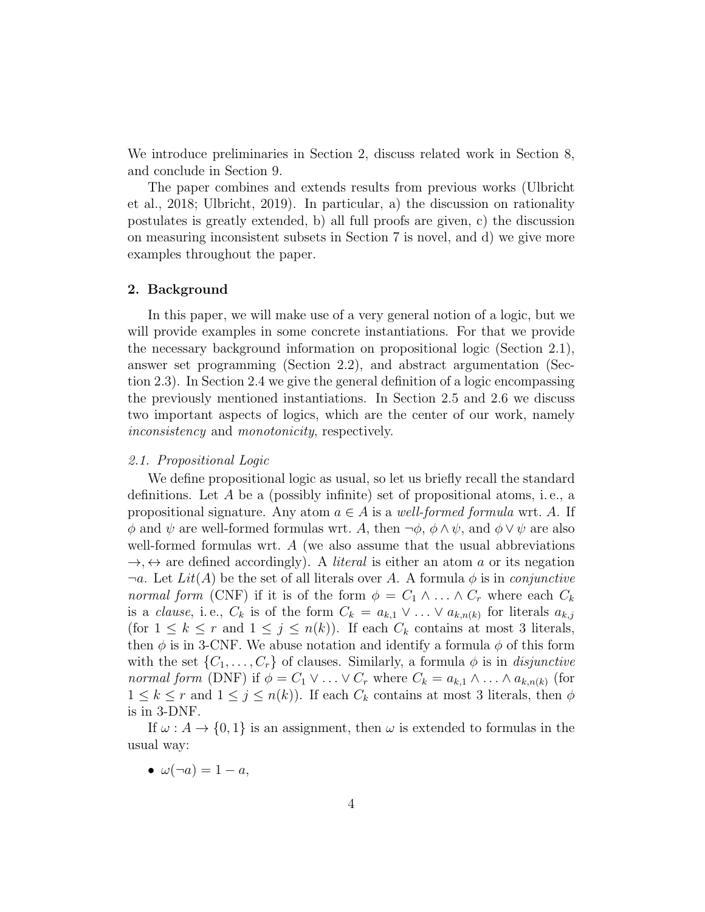We introduce preliminaries in Section 2, discuss related work in Section 8, and conclude in Section 9.

The paper combines and extends results from previous works (Ulbricht et al., 2018; Ulbricht, 2019). In particular, a) the discussion on rationality postulates is greatly extended, b) all full proofs are given, c) the discussion on measuring inconsistent subsets in Section 7 is novel, and d) we give more examples throughout the paper.

## 2. Background

In this paper, we will make use of a very general notion of a logic, but we will provide examples in some concrete instantiations. For that we provide the necessary background information on propositional logic (Section 2.1), answer set programming (Section 2.2), and abstract argumentation (Section 2.3). In Section 2.4 we give the general definition of a logic encompassing the previously mentioned instantiations. In Section 2.5 and 2.6 we discuss two important aspects of logics, which are the center of our work, namely *inconsistency* and *monotonicity*, respectively.

### 2.1. Propositional Logic

We define propositional logic as usual, so let us briefly recall the standard definitions. Let $A$ be a (possibly infinite) set of propositional atoms, i. e., a propositional signature. Any atom $a \in A$ is a *well-formed formula* wrt. $A$. If $\phi$ and $\psi$ are well-formed formulas wrt. $A$, then $\neg\phi$, $\phi \wedge \psi$, and $\phi \vee \psi$ are also well-formed formulas wrt. $A$ (we also assume that the usual abbreviations $\rightarrow, \leftrightarrow$ are defined accordingly). A *literal* is either an atom $a$ or its negation $\neg a$. Let $Lit(A)$ be the set of all literals over $A$. A formula $\phi$ is in *conjunctive normal form* (CNF) if it is of the form $\phi = C_1 \wedge \ldots \wedge C_r$ where each $C_k$ is a *clause*, i. e., $C_k$ is of the form $C_k = a_{k,1} \vee \ldots \vee a_{k,n(k)}$ for literals $a_{k,j}$ (for $1 \leq k \leq r$ and $1 \leq j \leq n(k)$). If each $C_k$ contains at most 3 literals, then $\phi$ is in 3-CNF. We abuse notation and identify a formula $\phi$ of this form with the set $\{C_1, \ldots, C_r\}$ of clauses. Similarly, a formula $\phi$ is in *disjunctive normal form* (DNF) if $\phi = C_1 \vee \ldots \vee C_r$ where $C_k = a_{k,1} \wedge \ldots \wedge a_{k,n(k)}$ (for $1 \leq k \leq r$ and $1 \leq j \leq n(k)$). If each $C_k$ contains at most 3 literals, then $\phi$ is in 3-DNF.

If $\omega : A \rightarrow \{0, 1\}$ is an assignment, then $\omega$ is extended to formulas in the usual way:

- $\omega(\neg a) = 1 - a$,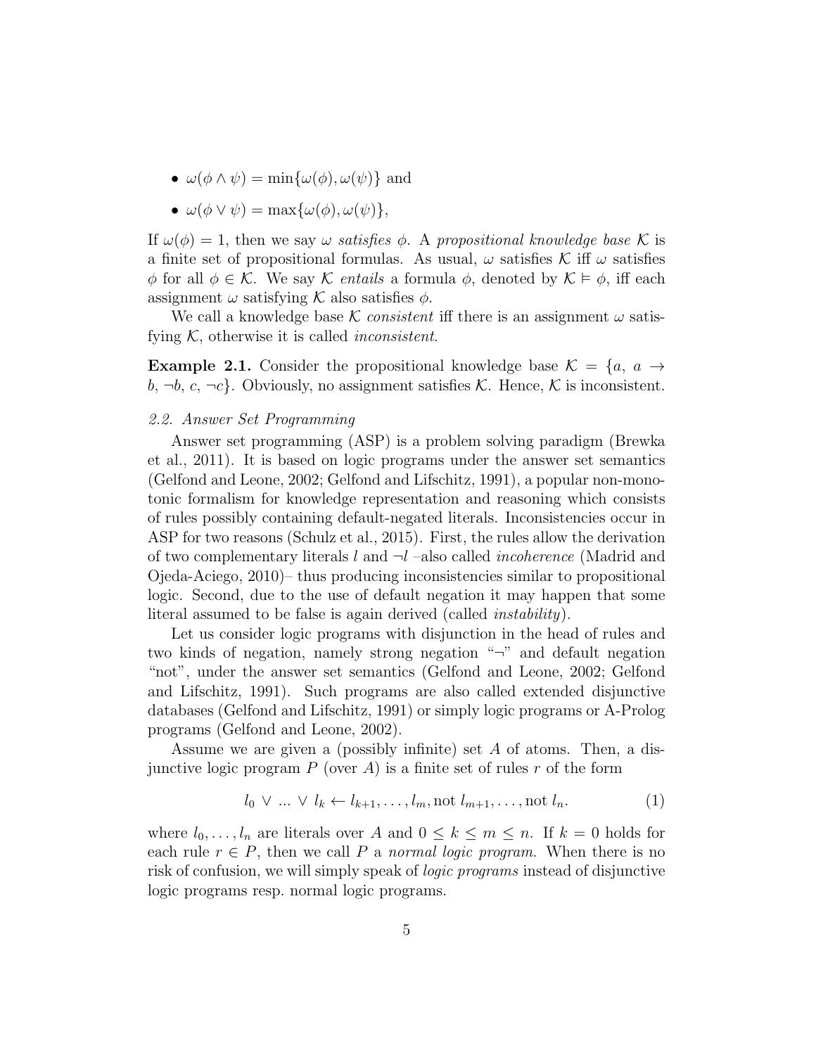- $\omega(\phi \wedge \psi) = \min\{\omega(\phi), \omega(\psi)\}$ and
- $\omega(\phi \vee \psi) = \max\{\omega(\phi), \omega(\psi)\}$,

If $\omega(\phi) = 1$, then we say $\omega$ *satisfies* $\phi$. A *propositional knowledge base* $\mathcal{K}$ is a finite set of propositional formulas. As usual, $\omega$ satisfies $\mathcal{K}$ iff $\omega$ satisfies $\phi$ for all $\phi \in \mathcal{K}$. We say $\mathcal{K}$ *entails* a formula $\phi$, denoted by $\mathcal{K} \vDash \phi$, iff each assignment $\omega$ satisfying $\mathcal{K}$ also satisfies $\phi$.

We call a knowledge base $\mathcal{K}$ *consistent* iff there is an assignment $\omega$ satisfying $\mathcal{K}$, otherwise it is called *inconsistent*.

**Example 2.1.** Consider the propositional knowledge base $\mathcal{K} = \{a,\ a \to b,\ \neg b,\ c,\ \neg c\}$. Obviously, no assignment satisfies $\mathcal{K}$. Hence, $\mathcal{K}$ is inconsistent.

### *2.2. Answer Set Programming*

Answer set programming (ASP) is a problem solving paradigm (Brewka et al., 2011). It is based on logic programs under the answer set semantics (Gelfond and Leone, 2002; Gelfond and Lifschitz, 1991), a popular non-monotonic formalism for knowledge representation and reasoning which consists of rules possibly containing default-negated literals. Inconsistencies occur in ASP for two reasons (Schulz et al., 2015). First, the rules allow the derivation of two complementary literals $l$ and $\neg l$ –also called *incoherence* (Madrid and Ojeda-Aciego, 2010)– thus producing inconsistencies similar to propositional logic. Second, due to the use of default negation it may happen that some literal assumed to be false is again derived (called *instability*).

Let us consider logic programs with disjunction in the head of rules and two kinds of negation, namely strong negation "$\neg$" and default negation "not", under the answer set semantics (Gelfond and Leone, 2002; Gelfond and Lifschitz, 1991). Such programs are also called extended disjunctive databases (Gelfond and Lifschitz, 1991) or simply logic programs or A-Prolog programs (Gelfond and Leone, 2002).

Assume we are given a (possibly infinite) set $A$ of atoms. Then, a disjunctive logic program $P$ (over $A$) is a finite set of rules $r$ of the form

$$l_0 \,\vee\, \ldots \,\vee\, l_k \leftarrow l_{k+1}, \ldots, l_m, \text{not } l_{m+1}, \ldots, \text{not } l_n. \tag{1}$$

where $l_0, \ldots, l_n$ are literals over $A$ and $0 \leq k \leq m \leq n$. If $k = 0$ holds for each rule $r \in P$, then we call $P$ a *normal logic program*. When there is no risk of confusion, we will simply speak of *logic programs* instead of disjunctive logic programs resp. normal logic programs.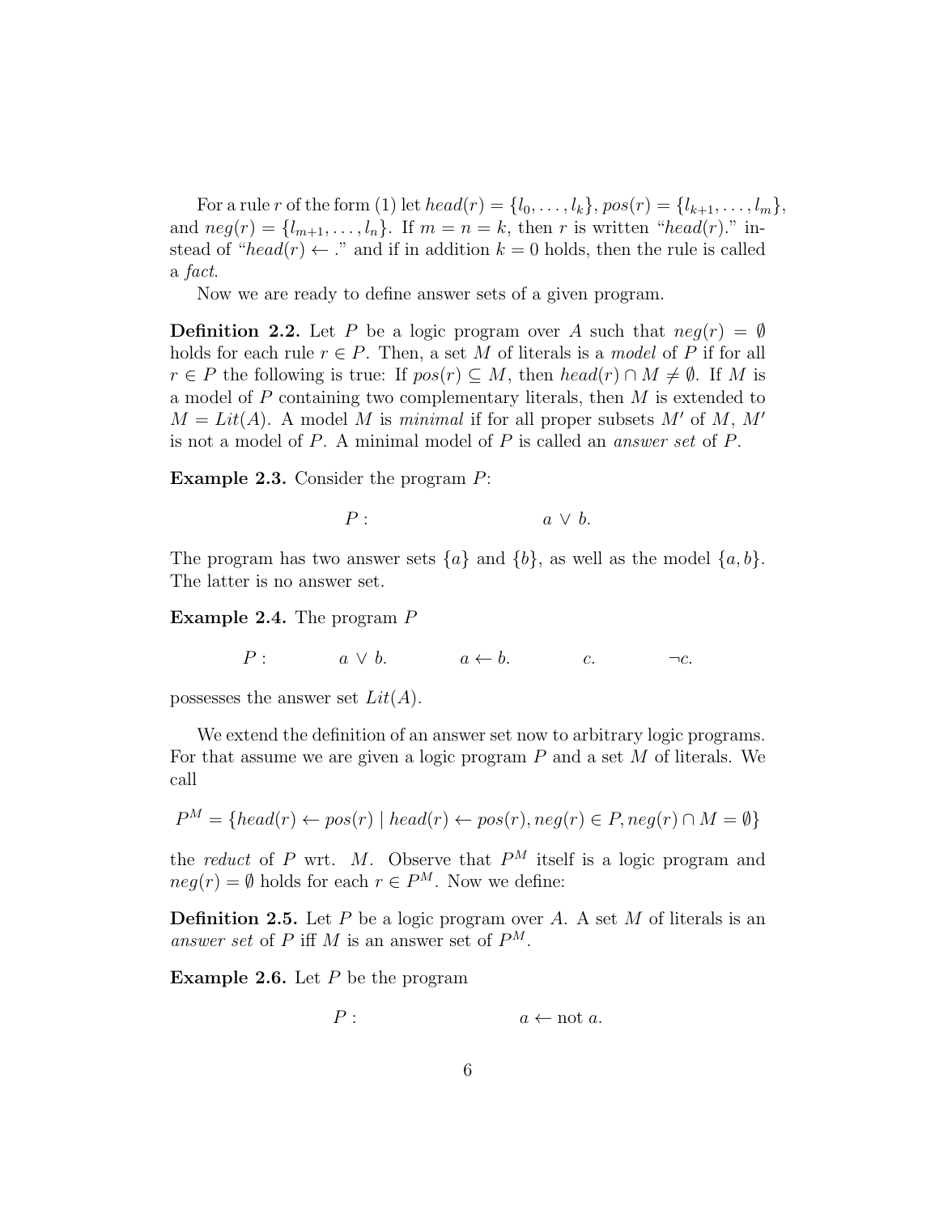For a rule $r$ of the form (1) let $head(r) = \{l_0, \dots, l_k\}$, $pos(r) = \{l_{k+1}, \dots, l_m\}$, and $neg(r) = \{l_{m+1}, \dots, l_n\}$. If $m = n = k$, then $r$ is written "$head(r)$." instead of "$head(r) \leftarrow .$" and if in addition $k = 0$ holds, then the rule is called a *fact*.

Now we are ready to define answer sets of a given program.

**Definition 2.2.** Let $P$ be a logic program over $A$ such that $neg(r) = \emptyset$ holds for each rule $r \in P$. Then, a set $M$ of literals is a *model* of $P$ if for all $r \in P$ the following is true: If $pos(r) \subseteq M$, then $head(r) \cap M \neq \emptyset$. If $M$ is a model of $P$ containing two complementary literals, then $M$ is extended to $M = Lit(A)$. A model $M$ is *minimal* if for all proper subsets $M'$ of $M$, $M'$ is not a model of $P$. A minimal model of $P$ is called an *answer set* of $P$.

**Example 2.3.** Consider the program $P$:

$$P: \qquad\qquad a \vee b.$$

The program has two answer sets $\{a\}$ and $\{b\}$, as well as the model $\{a, b\}$. The latter is no answer set.

**Example 2.4.** The program $P$

$$P: \qquad a \vee b. \qquad a \leftarrow b. \qquad c. \qquad \neg c.$$

possesses the answer set $Lit(A)$.

We extend the definition of an answer set now to arbitrary logic programs. For that assume we are given a logic program $P$ and a set $M$ of literals. We call

$$P^M = \{head(r) \leftarrow pos(r) \mid head(r) \leftarrow pos(r), neg(r) \in P, neg(r) \cap M = \emptyset\}$$

the *reduct* of $P$ wrt. $M$. Observe that $P^M$ itself is a logic program and $neg(r) = \emptyset$ holds for each $r \in P^M$. Now we define:

**Definition 2.5.** Let $P$ be a logic program over $A$. A set $M$ of literals is an *answer set* of $P$ iff $M$ is an answer set of $P^M$.

**Example 2.6.** Let $P$ be the program

$$P: \qquad\qquad a \leftarrow \text{not } a.$$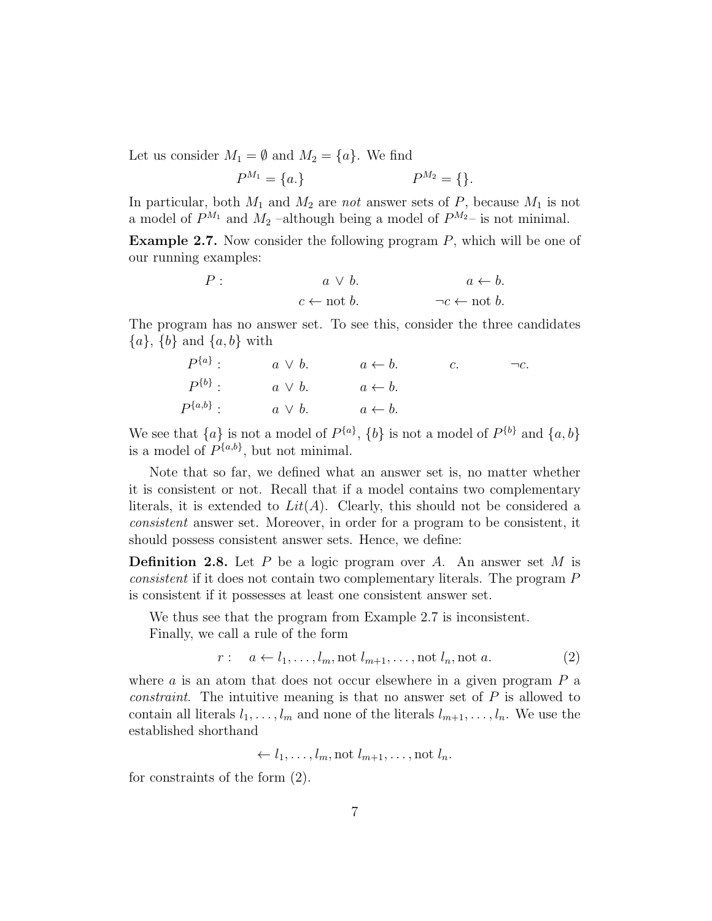Let us consider $M_1 = \emptyset$ and $M_2 = \{a\}$. We find

$$P^{M_1} = \{a.\} \qquad\qquad P^{M_2} = \{\}.$$

In particular, both $M_1$ and $M_2$ are *not* answer sets of $P$, because $M_1$ is not a model of $P^{M_1}$ and $M_2$ –although being a model of $P^{M_2}$– is not minimal.

**Example 2.7.** Now consider the following program $P$, which will be one of our running examples:

$$
\begin{array}{llll}
P: & a \vee b. & & a \leftarrow b. \\
 & c \leftarrow \text{not } b. & & \neg c \leftarrow \text{not } b.
\end{array}
$$

The program has no answer set. To see this, consider the three candidates $\{a\}$, $\{b\}$ and $\{a, b\}$ with

$$
\begin{array}{lllll}
P^{\{a\}}: & a \vee b. & a \leftarrow b. & c. & \neg c. \\
P^{\{b\}}: & a \vee b. & a \leftarrow b. & & \\
P^{\{a,b\}}: & a \vee b. & a \leftarrow b. & &
\end{array}
$$

We see that $\{a\}$ is not a model of $P^{\{a\}}$, $\{b\}$ is not a model of $P^{\{b\}}$ and $\{a, b\}$ is a model of $P^{\{a,b\}}$, but not minimal.

Note that so far, we defined what an answer set is, no matter whether it is consistent or not. Recall that if a model contains two complementary literals, it is extended to $Lit(A)$. Clearly, this should not be considered a *consistent* answer set. Moreover, in order for a program to be consistent, it should possess consistent answer sets. Hence, we define:

**Definition 2.8.** Let $P$ be a logic program over $A$. An answer set $M$ is *consistent* if it does not contain two complementary literals. The program $P$ is consistent if it possesses at least one consistent answer set.

We thus see that the program from Example 2.7 is inconsistent.

Finally, we call a rule of the form

$$r: \quad a \leftarrow l_1, \ldots, l_m, \text{not } l_{m+1}, \ldots, \text{not } l_n, \text{not } a. \tag{2}$$

where $a$ is an atom that does not occur elsewhere in a given program $P$ a *constraint*. The intuitive meaning is that no answer set of $P$ is allowed to contain all literals $l_1, \ldots, l_m$ and none of the literals $l_{m+1}, \ldots, l_n$. We use the established shorthand

$$\leftarrow l_1, \ldots, l_m, \text{not } l_{m+1}, \ldots, \text{not } l_n.$$

for constraints of the form (2).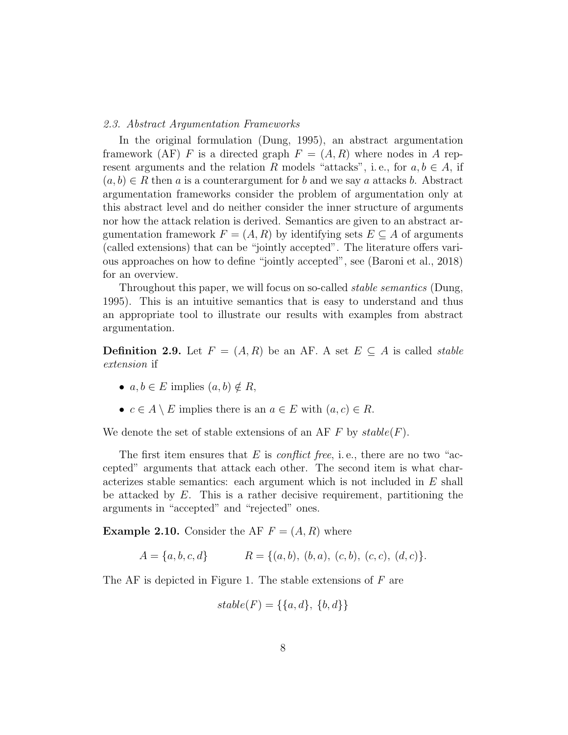### *2.3. Abstract Argumentation Frameworks*

In the original formulation (Dung, 1995), an abstract argumentation framework (AF) $F$ is a directed graph $F = (A, R)$ where nodes in $A$ represent arguments and the relation $R$ models "attacks", i. e., for $a, b \in A$, if $(a, b) \in R$ then $a$ is a counterargument for $b$ and we say $a$ attacks $b$. Abstract argumentation frameworks consider the problem of argumentation only at this abstract level and do neither consider the inner structure of arguments nor how the attack relation is derived. Semantics are given to an abstract argumentation framework $F = (A, R)$ by identifying sets $E \subseteq A$ of arguments (called extensions) that can be "jointly accepted". The literature offers various approaches on how to define "jointly accepted", see (Baroni et al., 2018) for an overview.

Throughout this paper, we will focus on so-called *stable semantics* (Dung, 1995). This is an intuitive semantics that is easy to understand and thus an appropriate tool to illustrate our results with examples from abstract argumentation.

**Definition 2.9.** Let $F = (A, R)$ be an AF. A set $E \subseteq A$ is called *stable extension* if

- $a, b \in E$ implies $(a, b) \notin R$,
- $c \in A \setminus E$ implies there is an $a \in E$ with $(a, c) \in R$.

We denote the set of stable extensions of an AF $F$ by $stable(F)$.

The first item ensures that $E$ is *conflict free*, i. e., there are no two "accepted" arguments that attack each other. The second item is what characterizes stable semantics: each argument which is not included in $E$ shall be attacked by $E$. This is a rather decisive requirement, partitioning the arguments in "accepted" and "rejected" ones.

**Example 2.10.** Consider the AF $F = (A, R)$ where

$$A = \{a, b, c, d\} \qquad R = \{(a, b),\ (b, a),\ (c, b),\ (c, c),\ (d, c)\}.$$

The AF is depicted in Figure 1. The stable extensions of $F$ are

$$stable(F) = \{\{a, d\},\ \{b, d\}\}$$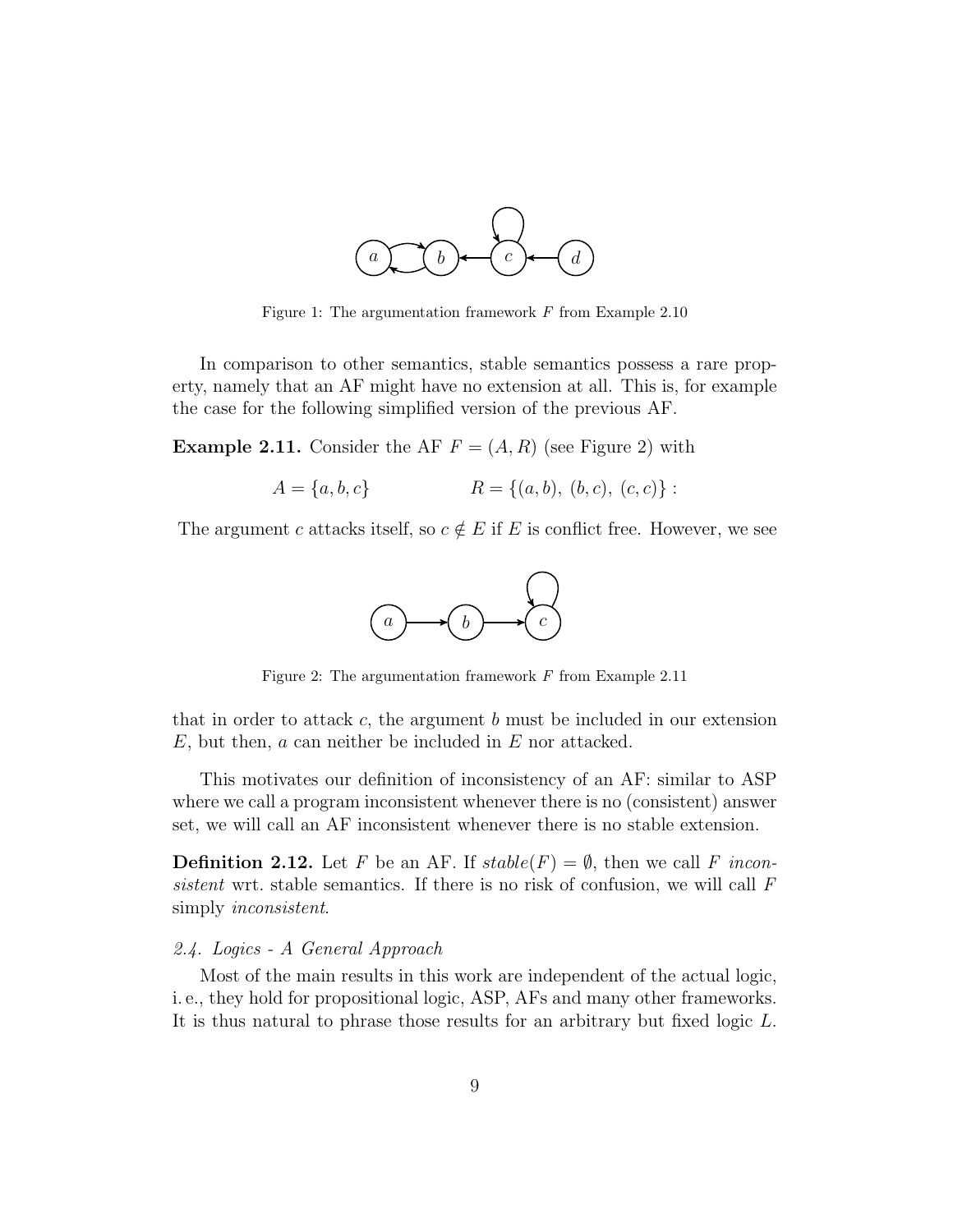Figure 1: The argumentation framework $F$ from Example 2.10

In comparison to other semantics, stable semantics possess a rare property, namely that an AF might have no extension at all. This is, for example the case for the following simplified version of the previous AF.

**Example 2.11.** Consider the AF $F = (A, R)$ (see Figure 2) with

$$A = \{a, b, c\} \qquad\qquad R = \{(a, b),\ (b, c),\ (c, c)\} :$$

The argument $c$ attacks itself, so $c \notin E$ if $E$ is conflict free. However, we see that in order to attack $c$, the argument $b$ must be included in our extension $E$, but then, $a$ can neither be included in $E$ nor attacked.

Figure 2: The argumentation framework $F$ from Example 2.11

This motivates our definition of inconsistency of an AF: similar to ASP where we call a program inconsistent whenever there is no (consistent) answer set, we will call an AF inconsistent whenever there is no stable extension.

**Definition 2.12.** Let $F$ be an AF. If $stable(F) = \emptyset$, then we call $F$ *inconsistent* wrt. stable semantics. If there is no risk of confusion, we will call $F$ simply *inconsistent*.

### *2.4. Logics - A General Approach*

Most of the main results in this work are independent of the actual logic, i. e., they hold for propositional logic, ASP, AFs and many other frameworks. It is thus natural to phrase those results for an arbitrary but fixed logic $L$.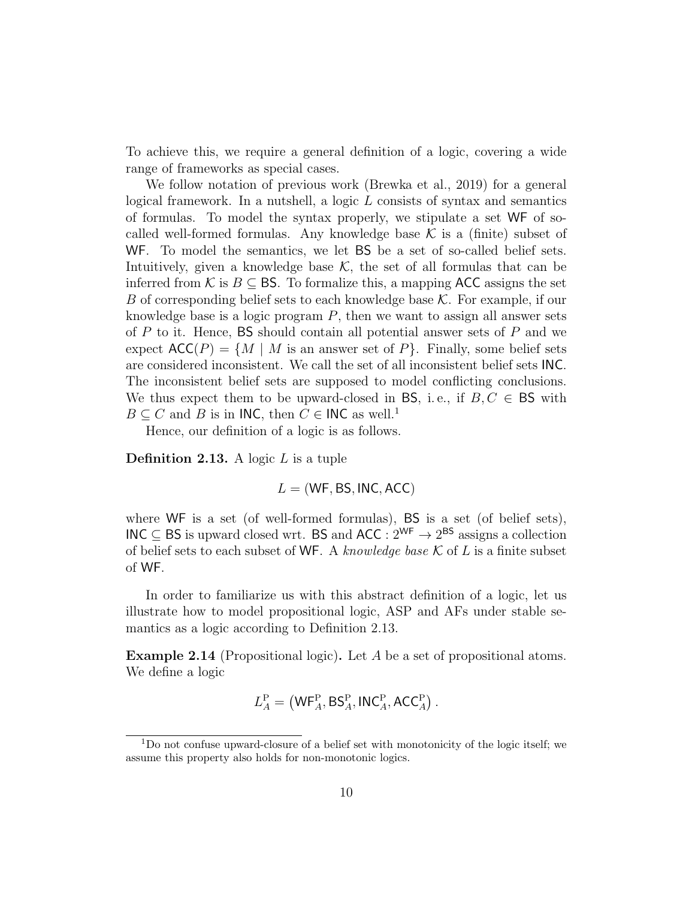To achieve this, we require a general definition of a logic, covering a wide range of frameworks as special cases.

We follow notation of previous work (Brewka et al., 2019) for a general logical framework. In a nutshell, a logic $L$ consists of syntax and semantics of formulas. To model the syntax properly, we stipulate a set $\mathsf{WF}$ of so-called well-formed formulas. Any knowledge base $\mathcal{K}$ is a (finite) subset of $\mathsf{WF}$. To model the semantics, we let $\mathsf{BS}$ be a set of so-called belief sets. Intuitively, given a knowledge base $\mathcal{K}$, the set of all formulas that can be inferred from $\mathcal{K}$ is $B \subseteq \mathsf{BS}$. To formalize this, a mapping $\mathsf{ACC}$ assigns the set $B$ of corresponding belief sets to each knowledge base $\mathcal{K}$. For example, if our knowledge base is a logic program $P$, then we want to assign all answer sets of $P$ to it. Hence, $\mathsf{BS}$ should contain all potential answer sets of $P$ and we expect $\mathsf{ACC}(P) = \{M \mid M \text{ is an answer set of } P\}$. Finally, some belief sets are considered inconsistent. We call the set of all inconsistent belief sets $\mathsf{INC}$. The inconsistent belief sets are supposed to model conflicting conclusions. We thus expect them to be upward-closed in $\mathsf{BS}$, i. e., if $B, C \in \mathsf{BS}$ with $B \subseteq C$ and $B$ is in $\mathsf{INC}$, then $C \in \mathsf{INC}$ as well.[1]

Hence, our definition of a logic is as follows.

**Definition 2.13.** A logic $L$ is a tuple

$$L = (\mathsf{WF}, \mathsf{BS}, \mathsf{INC}, \mathsf{ACC})$$

where $\mathsf{WF}$ is a set (of well-formed formulas), $\mathsf{BS}$ is a set (of belief sets), $\mathsf{INC} \subseteq \mathsf{BS}$ is upward closed wrt. $\mathsf{BS}$ and $\mathsf{ACC} : 2^{\mathsf{WF}} \to 2^{\mathsf{BS}}$ assigns a collection of belief sets to each subset of $\mathsf{WF}$. A *knowledge base* $\mathcal{K}$ of $L$ is a finite subset of $\mathsf{WF}$.

In order to familiarize us with this abstract definition of a logic, let us illustrate how to model propositional logic, ASP and AFs under stable semantics as a logic according to Definition 2.13.

**Example 2.14** (Propositional logic)**.** Let $A$ be a set of propositional atoms. We define a logic

$$L^{\mathrm{P}}_A = \left(\mathsf{WF}^{\mathrm{P}}_A, \mathsf{BS}^{\mathrm{P}}_A, \mathsf{INC}^{\mathrm{P}}_A, \mathsf{ACC}^{\mathrm{P}}_A\right).$$

[1] Do not confuse upward-closure of a belief set with monotonicity of the logic itself; we assume this property also holds for non-monotonic logics.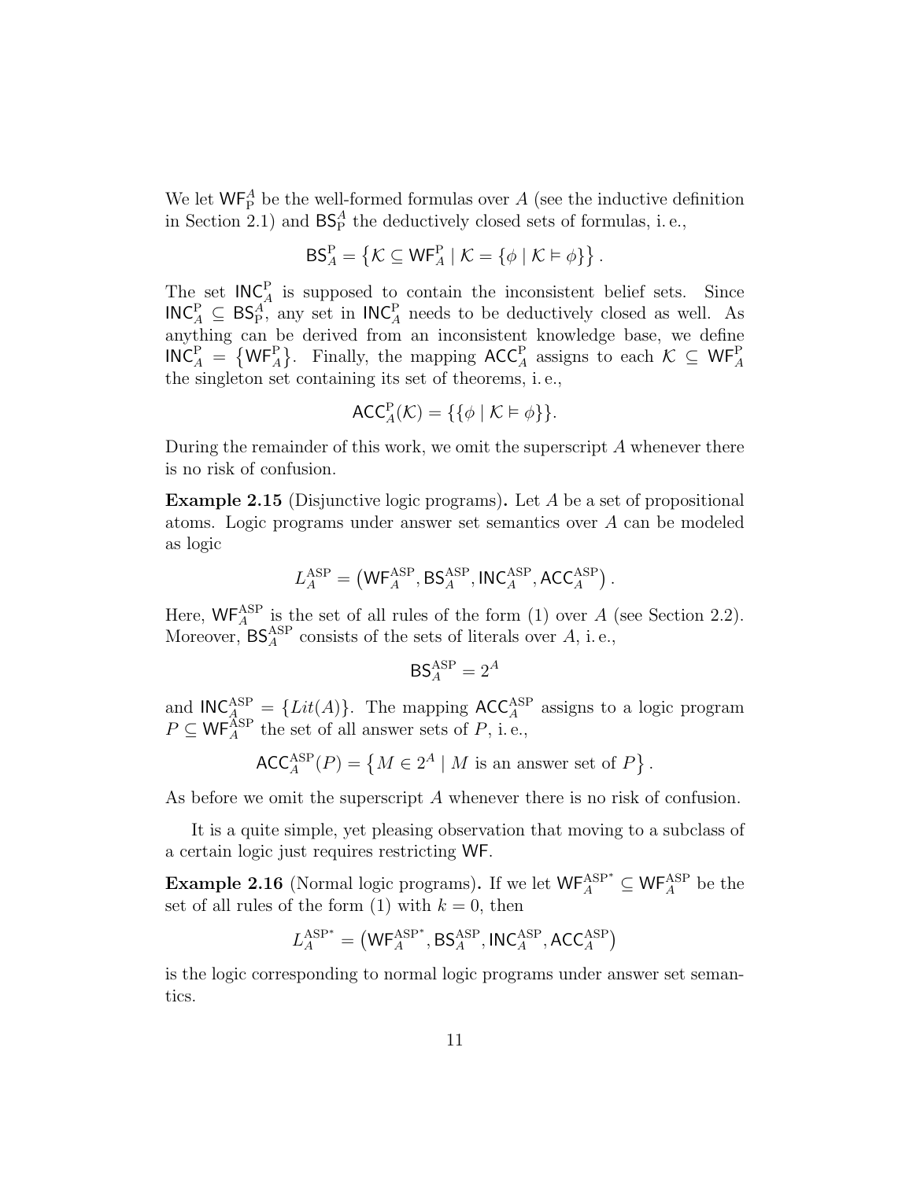We let $\mathsf{WF}^A_{\mathrm{P}}$ be the well-formed formulas over $A$ (see the inductive definition in Section 2.1) and $\mathsf{BS}^A_{\mathrm{P}}$ the deductively closed sets of formulas, i. e.,

$$\mathsf{BS}^{\mathrm{P}}_A = \left\{ \mathcal{K} \subseteq \mathsf{WF}^{\mathrm{P}}_A \mid \mathcal{K} = \{\phi \mid \mathcal{K} \vDash \phi\} \right\}.$$

The set $\mathsf{INC}^{\mathrm{P}}_A$ is supposed to contain the inconsistent belief sets. Since $\mathsf{INC}^{\mathrm{P}}_A \subseteq \mathsf{BS}^A_{\mathrm{P}}$, any set in $\mathsf{INC}^{\mathrm{P}}_A$ needs to be deductively closed as well. As anything can be derived from an inconsistent knowledge base, we define $\mathsf{INC}^{\mathrm{P}}_A = \left\{ \mathsf{WF}^{\mathrm{P}}_A \right\}$. Finally, the mapping $\mathsf{ACC}^{\mathrm{P}}_A$ assigns to each $\mathcal{K} \subseteq \mathsf{WF}^{\mathrm{P}}_A$ the singleton set containing its set of theorems, i. e.,

$$\mathsf{ACC}^{\mathrm{P}}_A(\mathcal{K}) = \{\{\phi \mid \mathcal{K} \vDash \phi\}\}.$$

During the remainder of this work, we omit the superscript $A$ whenever there is no risk of confusion.

**Example 2.15** (Disjunctive logic programs)**.** Let $A$ be a set of propositional atoms. Logic programs under answer set semantics over $A$ can be modeled as logic

$$L^{\mathrm{ASP}}_A = \left( \mathsf{WF}^{\mathrm{ASP}}_A, \mathsf{BS}^{\mathrm{ASP}}_A, \mathsf{INC}^{\mathrm{ASP}}_A, \mathsf{ACC}^{\mathrm{ASP}}_A \right).$$

Here, $\mathsf{WF}^{\mathrm{ASP}}_A$ is the set of all rules of the form (1) over $A$ (see Section 2.2). Moreover, $\mathsf{BS}^{\mathrm{ASP}}_A$ consists of the sets of literals over $A$, i. e.,

$$\mathsf{BS}^{\mathrm{ASP}}_A = 2^A$$

and $\mathsf{INC}^{\mathrm{ASP}}_A = \{Lit(A)\}$. The mapping $\mathsf{ACC}^{\mathrm{ASP}}_A$ assigns to a logic program $P \subseteq \mathsf{WF}^{\mathrm{ASP}}_A$ the set of all answer sets of $P$, i. e.,

$$\mathsf{ACC}^{\mathrm{ASP}}_A(P) = \left\{ M \in 2^A \mid M \text{ is an answer set of } P \right\}.$$

As before we omit the superscript $A$ whenever there is no risk of confusion.

It is a quite simple, yet pleasing observation that moving to a subclass of a certain logic just requires restricting $\mathsf{WF}$.

**Example 2.16** (Normal logic programs)**.** If we let $\mathsf{WF}^{\mathrm{ASP}^*}_A \subseteq \mathsf{WF}^{\mathrm{ASP}}_A$ be the set of all rules of the form (1) with $k = 0$, then

$$L^{\mathrm{ASP}^*}_A = \left( \mathsf{WF}^{\mathrm{ASP}^*}_A, \mathsf{BS}^{\mathrm{ASP}}_A, \mathsf{INC}^{\mathrm{ASP}}_A, \mathsf{ACC}^{\mathrm{ASP}}_A \right)$$

is the logic corresponding to normal logic programs under answer set semantics.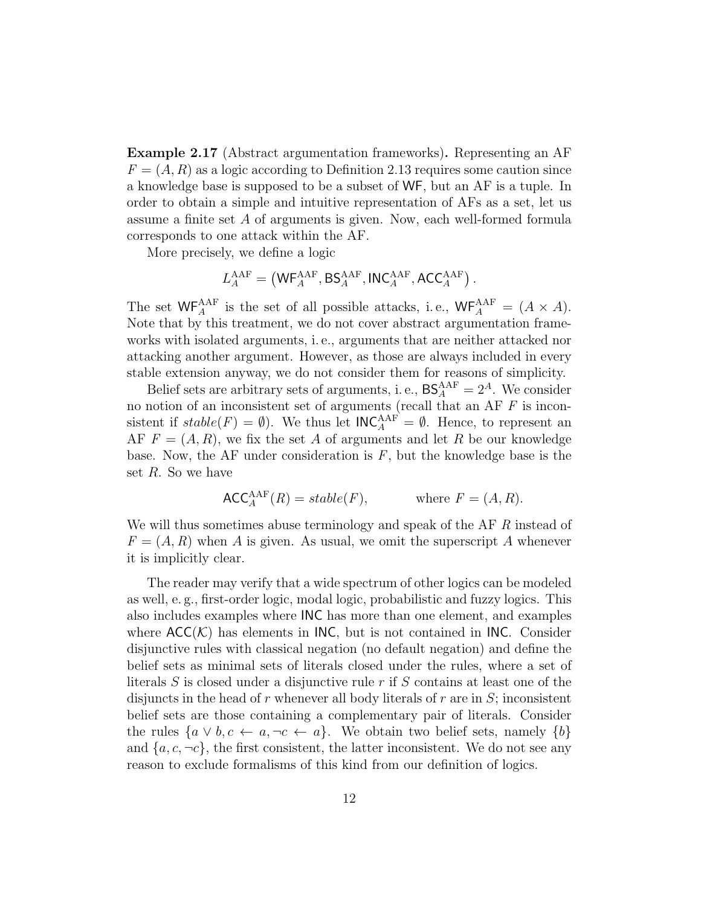**Example 2.17** (Abstract argumentation frameworks)**.** Representing an AF $F = (A, R)$ as a logic according to Definition 2.13 requires some caution since a knowledge base is supposed to be a subset of $\mathsf{WF}$, but an AF is a tuple. In order to obtain a simple and intuitive representation of AFs as a set, let us assume a finite set $A$ of arguments is given. Now, each well-formed formula corresponds to one attack within the AF.

More precisely, we define a logic

$$L_A^{\mathrm{AAF}} = \left(\mathsf{WF}_A^{\mathrm{AAF}}, \mathsf{BS}_A^{\mathrm{AAF}}, \mathsf{INC}_A^{\mathrm{AAF}}, \mathsf{ACC}_A^{\mathrm{AAF}}\right).$$

The set $\mathsf{WF}_A^{\mathrm{AAF}}$ is the set of all possible attacks, i. e., $\mathsf{WF}_A^{\mathrm{AAF}} = (A \times A)$. Note that by this treatment, we do not cover abstract argumentation frameworks with isolated arguments, i. e., arguments that are neither attacked nor attacking another argument. However, as those are always included in every stable extension anyway, we do not consider them for reasons of simplicity.

Belief sets are arbitrary sets of arguments, i. e., $\mathsf{BS}_A^{\mathrm{AAF}} = 2^A$. We consider no notion of an inconsistent set of arguments (recall that an AF $F$ is inconsistent if $stable(F) = \emptyset$). We thus let $\mathsf{INC}_A^{\mathrm{AAF}} = \emptyset$. Hence, to represent an AF $F = (A, R)$, we fix the set $A$ of arguments and let $R$ be our knowledge base. Now, the AF under consideration is $F$, but the knowledge base is the set $R$. So we have

$$\mathsf{ACC}_A^{\mathrm{AAF}}(R) = stable(F), \qquad \text{where } F = (A, R).$$

We will thus sometimes abuse terminology and speak of the AF $R$ instead of $F = (A, R)$ when $A$ is given. As usual, we omit the superscript $A$ whenever it is implicitly clear.

The reader may verify that a wide spectrum of other logics can be modeled as well, e. g., first-order logic, modal logic, probabilistic and fuzzy logics. This also includes examples where $\mathsf{INC}$ has more than one element, and examples where $\mathsf{ACC}(\mathcal{K})$ has elements in $\mathsf{INC}$, but is not contained in $\mathsf{INC}$. Consider disjunctive rules with classical negation (no default negation) and define the belief sets as minimal sets of literals closed under the rules, where a set of literals $S$ is closed under a disjunctive rule $r$ if $S$ contains at least one of the disjuncts in the head of $r$ whenever all body literals of $r$ are in $S$; inconsistent belief sets are those containing a complementary pair of literals. Consider the rules $\{a \vee b, c \leftarrow a, \neg c \leftarrow a\}$. We obtain two belief sets, namely $\{b\}$ and $\{a, c, \neg c\}$, the first consistent, the latter inconsistent. We do not see any reason to exclude formalisms of this kind from our definition of logics.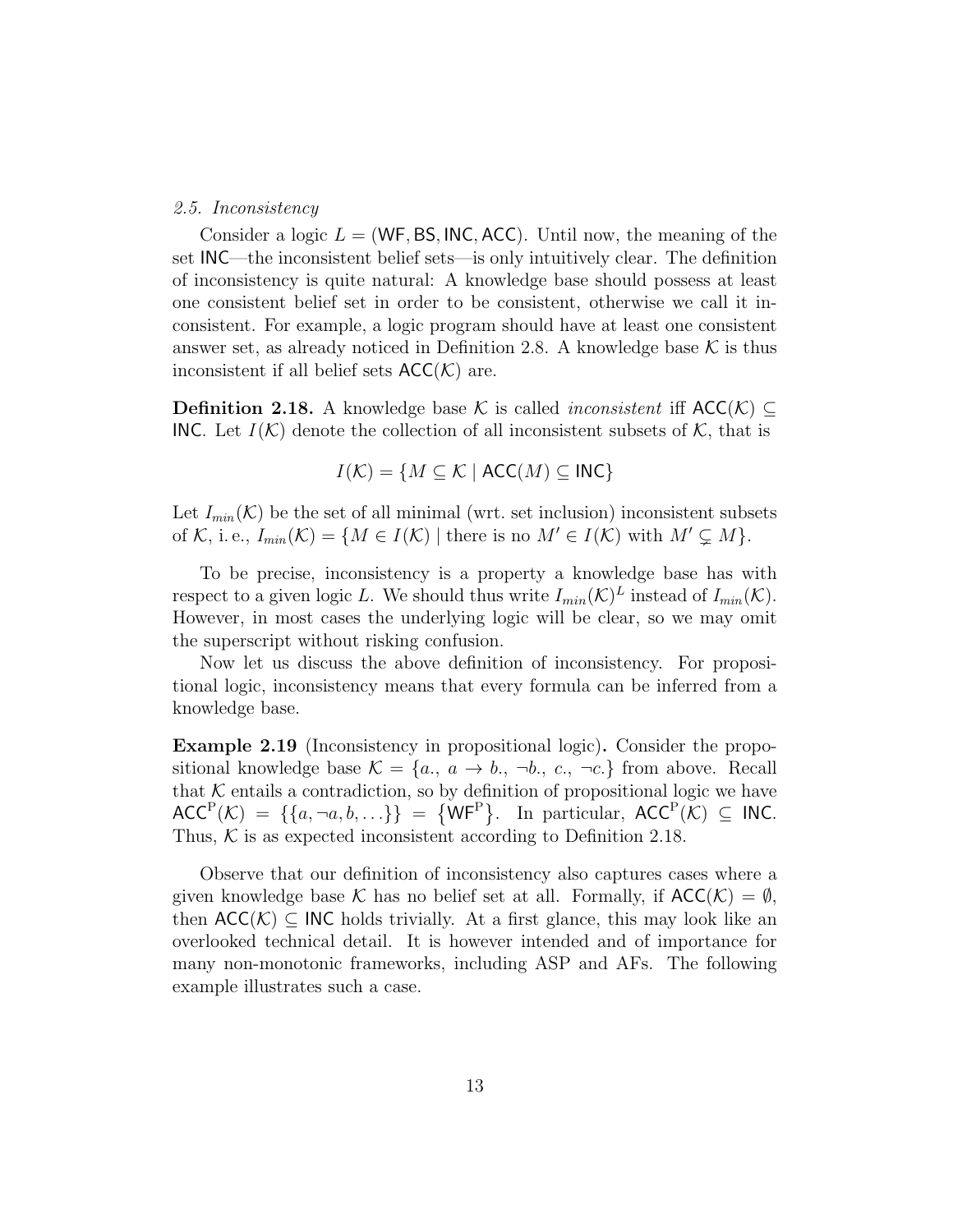### 2.5. Inconsistency

Consider a logic $L = (\mathsf{WF}, \mathsf{BS}, \mathsf{INC}, \mathsf{ACC})$. Until now, the meaning of the set $\mathsf{INC}$—the inconsistent belief sets—is only intuitively clear. The definition of inconsistency is quite natural: A knowledge base should possess at least one consistent belief set in order to be consistent, otherwise we call it inconsistent. For example, a logic program should have at least one consistent answer set, as already noticed in Definition 2.8. A knowledge base $\mathcal{K}$ is thus inconsistent if all belief sets $\mathsf{ACC}(\mathcal{K})$ are.

**Definition 2.18.** A knowledge base $\mathcal{K}$ is called *inconsistent* iff $\mathsf{ACC}(\mathcal{K}) \subseteq \mathsf{INC}$. Let $I(\mathcal{K})$ denote the collection of all inconsistent subsets of $\mathcal{K}$, that is

$$I(\mathcal{K}) = \{M \subseteq \mathcal{K} \mid \mathsf{ACC}(M) \subseteq \mathsf{INC}\}$$

Let $I_{min}(\mathcal{K})$ be the set of all minimal (wrt. set inclusion) inconsistent subsets of $\mathcal{K}$, i. e., $I_{min}(\mathcal{K}) = \{M \in I(\mathcal{K}) \mid \text{there is no } M' \in I(\mathcal{K}) \text{ with } M' \subsetneq M\}$.

To be precise, inconsistency is a property a knowledge base has with respect to a given logic $L$. We should thus write $I_{min}(\mathcal{K})^L$ instead of $I_{min}(\mathcal{K})$. However, in most cases the underlying logic will be clear, so we may omit the superscript without risking confusion.

Now let us discuss the above definition of inconsistency. For propositional logic, inconsistency means that every formula can be inferred from a knowledge base.

**Example 2.19** (Inconsistency in propositional logic)**.** Consider the propositional knowledge base $\mathcal{K} = \{a.,\ a \to b.,\ \neg b.,\ c.,\ \neg c.\}$ from above. Recall that $\mathcal{K}$ entails a contradiction, so by definition of propositional logic we have $\mathsf{ACC}^{\mathrm{P}}(\mathcal{K}) = \{\{a, \neg a, b, \ldots\}\} = \{\mathsf{WF}^{\mathrm{P}}\}$. In particular, $\mathsf{ACC}^{\mathrm{P}}(\mathcal{K}) \subseteq \mathsf{INC}$. Thus, $\mathcal{K}$ is as expected inconsistent according to Definition 2.18.

Observe that our definition of inconsistency also captures cases where a given knowledge base $\mathcal{K}$ has no belief set at all. Formally, if $\mathsf{ACC}(\mathcal{K}) = \emptyset$, then $\mathsf{ACC}(\mathcal{K}) \subseteq \mathsf{INC}$ holds trivially. At a first glance, this may look like an overlooked technical detail. It is however intended and of importance for many non-monotonic frameworks, including ASP and AFs. The following example illustrates such a case.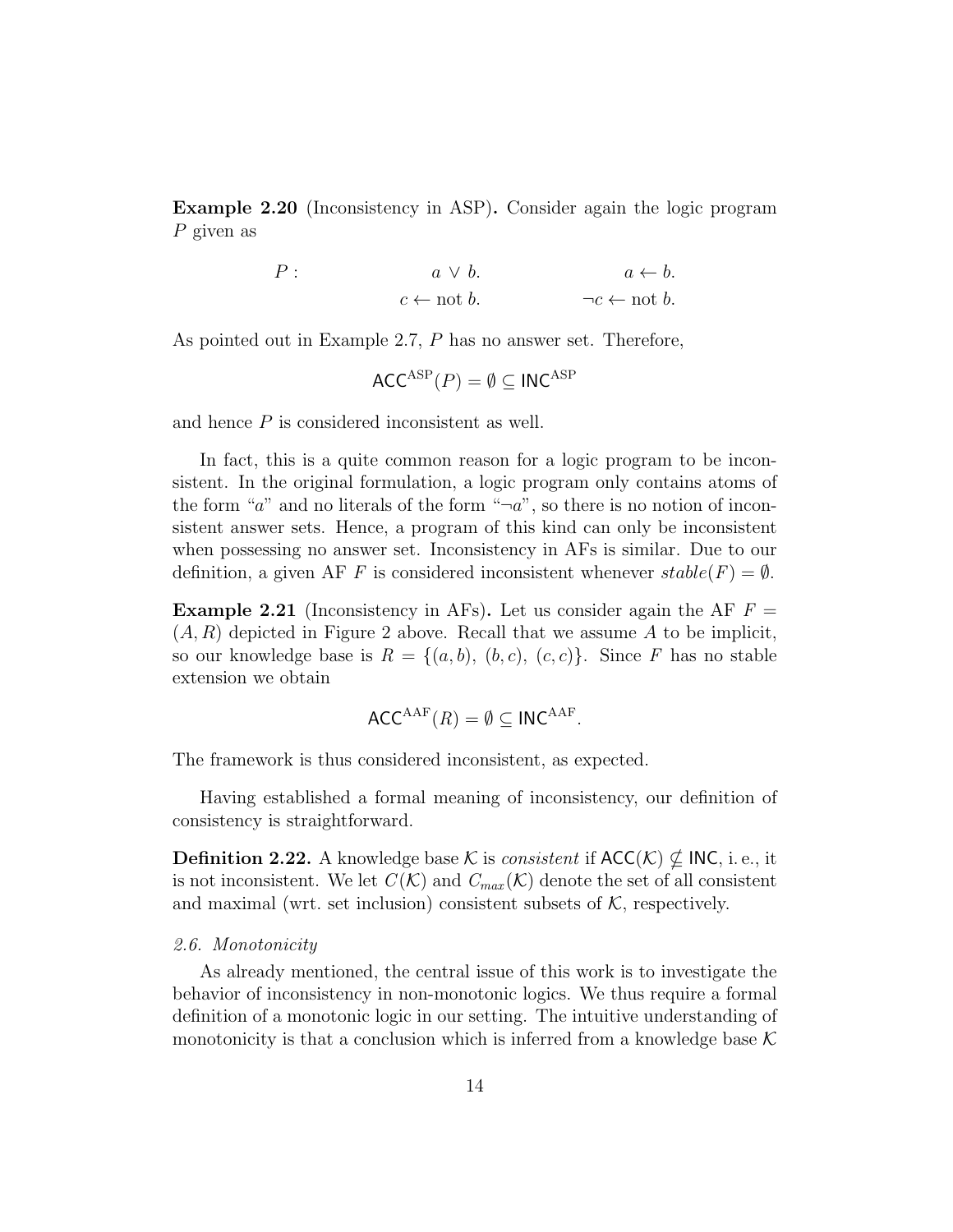**Example 2.20** (Inconsistency in ASP)**.** Consider again the logic program $P$ given as

$$P: \qquad a \vee b. \qquad a \leftarrow b.$$
$$c \leftarrow \text{not } b. \qquad \neg c \leftarrow \text{not } b.$$

As pointed out in Example 2.7, $P$ has no answer set. Therefore,

$$\mathsf{ACC}^{\mathrm{ASP}}(P) = \emptyset \subseteq \mathsf{INC}^{\mathrm{ASP}}$$

and hence $P$ is considered inconsistent as well.

In fact, this is a quite common reason for a logic program to be inconsistent. In the original formulation, a logic program only contains atoms of the form "$a$" and no literals of the form "$\neg a$", so there is no notion of inconsistent answer sets. Hence, a program of this kind can only be inconsistent when possessing no answer set. Inconsistency in AFs is similar. Due to our definition, a given AF $F$ is considered inconsistent whenever $stable(F) = \emptyset$.

**Example 2.21** (Inconsistency in AFs)**.** Let us consider again the AF $F = (A, R)$ depicted in Figure 2 above. Recall that we assume $A$ to be implicit, so our knowledge base is $R = \{(a, b),\ (b, c),\ (c, c)\}$. Since $F$ has no stable extension we obtain

$$\mathsf{ACC}^{\mathrm{AAF}}(R) = \emptyset \subseteq \mathsf{INC}^{\mathrm{AAF}}.$$

The framework is thus considered inconsistent, as expected.

Having established a formal meaning of inconsistency, our definition of consistency is straightforward.

**Definition 2.22.** A knowledge base $\mathcal{K}$ is *consistent* if $\mathsf{ACC}(\mathcal{K}) \nsubseteq \mathsf{INC}$, i. e., it is not inconsistent. We let $C(\mathcal{K})$ and $C_{max}(\mathcal{K})$ denote the set of all consistent and maximal (wrt. set inclusion) consistent subsets of $\mathcal{K}$, respectively.

### *2.6. Monotonicity*

As already mentioned, the central issue of this work is to investigate the behavior of inconsistency in non-monotonic logics. We thus require a formal definition of a monotonic logic in our setting. The intuitive understanding of monotonicity is that a conclusion which is inferred from a knowledge base $\mathcal{K}$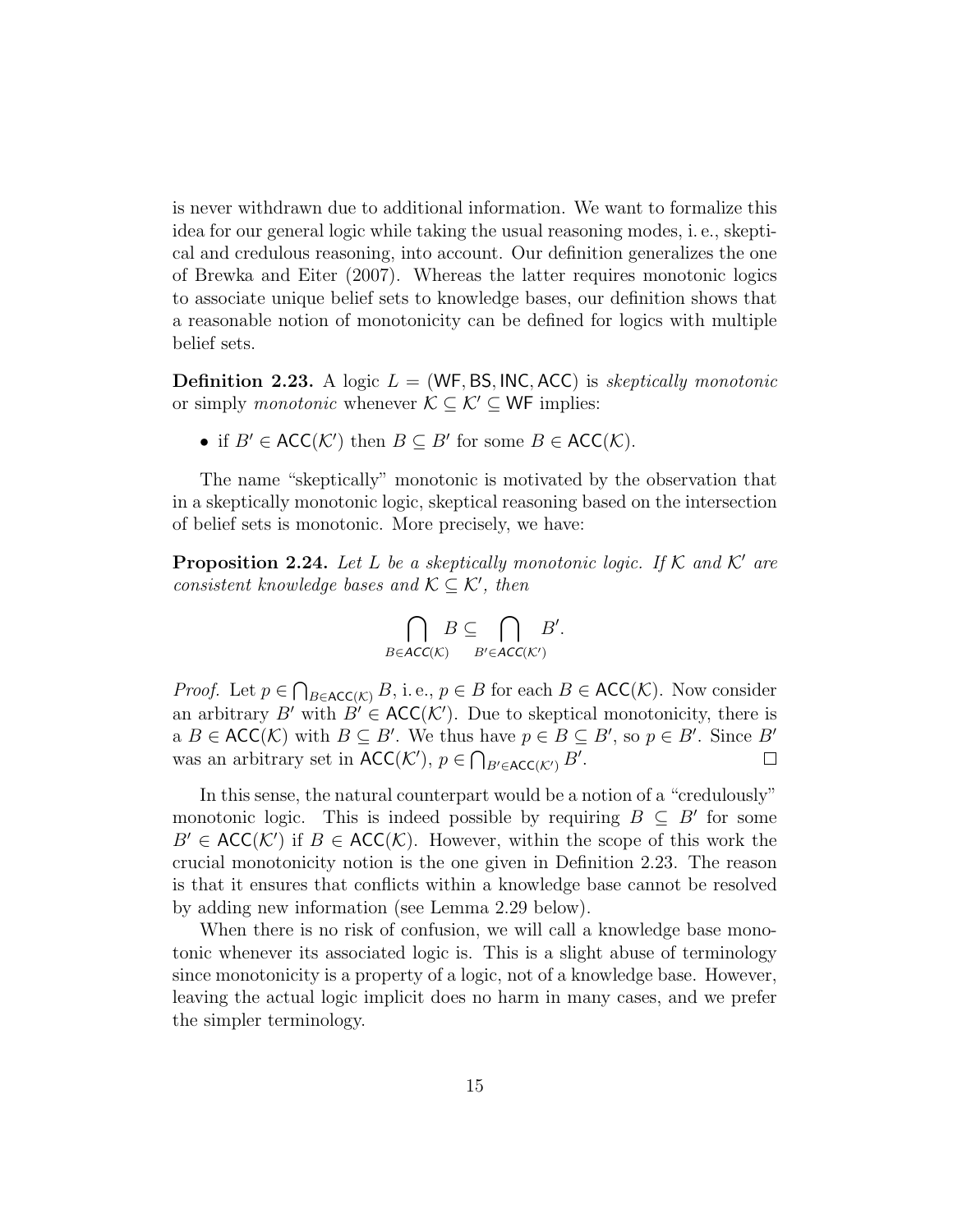is never withdrawn due to additional information. We want to formalize this idea for our general logic while taking the usual reasoning modes, i. e., skeptical and credulous reasoning, into account. Our definition generalizes the one of Brewka and Eiter (2007). Whereas the latter requires monotonic logics to associate unique belief sets to knowledge bases, our definition shows that a reasonable notion of monotonicity can be defined for logics with multiple belief sets.

**Definition 2.23.** A logic $L = (\mathsf{WF}, \mathsf{BS}, \mathsf{INC}, \mathsf{ACC})$ is *skeptically monotonic* or simply *monotonic* whenever $\mathcal{K} \subseteq \mathcal{K}' \subseteq \mathsf{WF}$ implies:

- if $B' \in \mathsf{ACC}(\mathcal{K}')$ then $B \subseteq B'$ for some $B \in \mathsf{ACC}(\mathcal{K})$.

The name "skeptically" monotonic is motivated by the observation that in a skeptically monotonic logic, skeptical reasoning based on the intersection of belief sets is monotonic. More precisely, we have:

**Proposition 2.24.** *Let $L$ be a skeptically monotonic logic. If $\mathcal{K}$ and $\mathcal{K}'$ are consistent knowledge bases and $\mathcal{K} \subseteq \mathcal{K}'$, then*

$$\bigcap_{B \in \mathsf{ACC}(\mathcal{K})} B \subseteq \bigcap_{B' \in \mathsf{ACC}(\mathcal{K}')} B'.$$

*Proof.* Let $p \in \bigcap_{B \in \mathsf{ACC}(\mathcal{K})} B$, i. e., $p \in B$ for each $B \in \mathsf{ACC}(\mathcal{K})$. Now consider an arbitrary $B'$ with $B' \in \mathsf{ACC}(\mathcal{K}')$. Due to skeptical monotonicity, there is a $B \in \mathsf{ACC}(\mathcal{K})$ with $B \subseteq B'$. We thus have $p \in B \subseteq B'$, so $p \in B'$. Since $B'$ was an arbitrary set in $\mathsf{ACC}(\mathcal{K}')$, $p \in \bigcap_{B' \in \mathsf{ACC}(\mathcal{K}')} B'$. □

In this sense, the natural counterpart would be a notion of a "credulously" monotonic logic. This is indeed possible by requiring $B \subseteq B'$ for some $B' \in \mathsf{ACC}(\mathcal{K}')$ if $B \in \mathsf{ACC}(\mathcal{K})$. However, within the scope of this work the crucial monotonicity notion is the one given in Definition 2.23. The reason is that it ensures that conflicts within a knowledge base cannot be resolved by adding new information (see Lemma 2.29 below).

When there is no risk of confusion, we will call a knowledge base monotonic whenever its associated logic is. This is a slight abuse of terminology since monotonicity is a property of a logic, not of a knowledge base. However, leaving the actual logic implicit does no harm in many cases, and we prefer the simpler terminology.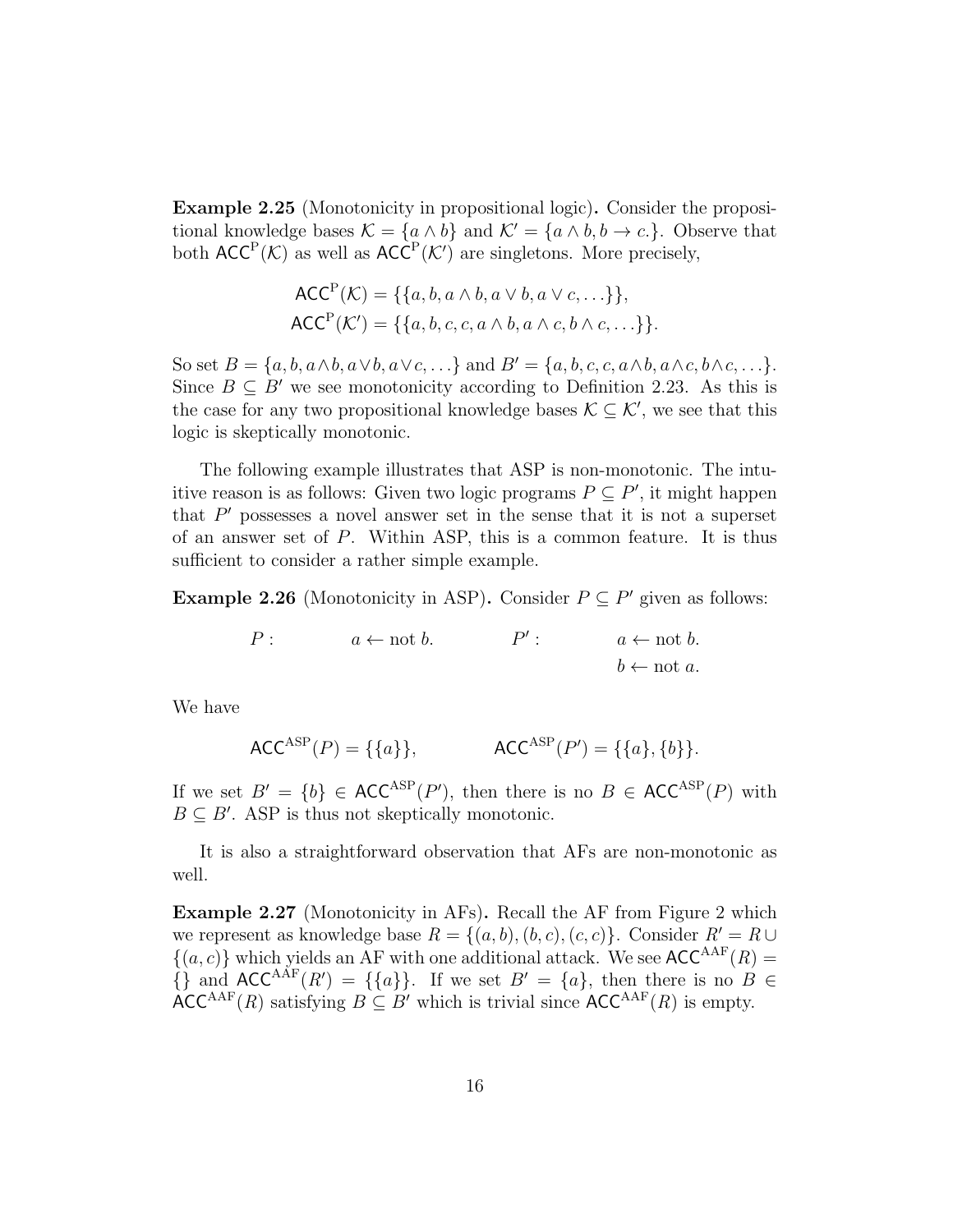**Example 2.25** (Monotonicity in propositional logic)**.** Consider the propositional knowledge bases $\mathcal{K} = \{a \wedge b\}$ and $\mathcal{K}' = \{a \wedge b, b \rightarrow c.\}$. Observe that both $\mathsf{ACC}^{\mathrm{P}}(\mathcal{K})$ as well as $\mathsf{ACC}^{\mathrm{P}}(\mathcal{K}')$ are singletons. More precisely,

$$\mathsf{ACC}^{\mathrm{P}}(\mathcal{K}) = \{\{a, b, a \wedge b, a \vee b, a \vee c, \dots\}\},$$
$$\mathsf{ACC}^{\mathrm{P}}(\mathcal{K}') = \{\{a, b, c, c, a \wedge b, a \wedge c, b \wedge c, \dots\}\}.$$

So set $B = \{a, b, a \wedge b, a \vee b, a \vee c, \dots\}$ and $B' = \{a, b, c, c, a \wedge b, a \wedge c, b \wedge c, \dots\}$. Since $B \subseteq B'$ we see monotonicity according to Definition 2.23. As this is the case for any two propositional knowledge bases $\mathcal{K} \subseteq \mathcal{K}'$, we see that this logic is skeptically monotonic.

The following example illustrates that ASP is non-monotonic. The intuitive reason is as follows: Given two logic programs $P \subseteq P'$, it might happen that $P'$ possesses a novel answer set in the sense that it is not a superset of an answer set of $P$. Within ASP, this is a common feature. It is thus sufficient to consider a rather simple example.

**Example 2.26** (Monotonicity in ASP)**.** Consider $P \subseteq P'$ given as follows:

$$P: \qquad a \leftarrow \text{not } b. \qquad\qquad P': \qquad a \leftarrow \text{not } b.$$
$$\qquad\qquad\qquad\qquad\qquad\qquad\qquad\qquad b \leftarrow \text{not } a.$$

We have

$$\mathsf{ACC}^{\mathrm{ASP}}(P) = \{\{a\}\}, \qquad\qquad \mathsf{ACC}^{\mathrm{ASP}}(P') = \{\{a\}, \{b\}\}.$$

If we set $B' = \{b\} \in \mathsf{ACC}^{\mathrm{ASP}}(P')$, then there is no $B \in \mathsf{ACC}^{\mathrm{ASP}}(P)$ with $B \subseteq B'$. ASP is thus not skeptically monotonic.

It is also a straightforward observation that AFs are non-monotonic as well.

**Example 2.27** (Monotonicity in AFs)**.** Recall the AF from Figure 2 which we represent as knowledge base $R = \{(a, b), (b, c), (c, c)\}$. Consider $R' = R \cup \{(a, c)\}$ which yields an AF with one additional attack. We see $\mathsf{ACC}^{\mathrm{AAF}}(R) = \{\}$ and $\mathsf{ACC}^{\mathrm{AAF}}(R') = \{\{a\}\}$. If we set $B' = \{a\}$, then there is no $B \in \mathsf{ACC}^{\mathrm{AAF}}(R)$ satisfying $B \subseteq B'$ which is trivial since $\mathsf{ACC}^{\mathrm{AAF}}(R)$ is empty.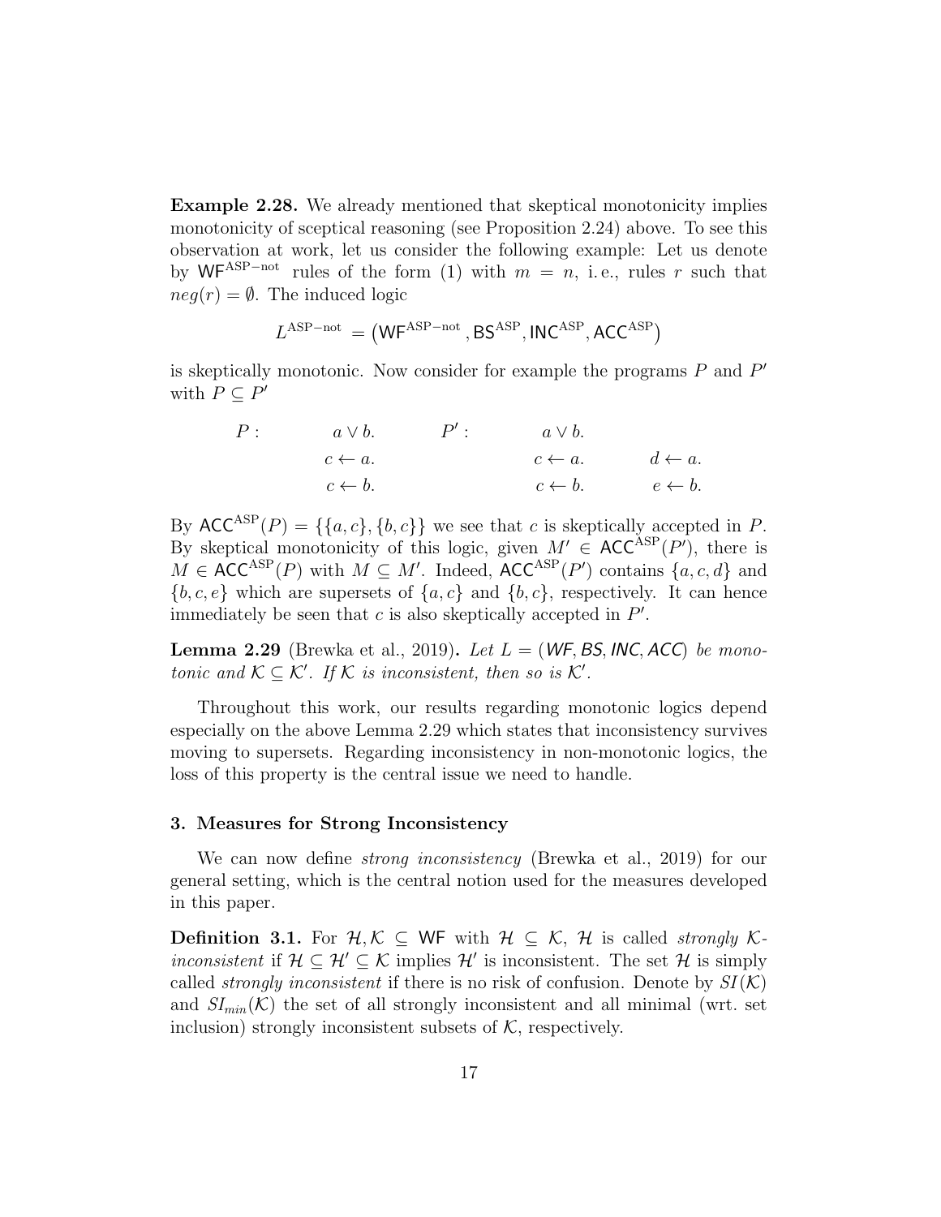**Example 2.28.** We already mentioned that skeptical monotonicity implies monotonicity of sceptical reasoning (see Proposition 2.24) above. To see this observation at work, let us consider the following example: Let us denote by $\mathsf{WF}^{\text{ASP-not}}$ rules of the form (1) with $m = n$, i. e., rules $r$ such that $neg(r) = \emptyset$. The induced logic

$$L^{\text{ASP-not}} = \left(\mathsf{WF}^{\text{ASP-not}}, \mathsf{BS}^{\text{ASP}}, \mathsf{INC}^{\text{ASP}}, \mathsf{ACC}^{\text{ASP}}\right)$$

is skeptically monotonic. Now consider for example the programs $P$ and $P'$ with $P \subseteq P'$

$$\begin{array}{llllll} P: & a \vee b. & \quad P': & a \vee b. & \\ & c \leftarrow a. & & c \leftarrow a. & d \leftarrow a. \\ & c \leftarrow b. & & c \leftarrow b. & e \leftarrow b. \end{array}$$

By $\mathsf{ACC}^{\text{ASP}}(P) = \{\{a, c\}, \{b, c\}\}$ we see that $c$ is skeptically accepted in $P$. By skeptical monotonicity of this logic, given $M' \in \mathsf{ACC}^{\text{ASP}}(P')$, there is $M \in \mathsf{ACC}^{\text{ASP}}(P)$ with $M \subseteq M'$. Indeed, $\mathsf{ACC}^{\text{ASP}}(P')$ contains $\{a, c, d\}$ and $\{b, c, e\}$ which are supersets of $\{a, c\}$ and $\{b, c\}$, respectively. It can hence immediately be seen that $c$ is also skeptically accepted in $P'$.

**Lemma 2.29** (Brewka et al., 2019)**.** *Let $L = (WF, BS, INC, ACC)$ be monotonic and $\mathcal{K} \subseteq \mathcal{K}'$. If $\mathcal{K}$ is inconsistent, then so is $\mathcal{K}'$.*

Throughout this work, our results regarding monotonic logics depend especially on the above Lemma 2.29 which states that inconsistency survives moving to supersets. Regarding inconsistency in non-monotonic logics, the loss of this property is the central issue we need to handle.

## 3. Measures for Strong Inconsistency

We can now define *strong inconsistency* (Brewka et al., 2019) for our general setting, which is the central notion used for the measures developed in this paper.

**Definition 3.1.** For $\mathcal{H}, \mathcal{K} \subseteq \mathsf{WF}$ with $\mathcal{H} \subseteq \mathcal{K}$, $\mathcal{H}$ is called *strongly $\mathcal{K}$-inconsistent* if $\mathcal{H} \subseteq \mathcal{H}' \subseteq \mathcal{K}$ implies $\mathcal{H}'$ is inconsistent. The set $\mathcal{H}$ is simply called *strongly inconsistent* if there is no risk of confusion. Denote by $SI(\mathcal{K})$ and $SI_{min}(\mathcal{K})$ the set of all strongly inconsistent and all minimal (wrt. set inclusion) strongly inconsistent subsets of $\mathcal{K}$, respectively.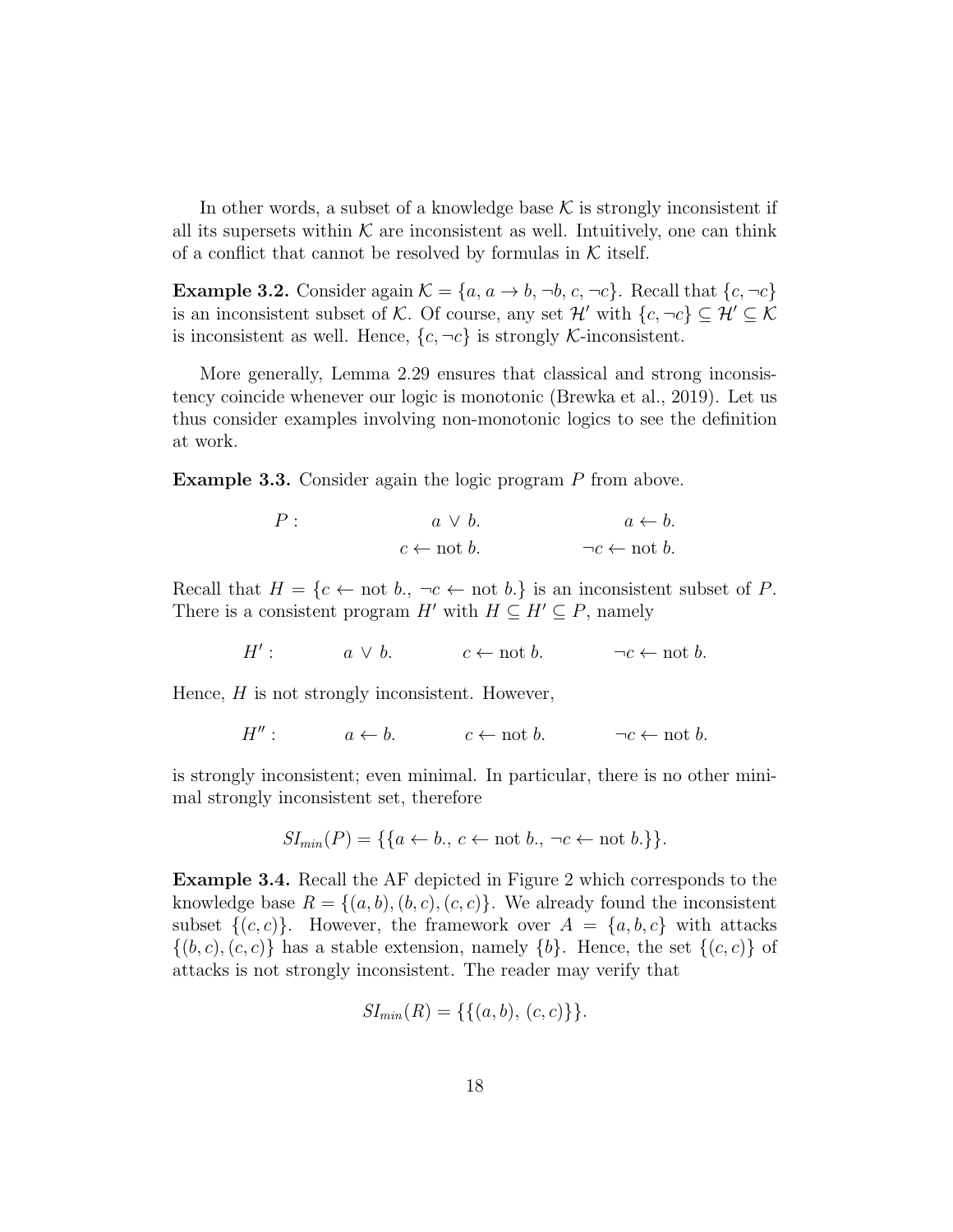In other words, a subset of a knowledge base $\mathcal{K}$ is strongly inconsistent if all its supersets within $\mathcal{K}$ are inconsistent as well. Intuitively, one can think of a conflict that cannot be resolved by formulas in $\mathcal{K}$ itself.

**Example 3.2.** Consider again $\mathcal{K} = \{a, a \to b, \neg b, c, \neg c\}$. Recall that $\{c, \neg c\}$ is an inconsistent subset of $\mathcal{K}$. Of course, any set $\mathcal{H}'$ with $\{c, \neg c\} \subseteq \mathcal{H}' \subseteq \mathcal{K}$ is inconsistent as well. Hence, $\{c, \neg c\}$ is strongly $\mathcal{K}$-inconsistent.

More generally, Lemma 2.29 ensures that classical and strong inconsistency coincide whenever our logic is monotonic (Brewka et al., 2019). Let us thus consider examples involving non-monotonic logics to see the definition at work.

**Example 3.3.** Consider again the logic program $P$ from above.

$$
\begin{array}{lll}
P: & a \vee b. & a \leftarrow b. \\
 & c \leftarrow \text{not } b. & \neg c \leftarrow \text{not } b.
\end{array}
$$

Recall that $H = \{c \leftarrow \text{not } b., \neg c \leftarrow \text{not } b.\}$ is an inconsistent subset of $P$. There is a consistent program $H'$ with $H \subseteq H' \subseteq P$, namely

$$
H': \quad a \vee b. \quad c \leftarrow \text{not } b. \quad \neg c \leftarrow \text{not } b.
$$

Hence, $H$ is not strongly inconsistent. However,

$$
H'': \quad a \leftarrow b. \quad c \leftarrow \text{not } b. \quad \neg c \leftarrow \text{not } b.
$$

is strongly inconsistent; even minimal. In particular, there is no other minimal strongly inconsistent set, therefore

$$
SI_{min}(P) = \{\{a \leftarrow b.,\ c \leftarrow \text{not } b.,\ \neg c \leftarrow \text{not } b.\}\}.
$$

**Example 3.4.** Recall the AF depicted in Figure 2 which corresponds to the knowledge base $R = \{(a, b), (b, c), (c, c)\}$. We already found the inconsistent subset $\{(c, c)\}$. However, the framework over $A = \{a, b, c\}$ with attacks $\{(b, c), (c, c)\}$ has a stable extension, namely $\{b\}$. Hence, the set $\{(c, c)\}$ of attacks is not strongly inconsistent. The reader may verify that

$$
SI_{min}(R) = \{\{(a, b),\ (c, c)\}\}.
$$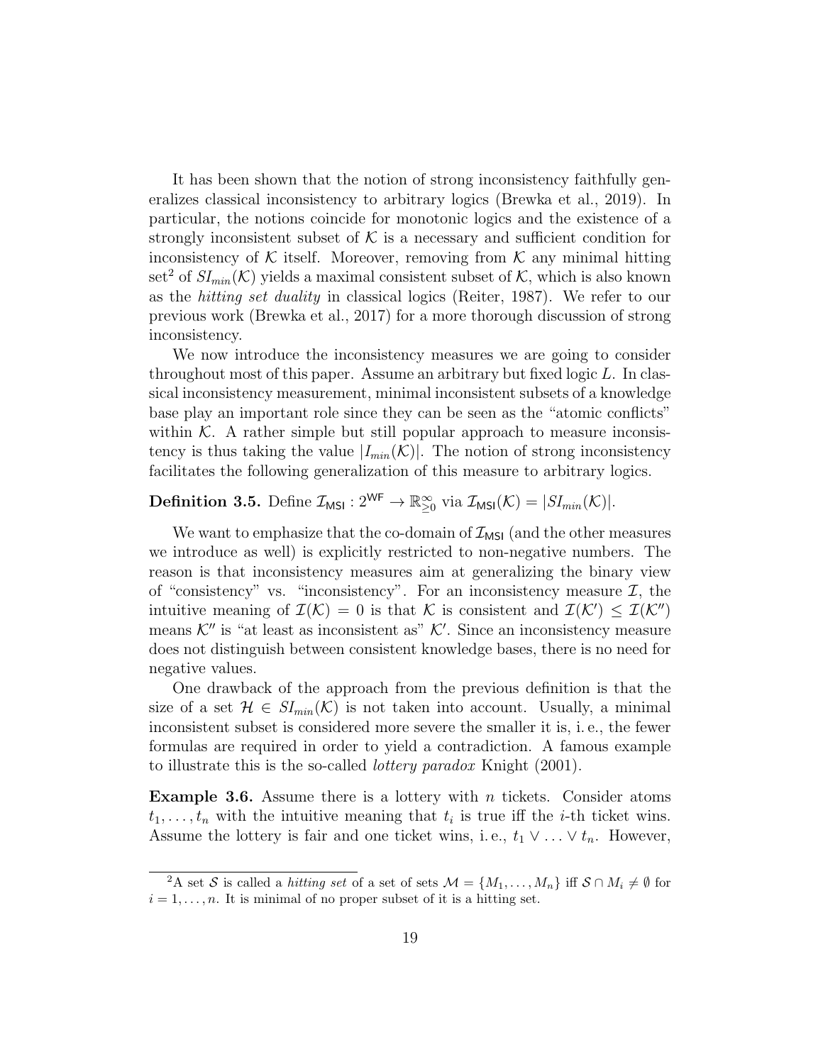It has been shown that the notion of strong inconsistency faithfully generalizes classical inconsistency to arbitrary logics (Brewka et al., 2019). In particular, the notions coincide for monotonic logics and the existence of a strongly inconsistent subset of $\mathcal{K}$ is a necessary and sufficient condition for inconsistency of $\mathcal{K}$ itself. Moreover, removing from $\mathcal{K}$ any minimal hitting set[2] of $SI_{min}(\mathcal{K})$ yields a maximal consistent subset of $\mathcal{K}$, which is also known as the *hitting set duality* in classical logics (Reiter, 1987). We refer to our previous work (Brewka et al., 2017) for a more thorough discussion of strong inconsistency.

We now introduce the inconsistency measures we are going to consider throughout most of this paper. Assume an arbitrary but fixed logic $L$. In classical inconsistency measurement, minimal inconsistent subsets of a knowledge base play an important role since they can be seen as the "atomic conflicts" within $\mathcal{K}$. A rather simple but still popular approach to measure inconsistency is thus taking the value $|I_{min}(\mathcal{K})|$. The notion of strong inconsistency facilitates the following generalization of this measure to arbitrary logics.

**Definition 3.5.** Define $\mathcal{I}_{\mathsf{MSI}} : 2^{\mathsf{WF}} \to \mathbb{R}^{\infty}_{\geq 0}$ via $\mathcal{I}_{\mathsf{MSI}}(\mathcal{K}) = |SI_{min}(\mathcal{K})|$.

We want to emphasize that the co-domain of $\mathcal{I}_{\mathsf{MSI}}$ (and the other measures we introduce as well) is explicitly restricted to non-negative numbers. The reason is that inconsistency measures aim at generalizing the binary view of "consistency" vs. "inconsistency". For an inconsistency measure $\mathcal{I}$, the intuitive meaning of $\mathcal{I}(\mathcal{K}) = 0$ is that $\mathcal{K}$ is consistent and $\mathcal{I}(\mathcal{K}') \leq \mathcal{I}(\mathcal{K}'')$ means $\mathcal{K}''$ is "at least as inconsistent as" $\mathcal{K}'$. Since an inconsistency measure does not distinguish between consistent knowledge bases, there is no need for negative values.

One drawback of the approach from the previous definition is that the size of a set $\mathcal{H} \in SI_{min}(\mathcal{K})$ is not taken into account. Usually, a minimal inconsistent subset is considered more severe the smaller it is, i. e., the fewer formulas are required in order to yield a contradiction. A famous example to illustrate this is the so-called *lottery paradox* Knight (2001).

**Example 3.6.** Assume there is a lottery with $n$ tickets. Consider atoms $t_1, \ldots, t_n$ with the intuitive meaning that $t_i$ is true iff the $i$-th ticket wins. Assume the lottery is fair and one ticket wins, i. e., $t_1 \vee \ldots \vee t_n$. However,

[2] A set $\mathcal{S}$ is called a *hitting set* of a set of sets $\mathcal{M} = \{M_1, \ldots, M_n\}$ iff $\mathcal{S} \cap M_i \neq \emptyset$ for $i = 1, \ldots, n$. It is minimal of no proper subset of it is a hitting set.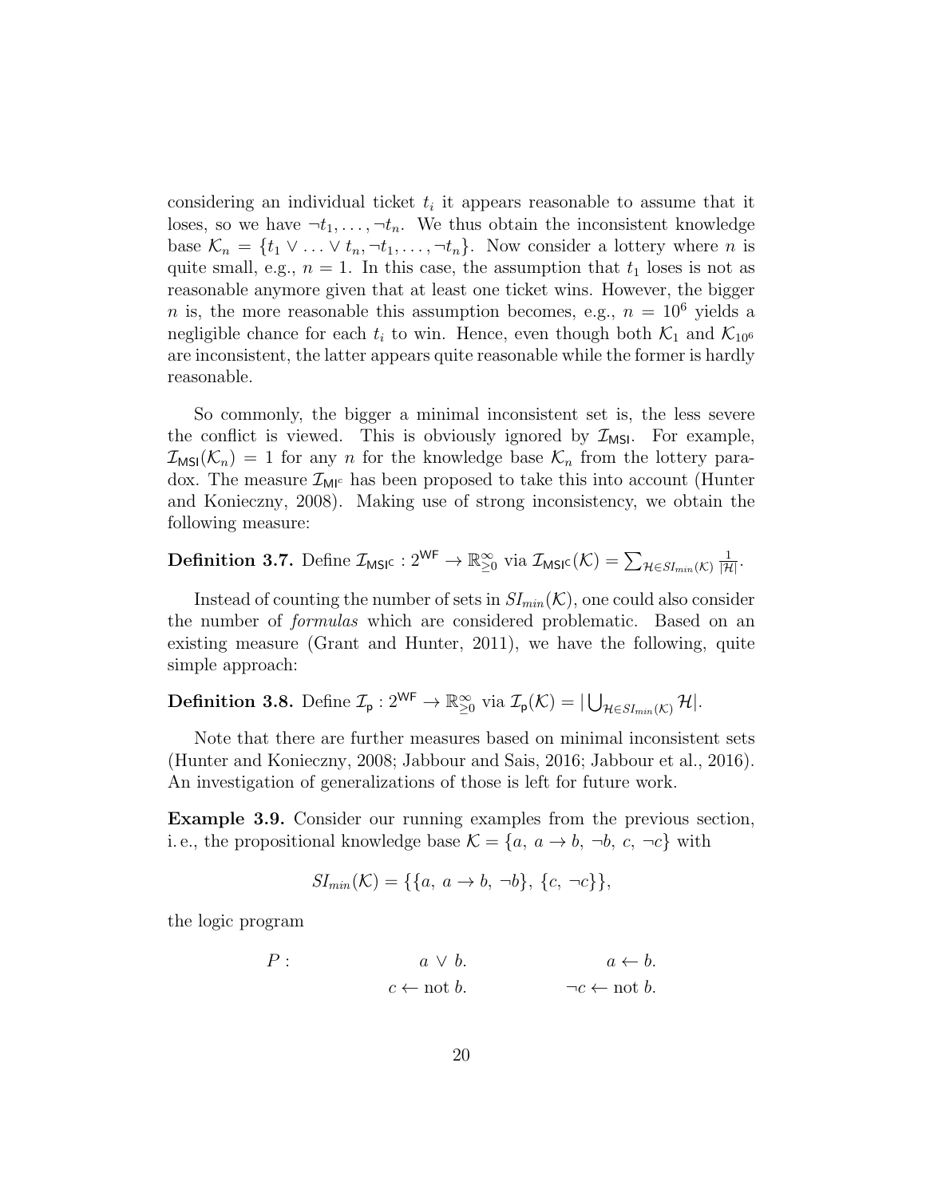considering an individual ticket $t_i$ it appears reasonable to assume that it loses, so we have $\neg t_1, \ldots, \neg t_n$. We thus obtain the inconsistent knowledge base $\mathcal{K}_n = \{t_1 \vee \ldots \vee t_n, \neg t_1, \ldots, \neg t_n\}$. Now consider a lottery where $n$ is quite small, e.g., $n = 1$. In this case, the assumption that $t_1$ loses is not as reasonable anymore given that at least one ticket wins. However, the bigger $n$ is, the more reasonable this assumption becomes, e.g., $n = 10^6$ yields a negligible chance for each $t_i$ to win. Hence, even though both $\mathcal{K}_1$ and $\mathcal{K}_{10^6}$ are inconsistent, the latter appears quite reasonable while the former is hardly reasonable.

So commonly, the bigger a minimal inconsistent set is, the less severe the conflict is viewed. This is obviously ignored by $\mathcal{I}_{\mathsf{MSI}}$. For example, $\mathcal{I}_{\mathsf{MSI}}(\mathcal{K}_n) = 1$ for any $n$ for the knowledge base $\mathcal{K}_n$ from the lottery paradox. The measure $\mathcal{I}_{\mathsf{MI}^c}$ has been proposed to take this into account (Hunter and Konieczny, 2008). Making use of strong inconsistency, we obtain the following measure:

**Definition 3.7.** Define $\mathcal{I}_{\mathsf{MSI}^c} : 2^{\mathsf{WF}} \to \mathbb{R}^{\infty}_{\geq 0}$ via $\mathcal{I}_{\mathsf{MSI}^c}(\mathcal{K}) = \sum_{\mathcal{H} \in SI_{min}(\mathcal{K})} \frac{1}{|\mathcal{H}|}$.

Instead of counting the number of sets in $SI_{min}(\mathcal{K})$, one could also consider the number of *formulas* which are considered problematic. Based on an existing measure (Grant and Hunter, 2011), we have the following, quite simple approach:

**Definition 3.8.** Define $\mathcal{I}_{\mathsf{p}} : 2^{\mathsf{WF}} \to \mathbb{R}^{\infty}_{\geq 0}$ via $\mathcal{I}_{\mathsf{p}}(\mathcal{K}) = |\bigcup_{\mathcal{H} \in SI_{min}(\mathcal{K})} \mathcal{H}|$.

Note that there are further measures based on minimal inconsistent sets (Hunter and Konieczny, 2008; Jabbour and Sais, 2016; Jabbour et al., 2016). An investigation of generalizations of those is left for future work.

**Example 3.9.** Consider our running examples from the previous section, i.e., the propositional knowledge base $\mathcal{K} = \{a,\ a \to b,\ \neg b,\ c,\ \neg c\}$ with

$$SI_{min}(\mathcal{K}) = \{\{a,\ a \to b,\ \neg b\},\ \{c,\ \neg c\}\},$$

the logic program

$$
\begin{array}{llll}
P: & a \vee b. & & a \leftarrow b. \\
 & c \leftarrow \text{not } b. & & \neg c \leftarrow \text{not } b.
\end{array}
$$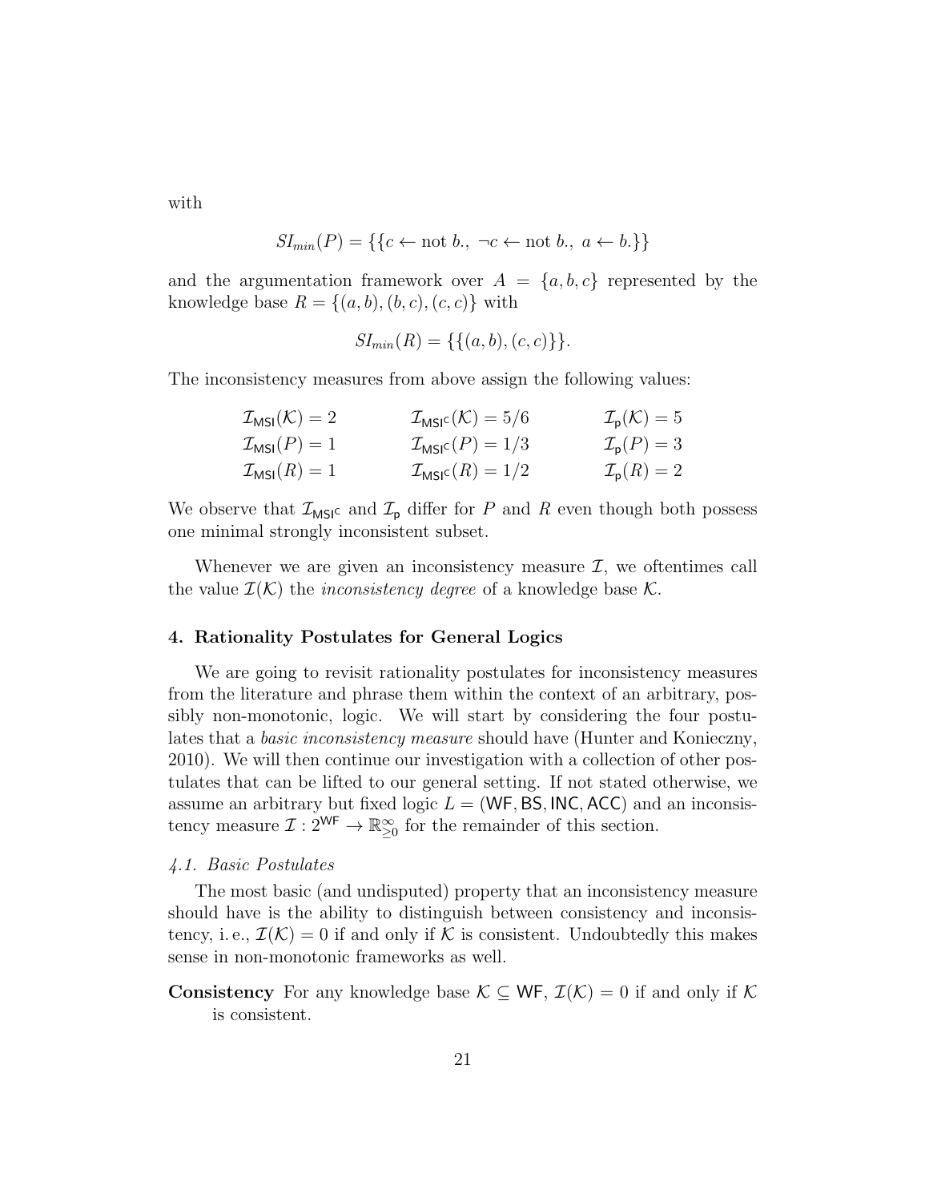with

$$SI_{min}(P) = \{\{c \leftarrow \text{not } b.,\ \neg c \leftarrow \text{not } b.,\ a \leftarrow b.\}\}$$

and the argumentation framework over $A = \{a, b, c\}$ represented by the knowledge base $R = \{(a, b), (b, c), (c, c)\}$ with

$$SI_{min}(R) = \{\{(a, b), (c, c)\}\}.$$

The inconsistency measures from above assign the following values:

$$\begin{array}{lll}
\mathcal{I}_{\mathsf{MSI}}(\mathcal{K}) = 2 & \mathcal{I}_{\mathsf{MSI^C}}(\mathcal{K}) = 5/6 & \mathcal{I}_{\mathsf{p}}(\mathcal{K}) = 5 \\
\mathcal{I}_{\mathsf{MSI}}(P) = 1 & \mathcal{I}_{\mathsf{MSI^C}}(P) = 1/3 & \mathcal{I}_{\mathsf{p}}(P) = 3 \\
\mathcal{I}_{\mathsf{MSI}}(R) = 1 & \mathcal{I}_{\mathsf{MSI^C}}(R) = 1/2 & \mathcal{I}_{\mathsf{p}}(R) = 2
\end{array}$$

We observe that $\mathcal{I}_{\mathsf{MSI^C}}$ and $\mathcal{I}_{\mathsf{p}}$ differ for $P$ and $R$ even though both possess one minimal strongly inconsistent subset.

Whenever we are given an inconsistency measure $\mathcal{I}$, we oftentimes call the value $\mathcal{I}(\mathcal{K})$ the *inconsistency degree* of a knowledge base $\mathcal{K}$.

## 4. Rationality Postulates for General Logics

We are going to revisit rationality postulates for inconsistency measures from the literature and phrase them within the context of an arbitrary, possibly non-monotonic, logic. We will start by considering the four postulates that a *basic inconsistency measure* should have (Hunter and Konieczny, 2010). We will then continue our investigation with a collection of other postulates that can be lifted to our general setting. If not stated otherwise, we assume an arbitrary but fixed logic $L = (\mathsf{WF}, \mathsf{BS}, \mathsf{INC}, \mathsf{ACC})$ and an inconsistency measure $\mathcal{I} : 2^{\mathsf{WF}} \to \mathbb{R}^{\infty}_{\geq 0}$ for the remainder of this section.

### *4.1. Basic Postulates*

The most basic (and undisputed) property that an inconsistency measure should have is the ability to distinguish between consistency and inconsistency, i. e., $\mathcal{I}(\mathcal{K}) = 0$ if and only if $\mathcal{K}$ is consistent. Undoubtedly this makes sense in non-monotonic frameworks as well.

**Consistency** For any knowledge base $\mathcal{K} \subseteq \mathsf{WF}$, $\mathcal{I}(\mathcal{K}) = 0$ if and only if $\mathcal{K}$ is consistent.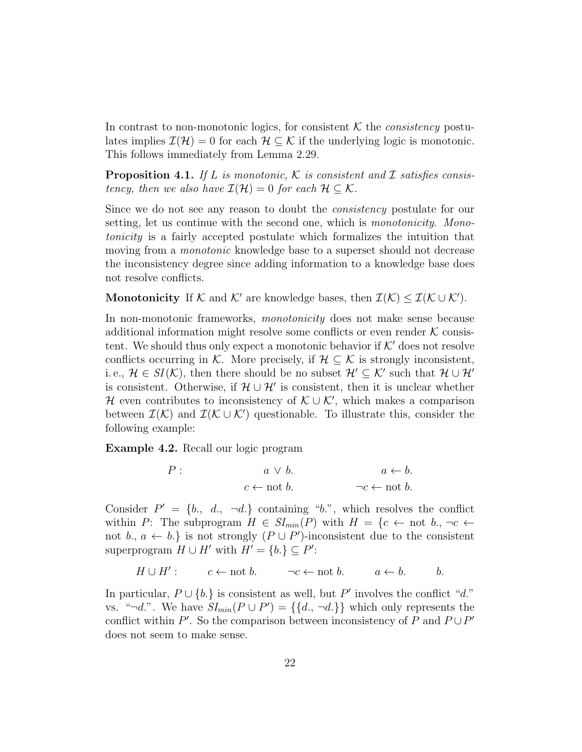In contrast to non-monotonic logics, for consistent $\mathcal{K}$ the *consistency* postulates implies $\mathcal{I}(\mathcal{H}) = 0$ for each $\mathcal{H} \subseteq \mathcal{K}$ if the underlying logic is monotonic. This follows immediately from Lemma 2.29.

**Proposition 4.1.** *If $L$ is monotonic, $\mathcal{K}$ is consistent and $\mathcal{I}$ satisfies consistency, then we also have $\mathcal{I}(\mathcal{H}) = 0$ for each $\mathcal{H} \subseteq \mathcal{K}$.*

Since we do not see any reason to doubt the *consistency* postulate for our setting, let us continue with the second one, which is *monotonicity*. *Monotonicity* is a fairly accepted postulate which formalizes the intuition that moving from a *monotonic* knowledge base to a superset should not decrease the inconsistency degree since adding information to a knowledge base does not resolve conflicts.

**Monotonicity** If $\mathcal{K}$ and $\mathcal{K}'$ are knowledge bases, then $\mathcal{I}(\mathcal{K}) \leq \mathcal{I}(\mathcal{K} \cup \mathcal{K}')$.

In non-monotonic frameworks, *monotonicity* does not make sense because additional information might resolve some conflicts or even render $\mathcal{K}$ consistent. We should thus only expect a monotonic behavior if $\mathcal{K}'$ does not resolve conflicts occurring in $\mathcal{K}$. More precisely, if $\mathcal{H} \subseteq \mathcal{K}$ is strongly inconsistent, i. e., $\mathcal{H} \in SI(\mathcal{K})$, then there should be no subset $\mathcal{H}' \subseteq \mathcal{K}'$ such that $\mathcal{H} \cup \mathcal{H}'$ is consistent. Otherwise, if $\mathcal{H} \cup \mathcal{H}'$ is consistent, then it is unclear whether $\mathcal{H}$ even contributes to inconsistency of $\mathcal{K} \cup \mathcal{K}'$, which makes a comparison between $\mathcal{I}(\mathcal{K})$ and $\mathcal{I}(\mathcal{K} \cup \mathcal{K}')$ questionable. To illustrate this, consider the following example:

**Example 4.2.** Recall our logic program

$$
\begin{array}{lll}
P: & a \vee b. & a \leftarrow b. \\
 & c \leftarrow \text{not } b. & \neg c \leftarrow \text{not } b.
\end{array}
$$

Consider $P' = \{b.,\ d.,\ \neg d.\}$ containing "$b.$", which resolves the conflict within $P$: The subprogram $H \in SI_{min}(P)$ with $H = \{c \leftarrow \text{not } b., \neg c \leftarrow \text{not } b., a \leftarrow b.\}$ is not strongly $(P \cup P')$-inconsistent due to the consistent superprogram $H \cup H'$ with $H' = \{b.\} \subseteq P'$:

$$
H \cup H': \qquad c \leftarrow \text{not } b. \qquad \neg c \leftarrow \text{not } b. \qquad a \leftarrow b. \qquad b.
$$

In particular, $P \cup \{b.\}$ is consistent as well, but $P'$ involves the conflict "$d.$" vs. "$\neg d.$". We have $SI_{min}(P \cup P') = \{\{d., \neg d.\}\}$ which only represents the conflict within $P'$. So the comparison between inconsistency of $P$ and $P \cup P'$ does not seem to make sense.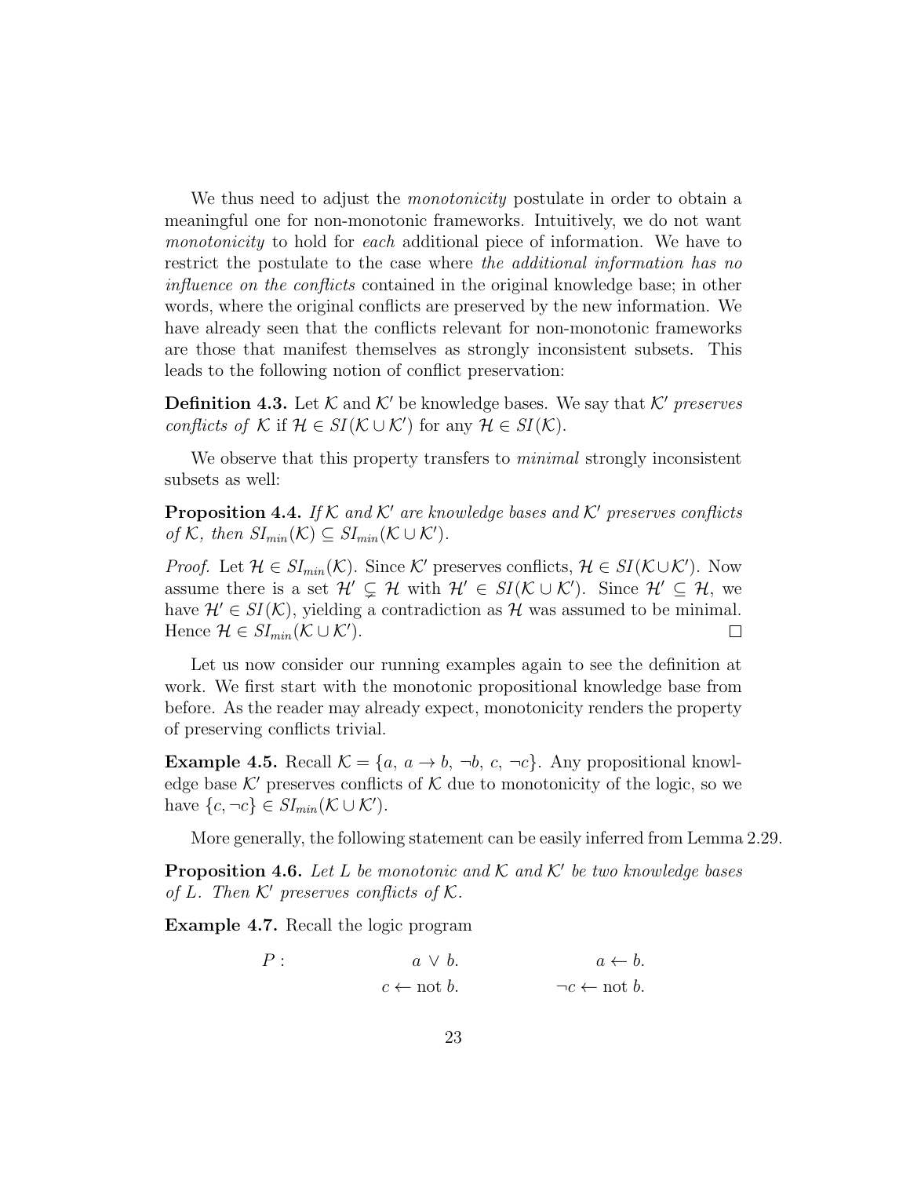We thus need to adjust the *monotonicity* postulate in order to obtain a meaningful one for non-monotonic frameworks. Intuitively, we do not want *monotonicity* to hold for *each* additional piece of information. We have to restrict the postulate to the case where *the additional information has no influence on the conflicts* contained in the original knowledge base; in other words, where the original conflicts are preserved by the new information. We have already seen that the conflicts relevant for non-monotonic frameworks are those that manifest themselves as strongly inconsistent subsets. This leads to the following notion of conflict preservation:

**Definition 4.3.** Let $\mathcal{K}$ and $\mathcal{K}'$ be knowledge bases. We say that $\mathcal{K}'$ *preserves conflicts of* $\mathcal{K}$ if $\mathcal{H} \in SI(\mathcal{K} \cup \mathcal{K}')$ for any $\mathcal{H} \in SI(\mathcal{K})$.

We observe that this property transfers to *minimal* strongly inconsistent subsets as well:

**Proposition 4.4.** *If $\mathcal{K}$ and $\mathcal{K}'$ are knowledge bases and $\mathcal{K}'$ preserves conflicts of $\mathcal{K}$, then $SI_{min}(\mathcal{K}) \subseteq SI_{min}(\mathcal{K} \cup \mathcal{K}')$.*

*Proof.* Let $\mathcal{H} \in SI_{min}(\mathcal{K})$. Since $\mathcal{K}'$ preserves conflicts, $\mathcal{H} \in SI(\mathcal{K} \cup \mathcal{K}')$. Now assume there is a set $\mathcal{H}' \subsetneq \mathcal{H}$ with $\mathcal{H}' \in SI(\mathcal{K} \cup \mathcal{K}')$. Since $\mathcal{H}' \subseteq \mathcal{H}$, we have $\mathcal{H}' \in SI(\mathcal{K})$, yielding a contradiction as $\mathcal{H}$ was assumed to be minimal. Hence $\mathcal{H} \in SI_{min}(\mathcal{K} \cup \mathcal{K}')$. □

Let us now consider our running examples again to see the definition at work. We first start with the monotonic propositional knowledge base from before. As the reader may already expect, monotonicity renders the property of preserving conflicts trivial.

**Example 4.5.** Recall $\mathcal{K} = \{a,\ a \rightarrow b,\ \neg b,\ c,\ \neg c\}$. Any propositional knowledge base $\mathcal{K}'$ preserves conflicts of $\mathcal{K}$ due to monotonicity of the logic, so we have $\{c, \neg c\} \in SI_{min}(\mathcal{K} \cup \mathcal{K}')$.

More generally, the following statement can be easily inferred from Lemma 2.29.

**Proposition 4.6.** *Let $L$ be monotonic and $\mathcal{K}$ and $\mathcal{K}'$ be two knowledge bases of $L$. Then $\mathcal{K}'$ preserves conflicts of $\mathcal{K}$.*

**Example 4.7.** Recall the logic program

$$
\begin{array}{lll}
P: & a \vee b. & a \leftarrow b. \\
 & c \leftarrow \text{not } b. & \neg c \leftarrow \text{not } b.
\end{array}
$$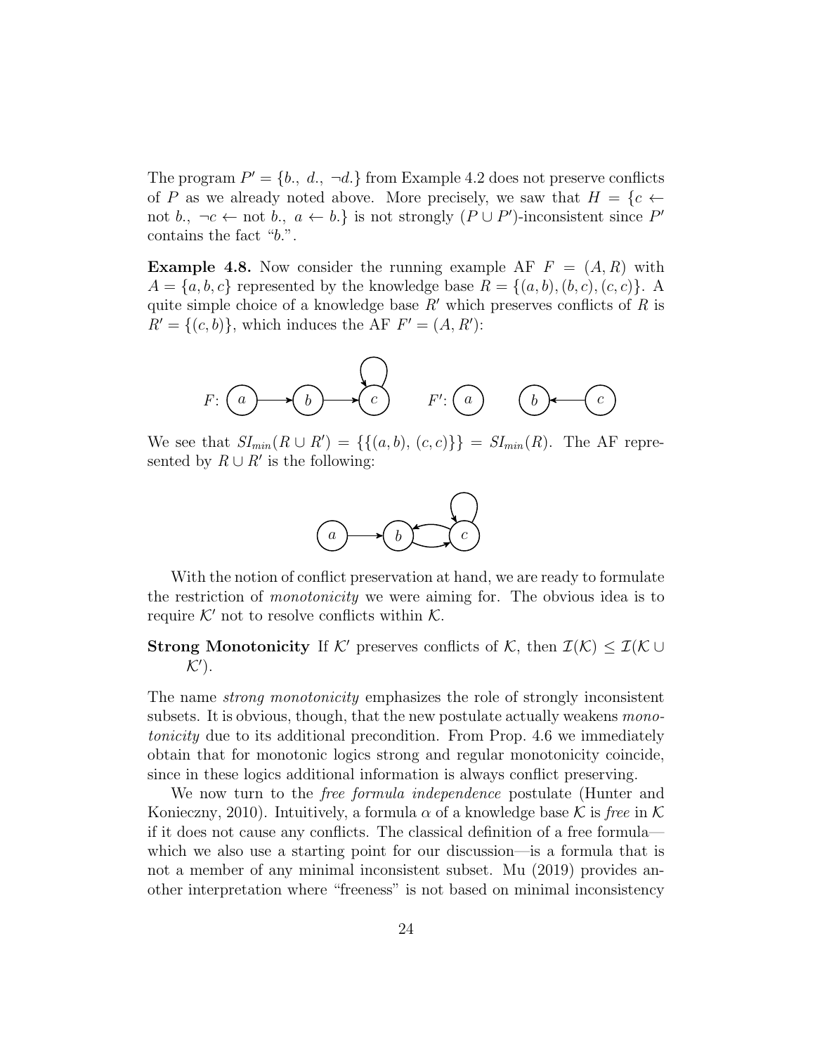The program $P' = \{b.,\ d.,\ \neg d.\}$ from Example 4.2 does not preserve conflicts of $P$ as we already noted above. More precisely, we saw that $H = \{c \leftarrow \text{not } b.,\ \neg c \leftarrow \text{not } b.,\ a \leftarrow b.\}$ is not strongly $(P \cup P')$-inconsistent since $P'$ contains the fact "$b.$".

**Example 4.8.** Now consider the running example AF $F = (A, R)$ with $A = \{a, b, c\}$ represented by the knowledge base $R = \{(a, b), (b, c), (c, c)\}$. A quite simple choice of a knowledge base $R'$ which preserves conflicts of $R$ is $R' = \{(c, b)\}$, which induces the AF $F' = (A, R')$:

We see that $SI_{min}(R \cup R') = \{\{(a, b),\ (c, c)\}\} = SI_{min}(R)$. The AF represented by $R \cup R'$ is the following:

With the notion of conflict preservation at hand, we are ready to formulate the restriction of *monotonicity* we were aiming for. The obvious idea is to require $\mathcal{K}'$ not to resolve conflicts within $\mathcal{K}$.

**Strong Monotonicity** If $\mathcal{K}'$ preserves conflicts of $\mathcal{K}$, then $\mathcal{I}(\mathcal{K}) \leq \mathcal{I}(\mathcal{K} \cup \mathcal{K}')$.

The name *strong monotonicity* emphasizes the role of strongly inconsistent subsets. It is obvious, though, that the new postulate actually weakens *monotonicity* due to its additional precondition. From Prop. 4.6 we immediately obtain that for monotonic logics strong and regular monotonicity coincide, since in these logics additional information is always conflict preserving.

We now turn to the *free formula independence* postulate (Hunter and Konieczny, 2010). Intuitively, a formula $\alpha$ of a knowledge base $\mathcal{K}$ is *free* in $\mathcal{K}$ if it does not cause any conflicts. The classical definition of a free formula—which we also use a starting point for our discussion—is a formula that is not a member of any minimal inconsistent subset. Mu (2019) provides another interpretation where "freeness" is not based on minimal inconsistency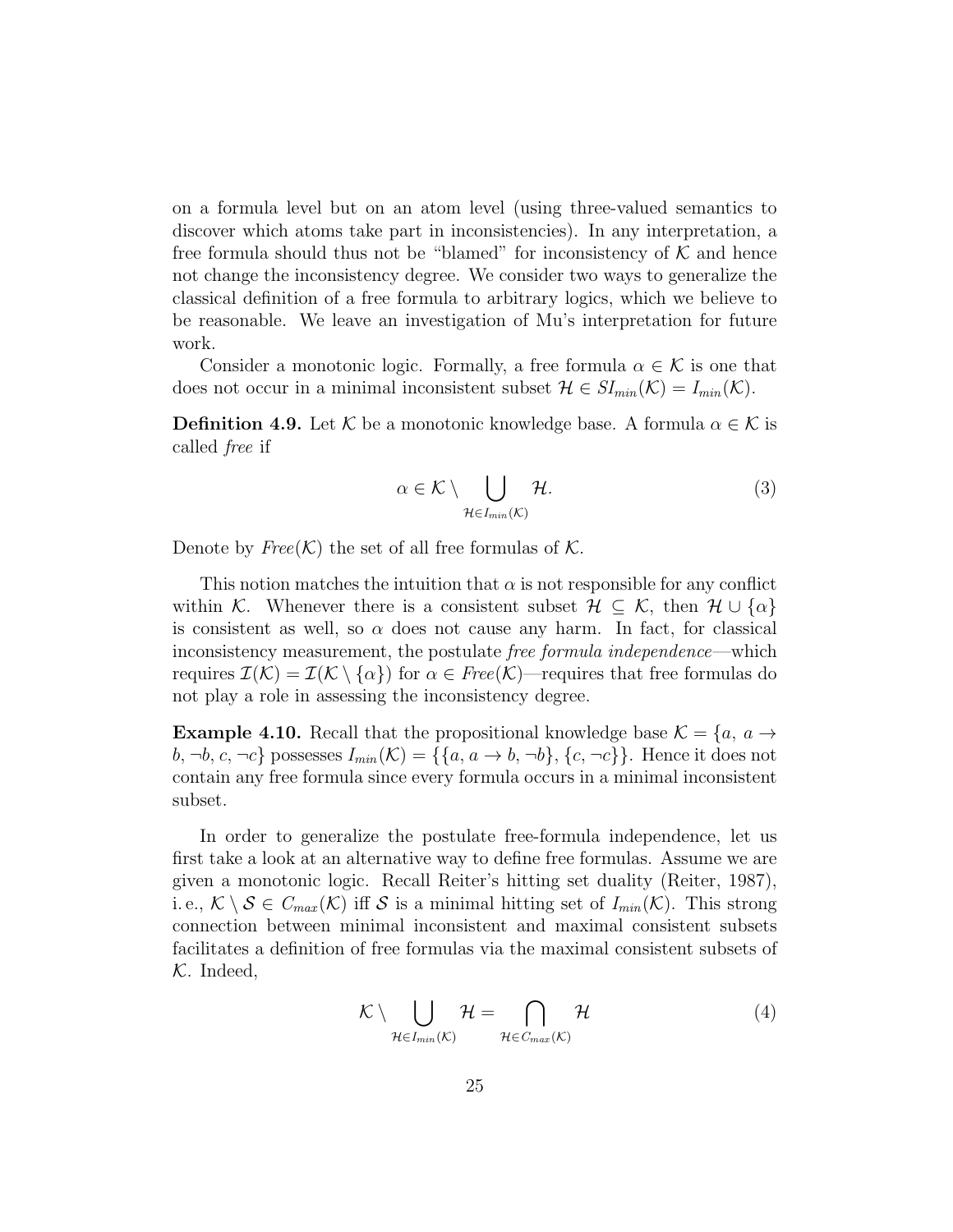on a formula level but on an atom level (using three-valued semantics to discover which atoms take part in inconsistencies). In any interpretation, a free formula should thus not be "blamed" for inconsistency of $\mathcal{K}$ and hence not change the inconsistency degree. We consider two ways to generalize the classical definition of a free formula to arbitrary logics, which we believe to be reasonable. We leave an investigation of Mu's interpretation for future work.

Consider a monotonic logic. Formally, a free formula $\alpha \in \mathcal{K}$ is one that does not occur in a minimal inconsistent subset $\mathcal{H} \in SI_{min}(\mathcal{K}) = I_{min}(\mathcal{K})$.

**Definition 4.9.** Let $\mathcal{K}$ be a monotonic knowledge base. A formula $\alpha \in \mathcal{K}$ is called *free* if

$$\alpha \in \mathcal{K} \setminus \bigcup_{\mathcal{H} \in I_{min}(\mathcal{K})} \mathcal{H}. \tag{3}$$

Denote by $\mathit{Free}(\mathcal{K})$ the set of all free formulas of $\mathcal{K}$.

This notion matches the intuition that $\alpha$ is not responsible for any conflict within $\mathcal{K}$. Whenever there is a consistent subset $\mathcal{H} \subseteq \mathcal{K}$, then $\mathcal{H} \cup \{\alpha\}$ is consistent as well, so $\alpha$ does not cause any harm. In fact, for classical inconsistency measurement, the postulate *free formula independence*—which requires $\mathcal{I}(\mathcal{K}) = \mathcal{I}(\mathcal{K} \setminus \{\alpha\})$ for $\alpha \in \mathit{Free}(\mathcal{K})$—requires that free formulas do not play a role in assessing the inconsistency degree.

**Example 4.10.** Recall that the propositional knowledge base $\mathcal{K} = \{a,\, a \to b, \neg b, c, \neg c\}$ possesses $I_{min}(\mathcal{K}) = \{\{a,\, a \to b, \neg b\}, \{c, \neg c\}\}$. Hence it does not contain any free formula since every formula occurs in a minimal inconsistent subset.

In order to generalize the postulate free-formula independence, let us first take a look at an alternative way to define free formulas. Assume we are given a monotonic logic. Recall Reiter's hitting set duality (Reiter, 1987), i. e., $\mathcal{K} \setminus \mathcal{S} \in C_{max}(\mathcal{K})$ iff $\mathcal{S}$ is a minimal hitting set of $I_{min}(\mathcal{K})$. This strong connection between minimal inconsistent and maximal consistent subsets facilitates a definition of free formulas via the maximal consistent subsets of $\mathcal{K}$. Indeed,

$$\mathcal{K} \setminus \bigcup_{\mathcal{H} \in I_{min}(\mathcal{K})} \mathcal{H} = \bigcap_{\mathcal{H} \in C_{max}(\mathcal{K})} \mathcal{H} \tag{4}$$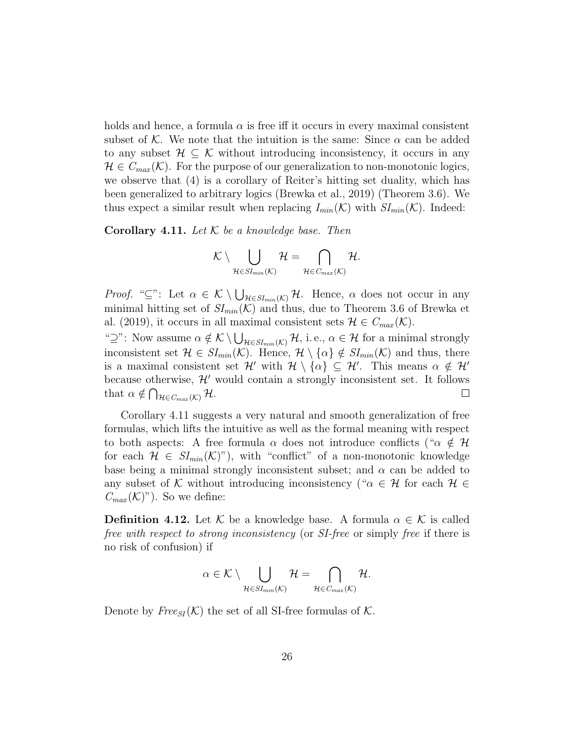holds and hence, a formula $\alpha$ is free iff it occurs in every maximal consistent subset of $\mathcal{K}$. We note that the intuition is the same: Since $\alpha$ can be added to any subset $\mathcal{H} \subseteq \mathcal{K}$ without introducing inconsistency, it occurs in any $\mathcal{H} \in C_{max}(\mathcal{K})$. For the purpose of our generalization to non-monotonic logics, we observe that (4) is a corollary of Reiter's hitting set duality, which has been generalized to arbitrary logics (Brewka et al., 2019) (Theorem 3.6). We thus expect a similar result when replacing $I_{min}(\mathcal{K})$ with $SI_{min}(\mathcal{K})$. Indeed:

**Corollary 4.11.** *Let $\mathcal{K}$ be a knowledge base. Then*

$$\mathcal{K} \setminus \bigcup_{\mathcal{H} \in SI_{min}(\mathcal{K})} \mathcal{H} = \bigcap_{\mathcal{H} \in C_{max}(\mathcal{K})} \mathcal{H}.$$

*Proof.* "$\subseteq$": Let $\alpha \in \mathcal{K} \setminus \bigcup_{\mathcal{H} \in SI_{min}(\mathcal{K})} \mathcal{H}$. Hence, $\alpha$ does not occur in any minimal hitting set of $SI_{min}(\mathcal{K})$ and thus, due to Theorem 3.6 of Brewka et al. (2019), it occurs in all maximal consistent sets $\mathcal{H} \in C_{max}(\mathcal{K})$.

"$\supseteq$": Now assume $\alpha \notin \mathcal{K} \setminus \bigcup_{\mathcal{H} \in SI_{min}(\mathcal{K})} \mathcal{H}$, i. e., $\alpha \in \mathcal{H}$ for a minimal strongly inconsistent set $\mathcal{H} \in SI_{min}(\mathcal{K})$. Hence, $\mathcal{H} \setminus \{\alpha\} \notin SI_{min}(\mathcal{K})$ and thus, there is a maximal consistent set $\mathcal{H}'$ with $\mathcal{H} \setminus \{\alpha\} \subseteq \mathcal{H}'$. This means $\alpha \notin \mathcal{H}'$ because otherwise, $\mathcal{H}'$ would contain a strongly inconsistent set. It follows that $\alpha \notin \bigcap_{\mathcal{H} \in C_{max}(\mathcal{K})} \mathcal{H}$. $\square$

Corollary 4.11 suggests a very natural and smooth generalization of free formulas, which lifts the intuitive as well as the formal meaning with respect to both aspects: A free formula $\alpha$ does not introduce conflicts ("$\alpha \notin \mathcal{H}$ for each $\mathcal{H} \in SI_{min}(\mathcal{K})$"), with "conflict" of a non-monotonic knowledge base being a minimal strongly inconsistent subset; and $\alpha$ can be added to any subset of $\mathcal{K}$ without introducing inconsistency ("$\alpha \in \mathcal{H}$ for each $\mathcal{H} \in C_{max}(\mathcal{K})$"). So we define:

**Definition 4.12.** Let $\mathcal{K}$ be a knowledge base. A formula $\alpha \in \mathcal{K}$ is called *free with respect to strong inconsistency* (or *SI-free* or simply *free* if there is no risk of confusion) if

$$\alpha \in \mathcal{K} \setminus \bigcup_{\mathcal{H} \in SI_{min}(\mathcal{K})} \mathcal{H} = \bigcap_{\mathcal{H} \in C_{max}(\mathcal{K})} \mathcal{H}.$$

Denote by $\mathit{Free}_{SI}(\mathcal{K})$ the set of all SI-free formulas of $\mathcal{K}$.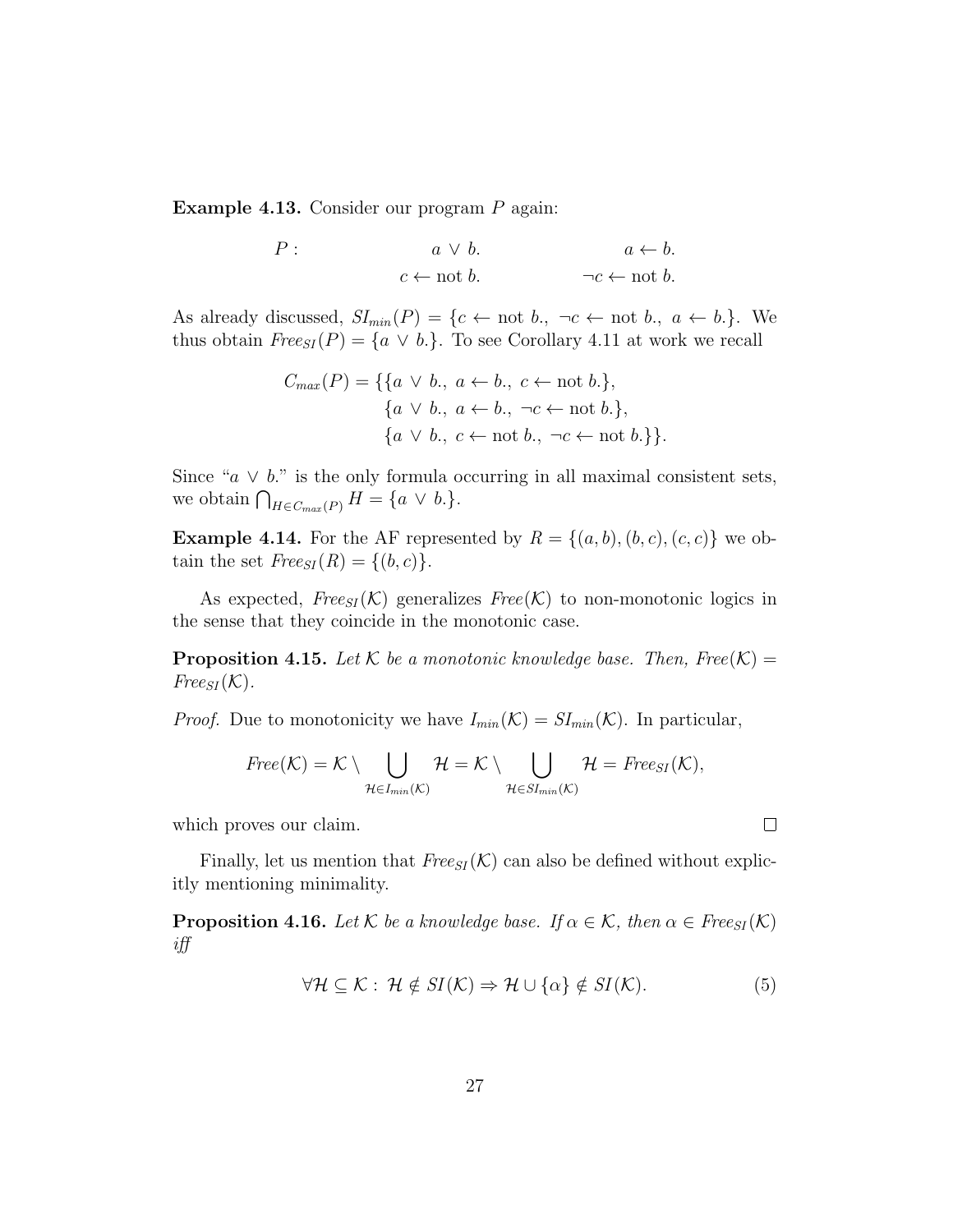**Example 4.13.** Consider our program $P$ again:

$$
\begin{array}{lll}
P: & a \vee b. & a \leftarrow b. \\
 & c \leftarrow \text{not } b. & \neg c \leftarrow \text{not } b.
\end{array}
$$

As already discussed, $SI_{min}(P) = \{c \leftarrow \text{not } b.,\ \neg c \leftarrow \text{not } b.,\ a \leftarrow b.\}$. We thus obtain $Free_{SI}(P) = \{a \vee b.\}$. To see Corollary 4.11 at work we recall

$$
\begin{aligned}
C_{max}(P) = \{ & \{a \vee b.,\ a \leftarrow b.,\ c \leftarrow \text{not } b.\}, \\
& \{a \vee b.,\ a \leftarrow b.,\ \neg c \leftarrow \text{not } b.\}, \\
& \{a \vee b.,\ c \leftarrow \text{not } b.,\ \neg c \leftarrow \text{not } b.\}\}.
\end{aligned}
$$

Since "$a \vee b.$" is the only formula occurring in all maximal consistent sets, we obtain $\bigcap_{H \in C_{max}(P)} H = \{a \vee b.\}$.

**Example 4.14.** For the AF represented by $R = \{(a, b), (b, c), (c, c)\}$ we obtain the set $Free_{SI}(R) = \{(b, c)\}$.

As expected, $Free_{SI}(\mathcal{K})$ generalizes $Free(\mathcal{K})$ to non-monotonic logics in the sense that they coincide in the monotonic case.

**Proposition 4.15.** *Let $\mathcal{K}$ be a monotonic knowledge base. Then, $Free(\mathcal{K}) = Free_{SI}(\mathcal{K})$.*

*Proof.* Due to monotonicity we have $I_{min}(\mathcal{K}) = SI_{min}(\mathcal{K})$. In particular,

$$
Free(\mathcal{K}) = \mathcal{K} \setminus \bigcup_{\mathcal{H} \in I_{min}(\mathcal{K})} \mathcal{H} = \mathcal{K} \setminus \bigcup_{\mathcal{H} \in SI_{min}(\mathcal{K})} \mathcal{H} = Free_{SI}(\mathcal{K}),
$$

which proves our claim. $\square$

Finally, let us mention that $Free_{SI}(\mathcal{K})$ can also be defined without explicitly mentioning minimality.

**Proposition 4.16.** *Let $\mathcal{K}$ be a knowledge base. If $\alpha \in \mathcal{K}$, then $\alpha \in Free_{SI}(\mathcal{K})$ iff*

$$
\forall \mathcal{H} \subseteq \mathcal{K}:\ \mathcal{H} \notin SI(\mathcal{K}) \Rightarrow \mathcal{H} \cup \{\alpha\} \notin SI(\mathcal{K}). \tag{5}
$$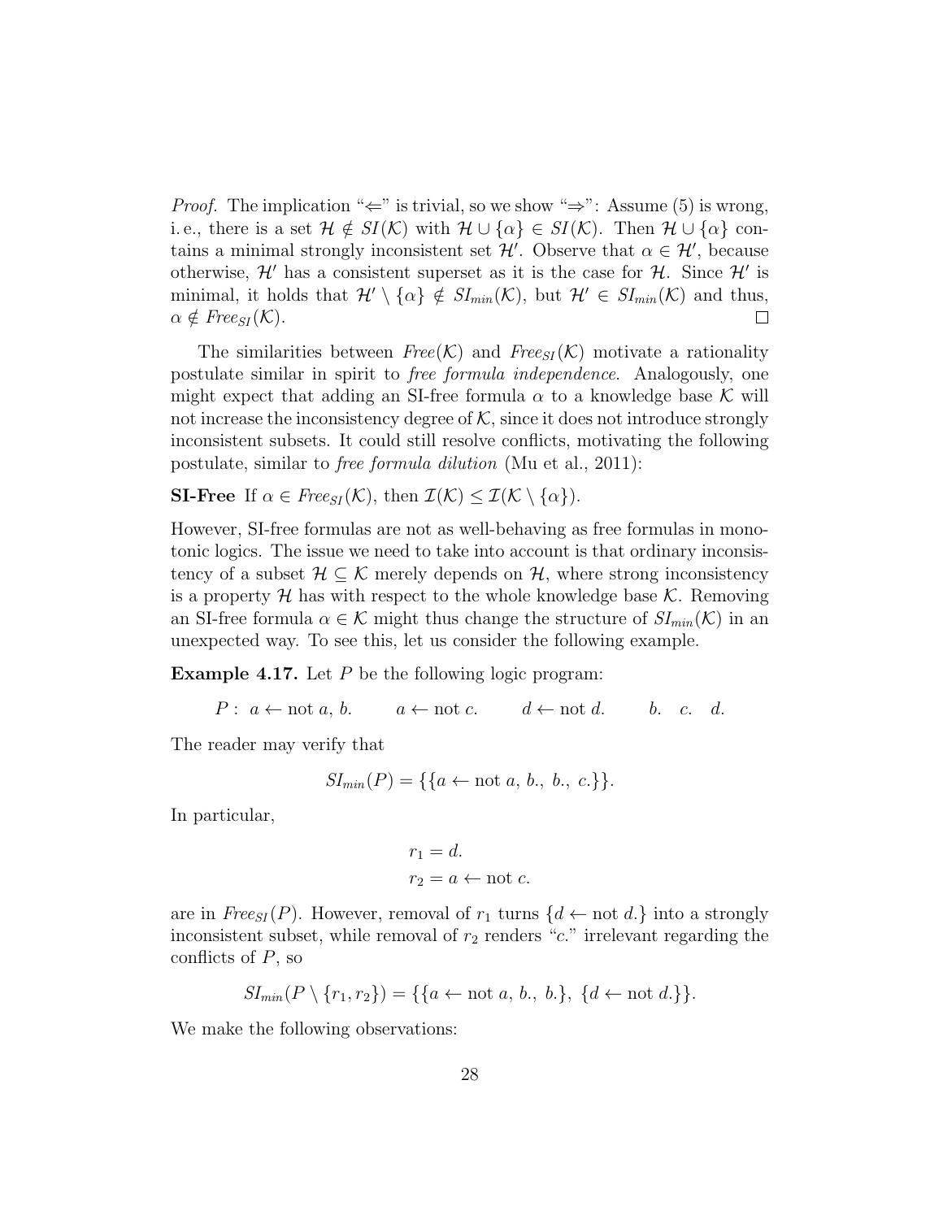*Proof.* The implication "$\Leftarrow$" is trivial, so we show "$\Rightarrow$": Assume (5) is wrong, i. e., there is a set $\mathcal{H} \notin SI(\mathcal{K})$ with $\mathcal{H} \cup \{\alpha\} \in SI(\mathcal{K})$. Then $\mathcal{H} \cup \{\alpha\}$ contains a minimal strongly inconsistent set $\mathcal{H}'$. Observe that $\alpha \in \mathcal{H}'$, because otherwise, $\mathcal{H}'$ has a consistent superset as it is the case for $\mathcal{H}$. Since $\mathcal{H}'$ is minimal, it holds that $\mathcal{H}' \setminus \{\alpha\} \notin SI_{min}(\mathcal{K})$, but $\mathcal{H}' \in SI_{min}(\mathcal{K})$ and thus, $\alpha \notin Free_{SI}(\mathcal{K})$. □

The similarities between $Free(\mathcal{K})$ and $Free_{SI}(\mathcal{K})$ motivate a rationality postulate similar in spirit to *free formula independence*. Analogously, one might expect that adding an SI-free formula $\alpha$ to a knowledge base $\mathcal{K}$ will not increase the inconsistency degree of $\mathcal{K}$, since it does not introduce strongly inconsistent subsets. It could still resolve conflicts, motivating the following postulate, similar to *free formula dilution* (Mu et al., 2011):

**SI-Free** If $\alpha \in Free_{SI}(\mathcal{K})$, then $\mathcal{I}(\mathcal{K}) \leq \mathcal{I}(\mathcal{K} \setminus \{\alpha\})$.

However, SI-free formulas are not as well-behaving as free formulas in monotonic logics. The issue we need to take into account is that ordinary inconsistency of a subset $\mathcal{H} \subseteq \mathcal{K}$ merely depends on $\mathcal{H}$, where strong inconsistency is a property $\mathcal{H}$ has with respect to the whole knowledge base $\mathcal{K}$. Removing an SI-free formula $\alpha \in \mathcal{K}$ might thus change the structure of $SI_{min}(\mathcal{K})$ in an unexpected way. To see this, let us consider the following example.

**Example 4.17.** Let $P$ be the following logic program:

$$P: \; a \leftarrow \text{not } a, b. \qquad a \leftarrow \text{not } c. \qquad d \leftarrow \text{not } d. \qquad b. \quad c. \quad d.$$

The reader may verify that

$$SI_{min}(P) = \{\{a \leftarrow \text{not } a, b., \; b., \; c.\}\}.$$

In particular,

$$r_1 = d.$$
$$r_2 = a \leftarrow \text{not } c.$$

are in $Free_{SI}(P)$. However, removal of $r_1$ turns $\{d \leftarrow \text{not } d.\}$ into a strongly inconsistent subset, while removal of $r_2$ renders "$c.$" irrelevant regarding the conflicts of $P$, so

$$SI_{min}(P \setminus \{r_1, r_2\}) = \{\{a \leftarrow \text{not } a, b., \; b.\}, \; \{d \leftarrow \text{not } d.\}\}.$$

We make the following observations: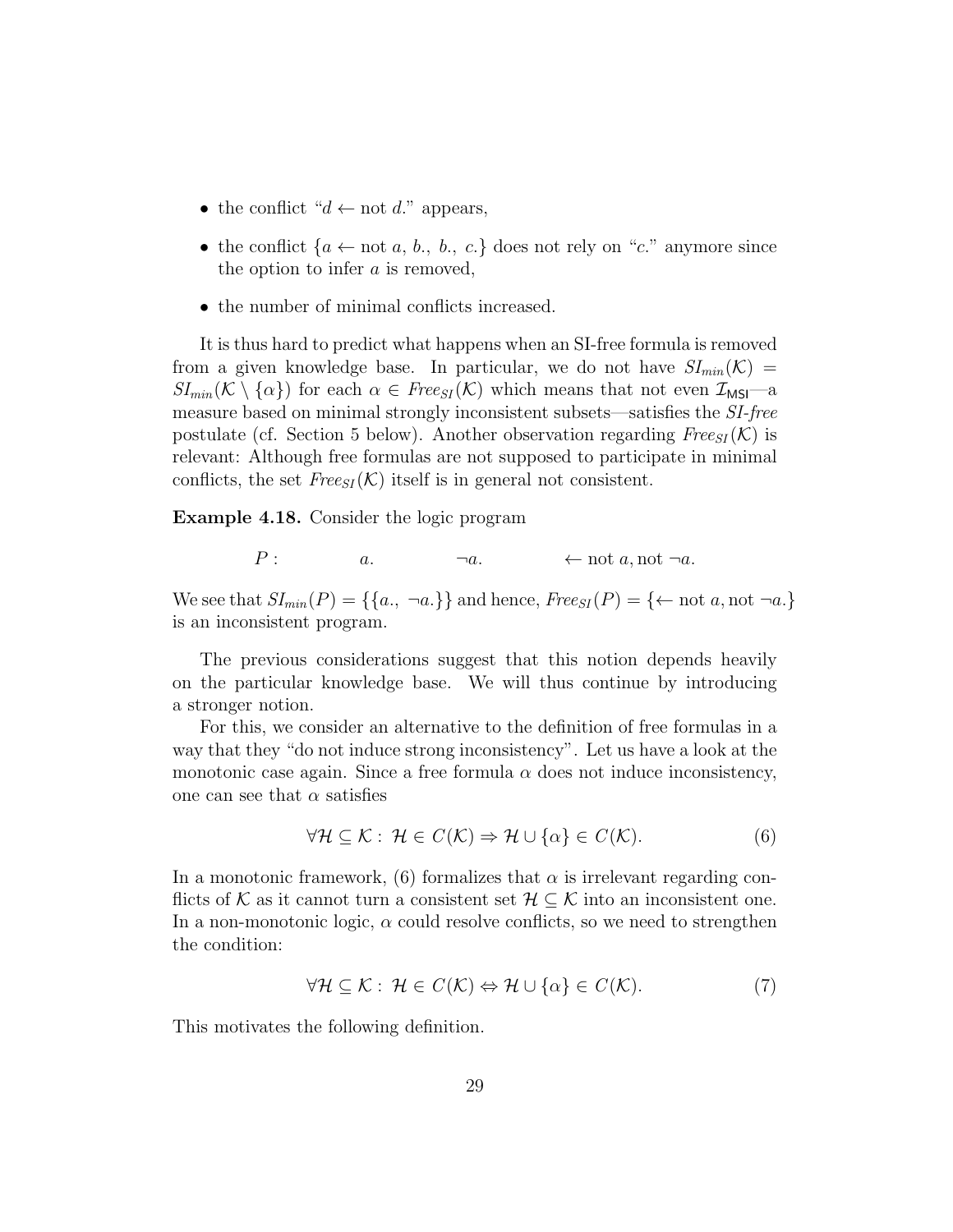- the conflict "$d \leftarrow \text{not } d.$" appears,
- the conflict $\{a \leftarrow \text{not } a,\ b.,\ b.,\ c.\}$ does not rely on "$c.$" anymore since the option to infer $a$ is removed,
- the number of minimal conflicts increased.

It is thus hard to predict what happens when an SI-free formula is removed from a given knowledge base. In particular, we do not have $SI_{min}(\mathcal{K}) = SI_{min}(\mathcal{K} \setminus \{\alpha\})$ for each $\alpha \in \mathit{Free}_{SI}(\mathcal{K})$ which means that not even $\mathcal{I}_{\mathsf{MSI}}$—a measure based on minimal strongly inconsistent subsets—satisfies the *SI-free* postulate (cf. Section 5 below). Another observation regarding $\mathit{Free}_{SI}(\mathcal{K})$ is relevant: Although free formulas are not supposed to participate in minimal conflicts, the set $\mathit{Free}_{SI}(\mathcal{K})$ itself is in general not consistent.

**Example 4.18.** Consider the logic program

$$P: \qquad a. \qquad \neg a. \qquad \leftarrow \text{not } a, \text{not } \neg a.$$

We see that $SI_{min}(P) = \{\{a.,\ \neg a.\}\}$ and hence, $\mathit{Free}_{SI}(P) = \{\leftarrow \text{not } a, \text{not } \neg a.\}$ is an inconsistent program.

The previous considerations suggest that this notion depends heavily on the particular knowledge base. We will thus continue by introducing a stronger notion.

For this, we consider an alternative to the definition of free formulas in a way that they "do not induce strong inconsistency". Let us have a look at the monotonic case again. Since a free formula $\alpha$ does not induce inconsistency, one can see that $\alpha$ satisfies

$$\forall \mathcal{H} \subseteq \mathcal{K}:\ \mathcal{H} \in C(\mathcal{K}) \Rightarrow \mathcal{H} \cup \{\alpha\} \in C(\mathcal{K}). \tag{6}$$

In a monotonic framework, (6) formalizes that $\alpha$ is irrelevant regarding conflicts of $\mathcal{K}$ as it cannot turn a consistent set $\mathcal{H} \subseteq \mathcal{K}$ into an inconsistent one. In a non-monotonic logic, $\alpha$ could resolve conflicts, so we need to strengthen the condition:

$$\forall \mathcal{H} \subseteq \mathcal{K}:\ \mathcal{H} \in C(\mathcal{K}) \Leftrightarrow \mathcal{H} \cup \{\alpha\} \in C(\mathcal{K}). \tag{7}$$

This motivates the following definition.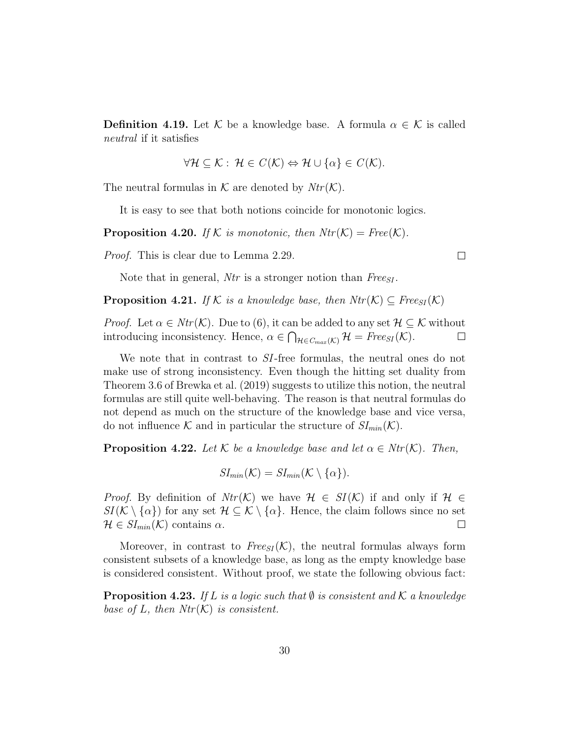**Definition 4.19.** Let $\mathcal{K}$ be a knowledge base. A formula $\alpha \in \mathcal{K}$ is called *neutral* if it satisfies

$$\forall \mathcal{H} \subseteq \mathcal{K} : \ \mathcal{H} \in C(\mathcal{K}) \Leftrightarrow \mathcal{H} \cup \{\alpha\} \in C(\mathcal{K}).$$

The neutral formulas in $\mathcal{K}$ are denoted by $Ntr(\mathcal{K})$.

It is easy to see that both notions coincide for monotonic logics.

**Proposition 4.20.** *If $\mathcal{K}$ is monotonic, then $Ntr(\mathcal{K}) = Free(\mathcal{K})$.*

*Proof.* This is clear due to Lemma 2.29. $\square$

Note that in general, $Ntr$ is a stronger notion than $Free_{SI}$.

**Proposition 4.21.** *If $\mathcal{K}$ is a knowledge base, then $Ntr(\mathcal{K}) \subseteq Free_{SI}(\mathcal{K})$*

*Proof.* Let $\alpha \in Ntr(\mathcal{K})$. Due to (6), it can be added to any set $\mathcal{H} \subseteq \mathcal{K}$ without introducing inconsistency. Hence, $\alpha \in \bigcap_{\mathcal{H} \in C_{max}(\mathcal{K})} \mathcal{H} = Free_{SI}(\mathcal{K})$. $\square$

We note that in contrast to $SI$-free formulas, the neutral ones do not make use of strong inconsistency. Even though the hitting set duality from Theorem 3.6 of Brewka et al. (2019) suggests to utilize this notion, the neutral formulas are still quite well-behaving. The reason is that neutral formulas do not depend as much on the structure of the knowledge base and vice versa, do not influence $\mathcal{K}$ and in particular the structure of $SI_{min}(\mathcal{K})$.

**Proposition 4.22.** *Let $\mathcal{K}$ be a knowledge base and let $\alpha \in Ntr(\mathcal{K})$. Then,*

$$SI_{min}(\mathcal{K}) = SI_{min}(\mathcal{K} \setminus \{\alpha\}).$$

*Proof.* By definition of $Ntr(\mathcal{K})$ we have $\mathcal{H} \in SI(\mathcal{K})$ if and only if $\mathcal{H} \in SI(\mathcal{K} \setminus \{\alpha\})$ for any set $\mathcal{H} \subseteq \mathcal{K} \setminus \{\alpha\}$. Hence, the claim follows since no set $\mathcal{H} \in SI_{min}(\mathcal{K})$ contains $\alpha$. $\square$

Moreover, in contrast to $Free_{SI}(\mathcal{K})$, the neutral formulas always form consistent subsets of a knowledge base, as long as the empty knowledge base is considered consistent. Without proof, we state the following obvious fact:

**Proposition 4.23.** *If $L$ is a logic such that $\emptyset$ is consistent and $\mathcal{K}$ a knowledge base of $L$, then $Ntr(\mathcal{K})$ is consistent.*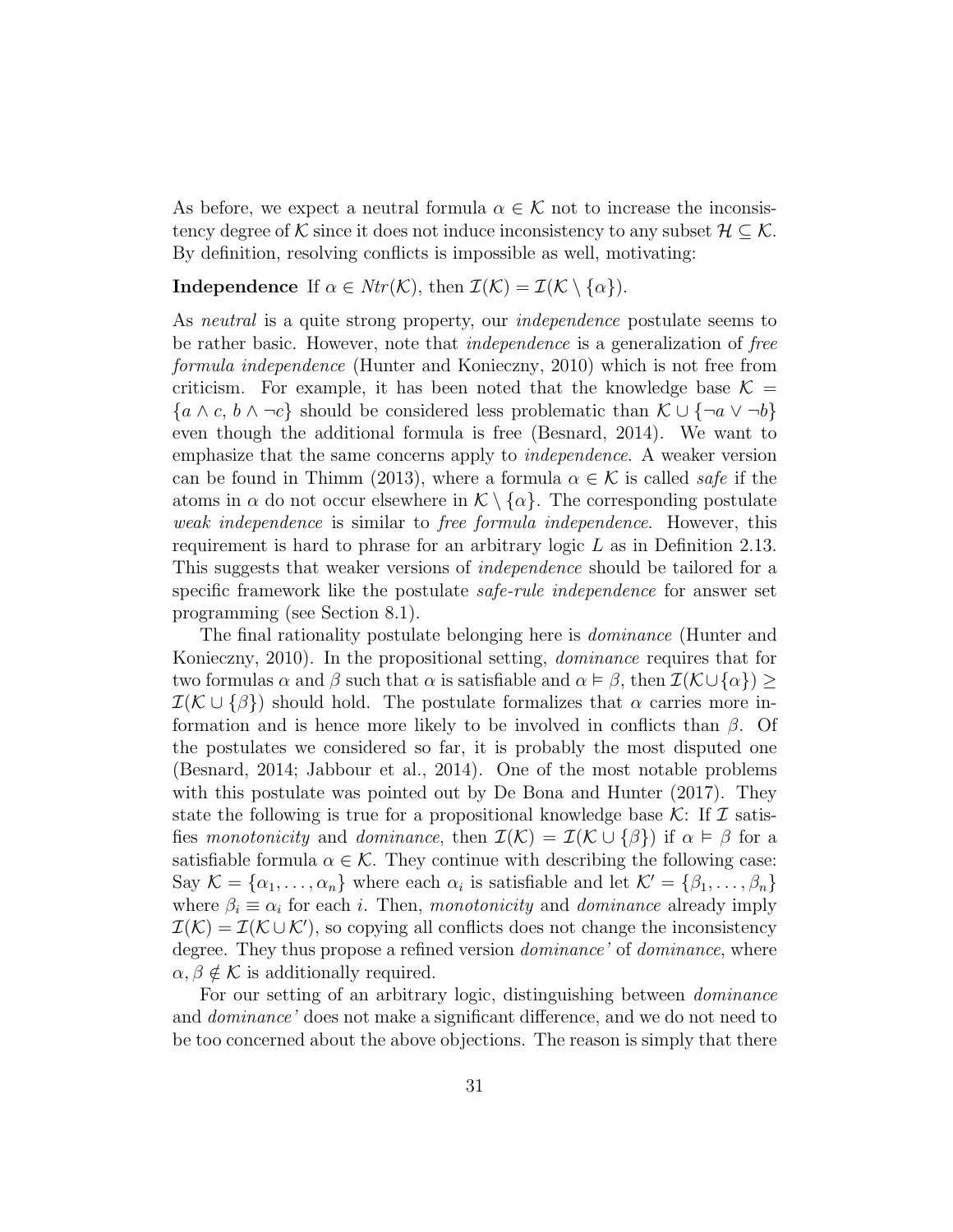As before, we expect a neutral formula $\alpha \in \mathcal{K}$ not to increase the inconsistency degree of $\mathcal{K}$ since it does not induce inconsistency to any subset $\mathcal{H} \subseteq \mathcal{K}$. By definition, resolving conflicts is impossible as well, motivating:

**Independence** If $\alpha \in Ntr(\mathcal{K})$, then $\mathcal{I}(\mathcal{K}) = \mathcal{I}(\mathcal{K} \setminus \{\alpha\})$.

As *neutral* is a quite strong property, our *independence* postulate seems to be rather basic. However, note that *independence* is a generalization of *free formula independence* (Hunter and Konieczny, 2010) which is not free from criticism. For example, it has been noted that the knowledge base $\mathcal{K} = \{a \wedge c,\, b \wedge \neg c\}$ should be considered less problematic than $\mathcal{K} \cup \{\neg a \vee \neg b\}$ even though the additional formula is free (Besnard, 2014). We want to emphasize that the same concerns apply to *independence*. A weaker version can be found in Thimm (2013), where a formula $\alpha \in \mathcal{K}$ is called *safe* if the atoms in $\alpha$ do not occur elsewhere in $\mathcal{K} \setminus \{\alpha\}$. The corresponding postulate *weak independence* is similar to *free formula independence*. However, this requirement is hard to phrase for an arbitrary logic $L$ as in Definition 2.13. This suggests that weaker versions of *independence* should be tailored for a specific framework like the postulate *safe-rule independence* for answer set programming (see Section 8.1).

The final rationality postulate belonging here is *dominance* (Hunter and Konieczny, 2010). In the propositional setting, *dominance* requires that for two formulas $\alpha$ and $\beta$ such that $\alpha$ is satisfiable and $\alpha \models \beta$, then $\mathcal{I}(\mathcal{K} \cup \{\alpha\}) \geq \mathcal{I}(\mathcal{K} \cup \{\beta\})$ should hold. The postulate formalizes that $\alpha$ carries more information and is hence more likely to be involved in conflicts than $\beta$. Of the postulates we considered so far, it is probably the most disputed one (Besnard, 2014; Jabbour et al., 2014). One of the most notable problems with this postulate was pointed out by De Bona and Hunter (2017). They state the following is true for a propositional knowledge base $\mathcal{K}$: If $\mathcal{I}$ satisfies *monotonicity* and *dominance*, then $\mathcal{I}(\mathcal{K}) = \mathcal{I}(\mathcal{K} \cup \{\beta\})$ if $\alpha \models \beta$ for a satisfiable formula $\alpha \in \mathcal{K}$. They continue with describing the following case: Say $\mathcal{K} = \{\alpha_1, \ldots, \alpha_n\}$ where each $\alpha_i$ is satisfiable and let $\mathcal{K}' = \{\beta_1, \ldots, \beta_n\}$ where $\beta_i \equiv \alpha_i$ for each $i$. Then, *monotonicity* and *dominance* already imply $\mathcal{I}(\mathcal{K}) = \mathcal{I}(\mathcal{K} \cup \mathcal{K}')$, so copying all conflicts does not change the inconsistency degree. They thus propose a refined version *dominance'* of *dominance*, where $\alpha, \beta \notin \mathcal{K}$ is additionally required.

For our setting of an arbitrary logic, distinguishing between *dominance* and *dominance'* does not make a significant difference, and we do not need to be too concerned about the above objections. The reason is simply that there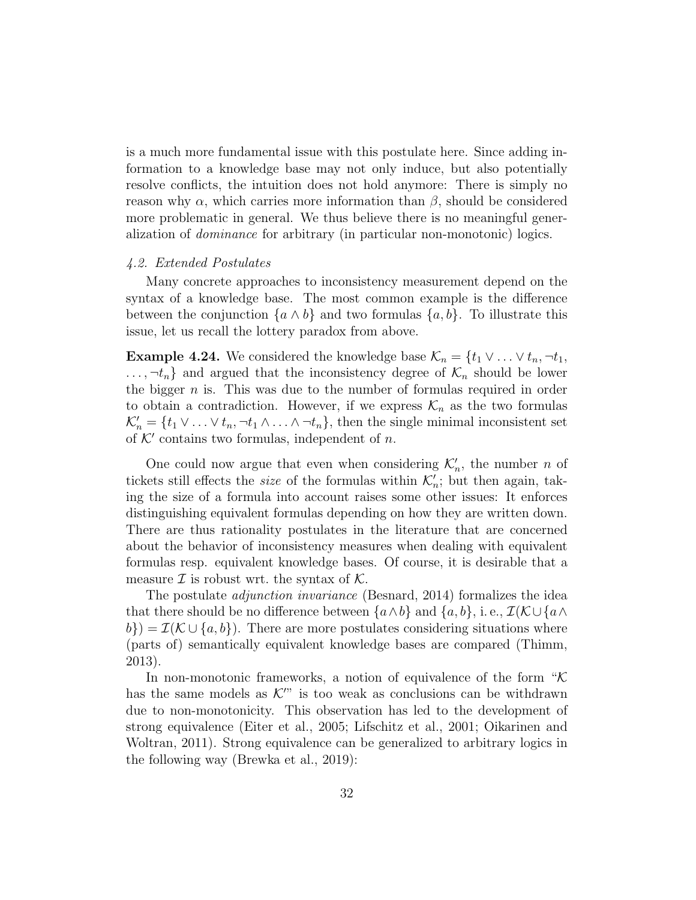is a much more fundamental issue with this postulate here. Since adding information to a knowledge base may not only induce, but also potentially resolve conflicts, the intuition does not hold anymore: There is simply no reason why $\alpha$, which carries more information than $\beta$, should be considered more problematic in general. We thus believe there is no meaningful generalization of *dominance* for arbitrary (in particular non-monotonic) logics.

### 4.2. Extended Postulates

Many concrete approaches to inconsistency measurement depend on the syntax of a knowledge base. The most common example is the difference between the conjunction $\{a \wedge b\}$ and two formulas $\{a, b\}$. To illustrate this issue, let us recall the lottery paradox from above.

**Example 4.24.** We considered the knowledge base $\mathcal{K}_n = \{t_1 \vee \ldots \vee t_n, \neg t_1, \ldots, \neg t_n\}$ and argued that the inconsistency degree of $\mathcal{K}_n$ should be lower the bigger $n$ is. This was due to the number of formulas required in order to obtain a contradiction. However, if we express $\mathcal{K}_n$ as the two formulas $\mathcal{K}'_n = \{t_1 \vee \ldots \vee t_n, \neg t_1 \wedge \ldots \wedge \neg t_n\}$, then the single minimal inconsistent set of $\mathcal{K}'$ contains two formulas, independent of $n$.

One could now argue that even when considering $\mathcal{K}'_n$, the number $n$ of tickets still effects the *size* of the formulas within $\mathcal{K}'_n$; but then again, taking the size of a formula into account raises some other issues: It enforces distinguishing equivalent formulas depending on how they are written down. There are thus rationality postulates in the literature that are concerned about the behavior of inconsistency measures when dealing with equivalent formulas resp. equivalent knowledge bases. Of course, it is desirable that a measure $\mathcal{I}$ is robust wrt. the syntax of $\mathcal{K}$.

The postulate *adjunction invariance* (Besnard, 2014) formalizes the idea that there should be no difference between $\{a \wedge b\}$ and $\{a, b\}$, i. e., $\mathcal{I}(\mathcal{K} \cup \{a \wedge b\}) = \mathcal{I}(\mathcal{K} \cup \{a, b\})$. There are more postulates considering situations where (parts of) semantically equivalent knowledge bases are compared (Thimm, 2013).

In non-monotonic frameworks, a notion of equivalence of the form "$\mathcal{K}$ has the same models as $\mathcal{K}'$" is too weak as conclusions can be withdrawn due to non-monotonicity. This observation has led to the development of strong equivalence (Eiter et al., 2005; Lifschitz et al., 2001; Oikarinen and Woltran, 2011). Strong equivalence can be generalized to arbitrary logics in the following way (Brewka et al., 2019):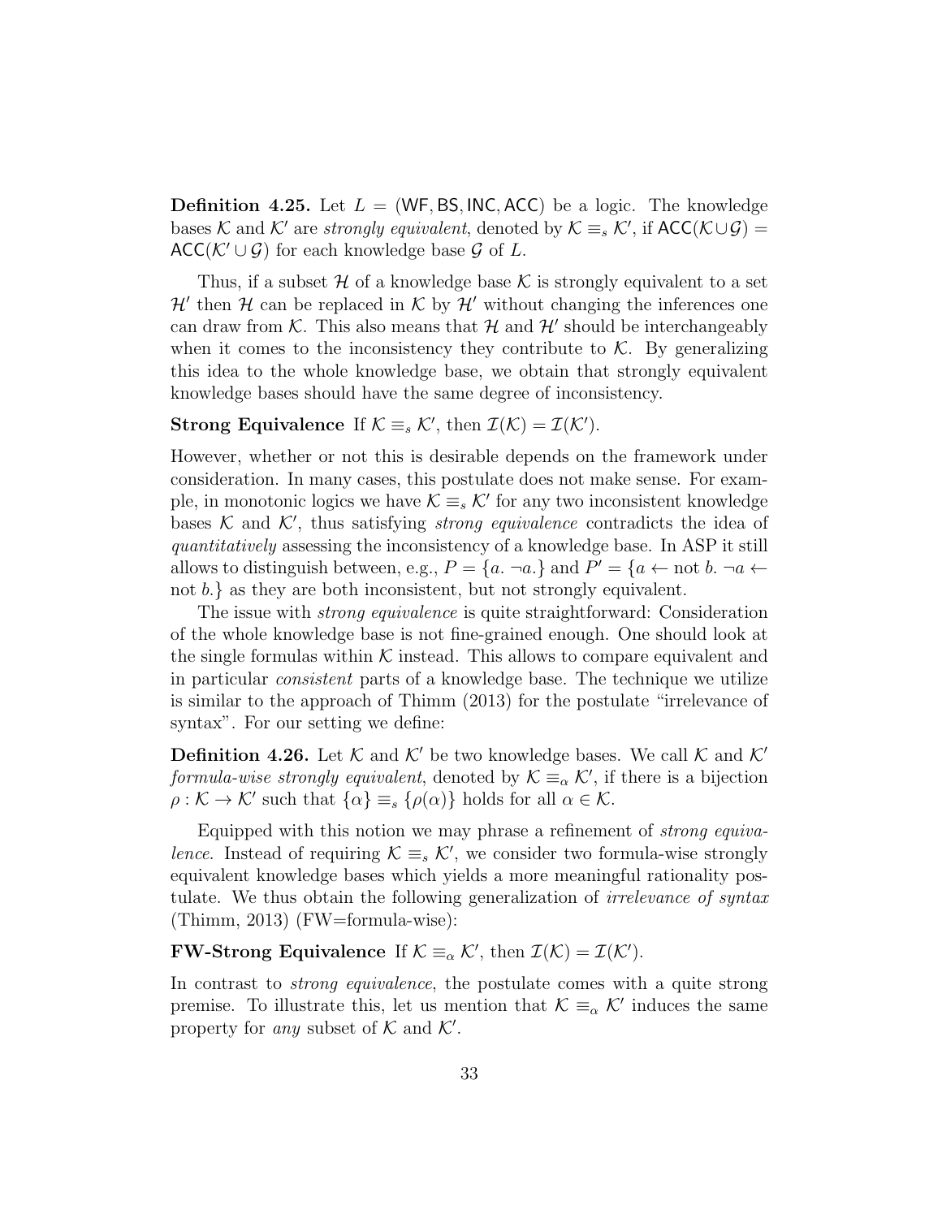**Definition 4.25.** Let $L = (\mathsf{WF}, \mathsf{BS}, \mathsf{INC}, \mathsf{ACC})$ be a logic. The knowledge bases $\mathcal{K}$ and $\mathcal{K}'$ are *strongly equivalent*, denoted by $\mathcal{K} \equiv_s \mathcal{K}'$, if $\mathsf{ACC}(\mathcal{K} \cup \mathcal{G}) = \mathsf{ACC}(\mathcal{K}' \cup \mathcal{G})$ for each knowledge base $\mathcal{G}$ of $L$.

Thus, if a subset $\mathcal{H}$ of a knowledge base $\mathcal{K}$ is strongly equivalent to a set $\mathcal{H}'$ then $\mathcal{H}$ can be replaced in $\mathcal{K}$ by $\mathcal{H}'$ without changing the inferences one can draw from $\mathcal{K}$. This also means that $\mathcal{H}$ and $\mathcal{H}'$ should be interchangeably when it comes to the inconsistency they contribute to $\mathcal{K}$. By generalizing this idea to the whole knowledge base, we obtain that strongly equivalent knowledge bases should have the same degree of inconsistency.

**Strong Equivalence** If $\mathcal{K} \equiv_s \mathcal{K}'$, then $\mathcal{I}(\mathcal{K}) = \mathcal{I}(\mathcal{K}')$.

However, whether or not this is desirable depends on the framework under consideration. In many cases, this postulate does not make sense. For example, in monotonic logics we have $\mathcal{K} \equiv_s \mathcal{K}'$ for any two inconsistent knowledge bases $\mathcal{K}$ and $\mathcal{K}'$, thus satisfying *strong equivalence* contradicts the idea of *quantitatively* assessing the inconsistency of a knowledge base. In ASP it still allows to distinguish between, e.g., $P = \{a.\ \neg a.\}$ and $P' = \{a \leftarrow \text{not } b.\ \neg a \leftarrow \text{not } b.\}$ as they are both inconsistent, but not strongly equivalent.

The issue with *strong equivalence* is quite straightforward: Consideration of the whole knowledge base is not fine-grained enough. One should look at the single formulas within $\mathcal{K}$ instead. This allows to compare equivalent and in particular *consistent* parts of a knowledge base. The technique we utilize is similar to the approach of Thimm (2013) for the postulate "irrelevance of syntax". For our setting we define:

**Definition 4.26.** Let $\mathcal{K}$ and $\mathcal{K}'$ be two knowledge bases. We call $\mathcal{K}$ and $\mathcal{K}'$ *formula-wise strongly equivalent*, denoted by $\mathcal{K} \equiv_\alpha \mathcal{K}'$, if there is a bijection $\rho : \mathcal{K} \to \mathcal{K}'$ such that $\{\alpha\} \equiv_s \{\rho(\alpha)\}$ holds for all $\alpha \in \mathcal{K}$.

Equipped with this notion we may phrase a refinement of *strong equivalence*. Instead of requiring $\mathcal{K} \equiv_s \mathcal{K}'$, we consider two formula-wise strongly equivalent knowledge bases which yields a more meaningful rationality postulate. We thus obtain the following generalization of *irrelevance of syntax* (Thimm, 2013) (FW=formula-wise):

**FW-Strong Equivalence** If $\mathcal{K} \equiv_\alpha \mathcal{K}'$, then $\mathcal{I}(\mathcal{K}) = \mathcal{I}(\mathcal{K}')$.

In contrast to *strong equivalence*, the postulate comes with a quite strong premise. To illustrate this, let us mention that $\mathcal{K} \equiv_\alpha \mathcal{K}'$ induces the same property for *any* subset of $\mathcal{K}$ and $\mathcal{K}'$.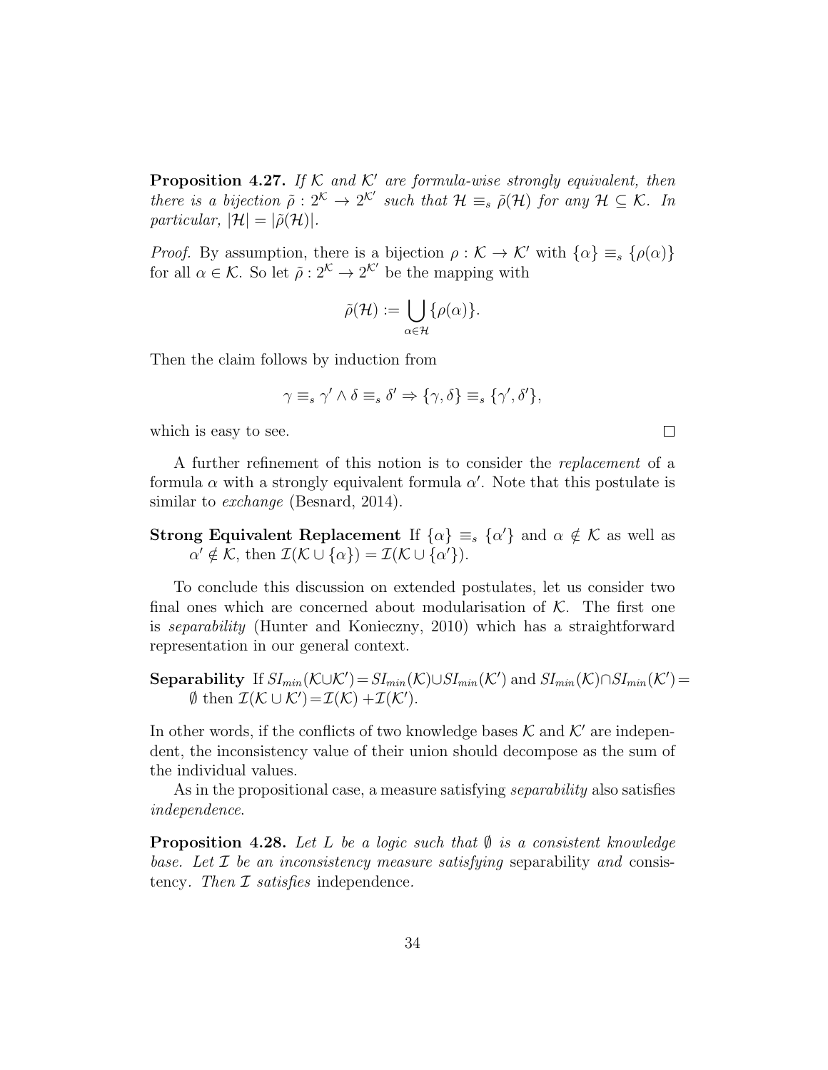**Proposition 4.27.** *If $\mathcal{K}$ and $\mathcal{K}'$ are formula-wise strongly equivalent, then there is a bijection $\tilde{\rho} : 2^{\mathcal{K}} \to 2^{\mathcal{K}'}$ such that $\mathcal{H} \equiv_s \tilde{\rho}(\mathcal{H})$ for any $\mathcal{H} \subseteq \mathcal{K}$. In particular, $|\mathcal{H}| = |\tilde{\rho}(\mathcal{H})|$.*

*Proof.* By assumption, there is a bijection $\rho : \mathcal{K} \to \mathcal{K}'$ with $\{\alpha\} \equiv_s \{\rho(\alpha)\}$ for all $\alpha \in \mathcal{K}$. So let $\tilde{\rho} : 2^{\mathcal{K}} \to 2^{\mathcal{K}'}$ be the mapping with

$$\tilde{\rho}(\mathcal{H}) := \bigcup_{\alpha \in \mathcal{H}} \{\rho(\alpha)\}.$$

Then the claim follows by induction from

$$\gamma \equiv_s \gamma' \wedge \delta \equiv_s \delta' \Rightarrow \{\gamma, \delta\} \equiv_s \{\gamma', \delta'\},$$

which is easy to see. □

A further refinement of this notion is to consider the *replacement* of a formula $\alpha$ with a strongly equivalent formula $\alpha'$. Note that this postulate is similar to *exchange* (Besnard, 2014).

**Strong Equivalent Replacement** If $\{\alpha\} \equiv_s \{\alpha'\}$ and $\alpha \notin \mathcal{K}$ as well as $\alpha' \notin \mathcal{K}$, then $\mathcal{I}(\mathcal{K} \cup \{\alpha\}) = \mathcal{I}(\mathcal{K} \cup \{\alpha'\})$.

To conclude this discussion on extended postulates, let us consider two final ones which are concerned about modularisation of $\mathcal{K}$. The first one is *separability* (Hunter and Konieczny, 2010) which has a straightforward representation in our general context.

**Separability** If $SI_{min}(\mathcal{K} \cup \mathcal{K}') = SI_{min}(\mathcal{K}) \cup SI_{min}(\mathcal{K}')$ and $SI_{min}(\mathcal{K}) \cap SI_{min}(\mathcal{K}') = \emptyset$ then $\mathcal{I}(\mathcal{K} \cup \mathcal{K}') = \mathcal{I}(\mathcal{K}) + \mathcal{I}(\mathcal{K}')$.

In other words, if the conflicts of two knowledge bases $\mathcal{K}$ and $\mathcal{K}'$ are independent, the inconsistency value of their union should decompose as the sum of the individual values.

As in the propositional case, a measure satisfying *separability* also satisfies *independence*.

**Proposition 4.28.** *Let $L$ be a logic such that $\emptyset$ is a consistent knowledge base. Let $\mathcal{I}$ be an inconsistency measure satisfying* separability *and* consistency. *Then $\mathcal{I}$ satisfies* independence.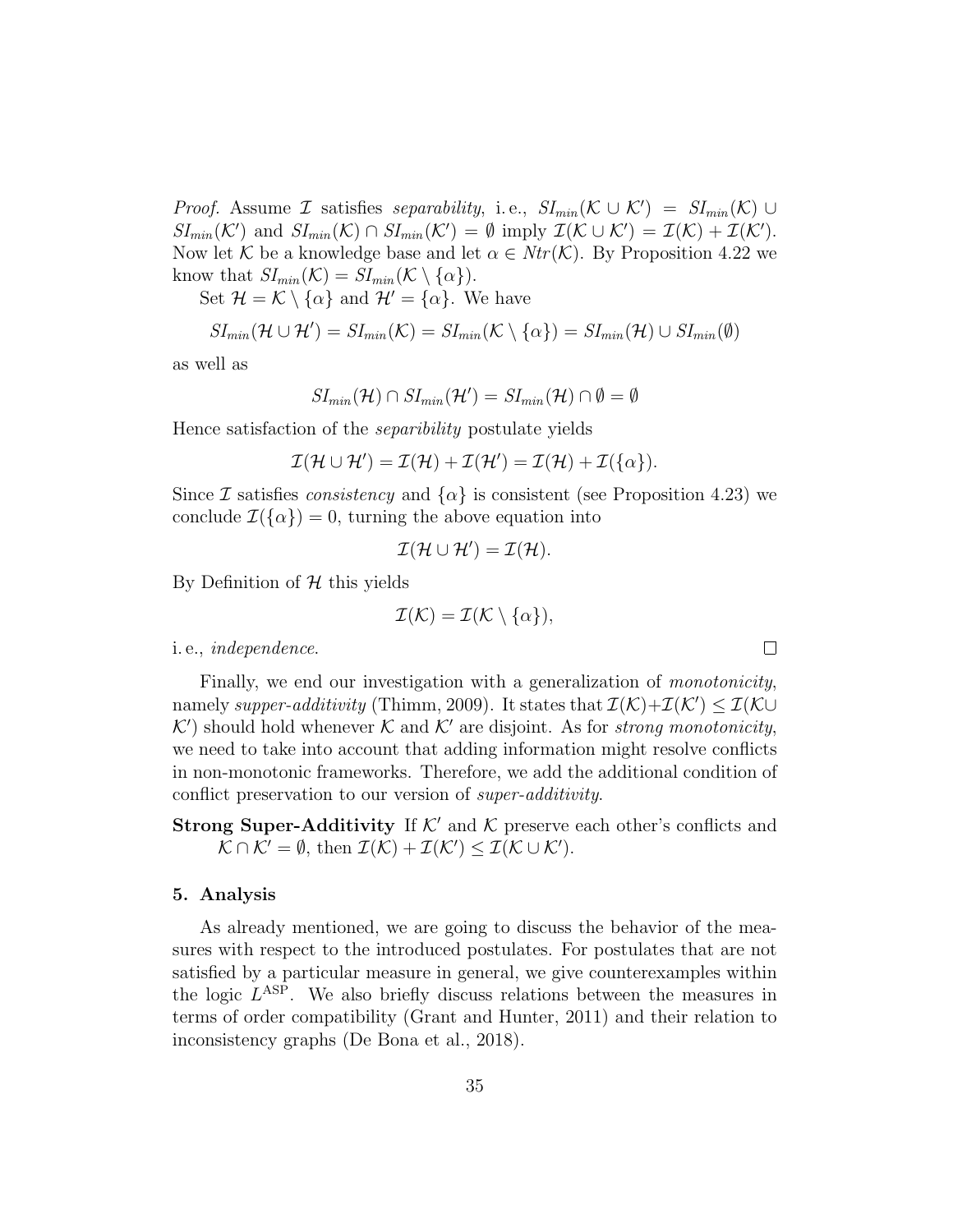*Proof.* Assume $\mathcal{I}$ satisfies *separability*, i. e., $SI_{min}(\mathcal{K} \cup \mathcal{K}') = SI_{min}(\mathcal{K}) \cup SI_{min}(\mathcal{K}')$ and $SI_{min}(\mathcal{K}) \cap SI_{min}(\mathcal{K}') = \emptyset$ imply $\mathcal{I}(\mathcal{K} \cup \mathcal{K}') = \mathcal{I}(\mathcal{K}) + \mathcal{I}(\mathcal{K}')$. Now let $\mathcal{K}$ be a knowledge base and let $\alpha \in Ntr(\mathcal{K})$. By Proposition 4.22 we know that $SI_{min}(\mathcal{K}) = SI_{min}(\mathcal{K} \setminus \{\alpha\})$.

Set $\mathcal{H} = \mathcal{K} \setminus \{\alpha\}$ and $\mathcal{H}' = \{\alpha\}$. We have

$$SI_{min}(\mathcal{H} \cup \mathcal{H}') = SI_{min}(\mathcal{K}) = SI_{min}(\mathcal{K} \setminus \{\alpha\}) = SI_{min}(\mathcal{H}) \cup SI_{min}(\emptyset)$$

as well as

$$SI_{min}(\mathcal{H}) \cap SI_{min}(\mathcal{H}') = SI_{min}(\mathcal{H}) \cap \emptyset = \emptyset$$

Hence satisfaction of the *separibility* postulate yields

$$\mathcal{I}(\mathcal{H} \cup \mathcal{H}') = \mathcal{I}(\mathcal{H}) + \mathcal{I}(\mathcal{H}') = \mathcal{I}(\mathcal{H}) + \mathcal{I}(\{\alpha\}).$$

Since $\mathcal{I}$ satisfies *consistency* and $\{\alpha\}$ is consistent (see Proposition 4.23) we conclude $\mathcal{I}(\{\alpha\}) = 0$, turning the above equation into

$$\mathcal{I}(\mathcal{H} \cup \mathcal{H}') = \mathcal{I}(\mathcal{H}).$$

By Definition of $\mathcal{H}$ this yields

$$\mathcal{I}(\mathcal{K}) = \mathcal{I}(\mathcal{K} \setminus \{\alpha\}),$$

i. e., *independence*. □

Finally, we end our investigation with a generalization of *monotonicity*, namely *supper-additivity* (Thimm, 2009). It states that $\mathcal{I}(\mathcal{K}) + \mathcal{I}(\mathcal{K}') \leq \mathcal{I}(\mathcal{K} \cup \mathcal{K}')$ should hold whenever $\mathcal{K}$ and $\mathcal{K}'$ are disjoint. As for *strong monotonicity*, we need to take into account that adding information might resolve conflicts in non-monotonic frameworks. Therefore, we add the additional condition of conflict preservation to our version of *super-additivity*.

**Strong Super-Additivity** If $\mathcal{K}'$ and $\mathcal{K}$ preserve each other's conflicts and $\mathcal{K} \cap \mathcal{K}' = \emptyset$, then $\mathcal{I}(\mathcal{K}) + \mathcal{I}(\mathcal{K}') \leq \mathcal{I}(\mathcal{K} \cup \mathcal{K}')$.

## 5. Analysis

As already mentioned, we are going to discuss the behavior of the measures with respect to the introduced postulates. For postulates that are not satisfied by a particular measure in general, we give counterexamples within the logic $L^{\text{ASP}}$. We also briefly discuss relations between the measures in terms of order compatibility (Grant and Hunter, 2011) and their relation to inconsistency graphs (De Bona et al., 2018).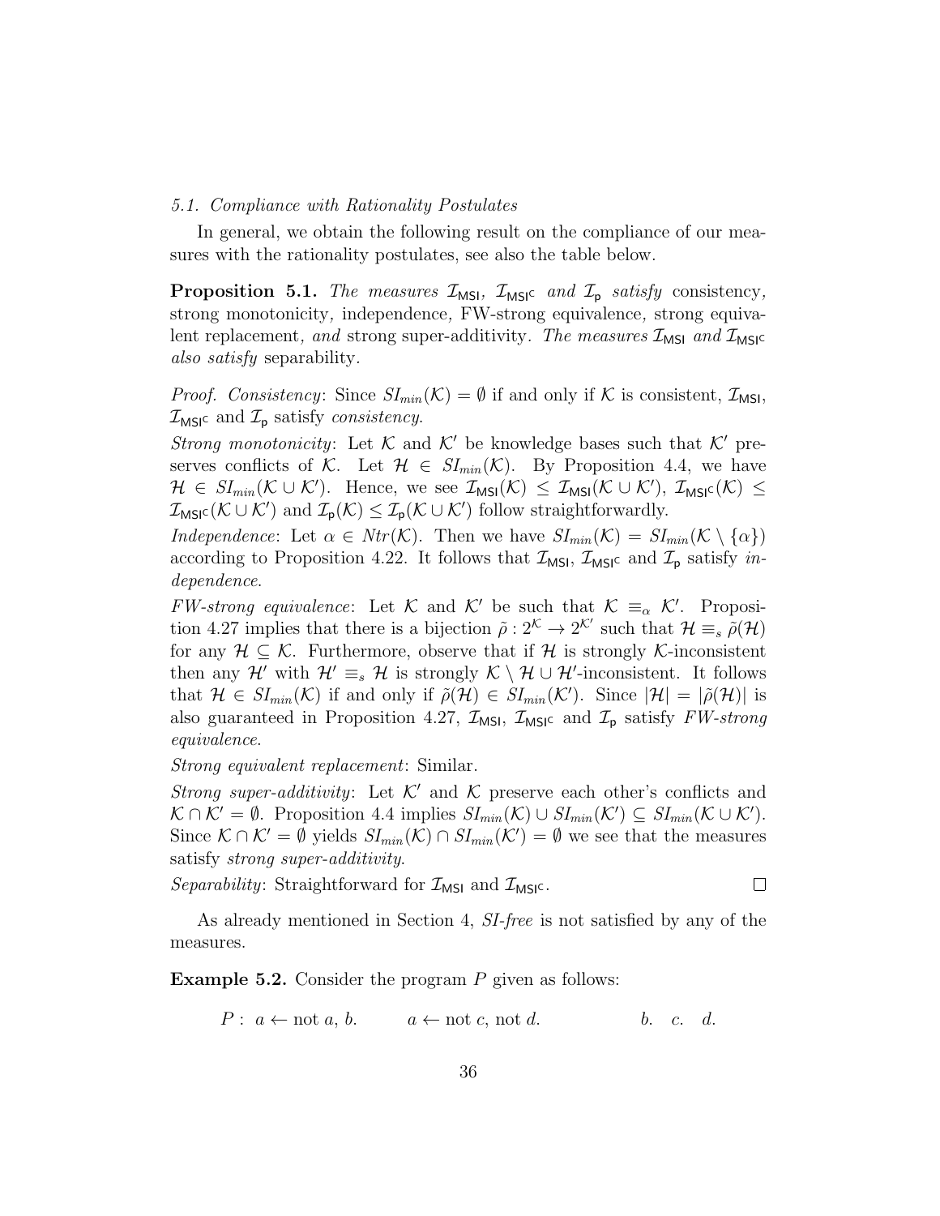*5.1. Compliance with Rationality Postulates*

In general, we obtain the following result on the compliance of our measures with the rationality postulates, see also the table below.

**Proposition 5.1.** *The measures $\mathcal{I}_{\mathsf{MSI}}$, $\mathcal{I}_{\mathsf{MSI^C}}$ and $\mathcal{I}_{\mathsf{p}}$ satisfy* consistency*,* strong monotonicity*,* independence*,* FW-strong equivalence*,* strong equivalent replacement*, and* strong super-additivity*. The measures $\mathcal{I}_{\mathsf{MSI}}$ and $\mathcal{I}_{\mathsf{MSI^C}}$ also satisfy* separability*.*

*Proof. Consistency*: Since $SI_{min}(\mathcal{K}) = \emptyset$ if and only if $\mathcal{K}$ is consistent, $\mathcal{I}_{\mathsf{MSI}}$, $\mathcal{I}_{\mathsf{MSI^C}}$ and $\mathcal{I}_{\mathsf{p}}$ satisfy *consistency*.

*Strong monotonicity*: Let $\mathcal{K}$ and $\mathcal{K}'$ be knowledge bases such that $\mathcal{K}'$ preserves conflicts of $\mathcal{K}$. Let $\mathcal{H} \in SI_{min}(\mathcal{K})$. By Proposition 4.4, we have $\mathcal{H} \in SI_{min}(\mathcal{K} \cup \mathcal{K}')$. Hence, we see $\mathcal{I}_{\mathsf{MSI}}(\mathcal{K}) \leq \mathcal{I}_{\mathsf{MSI}}(\mathcal{K} \cup \mathcal{K}')$, $\mathcal{I}_{\mathsf{MSI^C}}(\mathcal{K}) \leq \mathcal{I}_{\mathsf{MSI^C}}(\mathcal{K} \cup \mathcal{K}')$ and $\mathcal{I}_{\mathsf{p}}(\mathcal{K}) \leq \mathcal{I}_{\mathsf{p}}(\mathcal{K} \cup \mathcal{K}')$ follow straightforwardly.

*Independence*: Let $\alpha \in Ntr(\mathcal{K})$. Then we have $SI_{min}(\mathcal{K}) = SI_{min}(\mathcal{K} \setminus \{\alpha\})$ according to Proposition 4.22. It follows that $\mathcal{I}_{\mathsf{MSI}}$, $\mathcal{I}_{\mathsf{MSI^C}}$ and $\mathcal{I}_{\mathsf{p}}$ satisfy *independence*.

*FW-strong equivalence*: Let $\mathcal{K}$ and $\mathcal{K}'$ be such that $\mathcal{K} \equiv_\alpha \mathcal{K}'$. Proposition 4.27 implies that there is a bijection $\tilde{\rho} : 2^{\mathcal{K}} \to 2^{\mathcal{K}'}$ such that $\mathcal{H} \equiv_s \tilde{\rho}(\mathcal{H})$ for any $\mathcal{H} \subseteq \mathcal{K}$. Furthermore, observe that if $\mathcal{H}$ is strongly $\mathcal{K}$-inconsistent then any $\mathcal{H}'$ with $\mathcal{H}' \equiv_s \mathcal{H}$ is strongly $\mathcal{K} \setminus \mathcal{H} \cup \mathcal{H}'$-inconsistent. It follows that $\mathcal{H} \in SI_{min}(\mathcal{K})$ if and only if $\tilde{\rho}(\mathcal{H}) \in SI_{min}(\mathcal{K}')$. Since $|\mathcal{H}| = |\tilde{\rho}(\mathcal{H})|$ is also guaranteed in Proposition 4.27, $\mathcal{I}_{\mathsf{MSI}}$, $\mathcal{I}_{\mathsf{MSI^C}}$ and $\mathcal{I}_{\mathsf{p}}$ satisfy *FW-strong equivalence*.

*Strong equivalent replacement*: Similar.

*Strong super-additivity*: Let $\mathcal{K}'$ and $\mathcal{K}$ preserve each other's conflicts and $\mathcal{K} \cap \mathcal{K}' = \emptyset$. Proposition 4.4 implies $SI_{min}(\mathcal{K}) \cup SI_{min}(\mathcal{K}') \subseteq SI_{min}(\mathcal{K} \cup \mathcal{K}')$. Since $\mathcal{K} \cap \mathcal{K}' = \emptyset$ yields $SI_{min}(\mathcal{K}) \cap SI_{min}(\mathcal{K}') = \emptyset$ we see that the measures satisfy *strong super-additivity*.

*Separability*: Straightforward for $\mathcal{I}_{\mathsf{MSI}}$ and $\mathcal{I}_{\mathsf{MSI^C}}$. □

As already mentioned in Section 4, *SI-free* is not satisfied by any of the measures.

**Example 5.2.** Consider the program $P$ given as follows:

$$P: \; a \leftarrow \text{not } a, b. \qquad a \leftarrow \text{not } c, \text{not } d. \qquad b. \quad c. \quad d.$$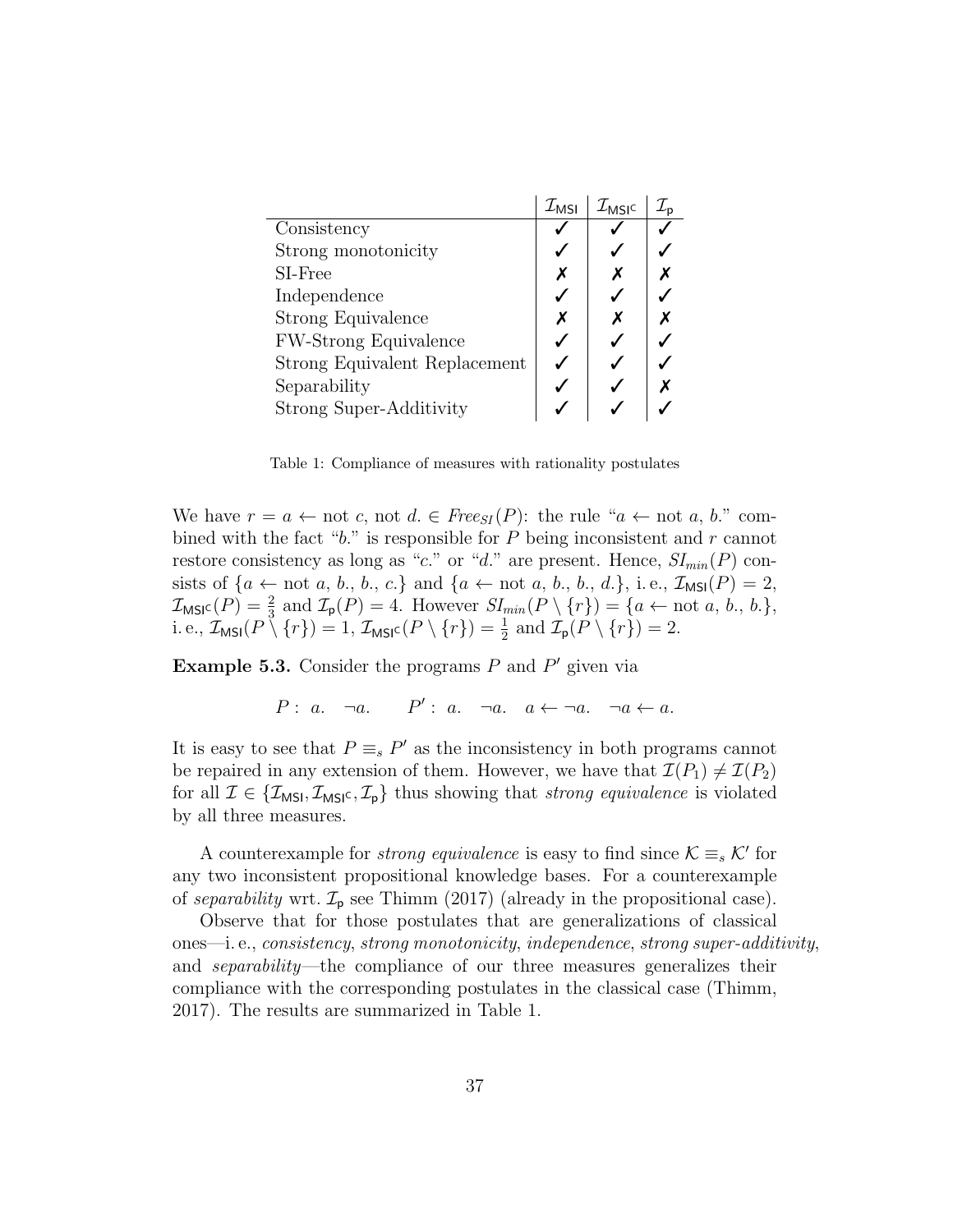| | $\mathcal{I}_{\mathsf{MSI}}$ | $\mathcal{I}_{\mathsf{MSI}^{\mathsf{C}}}$ | $\mathcal{I}_{\mathsf{p}}$ |
|---|---|---|---|
| Consistency | ✓ | ✓ | ✓ |
| Strong monotonicity | ✓ | ✓ | ✓ |
| SI-Free | ✗ | ✗ | ✗ |
| Independence | ✓ | ✓ | ✓ |
| Strong Equivalence | ✗ | ✗ | ✗ |
| FW-Strong Equivalence | ✓ | ✓ | ✓ |
| Strong Equivalent Replacement | ✓ | ✓ | ✓ |
| Separability | ✓ | ✓ | ✗ |
| Strong Super-Additivity | ✓ | ✓ | ✓ |

Table 1: Compliance of measures with rationality postulates

We have $r = a \leftarrow \text{not } c, \text{not } d. \in \mathit{Free}_{SI}(P)$: the rule "$a \leftarrow \text{not } a, b.$" combined with the fact "$b.$" is responsible for $P$ being inconsistent and $r$ cannot restore consistency as long as "$c.$" or "$d.$" are present. Hence, $SI_{min}(P)$ consists of $\{a \leftarrow \text{not } a, b., b., c.\}$ and $\{a \leftarrow \text{not } a, b., b., d.\}$, i. e., $\mathcal{I}_{\mathsf{MSI}}(P) = 2$, $\mathcal{I}_{\mathsf{MSI}^{\mathsf{C}}}(P) = \frac{2}{3}$ and $\mathcal{I}_{\mathsf{p}}(P) = 4$. However $SI_{min}(P \setminus \{r\}) = \{a \leftarrow \text{not } a, b., b.\}$, i. e., $\mathcal{I}_{\mathsf{MSI}}(P \setminus \{r\}) = 1$, $\mathcal{I}_{\mathsf{MSI}^{\mathsf{C}}}(P \setminus \{r\}) = \frac{1}{2}$ and $\mathcal{I}_{\mathsf{p}}(P \setminus \{r\}) = 2$.

**Example 5.3.** Consider the programs $P$ and $P'$ given via

$$P: \ a. \quad \neg a. \qquad P': \ a. \quad \neg a. \quad a \leftarrow \neg a. \quad \neg a \leftarrow a.$$

It is easy to see that $P \equiv_s P'$ as the inconsistency in both programs cannot be repaired in any extension of them. However, we have that $\mathcal{I}(P_1) \neq \mathcal{I}(P_2)$ for all $\mathcal{I} \in \{\mathcal{I}_{\mathsf{MSI}}, \mathcal{I}_{\mathsf{MSI}^{\mathsf{C}}}, \mathcal{I}_{\mathsf{p}}\}$ thus showing that *strong equivalence* is violated by all three measures.

A counterexample for *strong equivalence* is easy to find since $\mathcal{K} \equiv_s \mathcal{K}'$ for any two inconsistent propositional knowledge bases. For a counterexample of *separability* wrt. $\mathcal{I}_{\mathsf{p}}$ see Thimm (2017) (already in the propositional case).

Observe that for those postulates that are generalizations of classical ones—i. e., *consistency*, *strong monotonicity*, *independence*, *strong super-additivity*, and *separability*—the compliance of our three measures generalizes their compliance with the corresponding postulates in the classical case (Thimm, 2017). The results are summarized in Table 1.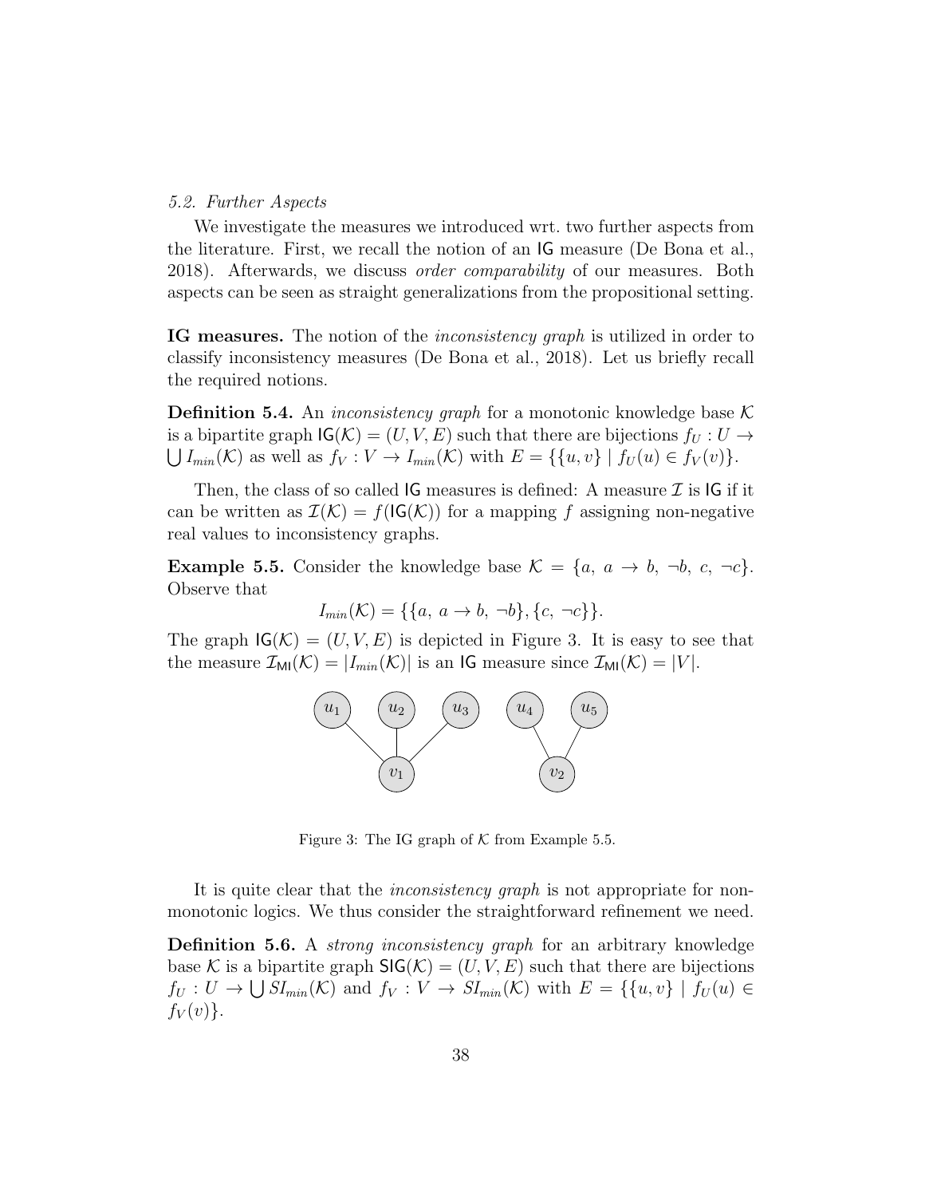*5.2. Further Aspects*

We investigate the measures we introduced wrt. two further aspects from the literature. First, we recall the notion of an $\mathsf{IG}$ measure (De Bona et al., 2018). Afterwards, we discuss *order comparability* of our measures. Both aspects can be seen as straight generalizations from the propositional setting.

**IG measures.** The notion of the *inconsistency graph* is utilized in order to classify inconsistency measures (De Bona et al., 2018). Let us briefly recall the required notions.

**Definition 5.4.** An *inconsistency graph* for a monotonic knowledge base $\mathcal{K}$ is a bipartite graph $\mathsf{IG}(\mathcal{K}) = (U, V, E)$ such that there are bijections $f_U : U \to \bigcup I_{min}(\mathcal{K})$ as well as $f_V : V \to I_{min}(\mathcal{K})$ with $E = \{\{u, v\} \mid f_U(u) \in f_V(v)\}$.

Then, the class of so called $\mathsf{IG}$ measures is defined: A measure $\mathcal{I}$ is $\mathsf{IG}$ if it can be written as $\mathcal{I}(\mathcal{K}) = f(\mathsf{IG}(\mathcal{K}))$ for a mapping $f$ assigning non-negative real values to inconsistency graphs.

**Example 5.5.** Consider the knowledge base $\mathcal{K} = \{a,\ a \to b,\ \neg b,\ c,\ \neg c\}$. Observe that

$$I_{min}(\mathcal{K}) = \{\{a,\ a \to b,\ \neg b\}, \{c,\ \neg c\}\}.$$

The graph $\mathsf{IG}(\mathcal{K}) = (U, V, E)$ is depicted in Figure 3. It is easy to see that the measure $\mathcal{I}_{\mathsf{MI}}(\mathcal{K}) = |I_{min}(\mathcal{K})|$ is an $\mathsf{IG}$ measure since $\mathcal{I}_{\mathsf{MI}}(\mathcal{K}) = |V|$.

Figure 3: The IG graph of $\mathcal{K}$ from Example 5.5.

It is quite clear that the *inconsistency graph* is not appropriate for non-monotonic logics. We thus consider the straightforward refinement we need.

**Definition 5.6.** A *strong inconsistency graph* for an arbitrary knowledge base $\mathcal{K}$ is a bipartite graph $\mathsf{SIG}(\mathcal{K}) = (U, V, E)$ such that there are bijections $f_U : U \to \bigcup SI_{min}(\mathcal{K})$ and $f_V : V \to SI_{min}(\mathcal{K})$ with $E = \{\{u, v\} \mid f_U(u) \in f_V(v)\}$.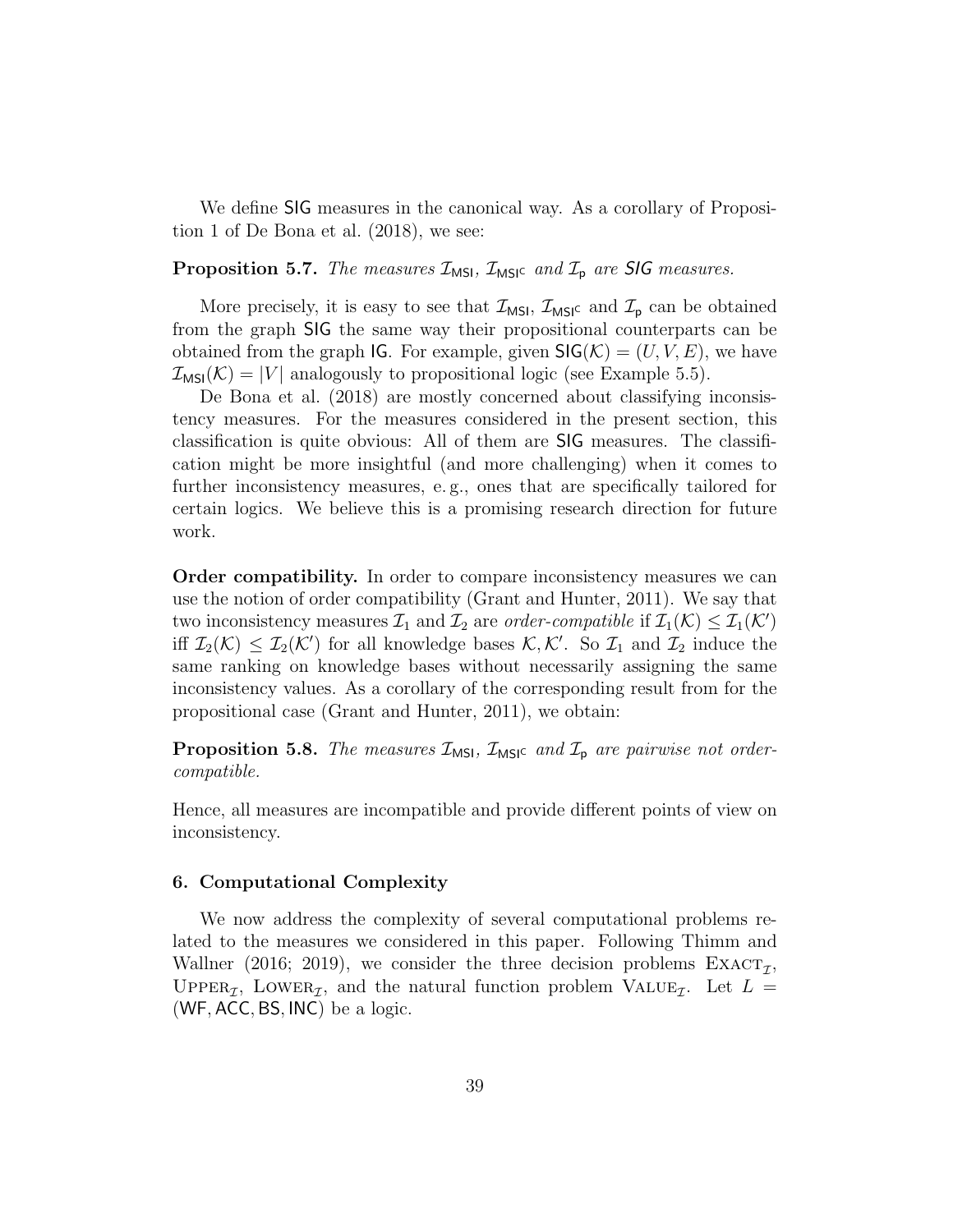We define $\mathsf{SIG}$ measures in the canonical way. As a corollary of Proposition 1 of De Bona et al. (2018), we see:

**Proposition 5.7.** *The measures $\mathcal{I}_{\mathsf{MSI}}$, $\mathcal{I}_{\mathsf{MSI}^{\mathsf{C}}}$ and $\mathcal{I}_{\mathsf{p}}$ are $\mathsf{SIG}$ measures.*

More precisely, it is easy to see that $\mathcal{I}_{\mathsf{MSI}}$, $\mathcal{I}_{\mathsf{MSI}^{\mathsf{C}}}$ and $\mathcal{I}_{\mathsf{p}}$ can be obtained from the graph $\mathsf{SIG}$ the same way their propositional counterparts can be obtained from the graph $\mathsf{IG}$. For example, given $\mathsf{SIG}(\mathcal{K}) = (U, V, E)$, we have $\mathcal{I}_{\mathsf{MSI}}(\mathcal{K}) = |V|$ analogously to propositional logic (see Example 5.5).

De Bona et al. (2018) are mostly concerned about classifying inconsistency measures. For the measures considered in the present section, this classification is quite obvious: All of them are $\mathsf{SIG}$ measures. The classification might be more insightful (and more challenging) when it comes to further inconsistency measures, e. g., ones that are specifically tailored for certain logics. We believe this is a promising research direction for future work.

**Order compatibility.** In order to compare inconsistency measures we can use the notion of order compatibility (Grant and Hunter, 2011). We say that two inconsistency measures $\mathcal{I}_1$ and $\mathcal{I}_2$ are *order-compatible* if $\mathcal{I}_1(\mathcal{K}) \leq \mathcal{I}_1(\mathcal{K}')$ iff $\mathcal{I}_2(\mathcal{K}) \leq \mathcal{I}_2(\mathcal{K}')$ for all knowledge bases $\mathcal{K}, \mathcal{K}'$. So $\mathcal{I}_1$ and $\mathcal{I}_2$ induce the same ranking on knowledge bases without necessarily assigning the same inconsistency values. As a corollary of the corresponding result from for the propositional case (Grant and Hunter, 2011), we obtain:

**Proposition 5.8.** *The measures $\mathcal{I}_{\mathsf{MSI}}$, $\mathcal{I}_{\mathsf{MSI}^{\mathsf{C}}}$ and $\mathcal{I}_{\mathsf{p}}$ are pairwise not order-compatible.*

Hence, all measures are incompatible and provide different points of view on inconsistency.

### 6. Computational Complexity

We now address the complexity of several computational problems related to the measures we considered in this paper. Following Thimm and Wallner (2016; 2019), we consider the three decision problems $\textsc{Exact}_{\mathcal{I}}$, $\textsc{Upper}_{\mathcal{I}}$, $\textsc{Lower}_{\mathcal{I}}$, and the natural function problem $\textsc{Value}_{\mathcal{I}}$. Let $L = (\mathsf{WF}, \mathsf{ACC}, \mathsf{BS}, \mathsf{INC})$ be a logic.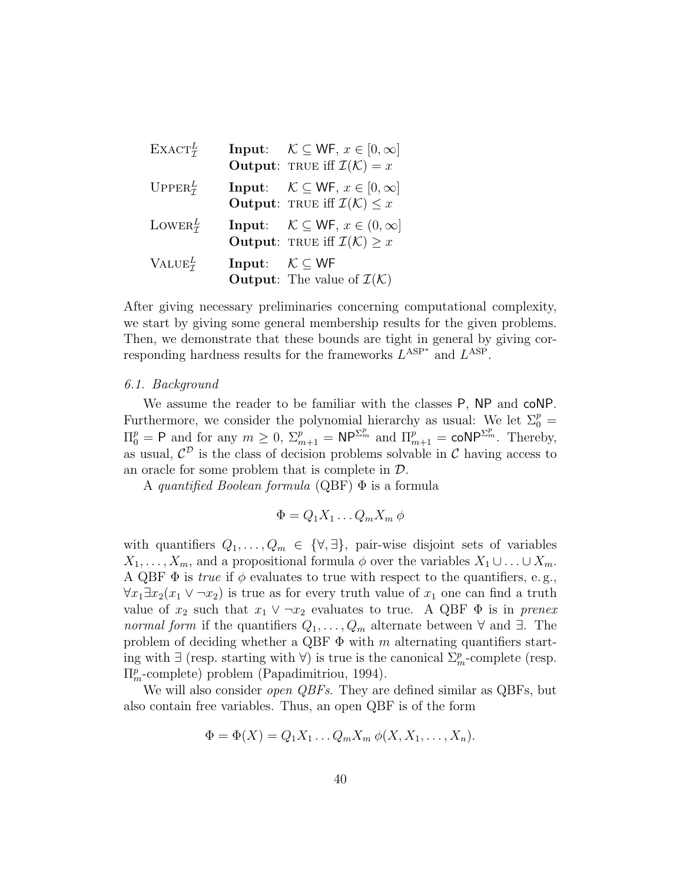| | |
|---|---|
| $\textsc{Exact}^{L}_{\mathcal{I}}$ | **Input**: $\mathcal{K} \subseteq \mathsf{WF}$, $x \in [0, \infty]$ <br> **Output**: TRUE iff $\mathcal{I}(\mathcal{K}) = x$ |
| $\textsc{Upper}^{L}_{\mathcal{I}}$ | **Input**: $\mathcal{K} \subseteq \mathsf{WF}$, $x \in [0, \infty]$ <br> **Output**: TRUE iff $\mathcal{I}(\mathcal{K}) \leq x$ |
| $\textsc{Lower}^{L}_{\mathcal{I}}$ | **Input**: $\mathcal{K} \subseteq \mathsf{WF}$, $x \in (0, \infty]$ <br> **Output**: TRUE iff $\mathcal{I}(\mathcal{K}) \geq x$ |
| $\textsc{Value}^{L}_{\mathcal{I}}$ | **Input**: $\mathcal{K} \subseteq \mathsf{WF}$ <br> **Output**: The value of $\mathcal{I}(\mathcal{K})$ |

After giving necessary preliminaries concerning computational complexity, we start by giving some general membership results for the given problems. Then, we demonstrate that these bounds are tight in general by giving corresponding hardness results for the frameworks $L^{\text{ASP}^*}$ and $L^{\text{ASP}}$.

### *6.1. Background*

We assume the reader to be familiar with the classes $\mathsf{P}$, $\mathsf{NP}$ and $\mathsf{coNP}$. Furthermore, we consider the polynomial hierarchy as usual: We let $\Sigma^p_0 = \Pi^p_0 = \mathsf{P}$ and for any $m \geq 0$, $\Sigma^p_{m+1} = \mathsf{NP}^{\Sigma^p_m}$ and $\Pi^p_{m+1} = \mathsf{coNP}^{\Sigma^p_m}$. Thereby, as usual, $\mathcal{C}^{\mathcal{D}}$ is the class of decision problems solvable in $\mathcal{C}$ having access to an oracle for some problem that is complete in $\mathcal{D}$.

A *quantified Boolean formula* (QBF) $\Phi$ is a formula

$$\Phi = Q_1 X_1 \dots Q_m X_m \, \phi$$

with quantifiers $Q_1, \dots, Q_m \in \{\forall, \exists\}$, pair-wise disjoint sets of variables $X_1, \dots, X_m$, and a propositional formula $\phi$ over the variables $X_1 \cup \dots \cup X_m$. A QBF $\Phi$ is *true* if $\phi$ evaluates to true with respect to the quantifiers, e. g., $\forall x_1 \exists x_2 (x_1 \vee \neg x_2)$ is true as for every truth value of $x_1$ one can find a truth value of $x_2$ such that $x_1 \vee \neg x_2$ evaluates to true. A QBF $\Phi$ is in *prenex normal form* if the quantifiers $Q_1, \dots, Q_m$ alternate between $\forall$ and $\exists$. The problem of deciding whether a QBF $\Phi$ with $m$ alternating quantifiers starting with $\exists$ (resp. starting with $\forall$) is true is the canonical $\Sigma^p_m$-complete (resp. $\Pi^p_m$-complete) problem (Papadimitriou, 1994).

We will also consider *open QBFs*. They are defined similar as QBFs, but also contain free variables. Thus, an open QBF is of the form

$$\Phi = \Phi(X) = Q_1 X_1 \dots Q_m X_m \, \phi(X, X_1, \dots, X_n).$$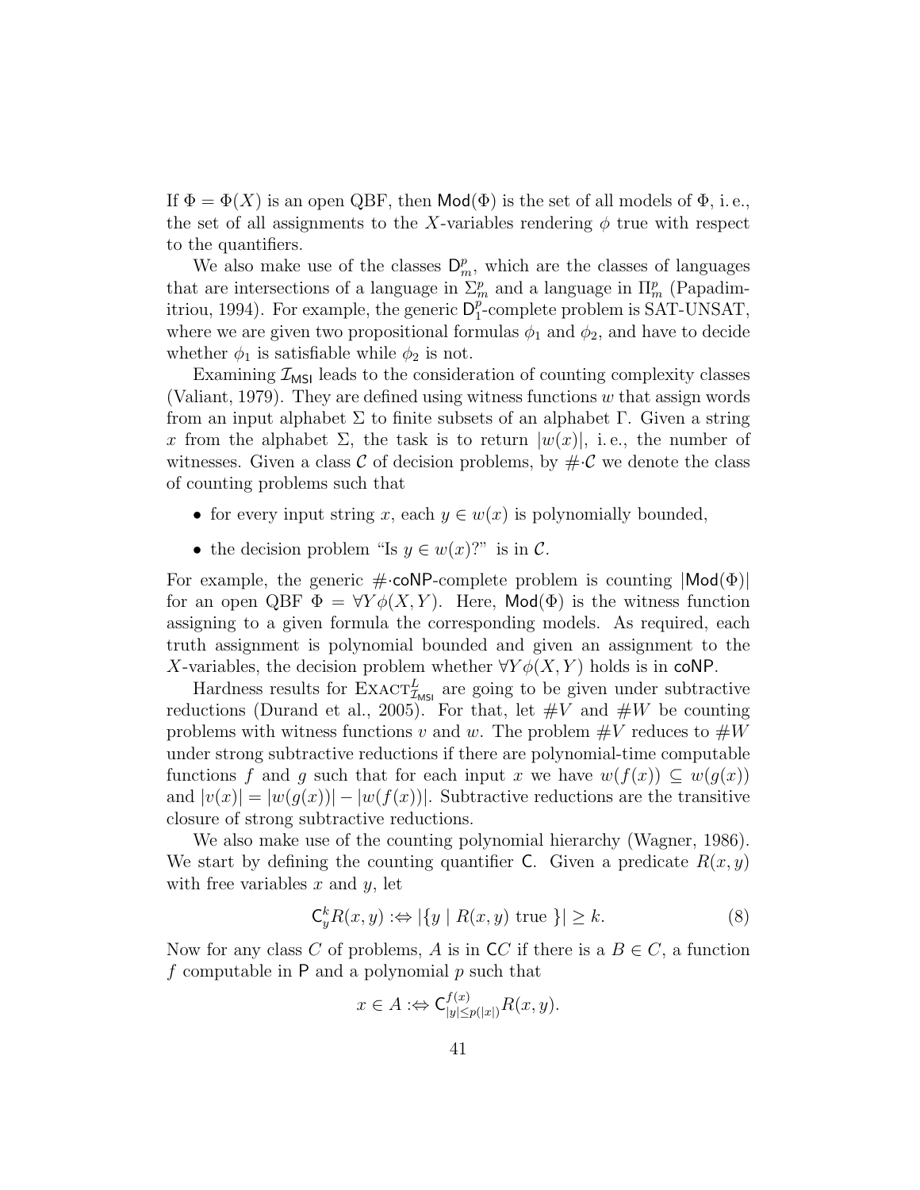If $\Phi = \Phi(X)$ is an open QBF, then $\mathsf{Mod}(\Phi)$ is the set of all models of $\Phi$, i. e., the set of all assignments to the $X$-variables rendering $\phi$ true with respect to the quantifiers.

We also make use of the classes $\mathsf{D}^p_m$, which are the classes of languages that are intersections of a language in $\Sigma^p_m$ and a language in $\Pi^p_m$ (Papadimitriou, 1994). For example, the generic $\mathsf{D}^p_1$-complete problem is SAT-UNSAT, where we are given two propositional formulas $\phi_1$ and $\phi_2$, and have to decide whether $\phi_1$ is satisfiable while $\phi_2$ is not.

Examining $\mathcal{I}_{\mathsf{MSI}}$ leads to the consideration of counting complexity classes (Valiant, 1979). They are defined using witness functions $w$ that assign words from an input alphabet $\Sigma$ to finite subsets of an alphabet $\Gamma$. Given a string $x$ from the alphabet $\Sigma$, the task is to return $|w(x)|$, i. e., the number of witnesses. Given a class $\mathcal{C}$ of decision problems, by $\#{\cdot}\mathcal{C}$ we denote the class of counting problems such that

- for every input string $x$, each $y \in w(x)$ is polynomially bounded,
- the decision problem "Is $y \in w(x)$?" is in $\mathcal{C}$.

For example, the generic $\#{\cdot}\mathsf{coNP}$-complete problem is counting $|\mathsf{Mod}(\Phi)|$ for an open QBF $\Phi = \forall Y \phi(X, Y)$. Here, $\mathsf{Mod}(\Phi)$ is the witness function assigning to a given formula the corresponding models. As required, each truth assignment is polynomial bounded and given an assignment to the $X$-variables, the decision problem whether $\forall Y \phi(X, Y)$ holds is in $\mathsf{coNP}$.

Hardness results for $\textsc{Exact}^L_{\mathcal{I}_{\mathsf{MSI}}}$ are going to be given under subtractive reductions (Durand et al., 2005). For that, let $\#V$ and $\#W$ be counting problems with witness functions $v$ and $w$. The problem $\#V$ reduces to $\#W$ under strong subtractive reductions if there are polynomial-time computable functions $f$ and $g$ such that for each input $x$ we have $w(f(x)) \subseteq w(g(x))$ and $|v(x)| = |w(g(x))| - |w(f(x))|$. Subtractive reductions are the transitive closure of strong subtractive reductions.

We also make use of the counting polynomial hierarchy (Wagner, 1986). We start by defining the counting quantifier $\mathsf{C}$. Given a predicate $R(x, y)$ with free variables $x$ and $y$, let

$$\mathsf{C}^k_y R(x, y) :\Leftrightarrow |\{y \mid R(x, y) \text{ true }\}| \geq k. \tag{8}$$

Now for any class $C$ of problems, $A$ is in $\mathsf{C}C$ if there is a $B \in C$, a function $f$ computable in $\mathsf{P}$ and a polynomial $p$ such that

$$x \in A :\Leftrightarrow \mathsf{C}^{f(x)}_{|y| \leq p(|x|)} R(x, y).$$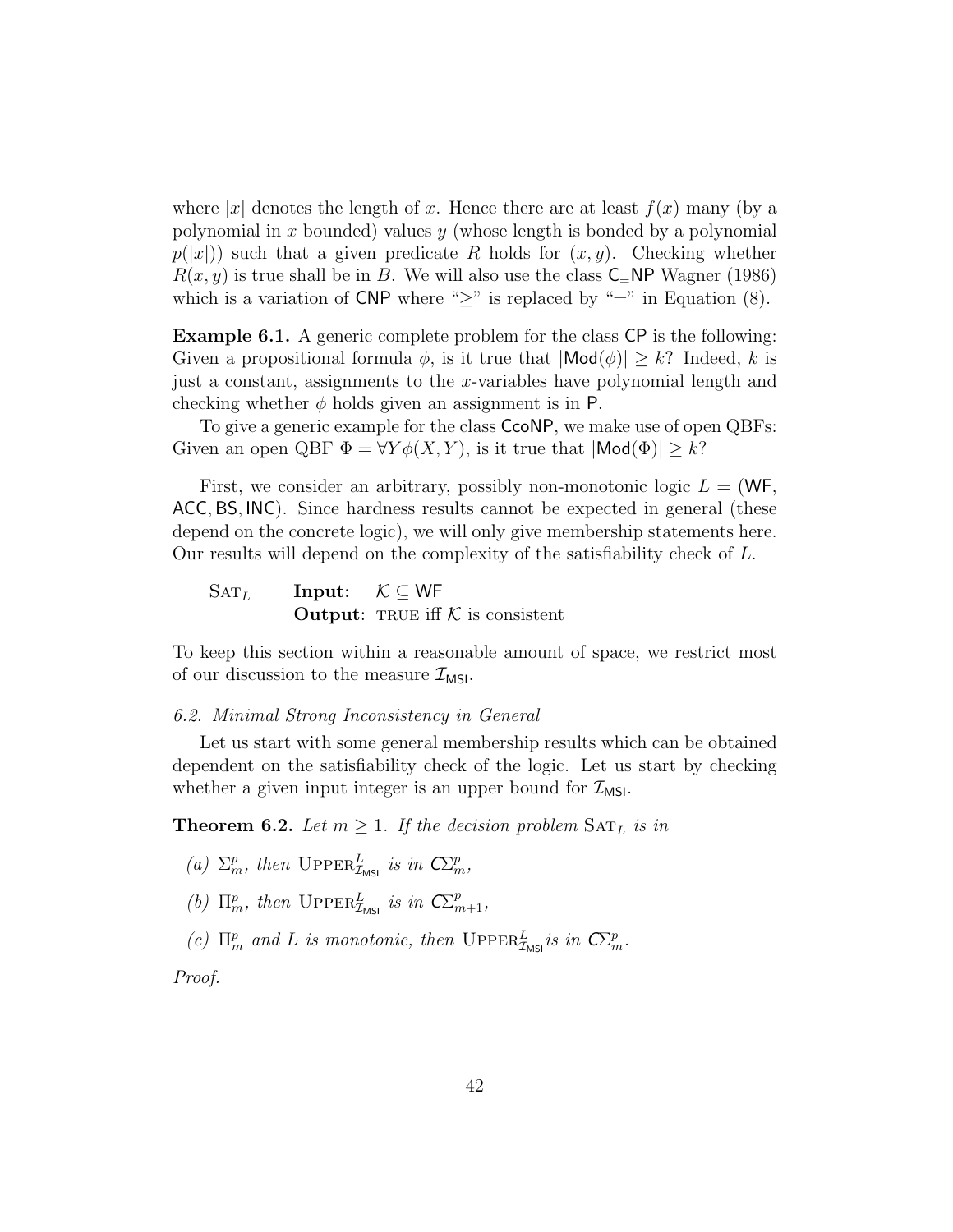where $|x|$ denotes the length of $x$. Hence there are at least $f(x)$ many (by a polynomial in $x$ bounded) values $y$ (whose length is bonded by a polynomial $p(|x|)$) such that a given predicate $R$ holds for $(x, y)$. Checking whether $R(x, y)$ is true shall be in $B$. We will also use the class $\mathsf{C_{=}NP}$ Wagner (1986) which is a variation of $\mathsf{CNP}$ where "$\geq$" is replaced by "$=$" in Equation (8).

**Example 6.1.** A generic complete problem for the class $\mathsf{CP}$ is the following: Given a propositional formula $\phi$, is it true that $|\mathsf{Mod}(\phi)| \geq k$? Indeed, $k$ is just a constant, assignments to the $x$-variables have polynomial length and checking whether $\phi$ holds given an assignment is in $\mathsf{P}$.

To give a generic example for the class $\mathsf{CcoNP}$, we make use of open QBFs: Given an open QBF $\Phi = \forall Y \phi(X, Y)$, is it true that $|\mathsf{Mod}(\Phi)| \geq k$?

First, we consider an arbitrary, possibly non-monotonic logic $L = (\mathsf{WF}, \mathsf{ACC}, \mathsf{BS}, \mathsf{INC})$. Since hardness results cannot be expected in general (these depend on the concrete logic), we will only give membership statements here. Our results will depend on the complexity of the satisfiability check of $L$.

$\textsc{Sat}_L$ **Input**: $\mathcal{K} \subseteq \mathsf{WF}$
**Output**: TRUE iff $\mathcal{K}$ is consistent

To keep this section within a reasonable amount of space, we restrict most of our discussion to the measure $\mathcal{I}_{\mathsf{MSI}}$.

### *6.2. Minimal Strong Inconsistency in General*

Let us start with some general membership results which can be obtained dependent on the satisfiability check of the logic. Let us start by checking whether a given input integer is an upper bound for $\mathcal{I}_{\mathsf{MSI}}$.

**Theorem 6.2.** *Let $m \geq 1$. If the decision problem $\textsc{Sat}_L$ is in*

- *(a) $\Sigma^p_m$, then $\textsc{Upper}^L_{\mathcal{I}_{\mathsf{MSI}}}$ is in $\mathsf{C}\Sigma^p_m$,*
- *(b) $\Pi^p_m$, then $\textsc{Upper}^L_{\mathcal{I}_{\mathsf{MSI}}}$ is in $\mathsf{C}\Sigma^p_{m+1}$,*
- *(c) $\Pi^p_m$ and $L$ is monotonic, then $\textsc{Upper}^L_{\mathcal{I}_{\mathsf{MSI}}}$ is in $\mathsf{C}\Sigma^p_m$.*

*Proof.*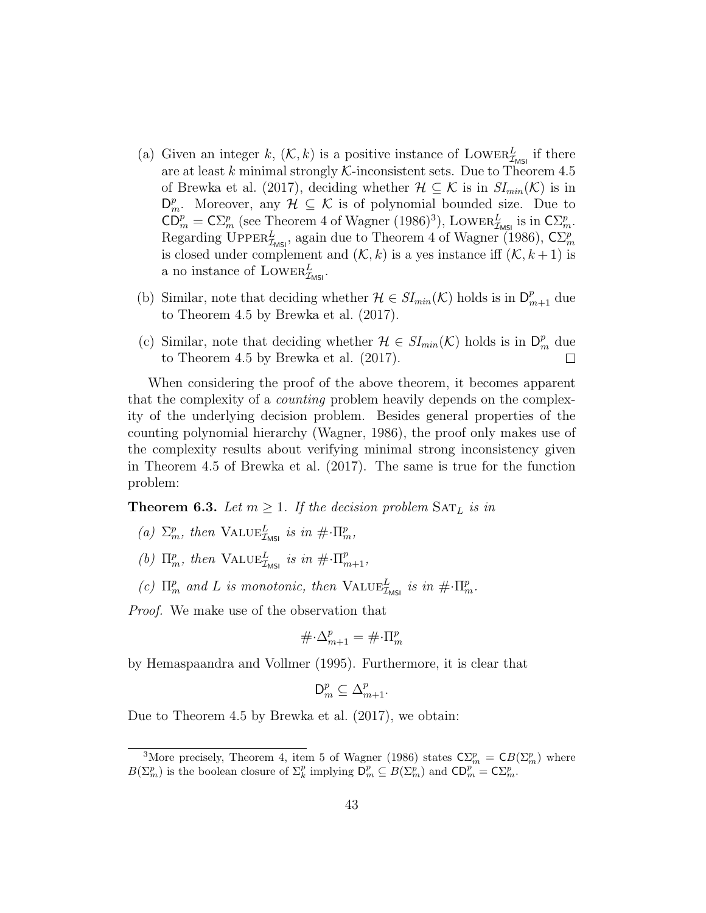(a) Given an integer $k$, $(\mathcal{K}, k)$ is a positive instance of $\text{Lower}^L_{\mathcal{I}_{\mathsf{MSI}}}$ if there are at least $k$ minimal strongly $\mathcal{K}$-inconsistent sets. Due to Theorem 4.5 of Brewka et al. (2017), deciding whether $\mathcal{H} \subseteq \mathcal{K}$ is in $SI_{min}(\mathcal{K})$ is in $\mathsf{D}^p_m$. Moreover, any $\mathcal{H} \subseteq \mathcal{K}$ is of polynomial bounded size. Due to $\mathsf{CD}^p_m = \mathsf{C}\Sigma^p_m$ (see Theorem 4 of Wagner (1986)[3]), $\text{Lower}^L_{\mathcal{I}_{\mathsf{MSI}}}$ is in $\mathsf{C}\Sigma^p_m$. Regarding $\text{Upper}^L_{\mathcal{I}_{\mathsf{MSI}}}$, again due to Theorem 4 of Wagner (1986), $\mathsf{C}\Sigma^p_m$ is closed under complement and $(\mathcal{K}, k)$ is a yes instance iff $(\mathcal{K}, k+1)$ is a no instance of $\text{Lower}^L_{\mathcal{I}_{\mathsf{MSI}}}$.

(b) Similar, note that deciding whether $\mathcal{H} \in SI_{min}(\mathcal{K})$ holds is in $\mathsf{D}^p_{m+1}$ due to Theorem 4.5 by Brewka et al. (2017).

(c) Similar, note that deciding whether $\mathcal{H} \in SI_{min}(\mathcal{K})$ holds is in $\mathsf{D}^p_m$ due to Theorem 4.5 by Brewka et al. (2017). □

When considering the proof of the above theorem, it becomes apparent that the complexity of a *counting* problem heavily depends on the complexity of the underlying decision problem. Besides general properties of the counting polynomial hierarchy (Wagner, 1986), the proof only makes use of the complexity results about verifying minimal strong inconsistency given in Theorem 4.5 of Brewka et al. (2017). The same is true for the function problem:

**Theorem 6.3.** *Let $m \geq 1$. If the decision problem $\text{Sat}_L$ is in*

*(a) $\Sigma^p_m$, then $\text{Value}^L_{\mathcal{I}_{\mathsf{MSI}}}$ is in $\#\cdot\Pi^p_m$,*

*(b) $\Pi^p_m$, then $\text{Value}^L_{\mathcal{I}_{\mathsf{MSI}}}$ is in $\#\cdot\Pi^p_{m+1}$,*

*(c) $\Pi^p_m$ and $L$ is monotonic, then $\text{Value}^L_{\mathcal{I}_{\mathsf{MSI}}}$ is in $\#\cdot\Pi^p_m$.*

*Proof.* We make use of the observation that

$$\#\cdot\Delta^p_{m+1} = \#\cdot\Pi^p_m$$

by Hemaspaandra and Vollmer (1995). Furthermore, it is clear that

$$\mathsf{D}^p_m \subseteq \Delta^p_{m+1}.$$

Due to Theorem 4.5 by Brewka et al. (2017), we obtain:

[3] More precisely, Theorem 4, item 5 of Wagner (1986) states $\mathsf{C}\Sigma^p_m = \mathsf{C}B(\Sigma^p_m)$ where $B(\Sigma^p_m)$ is the boolean closure of $\Sigma^p_k$ implying $\mathsf{D}^p_m \subseteq B(\Sigma^p_m)$ and $\mathsf{CD}^p_m = \mathsf{C}\Sigma^p_m$.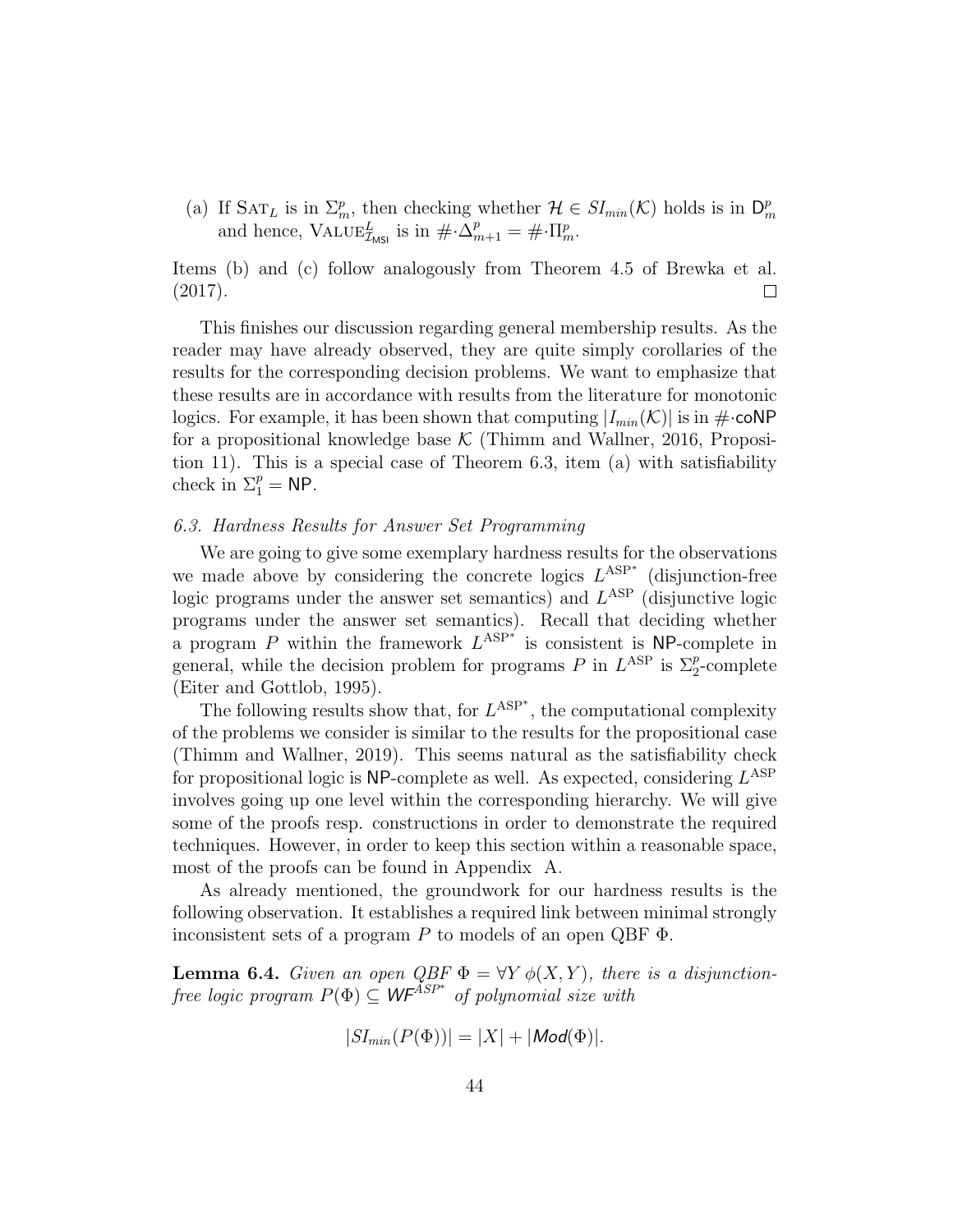(a) If $\text{SAT}_L$ is in $\Sigma_m^p$, then checking whether $\mathcal{H} \in SI_{min}(\mathcal{K})$ holds is in $\mathsf{D}_m^p$ and hence, $\text{VALUE}^L_{\mathcal{I}_{\mathsf{MSI}}}$ is in $\#\cdot\Delta_{m+1}^p = \#\cdot\Pi_m^p$.

Items (b) and (c) follow analogously from Theorem 4.5 of Brewka et al. (2017). □

This finishes our discussion regarding general membership results. As the reader may have already observed, they are quite simply corollaries of the results for the corresponding decision problems. We want to emphasize that these results are in accordance with results from the literature for monotonic logics. For example, it has been shown that computing $|I_{min}(\mathcal{K})|$ is in $\#\cdot\mathsf{coNP}$ for a propositional knowledge base $\mathcal{K}$ (Thimm and Wallner, 2016, Proposition 11). This is a special case of Theorem 6.3, item (a) with satisfiability check in $\Sigma_1^p = \mathsf{NP}$.

### 6.3. Hardness Results for Answer Set Programming

We are going to give some exemplary hardness results for the observations we made above by considering the concrete logics $L^{\text{ASP}^*}$ (disjunction-free logic programs under the answer set semantics) and $L^{\text{ASP}}$ (disjunctive logic programs under the answer set semantics). Recall that deciding whether a program $P$ within the framework $L^{\text{ASP}^*}$ is consistent is $\mathsf{NP}$-complete in general, while the decision problem for programs $P$ in $L^{\text{ASP}}$ is $\Sigma_2^p$-complete (Eiter and Gottlob, 1995).

The following results show that, for $L^{\text{ASP}^*}$, the computational complexity of the problems we consider is similar to the results for the propositional case (Thimm and Wallner, 2019). This seems natural as the satisfiability check for propositional logic is $\mathsf{NP}$-complete as well. As expected, considering $L^{\text{ASP}}$ involves going up one level within the corresponding hierarchy. We will give some of the proofs resp. constructions in order to demonstrate the required techniques. However, in order to keep this section within a reasonable space, most of the proofs can be found in Appendix A.

As already mentioned, the groundwork for our hardness results is the following observation. It establishes a required link between minimal strongly inconsistent sets of a program $P$ to models of an open QBF $\Phi$.

**Lemma 6.4.** *Given an open QBF $\Phi = \forall Y\, \phi(X, Y)$, there is a disjunction-free logic program $P(\Phi) \subseteq \mathsf{WF}^{ASP^*}$ of polynomial size with*

$$|SI_{min}(P(\Phi))| = |X| + |\mathsf{Mod}(\Phi)|.$$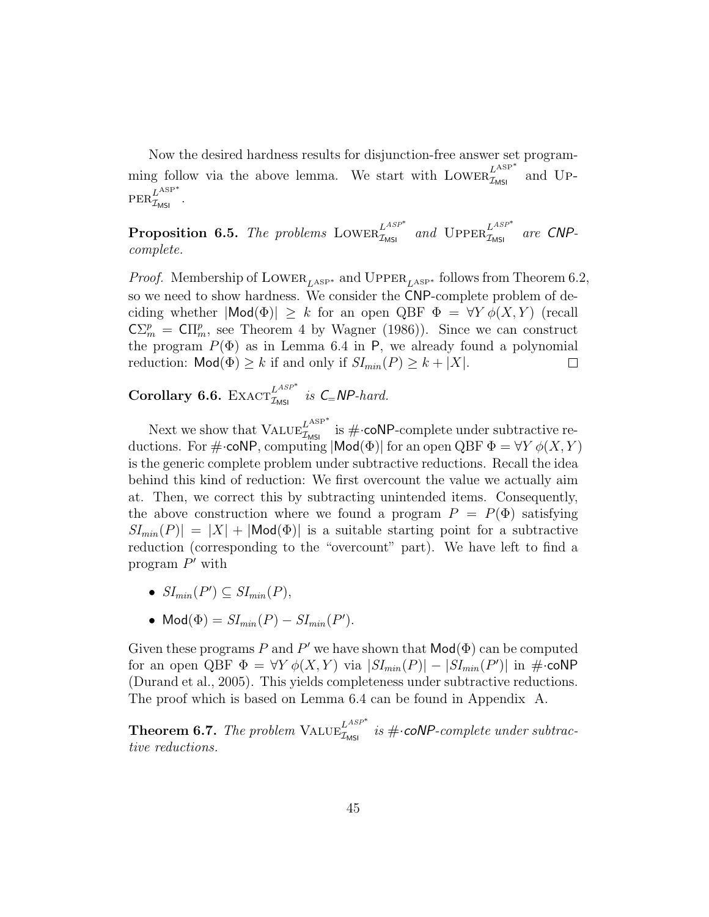Now the desired hardness results for disjunction-free answer set programming follow via the above lemma. We start with $\text{LOWER}^{L^{\text{ASP}^*}}_{\mathcal{I}_{\mathsf{MSI}}}$ and $\text{UPPER}^{L^{\text{ASP}^*}}_{\mathcal{I}_{\mathsf{MSI}}}$.

**Proposition 6.5.** *The problems* $\text{LOWER}^{L^{ASP^*}}_{\mathcal{I}_{\mathsf{MSI}}}$ *and* $\text{UPPER}^{L^{ASP^*}}_{\mathcal{I}_{\mathsf{MSI}}}$ *are* $\mathsf{CNP}$*-complete.*

*Proof.* Membership of $\text{LOWER}_{L^{\text{ASP}^*}}$ and $\text{UPPER}_{L^{\text{ASP}^*}}$ follows from Theorem 6.2, so we need to show hardness. We consider the $\mathsf{CNP}$-complete problem of deciding whether $|\mathsf{Mod}(\Phi)| \geq k$ for an open QBF $\Phi = \forall Y\, \phi(X, Y)$ (recall $\mathsf{C}\Sigma^p_m = \mathsf{C}\Pi^p_m$, see Theorem 4 by Wagner (1986)). Since we can construct the program $P(\Phi)$ as in Lemma 6.4 in $\mathsf{P}$, we already found a polynomial reduction: $\mathsf{Mod}(\Phi) \geq k$ if and only if $SI_{min}(P) \geq k + |X|$. □

**Corollary 6.6.** $\text{EXACT}^{L^{ASP^*}}_{\mathcal{I}_{\mathsf{MSI}}}$ *is* $\mathsf{C_{=}NP}$*-hard.*

Next we show that $\text{VALUE}^{L^{\text{ASP}^*}}_{\mathcal{I}_{\mathsf{MSI}}}$ is $\#{\cdot}\mathsf{coNP}$-complete under subtractive reductions. For $\#{\cdot}\mathsf{coNP}$, computing $|\mathsf{Mod}(\Phi)|$ for an open QBF $\Phi = \forall Y\, \phi(X, Y)$ is the generic complete problem under subtractive reductions. Recall the idea behind this kind of reduction: We first overcount the value we actually aim at. Then, we correct this by subtracting unintended items. Consequently, the above construction where we found a program $P = P(\Phi)$ satisfying $SI_{min}(P)| = |X| + |\mathsf{Mod}(\Phi)|$ is a suitable starting point for a subtractive reduction (corresponding to the "overcount" part). We have left to find a program $P'$ with

- $SI_{min}(P') \subseteq SI_{min}(P)$,
- $\mathsf{Mod}(\Phi) = SI_{min}(P) - SI_{min}(P')$.

Given these programs $P$ and $P'$ we have shown that $\mathsf{Mod}(\Phi)$ can be computed for an open QBF $\Phi = \forall Y\, \phi(X, Y)$ via $|SI_{min}(P)| - |SI_{min}(P')|$ in $\#{\cdot}\mathsf{coNP}$ (Durand et al., 2005). This yields completeness under subtractive reductions. The proof which is based on Lemma 6.4 can be found in Appendix A.

**Theorem 6.7.** *The problem* $\text{VALUE}^{L^{ASP^*}}_{\mathcal{I}_{\mathsf{MSI}}}$ *is* $\#{\cdot}\mathsf{coNP}$*-complete under subtractive reductions.*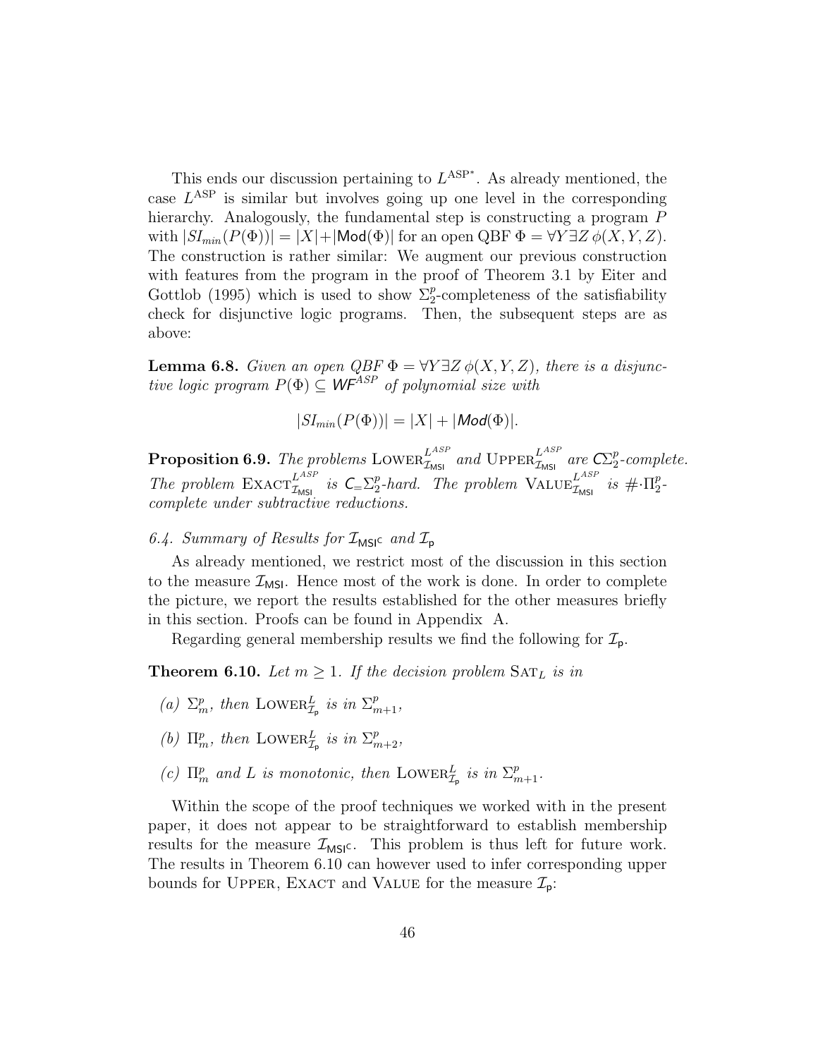This ends our discussion pertaining to $L^{\text{ASP}^*}$. As already mentioned, the case $L^{\text{ASP}}$ is similar but involves going up one level in the corresponding hierarchy. Analogously, the fundamental step is constructing a program $P$ with $|SI_{min}(P(\Phi))| = |X| + |\mathsf{Mod}(\Phi)|$ for an open QBF $\Phi = \forall Y \exists Z\, \phi(X, Y, Z)$. The construction is rather similar: We augment our previous construction with features from the program in the proof of Theorem 3.1 by Eiter and Gottlob (1995) which is used to show $\Sigma_2^p$-completeness of the satisfiability check for disjunctive logic programs. Then, the subsequent steps are as above:

**Lemma 6.8.** *Given an open QBF $\Phi = \forall Y \exists Z\, \phi(X, Y, Z)$, there is a disjunctive logic program $P(\Phi) \subseteq \mathsf{WF}^{ASP}$ of polynomial size with*

$$|SI_{min}(P(\Phi))| = |X| + |\mathsf{Mod}(\Phi)|.$$

**Proposition 6.9.** *The problems $\text{LOWER}_{\mathcal{I}_{\mathsf{MSI}}}^{L^{ASP}}$ and $\text{UPPER}_{\mathcal{I}_{\mathsf{MSI}}}^{L^{ASP}}$ are $\mathsf{C}\Sigma_2^p$-complete. The problem $\text{EXACT}_{\mathcal{I}_{\mathsf{MSI}}}^{L^{ASP}}$ is $\mathsf{C}_{=}\Sigma_2^p$-hard. The problem $\text{VALUE}_{\mathcal{I}_{\mathsf{MSI}}}^{L^{ASP}}$ is $\#\cdot\Pi_2^p$-complete under subtractive reductions.*

*6.4. Summary of Results for $\mathcal{I}_{\mathsf{MSI^C}}$ and $\mathcal{I}_{\mathsf{p}}$*

As already mentioned, we restrict most of the discussion in this section to the measure $\mathcal{I}_{\mathsf{MSI}}$. Hence most of the work is done. In order to complete the picture, we report the results established for the other measures briefly in this section. Proofs can be found in Appendix A.

Regarding general membership results we find the following for $\mathcal{I}_{\mathsf{p}}$.

**Theorem 6.10.** *Let $m \geq 1$. If the decision problem $\text{SAT}_L$ is in*

*(a) $\Sigma_m^p$, then $\text{LOWER}_{\mathcal{I}_{\mathsf{p}}}^L$ is in $\Sigma_{m+1}^p$,*

*(b) $\Pi_m^p$, then $\text{LOWER}_{\mathcal{I}_{\mathsf{p}}}^L$ is in $\Sigma_{m+2}^p$,*

*(c) $\Pi_m^p$ and $L$ is monotonic, then $\text{LOWER}_{\mathcal{I}_{\mathsf{p}}}^L$ is in $\Sigma_{m+1}^p$.*

Within the scope of the proof techniques we worked with in the present paper, it does not appear to be straightforward to establish membership results for the measure $\mathcal{I}_{\mathsf{MSI^C}}$. This problem is thus left for future work. The results in Theorem 6.10 can however used to infer corresponding upper bounds for UPPER, EXACT and VALUE for the measure $\mathcal{I}_{\mathsf{p}}$: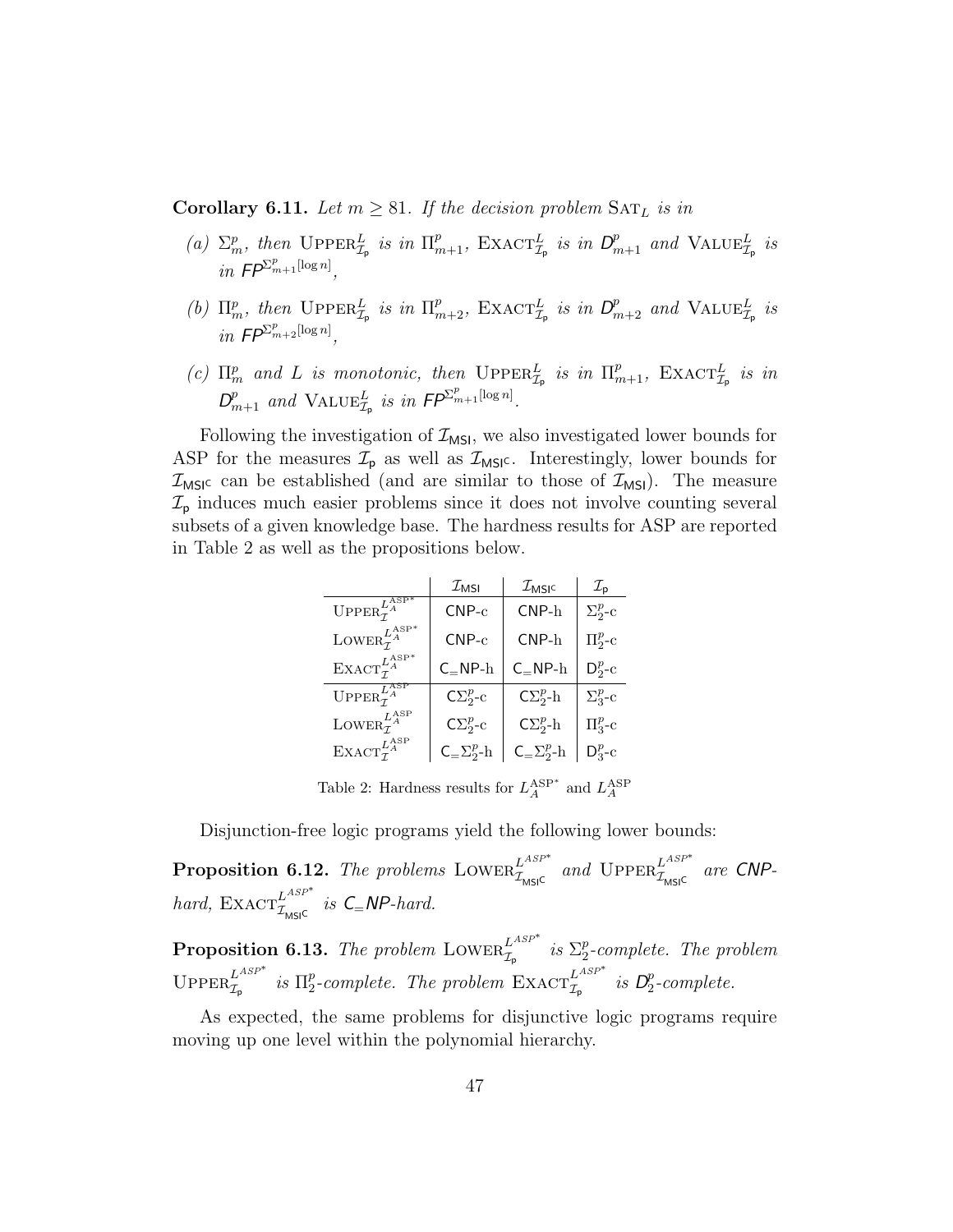**Corollary 6.11.** *Let $m \geq 81$. If the decision problem* $\text{SAT}_L$ *is in*

*(a)* $\Sigma_m^p$, *then* $\text{UPPER}^L_{\mathcal{I}_\mathsf{p}}$ *is in* $\Pi^p_{m+1}$, $\text{EXACT}^L_{\mathcal{I}_\mathsf{p}}$ *is in* $\mathsf{D}^p_{m+1}$ *and* $\text{VALUE}^L_{\mathcal{I}_\mathsf{p}}$ *is in* $\mathsf{FP}^{\Sigma^p_{m+1}[\log n]}$,

*(b)* $\Pi_m^p$, *then* $\text{UPPER}^L_{\mathcal{I}_\mathsf{p}}$ *is in* $\Pi^p_{m+2}$, $\text{EXACT}^L_{\mathcal{I}_\mathsf{p}}$ *is in* $\mathsf{D}^p_{m+2}$ *and* $\text{VALUE}^L_{\mathcal{I}_\mathsf{p}}$ *is in* $\mathsf{FP}^{\Sigma^p_{m+2}[\log n]}$,

*(c)* $\Pi_m^p$ *and* $L$ *is monotonic, then* $\text{UPPER}^L_{\mathcal{I}_\mathsf{p}}$ *is in* $\Pi^p_{m+1}$, $\text{EXACT}^L_{\mathcal{I}_\mathsf{p}}$ *is in* $\mathsf{D}^p_{m+1}$ *and* $\text{VALUE}^L_{\mathcal{I}_\mathsf{p}}$ *is in* $\mathsf{FP}^{\Sigma^p_{m+1}[\log n]}$.

Following the investigation of $\mathcal{I}_\mathsf{MSI}$, we also investigated lower bounds for ASP for the measures $\mathcal{I}_\mathsf{p}$ as well as $\mathcal{I}_{\mathsf{MSI}^\mathsf{C}}$. Interestingly, lower bounds for $\mathcal{I}_{\mathsf{MSI}^\mathsf{C}}$ can be established (and are similar to those of $\mathcal{I}_\mathsf{MSI}$). The measure $\mathcal{I}_\mathsf{p}$ induces much easier problems since it does not involve counting several subsets of a given knowledge base. The hardness results for ASP are reported in Table 2 as well as the propositions below.

| | $\mathcal{I}_\mathsf{MSI}$ | $\mathcal{I}_{\mathsf{MSI}^\mathsf{C}}$ | $\mathcal{I}_\mathsf{p}$ |
|---|---|---|---|
| $\text{UPPER}^{L_A^{\text{ASP}^*}}_{\mathcal{I}}$ | $\mathsf{CNP}$-c | $\mathsf{CNP}$-h | $\Sigma^p_2$-c |
| $\text{LOWER}^{L_A^{\text{ASP}^*}}_{\mathcal{I}}$ | $\mathsf{CNP}$-c | $\mathsf{CNP}$-h | $\Pi^p_2$-c |
| $\text{EXACT}^{L_A^{\text{ASP}^*}}_{\mathcal{I}}$ | $\mathsf{C_=NP}$-h | $\mathsf{C_=NP}$-h | $\mathsf{D}^p_2$-c |
| $\text{UPPER}^{L_A^{\text{ASP}}}_{\mathcal{I}}$ | $\mathsf{C}\Sigma^p_2$-c | $\mathsf{C}\Sigma^p_2$-h | $\Sigma^p_3$-c |
| $\text{LOWER}^{L_A^{\text{ASP}}}_{\mathcal{I}}$ | $\mathsf{C}\Sigma^p_2$-c | $\mathsf{C}\Sigma^p_2$-h | $\Pi^p_3$-c |
| $\text{EXACT}^{L_A^{\text{ASP}}}_{\mathcal{I}}$ | $\mathsf{C_=}\Sigma^p_2$-h | $\mathsf{C_=}\Sigma^p_2$-h | $\mathsf{D}^p_3$-c |

Table 2: Hardness results for $L_A^{\text{ASP}^*}$ and $L_A^{\text{ASP}}$

Disjunction-free logic programs yield the following lower bounds:

**Proposition 6.12.** *The problems* $\text{LOWER}^{L^{ASP^*}}_{\mathcal{I}_{\mathsf{MSI}^\mathsf{C}}}$ *and* $\text{UPPER}^{L^{ASP^*}}_{\mathcal{I}_{\mathsf{MSI}^\mathsf{C}}}$ *are* $\mathsf{CNP}$*-hard,* $\text{EXACT}^{L^{ASP^*}}_{\mathcal{I}_{\mathsf{MSI}^\mathsf{C}}}$ *is* $\mathsf{C_=NP}$*-hard.*

**Proposition 6.13.** *The problem* $\text{LOWER}^{L^{ASP^*}}_{\mathcal{I}_\mathsf{p}}$ *is* $\Sigma^p_2$*-complete. The problem* $\text{UPPER}^{L^{ASP^*}}_{\mathcal{I}_\mathsf{p}}$ *is* $\Pi^p_2$*-complete. The problem* $\text{EXACT}^{L^{ASP^*}}_{\mathcal{I}_\mathsf{p}}$ *is* $\mathsf{D}^p_2$*-complete.*

As expected, the same problems for disjunctive logic programs require moving up one level within the polynomial hierarchy.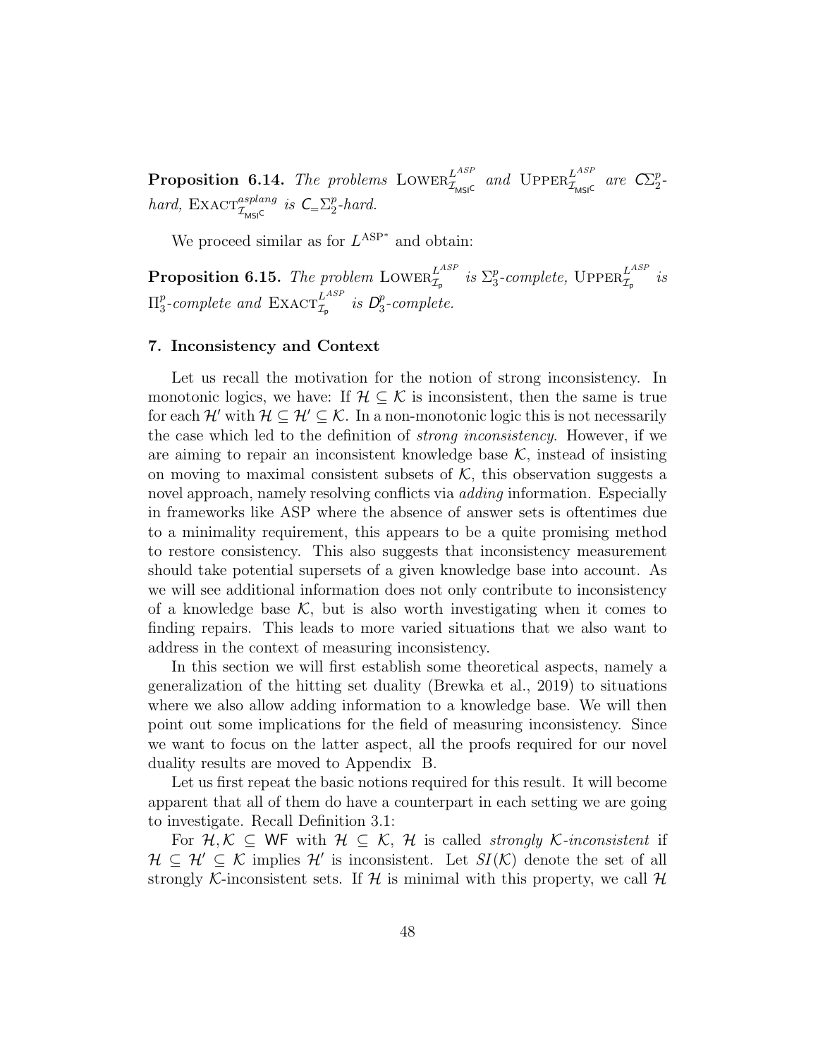**Proposition 6.14.** *The problems* $\textsc{Lower}^{L^{ASP}}_{\mathcal{I}_{\mathsf{MSI^C}}}$ *and* $\textsc{Upper}^{L^{ASP}}_{\mathcal{I}_{\mathsf{MSI^C}}}$ *are* $\mathsf{C}\Sigma^p_2$*-hard,* $\textsc{Exact}^{asplang}_{\mathcal{I}_{\mathsf{MSI^C}}}$ *is* $\mathsf{C}_{=}\Sigma^p_2$*-hard.*

We proceed similar as for $L^{\text{ASP}^*}$ and obtain:

**Proposition 6.15.** *The problem* $\textsc{Lower}^{L^{ASP}}_{\mathcal{I}_{\mathsf{p}}}$ *is* $\Sigma^p_3$*-complete,* $\textsc{Upper}^{L^{ASP}}_{\mathcal{I}_{\mathsf{p}}}$ *is* $\Pi^p_3$*-complete and* $\textsc{Exact}^{L^{ASP}}_{\mathcal{I}_{\mathsf{p}}}$ *is* $\mathsf{D}^p_3$*-complete.*

## 7. Inconsistency and Context

Let us recall the motivation for the notion of strong inconsistency. In monotonic logics, we have: If $\mathcal{H} \subseteq \mathcal{K}$ is inconsistent, then the same is true for each $\mathcal{H}'$ with $\mathcal{H} \subseteq \mathcal{H}' \subseteq \mathcal{K}$. In a non-monotonic logic this is not necessarily the case which led to the definition of *strong inconsistency*. However, if we are aiming to repair an inconsistent knowledge base $\mathcal{K}$, instead of insisting on moving to maximal consistent subsets of $\mathcal{K}$, this observation suggests a novel approach, namely resolving conflicts via *adding* information. Especially in frameworks like ASP where the absence of answer sets is oftentimes due to a minimality requirement, this appears to be a quite promising method to restore consistency. This also suggests that inconsistency measurement should take potential supersets of a given knowledge base into account. As we will see additional information does not only contribute to inconsistency of a knowledge base $\mathcal{K}$, but is also worth investigating when it comes to finding repairs. This leads to more varied situations that we also want to address in the context of measuring inconsistency.

In this section we will first establish some theoretical aspects, namely a generalization of the hitting set duality (Brewka et al., 2019) to situations where we also allow adding information to a knowledge base. We will then point out some implications for the field of measuring inconsistency. Since we want to focus on the latter aspect, all the proofs required for our novel duality results are moved to Appendix B.

Let us first repeat the basic notions required for this result. It will become apparent that all of them do have a counterpart in each setting we are going to investigate. Recall Definition 3.1:

For $\mathcal{H}, \mathcal{K} \subseteq \mathsf{WF}$ with $\mathcal{H} \subseteq \mathcal{K}$, $\mathcal{H}$ is called *strongly $\mathcal{K}$-inconsistent* if $\mathcal{H} \subseteq \mathcal{H}' \subseteq \mathcal{K}$ implies $\mathcal{H}'$ is inconsistent. Let $SI(\mathcal{K})$ denote the set of all strongly $\mathcal{K}$-inconsistent sets. If $\mathcal{H}$ is minimal with this property, we call $\mathcal{H}$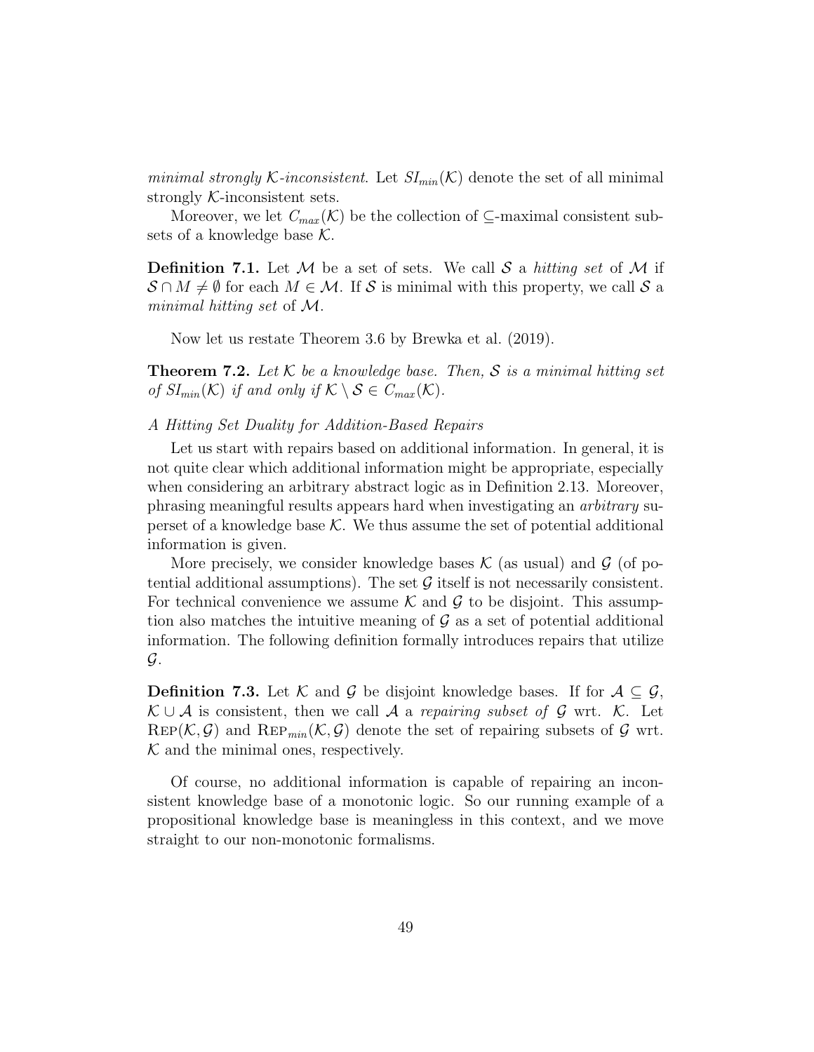*minimal strongly $\mathcal{K}$-inconsistent*. Let $SI_{min}(\mathcal{K})$ denote the set of all minimal strongly $\mathcal{K}$-inconsistent sets.

Moreover, we let $C_{max}(\mathcal{K})$ be the collection of $\subseteq$-maximal consistent subsets of a knowledge base $\mathcal{K}$.

**Definition 7.1.** Let $\mathcal{M}$ be a set of sets. We call $\mathcal{S}$ a *hitting set* of $\mathcal{M}$ if $\mathcal{S} \cap M \neq \emptyset$ for each $M \in \mathcal{M}$. If $\mathcal{S}$ is minimal with this property, we call $\mathcal{S}$ a *minimal hitting set* of $\mathcal{M}$.

Now let us restate Theorem 3.6 by Brewka et al. (2019).

**Theorem 7.2.** *Let $\mathcal{K}$ be a knowledge base. Then, $\mathcal{S}$ is a minimal hitting set of $SI_{min}(\mathcal{K})$ if and only if $\mathcal{K} \setminus \mathcal{S} \in C_{max}(\mathcal{K})$.*

*A Hitting Set Duality for Addition-Based Repairs*

Let us start with repairs based on additional information. In general, it is not quite clear which additional information might be appropriate, especially when considering an arbitrary abstract logic as in Definition 2.13. Moreover, phrasing meaningful results appears hard when investigating an *arbitrary* superset of a knowledge base $\mathcal{K}$. We thus assume the set of potential additional information is given.

More precisely, we consider knowledge bases $\mathcal{K}$ (as usual) and $\mathcal{G}$ (of potential additional assumptions). The set $\mathcal{G}$ itself is not necessarily consistent. For technical convenience we assume $\mathcal{K}$ and $\mathcal{G}$ to be disjoint. This assumption also matches the intuitive meaning of $\mathcal{G}$ as a set of potential additional information. The following definition formally introduces repairs that utilize $\mathcal{G}$.

**Definition 7.3.** Let $\mathcal{K}$ and $\mathcal{G}$ be disjoint knowledge bases. If for $\mathcal{A} \subseteq \mathcal{G}$, $\mathcal{K} \cup \mathcal{A}$ is consistent, then we call $\mathcal{A}$ a *repairing subset of* $\mathcal{G}$ wrt. $\mathcal{K}$. Let $\text{REP}(\mathcal{K}, \mathcal{G})$ and $\text{REP}_{min}(\mathcal{K}, \mathcal{G})$ denote the set of repairing subsets of $\mathcal{G}$ wrt. $\mathcal{K}$ and the minimal ones, respectively.

Of course, no additional information is capable of repairing an inconsistent knowledge base of a monotonic logic. So our running example of a propositional knowledge base is meaningless in this context, and we move straight to our non-monotonic formalisms.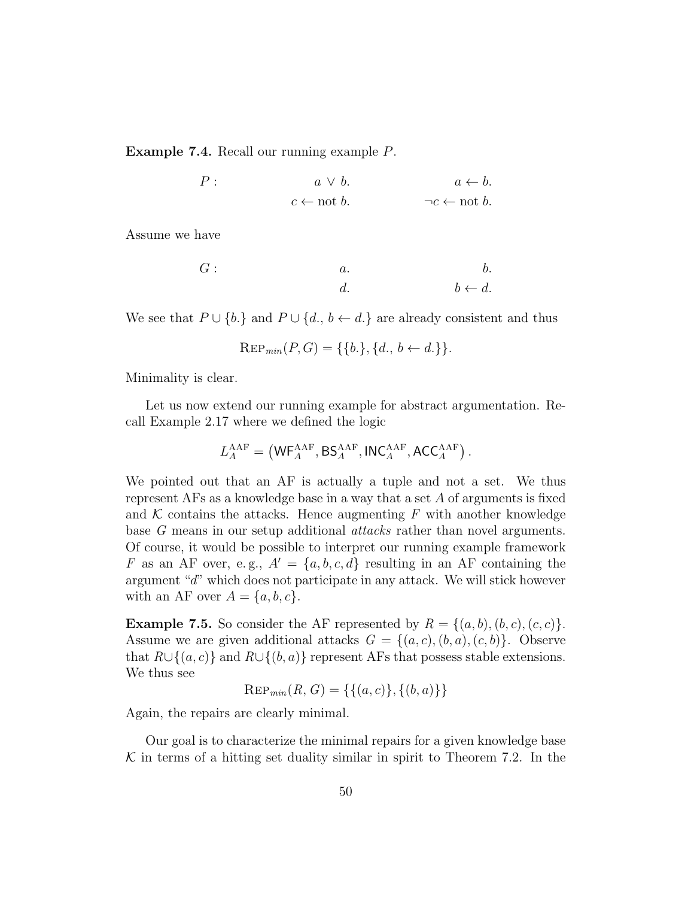**Example 7.4.** Recall our running example $P$.

$$
\begin{array}{lrr}
P: & a \vee b. & a \leftarrow b. \\
 & c \leftarrow \text{not } b. & \neg c \leftarrow \text{not } b.
\end{array}
$$

Assume we have

$$
\begin{array}{lrr}
G: & a. & b. \\
 & d. & b \leftarrow d.
\end{array}
$$

We see that $P \cup \{b.\}$ and $P \cup \{d.,\, b \leftarrow d.\}$ are already consistent and thus

$$\textsc{Rep}_{min}(P, G) = \{\{b.\}, \{d.,\, b \leftarrow d.\}\}.$$

Minimality is clear.

Let us now extend our running example for abstract argumentation. Recall Example 2.17 where we defined the logic

$$L_A^{\mathrm{AAF}} = \left(\mathsf{WF}_A^{\mathrm{AAF}}, \mathsf{BS}_A^{\mathrm{AAF}}, \mathsf{INC}_A^{\mathrm{AAF}}, \mathsf{ACC}_A^{\mathrm{AAF}}\right).$$

We pointed out that an AF is actually a tuple and not a set. We thus represent AFs as a knowledge base in a way that a set $A$ of arguments is fixed and $\mathcal{K}$ contains the attacks. Hence augmenting $F$ with another knowledge base $G$ means in our setup additional *attacks* rather than novel arguments. Of course, it would be possible to interpret our running example framework $F$ as an AF over, e. g., $A' = \{a, b, c, d\}$ resulting in an AF containing the argument "$d$" which does not participate in any attack. We will stick however with an AF over $A = \{a, b, c\}$.

**Example 7.5.** So consider the AF represented by $R = \{(a, b), (b, c), (c, c)\}$. Assume we are given additional attacks $G = \{(a, c), (b, a), (c, b)\}$. Observe that $R \cup \{(a, c)\}$ and $R \cup \{(b, a)\}$ represent AFs that possess stable extensions. We thus see

$$\textsc{Rep}_{min}(R, G) = \{\{(a, c)\}, \{(b, a)\}\}$$

Again, the repairs are clearly minimal.

Our goal is to characterize the minimal repairs for a given knowledge base $\mathcal{K}$ in terms of a hitting set duality similar in spirit to Theorem 7.2. In the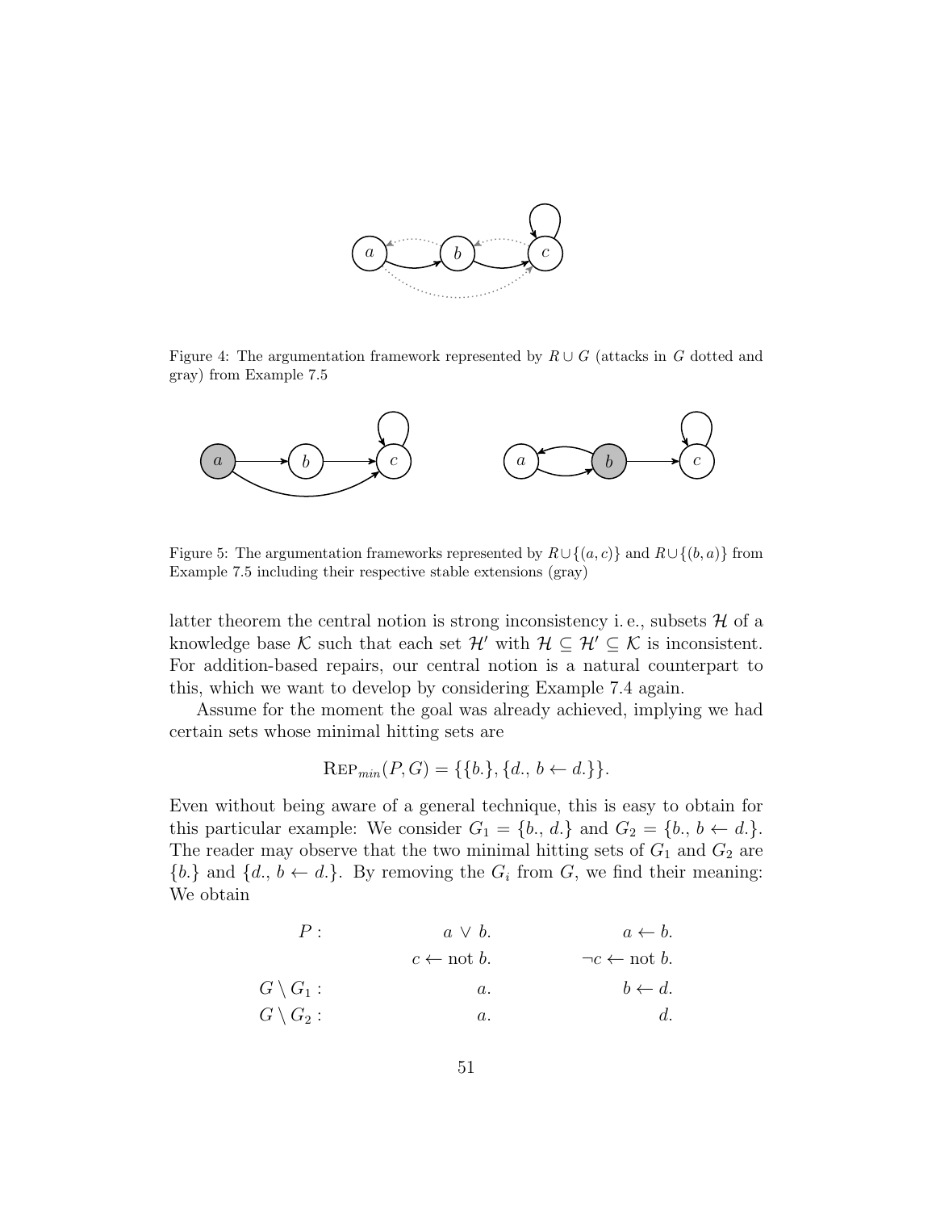Figure 4: The argumentation framework represented by $R \cup G$ (attacks in $G$ dotted and gray) from Example 7.5

Figure 5: The argumentation frameworks represented by $R \cup \{(a,c)\}$ and $R \cup \{(b,a)\}$ from Example 7.5 including their respective stable extensions (gray)

latter theorem the central notion is strong inconsistency i. e., subsets $\mathcal{H}$ of a knowledge base $\mathcal{K}$ such that each set $\mathcal{H}'$ with $\mathcal{H} \subseteq \mathcal{H}' \subseteq \mathcal{K}$ is inconsistent. For addition-based repairs, our central notion is a natural counterpart to this, which we want to develop by considering Example 7.4 again.

Assume for the moment the goal was already achieved, implying we had certain sets whose minimal hitting sets are

$$\textsc{Rep}_{min}(P, G) = \{\{b.\}, \{d.,\ b \leftarrow d.\}\}.$$

Even without being aware of a general technique, this is easy to obtain for this particular example: We consider $G_1 = \{b.,\ d.\}$ and $G_2 = \{b.,\ b \leftarrow d.\}$. The reader may observe that the two minimal hitting sets of $G_1$ and $G_2$ are $\{b.\}$ and $\{d.,\ b \leftarrow d.\}$. By removing the $G_i$ from $G$, we find their meaning: We obtain

$$
\begin{array}{lrr}
P: & a \lor b. & a \leftarrow b. \\
 & c \leftarrow \text{not } b. & \neg c \leftarrow \text{not } b. \\
G \setminus G_1: & a. & b \leftarrow d. \\
G \setminus G_2: & a. & d.
\end{array}
$$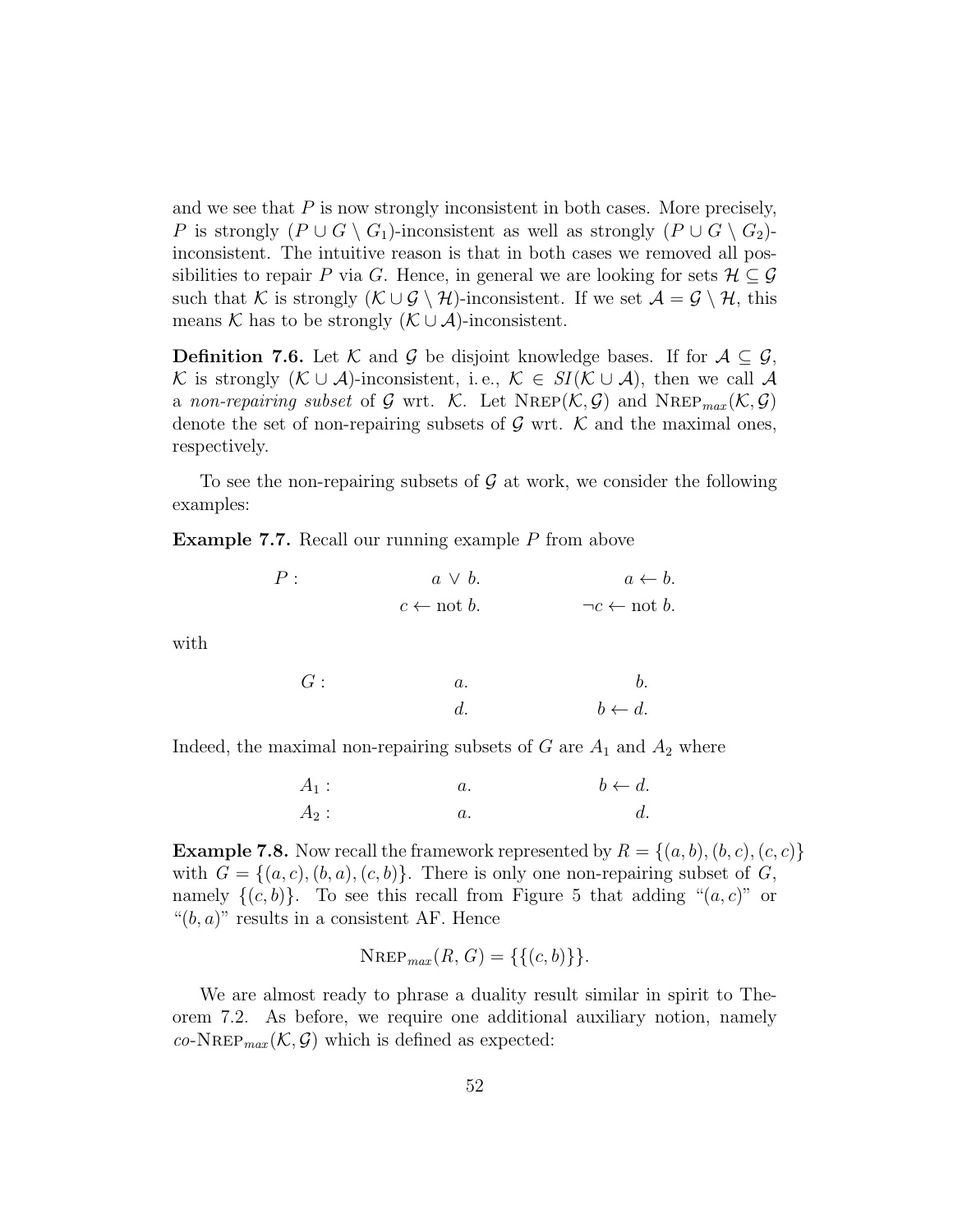and we see that $P$ is now strongly inconsistent in both cases. More precisely, $P$ is strongly $(P \cup G \setminus G_1)$-inconsistent as well as strongly $(P \cup G \setminus G_2)$-inconsistent. The intuitive reason is that in both cases we removed all possibilities to repair $P$ via $G$. Hence, in general we are looking for sets $\mathcal{H} \subseteq \mathcal{G}$ such that $\mathcal{K}$ is strongly $(\mathcal{K} \cup \mathcal{G} \setminus \mathcal{H})$-inconsistent. If we set $\mathcal{A} = \mathcal{G} \setminus \mathcal{H}$, this means $\mathcal{K}$ has to be strongly $(\mathcal{K} \cup \mathcal{A})$-inconsistent.

**Definition 7.6.** Let $\mathcal{K}$ and $\mathcal{G}$ be disjoint knowledge bases. If for $\mathcal{A} \subseteq \mathcal{G}$, $\mathcal{K}$ is strongly $(\mathcal{K} \cup \mathcal{A})$-inconsistent, i. e., $\mathcal{K} \in SI(\mathcal{K} \cup \mathcal{A})$, then we call $\mathcal{A}$ a *non-repairing subset* of $\mathcal{G}$ wrt. $\mathcal{K}$. Let $\textsc{NRep}(\mathcal{K}, \mathcal{G})$ and $\textsc{NRep}_{max}(\mathcal{K}, \mathcal{G})$ denote the set of non-repairing subsets of $\mathcal{G}$ wrt. $\mathcal{K}$ and the maximal ones, respectively.

To see the non-repairing subsets of $\mathcal{G}$ at work, we consider the following examples:

**Example 7.7.** Recall our running example $P$ from above

$$
\begin{array}{lll}
P: & a \vee b. & a \leftarrow b. \\
 & c \leftarrow \text{not } b. & \neg c \leftarrow \text{not } b.
\end{array}
$$

with

$$
\begin{array}{lll}
G: & a. & b. \\
 & d. & b \leftarrow d.
\end{array}
$$

Indeed, the maximal non-repairing subsets of $G$ are $A_1$ and $A_2$ where

$$
\begin{array}{lll}
A_1: & a. & b \leftarrow d. \\
A_2: & a. & d.
\end{array}
$$

**Example 7.8.** Now recall the framework represented by $R = \{(a, b), (b, c), (c, c)\}$ with $G = \{(a, c), (b, a), (c, b)\}$. There is only one non-repairing subset of $G$, namely $\{(c, b)\}$. To see this recall from Figure 5 that adding "$(a, c)$" or "$(b, a)$" results in a consistent AF. Hence

$$\textsc{NRep}_{max}(R, G) = \{\{(c, b)\}\}.$$

We are almost ready to phrase a duality result similar in spirit to Theorem 7.2. As before, we require one additional auxiliary notion, namely $co$-$\textsc{NRep}_{max}(\mathcal{K}, \mathcal{G})$ which is defined as expected: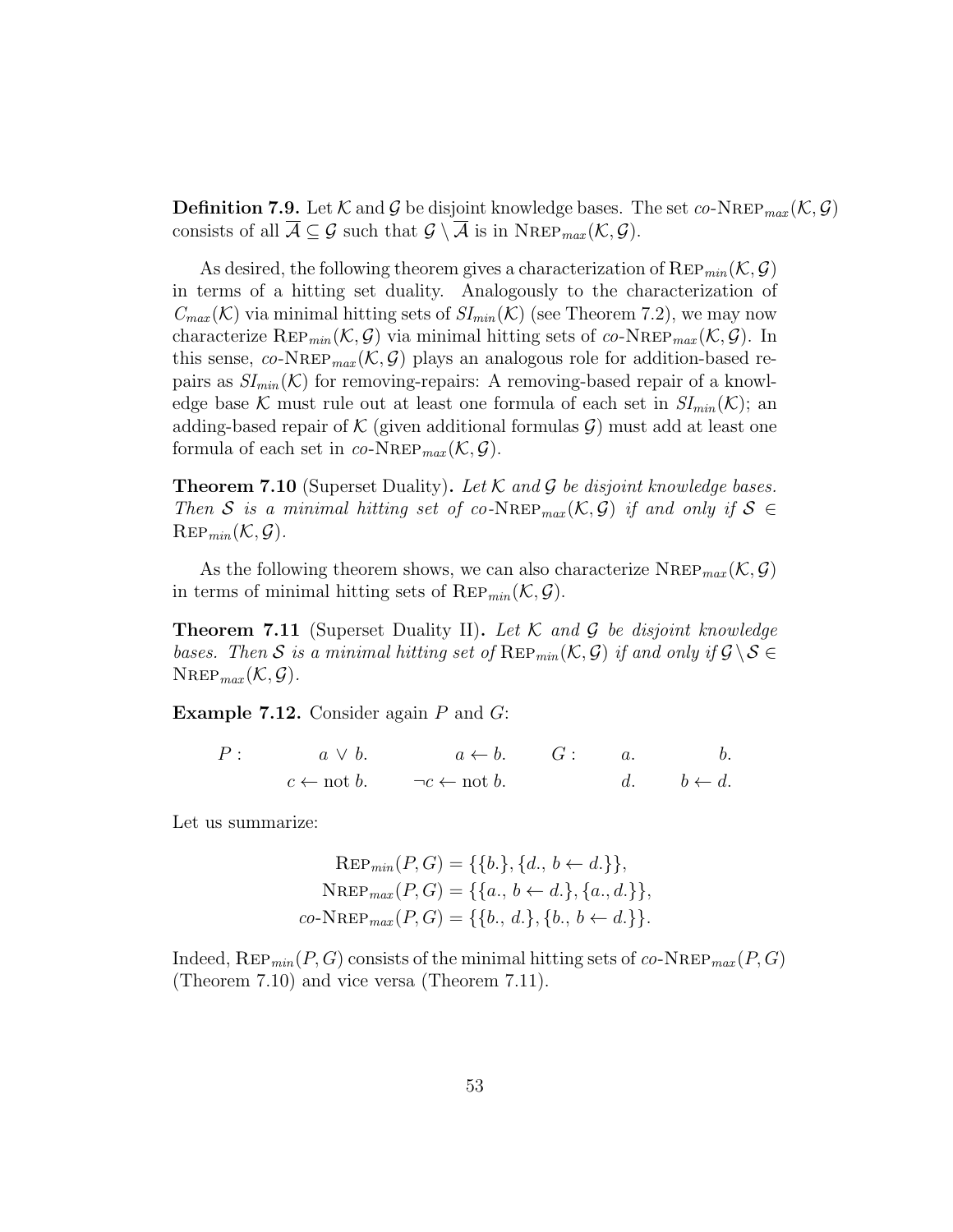**Definition 7.9.** Let $\mathcal{K}$ and $\mathcal{G}$ be disjoint knowledge bases. The set $co\text{-}\textsc{NRep}_{max}(\mathcal{K}, \mathcal{G})$ consists of all $\overline{\mathcal{A}} \subseteq \mathcal{G}$ such that $\mathcal{G} \setminus \overline{\mathcal{A}}$ is in $\textsc{NRep}_{max}(\mathcal{K}, \mathcal{G})$.

As desired, the following theorem gives a characterization of $\textsc{Rep}_{min}(\mathcal{K}, \mathcal{G})$ in terms of a hitting set duality. Analogously to the characterization of $C_{max}(\mathcal{K})$ via minimal hitting sets of $SI_{min}(\mathcal{K})$ (see Theorem 7.2), we may now characterize $\textsc{Rep}_{min}(\mathcal{K}, \mathcal{G})$ via minimal hitting sets of $co\text{-}\textsc{NRep}_{max}(\mathcal{K}, \mathcal{G})$. In this sense, $co\text{-}\textsc{NRep}_{max}(\mathcal{K}, \mathcal{G})$ plays an analogous role for addition-based repairs as $SI_{min}(\mathcal{K})$ for removing-repairs: A removing-based repair of a knowledge base $\mathcal{K}$ must rule out at least one formula of each set in $SI_{min}(\mathcal{K})$; an adding-based repair of $\mathcal{K}$ (given additional formulas $\mathcal{G}$) must add at least one formula of each set in $co\text{-}\textsc{NRep}_{max}(\mathcal{K}, \mathcal{G})$.

**Theorem 7.10** (Superset Duality)**.** *Let $\mathcal{K}$ and $\mathcal{G}$ be disjoint knowledge bases. Then $\mathcal{S}$ is a minimal hitting set of $co\text{-}\textsc{NRep}_{max}(\mathcal{K}, \mathcal{G})$ if and only if $\mathcal{S} \in \textsc{Rep}_{min}(\mathcal{K}, \mathcal{G})$.*

As the following theorem shows, we can also characterize $\textsc{NRep}_{max}(\mathcal{K}, \mathcal{G})$ in terms of minimal hitting sets of $\textsc{Rep}_{min}(\mathcal{K}, \mathcal{G})$.

**Theorem 7.11** (Superset Duality II)**.** *Let $\mathcal{K}$ and $\mathcal{G}$ be disjoint knowledge bases. Then $\mathcal{S}$ is a minimal hitting set of $\textsc{Rep}_{min}(\mathcal{K}, \mathcal{G})$ if and only if $\mathcal{G} \setminus \mathcal{S} \in \textsc{NRep}_{max}(\mathcal{K}, \mathcal{G})$.*

**Example 7.12.** Consider again $P$ and $G$:

$$
\begin{array}{llllll}
P: & a \lor b. & a \leftarrow b. & G: & a. & b. \\
 & c \leftarrow \text{not } b. & \neg c \leftarrow \text{not } b. & & d. & b \leftarrow d.
\end{array}
$$

Let us summarize:

$$
\begin{aligned}
\textsc{Rep}_{min}(P, G) &= \{\{b.\}, \{d., \, b \leftarrow d.\}\}, \\
\textsc{NRep}_{max}(P, G) &= \{\{a., \, b \leftarrow d.\}, \{a., d.\}\}, \\
co\text{-}\textsc{NRep}_{max}(P, G) &= \{\{b., \, d.\}, \{b., \, b \leftarrow d.\}\}.
\end{aligned}
$$

Indeed, $\textsc{Rep}_{min}(P, G)$ consists of the minimal hitting sets of $co\text{-}\textsc{NRep}_{max}(P, G)$ (Theorem 7.10) and vice versa (Theorem 7.11).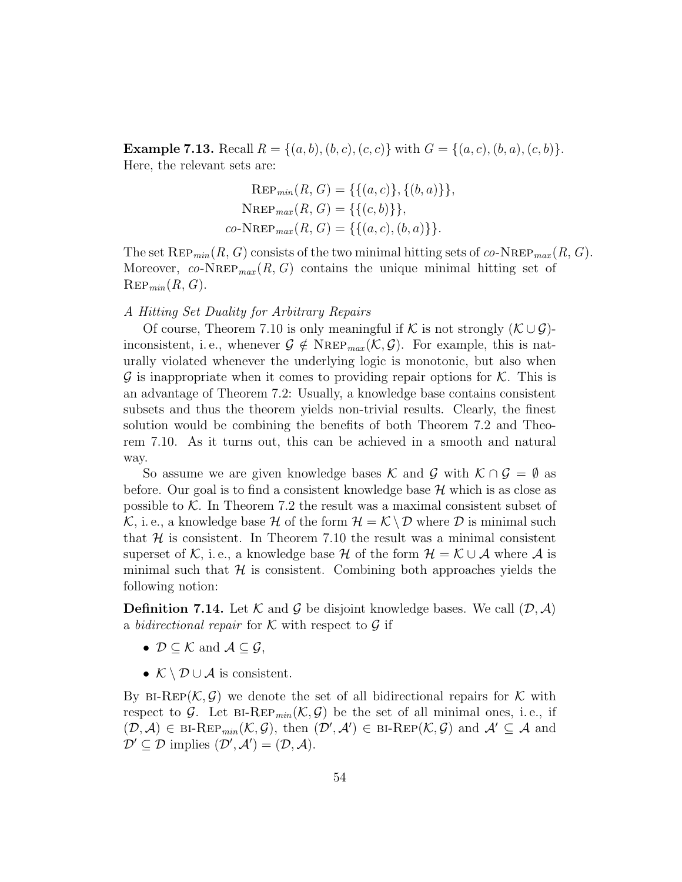**Example 7.13.** Recall $R = \{(a,b),(b,c),(c,c)\}$ with $G = \{(a,c),(b,a),(c,b)\}$. Here, the relevant sets are:

$$\begin{aligned}
\textsc{Rep}_{min}(R, G) &= \{\{(a,c)\},\{(b,a)\}\},\\
\textsc{Nrep}_{max}(R, G) &= \{\{(c,b)\}\},\\
co\text{-}\textsc{Nrep}_{max}(R, G) &= \{\{(a,c),(b,a)\}\}.
\end{aligned}$$

The set $\textsc{Rep}_{min}(R, G)$ consists of the two minimal hitting sets of $co$-$\textsc{Nrep}_{max}(R, G)$. Moreover, $co$-$\textsc{Nrep}_{max}(R, G)$ contains the unique minimal hitting set of $\textsc{Rep}_{min}(R, G)$.

*A Hitting Set Duality for Arbitrary Repairs*

Of course, Theorem 7.10 is only meaningful if $\mathcal{K}$ is not strongly $(\mathcal{K} \cup \mathcal{G})$-inconsistent, i. e., whenever $\mathcal{G} \notin \textsc{Nrep}_{max}(\mathcal{K}, \mathcal{G})$. For example, this is naturally violated whenever the underlying logic is monotonic, but also when $\mathcal{G}$ is inappropriate when it comes to providing repair options for $\mathcal{K}$. This is an advantage of Theorem 7.2: Usually, a knowledge base contains consistent subsets and thus the theorem yields non-trivial results. Clearly, the finest solution would be combining the benefits of both Theorem 7.2 and Theorem 7.10. As it turns out, this can be achieved in a smooth and natural way.

So assume we are given knowledge bases $\mathcal{K}$ and $\mathcal{G}$ with $\mathcal{K} \cap \mathcal{G} = \emptyset$ as before. Our goal is to find a consistent knowledge base $\mathcal{H}$ which is as close as possible to $\mathcal{K}$. In Theorem 7.2 the result was a maximal consistent subset of $\mathcal{K}$, i. e., a knowledge base $\mathcal{H}$ of the form $\mathcal{H} = \mathcal{K} \setminus \mathcal{D}$ where $\mathcal{D}$ is minimal such that $\mathcal{H}$ is consistent. In Theorem 7.10 the result was a minimal consistent superset of $\mathcal{K}$, i. e., a knowledge base $\mathcal{H}$ of the form $\mathcal{H} = \mathcal{K} \cup \mathcal{A}$ where $\mathcal{A}$ is minimal such that $\mathcal{H}$ is consistent. Combining both approaches yields the following notion:

**Definition 7.14.** Let $\mathcal{K}$ and $\mathcal{G}$ be disjoint knowledge bases. We call $(\mathcal{D}, \mathcal{A})$ a *bidirectional repair* for $\mathcal{K}$ with respect to $\mathcal{G}$ if

- $\mathcal{D} \subseteq \mathcal{K}$ and $\mathcal{A} \subseteq \mathcal{G}$,
- $\mathcal{K} \setminus \mathcal{D} \cup \mathcal{A}$ is consistent.

By $\textsc{bi-Rep}(\mathcal{K}, \mathcal{G})$ we denote the set of all bidirectional repairs for $\mathcal{K}$ with respect to $\mathcal{G}$. Let $\textsc{bi-Rep}_{min}(\mathcal{K}, \mathcal{G})$ be the set of all minimal ones, i. e., if $(\mathcal{D}, \mathcal{A}) \in \textsc{bi-Rep}_{min}(\mathcal{K}, \mathcal{G})$, then $(\mathcal{D}', \mathcal{A}') \in \textsc{bi-Rep}(\mathcal{K}, \mathcal{G})$ and $\mathcal{A}' \subseteq \mathcal{A}$ and $\mathcal{D}' \subseteq \mathcal{D}$ implies $(\mathcal{D}', \mathcal{A}') = (\mathcal{D}, \mathcal{A})$.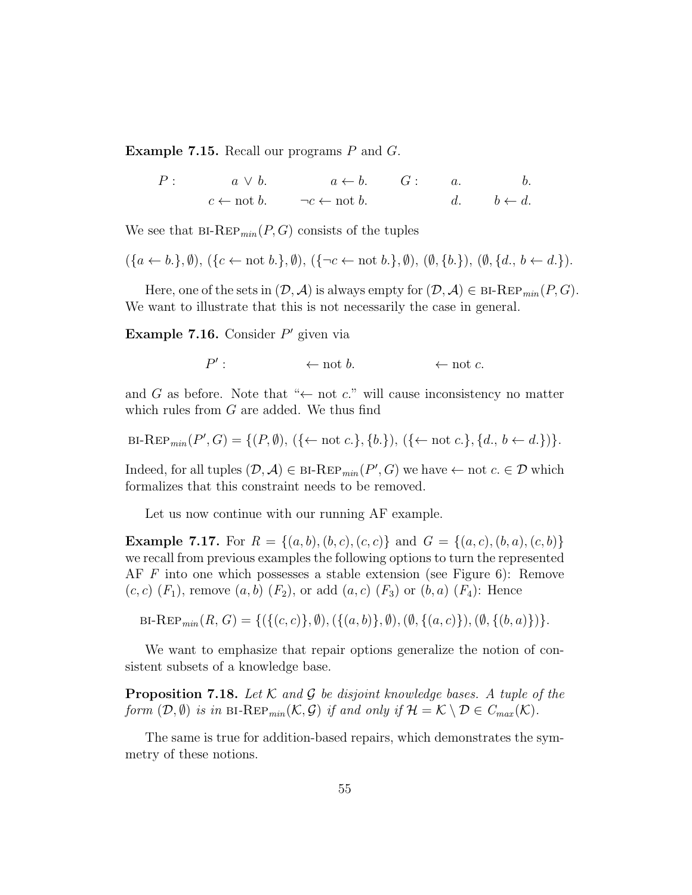**Example 7.15.** Recall our programs $P$ and $G$.

$$P: \qquad a \vee b. \qquad a \leftarrow b. \qquad G: \qquad a. \qquad b.$$
$$c \leftarrow \text{not } b. \qquad \neg c \leftarrow \text{not } b. \qquad d. \qquad b \leftarrow d.$$

We see that $\text{BI-REP}_{min}(P, G)$ consists of the tuples

$$(\{a \leftarrow b.\}, \emptyset),\ (\{c \leftarrow \text{not } b.\}, \emptyset),\ (\{\neg c \leftarrow \text{not } b.\}, \emptyset),\ (\emptyset, \{b.\}),\ (\emptyset, \{d.,\ b \leftarrow d.\}).$$

Here, one of the sets in $(\mathcal{D}, \mathcal{A})$ is always empty for $(\mathcal{D}, \mathcal{A}) \in \text{BI-REP}_{min}(P, G)$. We want to illustrate that this is not necessarily the case in general.

**Example 7.16.** Consider $P'$ given via

$$P': \qquad \leftarrow \text{not } b. \qquad \leftarrow \text{not } c.$$

and $G$ as before. Note that "$\leftarrow$ not $c$." will cause inconsistency no matter which rules from $G$ are added. We thus find

$$\text{BI-REP}_{min}(P', G) = \{(P, \emptyset),\ (\{\leftarrow \text{not } c.\}, \{b.\}),\ (\{\leftarrow \text{not } c.\}, \{d.,\ b \leftarrow d.\})\}.$$

Indeed, for all tuples $(\mathcal{D}, \mathcal{A}) \in \text{BI-REP}_{min}(P', G)$ we have $\leftarrow$ not $c. \in \mathcal{D}$ which formalizes that this constraint needs to be removed.

Let us now continue with our running AF example.

**Example 7.17.** For $R = \{(a, b), (b, c), (c, c)\}$ and $G = \{(a, c), (b, a), (c, b)\}$ we recall from previous examples the following options to turn the represented AF $F$ into one which possesses a stable extension (see Figure 6): Remove $(c, c)$ ($F_1$), remove $(a, b)$ ($F_2$), or add $(a, c)$ ($F_3$) or $(b, a)$ ($F_4$): Hence

$$\text{BI-REP}_{min}(R, G) = \{(\{(c, c)\}, \emptyset), (\{(a, b)\}, \emptyset), (\emptyset, \{(a, c)\}), (\emptyset, \{(b, a)\})\}.$$

We want to emphasize that repair options generalize the notion of consistent subsets of a knowledge base.

**Proposition 7.18.** *Let $\mathcal{K}$ and $\mathcal{G}$ be disjoint knowledge bases. A tuple of the form $(\mathcal{D}, \emptyset)$ is in $\text{BI-REP}_{min}(\mathcal{K}, \mathcal{G})$ if and only if $\mathcal{H} = \mathcal{K} \setminus \mathcal{D} \in C_{max}(\mathcal{K})$.*

The same is true for addition-based repairs, which demonstrates the symmetry of these notions.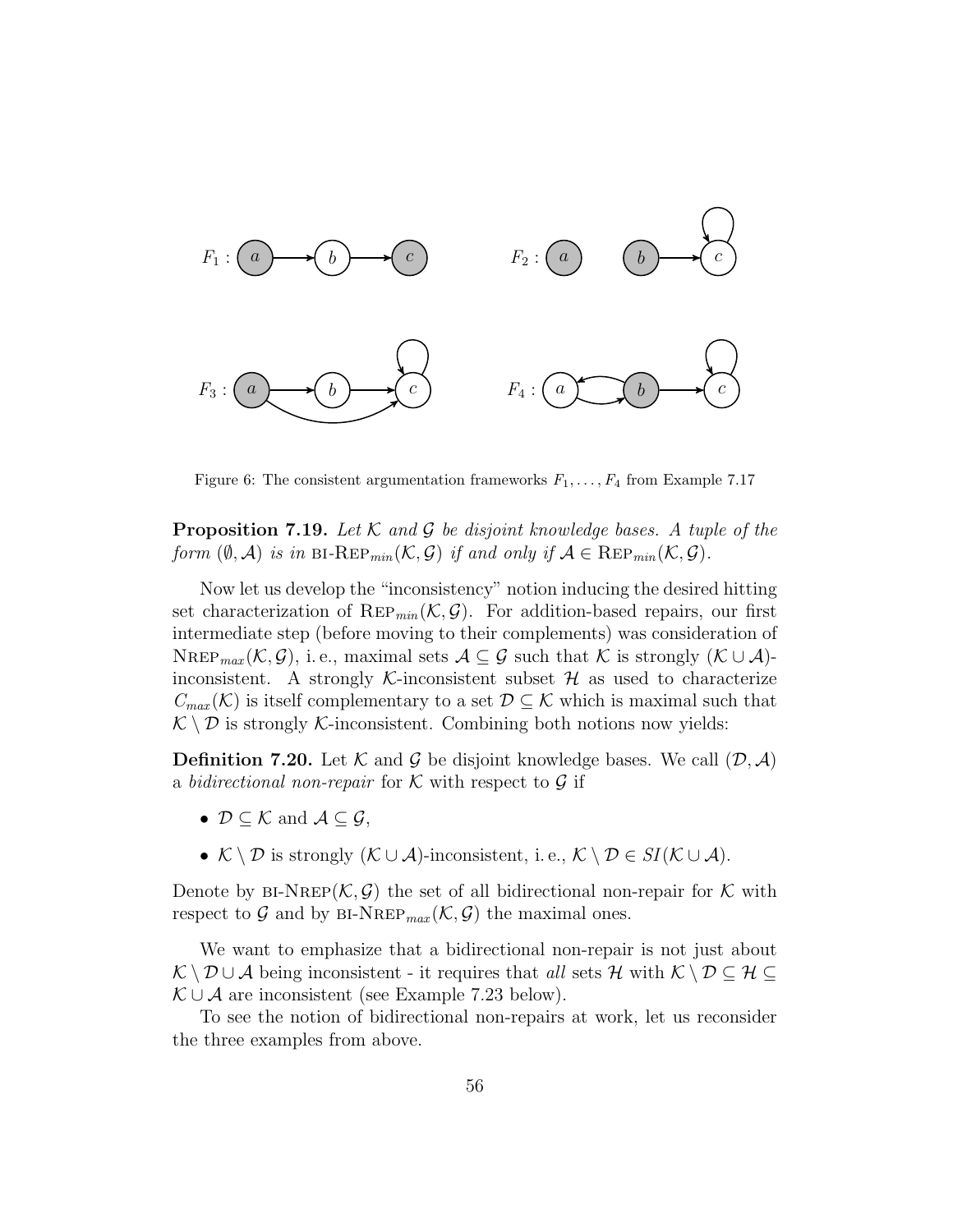Figure 6: The consistent argumentation frameworks $F_1, \ldots, F_4$ from Example 7.17

**Proposition 7.19.** *Let $\mathcal{K}$ and $\mathcal{G}$ be disjoint knowledge bases. A tuple of the form $(\emptyset, \mathcal{A})$ is in* BI-REP$_{min}(\mathcal{K}, \mathcal{G})$ *if and only if $\mathcal{A} \in$* REP$_{min}(\mathcal{K}, \mathcal{G})$.

Now let us develop the "inconsistency" notion inducing the desired hitting set characterization of REP$_{min}(\mathcal{K}, \mathcal{G})$. For addition-based repairs, our first intermediate step (before moving to their complements) was consideration of NREP$_{max}(\mathcal{K}, \mathcal{G})$, i. e., maximal sets $\mathcal{A} \subseteq \mathcal{G}$ such that $\mathcal{K}$ is strongly $(\mathcal{K} \cup \mathcal{A})$-inconsistent. A strongly $\mathcal{K}$-inconsistent subset $\mathcal{H}$ as used to characterize $C_{max}(\mathcal{K})$ is itself complementary to a set $\mathcal{D} \subseteq \mathcal{K}$ which is maximal such that $\mathcal{K} \setminus \mathcal{D}$ is strongly $\mathcal{K}$-inconsistent. Combining both notions now yields:

**Definition 7.20.** Let $\mathcal{K}$ and $\mathcal{G}$ be disjoint knowledge bases. We call $(\mathcal{D}, \mathcal{A})$ a *bidirectional non-repair* for $\mathcal{K}$ with respect to $\mathcal{G}$ if

- $\mathcal{D} \subseteq \mathcal{K}$ and $\mathcal{A} \subseteq \mathcal{G}$,
- $\mathcal{K} \setminus \mathcal{D}$ is strongly $(\mathcal{K} \cup \mathcal{A})$-inconsistent, i. e., $\mathcal{K} \setminus \mathcal{D} \in SI(\mathcal{K} \cup \mathcal{A})$.

Denote by BI-NREP$(\mathcal{K}, \mathcal{G})$ the set of all bidirectional non-repair for $\mathcal{K}$ with respect to $\mathcal{G}$ and by BI-NREP$_{max}(\mathcal{K}, \mathcal{G})$ the maximal ones.

We want to emphasize that a bidirectional non-repair is not just about $\mathcal{K} \setminus \mathcal{D} \cup \mathcal{A}$ being inconsistent - it requires that *all* sets $\mathcal{H}$ with $\mathcal{K} \setminus \mathcal{D} \subseteq \mathcal{H} \subseteq \mathcal{K} \cup \mathcal{A}$ are inconsistent (see Example 7.23 below).

To see the notion of bidirectional non-repairs at work, let us reconsider the three examples from above.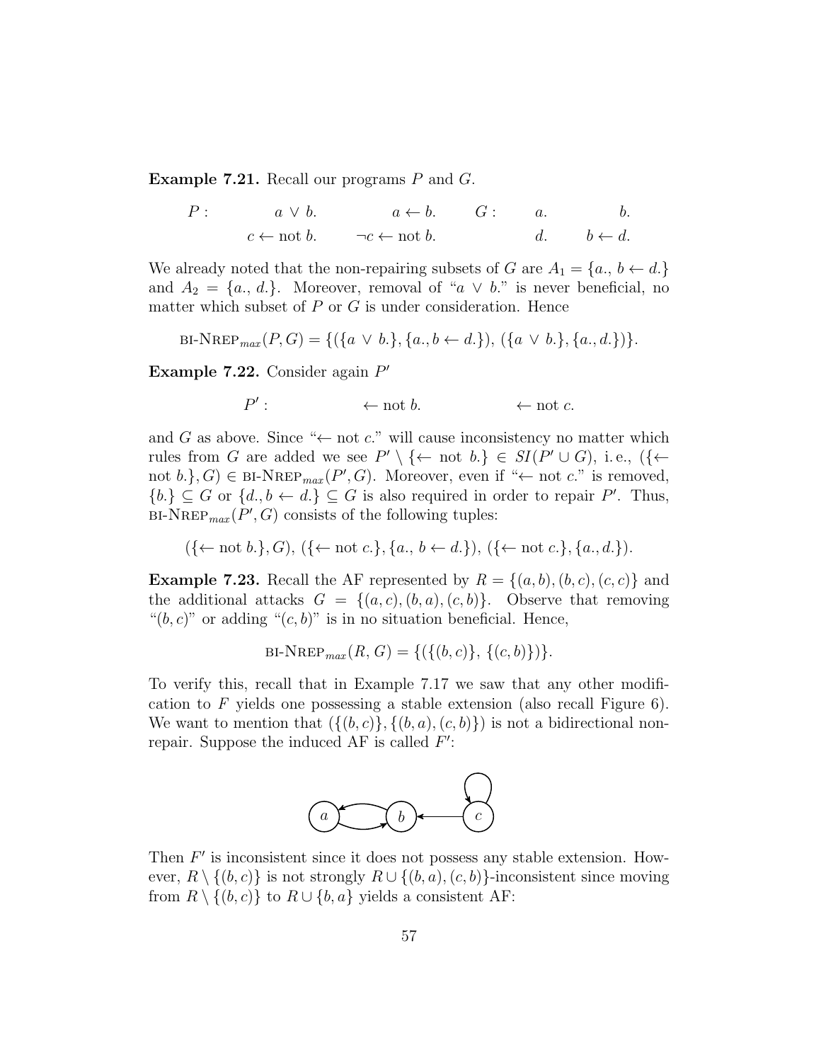**Example 7.21.** Recall our programs $P$ and $G$.

$$P: \quad a \vee b. \qquad a \leftarrow b. \qquad G: \quad a. \qquad b.$$
$$c \leftarrow \text{not } b. \qquad \neg c \leftarrow \text{not } b. \qquad d. \qquad b \leftarrow d.$$

We already noted that the non-repairing subsets of $G$ are $A_1 = \{a., b \leftarrow d.\}$ and $A_2 = \{a., d.\}$. Moreover, removal of "$a \vee b.$" is never beneficial, no matter which subset of $P$ or $G$ is under consideration. Hence

$$\text{BI-NREP}_{max}(P, G) = \{(\{a \vee b.\}, \{a., b \leftarrow d.\}), (\{a \vee b.\}, \{a., d.\})\}.$$

**Example 7.22.** Consider again $P'$

$$P': \qquad \leftarrow \text{not } b. \qquad \leftarrow \text{not } c.$$

and $G$ as above. Since "$\leftarrow$ not $c$." will cause inconsistency no matter which rules from $G$ are added we see $P' \setminus \{\leftarrow \text{not } b.\} \in SI(P' \cup G)$, i.e., $(\{\leftarrow \text{not } b.\}, G) \in \text{BI-NREP}_{max}(P', G)$. Moreover, even if "$\leftarrow$ not $c$." is removed, $\{b.\} \subseteq G$ or $\{d., b \leftarrow d.\} \subseteq G$ is also required in order to repair $P'$. Thus, $\text{BI-NREP}_{max}(P', G)$ consists of the following tuples:

$$(\{\leftarrow \text{not } b.\}, G), (\{\leftarrow \text{not } c.\}, \{a., b \leftarrow d.\}), (\{\leftarrow \text{not } c.\}, \{a., d.\}).$$

**Example 7.23.** Recall the AF represented by $R = \{(a, b), (b, c), (c, c)\}$ and the additional attacks $G = \{(a, c), (b, a), (c, b)\}$. Observe that removing "$(b, c)$" or adding "$(c, b)$" is in no situation beneficial. Hence,

$$\text{BI-NREP}_{max}(R, G) = \{(\{(b, c)\}, \{(c, b)\})\}.$$

To verify this, recall that in Example 7.17 we saw that any other modification to $F$ yields one possessing a stable extension (also recall Figure 6). We want to mention that $(\{(b, c)\}, \{(b, a), (c, b)\})$ is not a bidirectional non-repair. Suppose the induced AF is called $F'$:

Then $F'$ is inconsistent since it does not possess any stable extension. However, $R \setminus \{(b, c)\}$ is not strongly $R \cup \{(b, a), (c, b)\}$-inconsistent since moving from $R \setminus \{(b, c)\}$ to $R \cup \{b, a\}$ yields a consistent AF: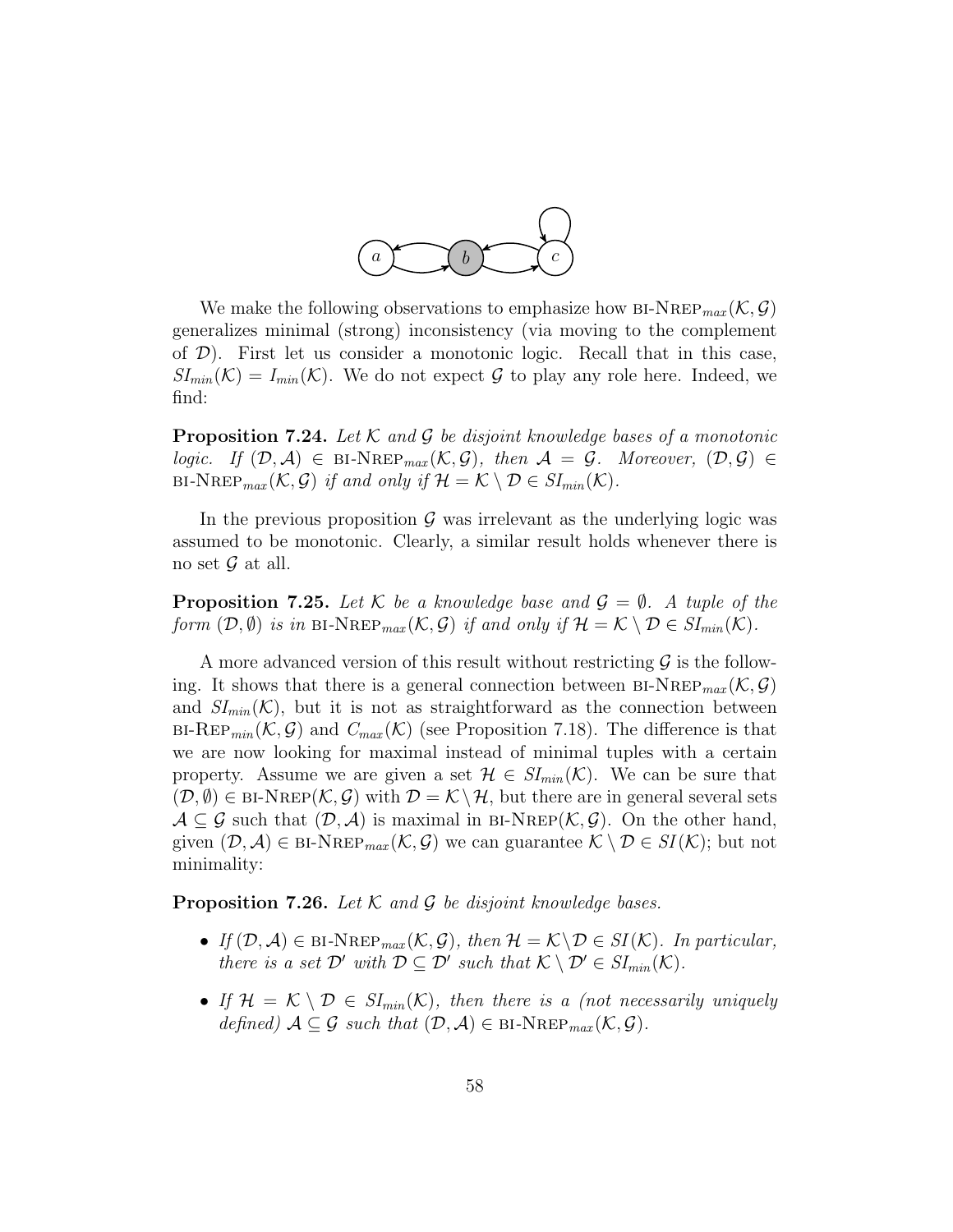We make the following observations to emphasize how $\text{BI-NREP}_{max}(\mathcal{K}, \mathcal{G})$ generalizes minimal (strong) inconsistency (via moving to the complement of $\mathcal{D}$). First let us consider a monotonic logic. Recall that in this case, $SI_{min}(\mathcal{K}) = I_{min}(\mathcal{K})$. We do not expect $\mathcal{G}$ to play any role here. Indeed, we find:

**Proposition 7.24.** *Let $\mathcal{K}$ and $\mathcal{G}$ be disjoint knowledge bases of a monotonic logic. If $(\mathcal{D}, \mathcal{A}) \in \text{BI-NREP}_{max}(\mathcal{K}, \mathcal{G})$, then $\mathcal{A} = \mathcal{G}$. Moreover, $(\mathcal{D}, \mathcal{G}) \in \text{BI-NREP}_{max}(\mathcal{K}, \mathcal{G})$ if and only if $\mathcal{H} = \mathcal{K} \setminus \mathcal{D} \in SI_{min}(\mathcal{K})$.*

In the previous proposition $\mathcal{G}$ was irrelevant as the underlying logic was assumed to be monotonic. Clearly, a similar result holds whenever there is no set $\mathcal{G}$ at all.

**Proposition 7.25.** *Let $\mathcal{K}$ be a knowledge base and $\mathcal{G} = \emptyset$. A tuple of the form $(\mathcal{D}, \emptyset)$ is in $\text{BI-NREP}_{max}(\mathcal{K}, \mathcal{G})$ if and only if $\mathcal{H} = \mathcal{K} \setminus \mathcal{D} \in SI_{min}(\mathcal{K})$.*

A more advanced version of this result without restricting $\mathcal{G}$ is the following. It shows that there is a general connection between $\text{BI-NREP}_{max}(\mathcal{K}, \mathcal{G})$ and $SI_{min}(\mathcal{K})$, but it is not as straightforward as the connection between $\text{BI-REP}_{min}(\mathcal{K}, \mathcal{G})$ and $C_{max}(\mathcal{K})$ (see Proposition 7.18). The difference is that we are now looking for maximal instead of minimal tuples with a certain property. Assume we are given a set $\mathcal{H} \in SI_{min}(\mathcal{K})$. We can be sure that $(\mathcal{D}, \emptyset) \in \text{BI-NREP}(\mathcal{K}, \mathcal{G})$ with $\mathcal{D} = \mathcal{K} \setminus \mathcal{H}$, but there are in general several sets $\mathcal{A} \subseteq \mathcal{G}$ such that $(\mathcal{D}, \mathcal{A})$ is maximal in $\text{BI-NREP}(\mathcal{K}, \mathcal{G})$. On the other hand, given $(\mathcal{D}, \mathcal{A}) \in \text{BI-NREP}_{max}(\mathcal{K}, \mathcal{G})$ we can guarantee $\mathcal{K} \setminus \mathcal{D} \in SI(\mathcal{K})$; but not minimality:

**Proposition 7.26.** *Let $\mathcal{K}$ and $\mathcal{G}$ be disjoint knowledge bases.*

- *If $(\mathcal{D}, \mathcal{A}) \in \text{BI-NREP}_{max}(\mathcal{K}, \mathcal{G})$, then $\mathcal{H} = \mathcal{K} \setminus \mathcal{D} \in SI(\mathcal{K})$. In particular, there is a set $\mathcal{D}'$ with $\mathcal{D} \subseteq \mathcal{D}'$ such that $\mathcal{K} \setminus \mathcal{D}' \in SI_{min}(\mathcal{K})$.*
- *If $\mathcal{H} = \mathcal{K} \setminus \mathcal{D} \in SI_{min}(\mathcal{K})$, then there is a (not necessarily uniquely defined) $\mathcal{A} \subseteq \mathcal{G}$ such that $(\mathcal{D}, \mathcal{A}) \in \text{BI-NREP}_{max}(\mathcal{K}, \mathcal{G})$.*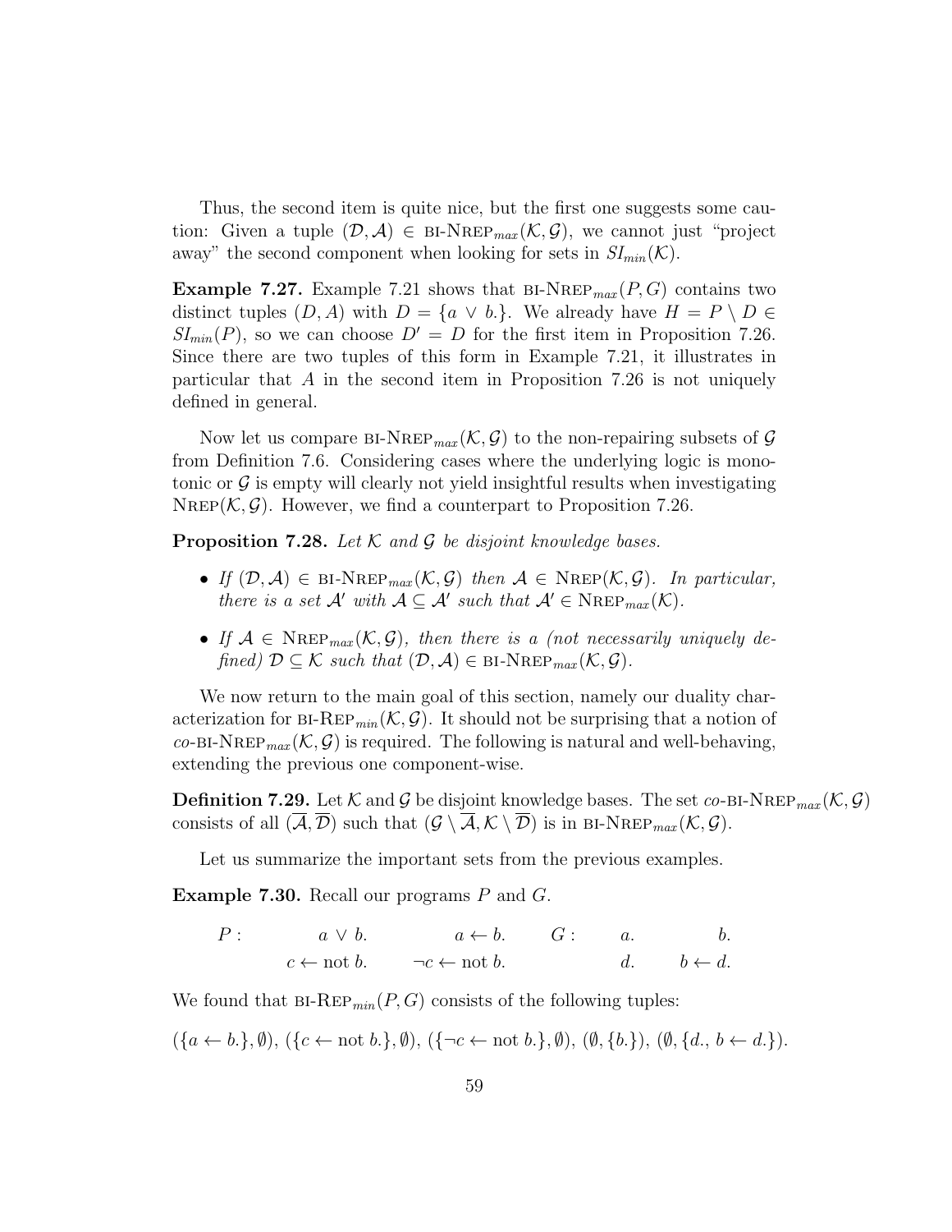Thus, the second item is quite nice, but the first one suggests some caution: Given a tuple $(\mathcal{D}, \mathcal{A}) \in$ BI-NREP$_{max}(\mathcal{K}, \mathcal{G})$, we cannot just "project away" the second component when looking for sets in $SI_{min}(\mathcal{K})$.

**Example 7.27.** Example 7.21 shows that BI-NREP$_{max}(P, G)$ contains two distinct tuples $(D, A)$ with $D = \{a \vee b.\}$. We already have $H = P \setminus D \in SI_{min}(P)$, so we can choose $D' = D$ for the first item in Proposition 7.26. Since there are two tuples of this form in Example 7.21, it illustrates in particular that $A$ in the second item in Proposition 7.26 is not uniquely defined in general.

Now let us compare BI-NREP$_{max}(\mathcal{K}, \mathcal{G})$ to the non-repairing subsets of $\mathcal{G}$ from Definition 7.6. Considering cases where the underlying logic is monotonic or $\mathcal{G}$ is empty will clearly not yield insightful results when investigating NREP$(\mathcal{K}, \mathcal{G})$. However, we find a counterpart to Proposition 7.26.

**Proposition 7.28.** *Let $\mathcal{K}$ and $\mathcal{G}$ be disjoint knowledge bases.*

- *If $(\mathcal{D}, \mathcal{A}) \in$ BI-NREP$_{max}(\mathcal{K}, \mathcal{G})$ then $\mathcal{A} \in$ NREP$(\mathcal{K}, \mathcal{G})$. In particular, there is a set $\mathcal{A}'$ with $\mathcal{A} \subseteq \mathcal{A}'$ such that $\mathcal{A}' \in$ NREP$_{max}(\mathcal{K})$.*
- *If $\mathcal{A} \in$ NREP$_{max}(\mathcal{K}, \mathcal{G})$, then there is a (not necessarily uniquely defined) $\mathcal{D} \subseteq \mathcal{K}$ such that $(\mathcal{D}, \mathcal{A}) \in$ BI-NREP$_{max}(\mathcal{K}, \mathcal{G})$.*

We now return to the main goal of this section, namely our duality characterization for BI-REP$_{min}(\mathcal{K}, \mathcal{G})$. It should not be surprising that a notion of *co*-BI-NREP$_{max}(\mathcal{K}, \mathcal{G})$ is required. The following is natural and well-behaving, extending the previous one component-wise.

**Definition 7.29.** Let $\mathcal{K}$ and $\mathcal{G}$ be disjoint knowledge bases. The set *co*-BI-NREP$_{max}(\mathcal{K}, \mathcal{G})$ consists of all $(\overline{\mathcal{A}}, \overline{\mathcal{D}})$ such that $(\mathcal{G} \setminus \overline{\mathcal{A}}, \mathcal{K} \setminus \overline{\mathcal{D}})$ is in BI-NREP$_{max}(\mathcal{K}, \mathcal{G})$.

Let us summarize the important sets from the previous examples.

**Example 7.30.** Recall our programs $P$ and $G$.

$$
\begin{array}{llllll}
P: & a \vee b. & a \leftarrow b. & G: & a. & b. \\
 & c \leftarrow \text{not } b. & \neg c \leftarrow \text{not } b. & & d. & b \leftarrow d.
\end{array}
$$

We found that BI-REP$_{min}(P, G)$ consists of the following tuples:

$(\{a \leftarrow b.\}, \emptyset)$, $(\{c \leftarrow \text{not } b.\}, \emptyset)$, $(\{\neg c \leftarrow \text{not } b.\}, \emptyset)$, $(\emptyset, \{b.\})$, $(\emptyset, \{d., b \leftarrow d.\})$.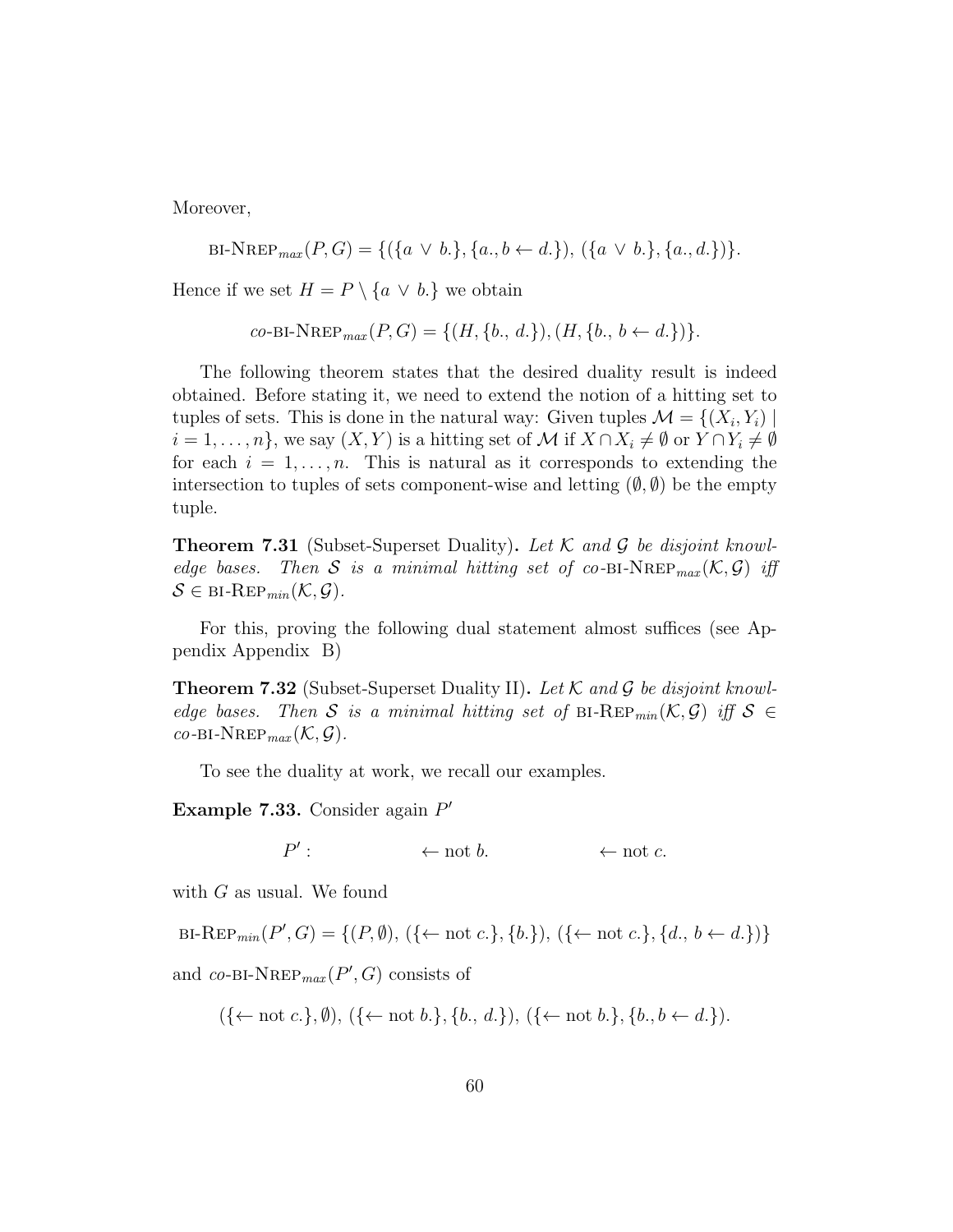Moreover,

$$\text{BI-NREP}_{max}(P, G) = \{(\{a \lor b.\}, \{a., b \leftarrow d.\}),\ (\{a \lor b.\}, \{a., d.\})\}.$$

Hence if we set $H = P \setminus \{a \lor b.\}$ we obtain

$$co\text{-BI-NREP}_{max}(P, G) = \{(H, \{b., d.\}), (H, \{b., b \leftarrow d.\})\}.$$

The following theorem states that the desired duality result is indeed obtained. Before stating it, we need to extend the notion of a hitting set to tuples of sets. This is done in the natural way: Given tuples $\mathcal{M} = \{(X_i, Y_i) \mid i = 1, \ldots, n\}$, we say $(X, Y)$ is a hitting set of $\mathcal{M}$ if $X \cap X_i \neq \emptyset$ or $Y \cap Y_i \neq \emptyset$ for each $i = 1, \ldots, n$. This is natural as it corresponds to extending the intersection to tuples of sets component-wise and letting $(\emptyset, \emptyset)$ be the empty tuple.

**Theorem 7.31** (Subset-Superset Duality)**.** *Let $\mathcal{K}$ and $\mathcal{G}$ be disjoint knowledge bases. Then $\mathcal{S}$ is a minimal hitting set of $co$-BI-NREP$_{max}(\mathcal{K}, \mathcal{G})$ iff $\mathcal{S} \in$ BI-REP$_{min}(\mathcal{K}, \mathcal{G})$.*

For this, proving the following dual statement almost suffices (see Appendix Appendix B)

**Theorem 7.32** (Subset-Superset Duality II)**.** *Let $\mathcal{K}$ and $\mathcal{G}$ be disjoint knowledge bases. Then $\mathcal{S}$ is a minimal hitting set of BI-REP$_{min}(\mathcal{K}, \mathcal{G})$ iff $\mathcal{S} \in co$-BI-NREP$_{max}(\mathcal{K}, \mathcal{G})$.*

To see the duality at work, we recall our examples.

**Example 7.33.** Consider again $P'$

$$P': \qquad \leftarrow \text{not } b. \qquad\qquad \leftarrow \text{not } c.$$

with $G$ as usual. We found

$$\text{BI-REP}_{min}(P', G) = \{(P, \emptyset),\ (\{\leftarrow \text{not } c.\}, \{b.\}),\ (\{\leftarrow \text{not } c.\}, \{d., b \leftarrow d.\})\}$$

and $co$-BI-NREP$_{max}(P', G)$ consists of

$$(\{\leftarrow \text{not } c.\}, \emptyset),\ (\{\leftarrow \text{not } b.\}, \{b., d.\}),\ (\{\leftarrow \text{not } b.\}, \{b., b \leftarrow d.\}).$$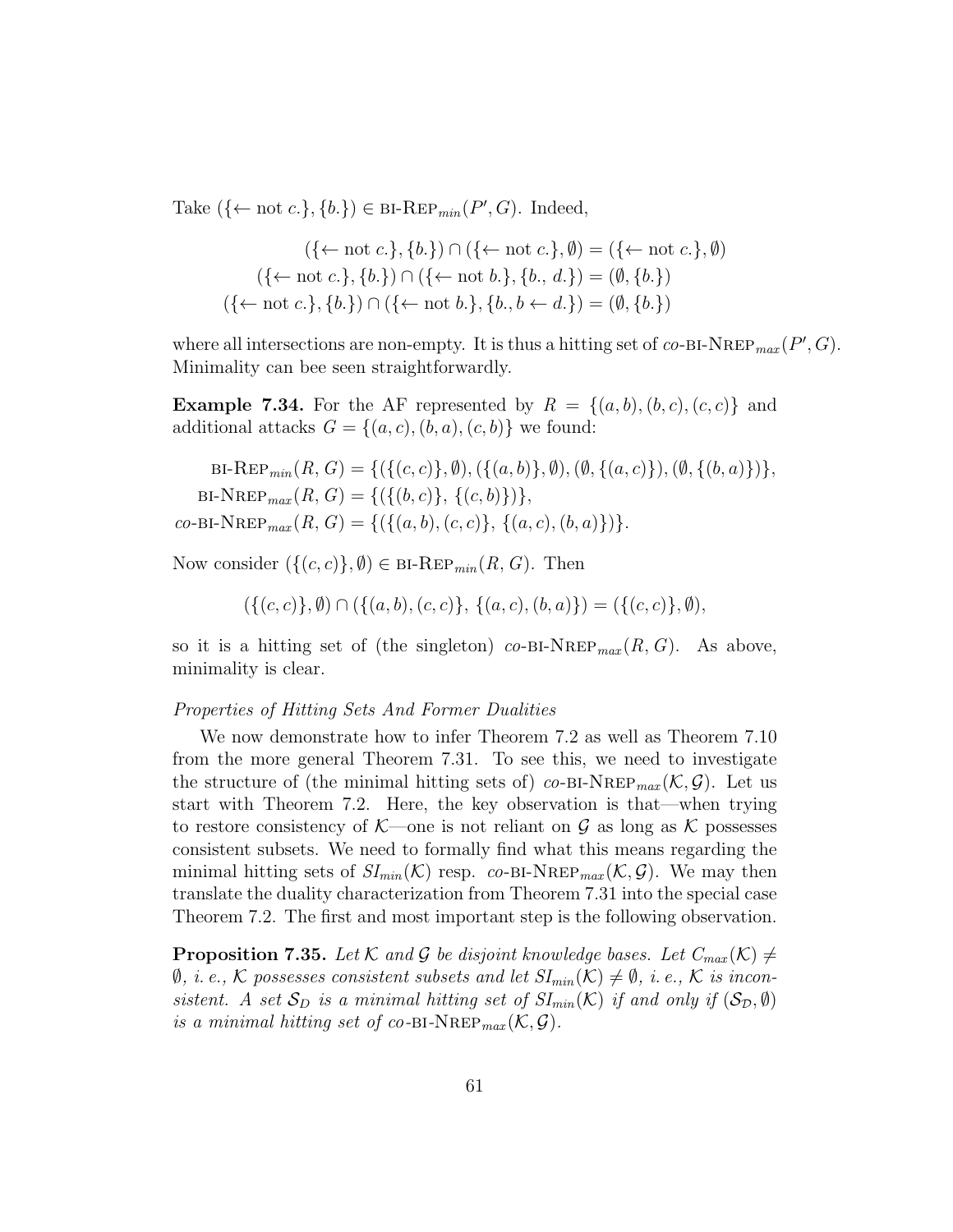Take $(\{\leftarrow \text{not } c.\}, \{b.\}) \in \text{BI-REP}_{min}(P', G)$. Indeed,

$$(\{\leftarrow \text{not } c.\}, \{b.\}) \cap (\{\leftarrow \text{not } c.\}, \emptyset) = (\{\leftarrow \text{not } c.\}, \emptyset)$$
$$(\{\leftarrow \text{not } c.\}, \{b.\}) \cap (\{\leftarrow \text{not } b.\}, \{b., d.\}) = (\emptyset, \{b.\})$$
$$(\{\leftarrow \text{not } c.\}, \{b.\}) \cap (\{\leftarrow \text{not } b.\}, \{b., b \leftarrow d.\}) = (\emptyset, \{b.\})$$

where all intersections are non-empty. It is thus a hitting set of $co\text{-BI-NREP}_{max}(P', G)$. Minimality can bee seen straightforwardly.

**Example 7.34.** For the AF represented by $R = \{(a,b),(b,c),(c,c)\}$ and additional attacks $G = \{(a,c),(b,a),(c,b)\}$ we found:

$$\text{BI-REP}_{min}(R, G) = \{(\{(c,c)\}, \emptyset), (\{(a,b)\}, \emptyset), (\emptyset, \{(a,c)\}), (\emptyset, \{(b,a)\})\},$$
$$\text{BI-NREP}_{max}(R, G) = \{(\{(b,c)\},\ \{(c,b)\})\},$$
$$co\text{-BI-NREP}_{max}(R, G) = \{(\{(a,b),(c,c)\},\ \{(a,c),(b,a)\})\}.$$

Now consider $(\{(c,c)\}, \emptyset) \in \text{BI-REP}_{min}(R, G)$. Then

$$(\{(c,c)\}, \emptyset) \cap (\{(a,b),(c,c)\},\ \{(a,c),(b,a)\}) = (\{(c,c)\}, \emptyset),$$

so it is a hitting set of (the singleton) $co\text{-BI-NREP}_{max}(R, G)$. As above, minimality is clear.

*Properties of Hitting Sets And Former Dualities*

We now demonstrate how to infer Theorem 7.2 as well as Theorem 7.10 from the more general Theorem 7.31. To see this, we need to investigate the structure of (the minimal hitting sets of) $co\text{-BI-NREP}_{max}(\mathcal{K}, \mathcal{G})$. Let us start with Theorem 7.2. Here, the key observation is that—when trying to restore consistency of $\mathcal{K}$—one is not reliant on $\mathcal{G}$ as long as $\mathcal{K}$ possesses consistent subsets. We need to formally find what this means regarding the minimal hitting sets of $SI_{min}(\mathcal{K})$ resp. $co\text{-BI-NREP}_{max}(\mathcal{K}, \mathcal{G})$. We may then translate the duality characterization from Theorem 7.31 into the special case Theorem 7.2. The first and most important step is the following observation.

**Proposition 7.35.** *Let $\mathcal{K}$ and $\mathcal{G}$ be disjoint knowledge bases. Let $C_{max}(\mathcal{K}) \neq \emptyset$, i. e., $\mathcal{K}$ possesses consistent subsets and let $SI_{min}(\mathcal{K}) \neq \emptyset$, i. e., $\mathcal{K}$ is inconsistent. A set $\mathcal{S}_D$ is a minimal hitting set of $SI_{min}(\mathcal{K})$ if and only if $(\mathcal{S}_\mathcal{D}, \emptyset)$ is a minimal hitting set of $co\text{-BI-NREP}_{max}(\mathcal{K}, \mathcal{G})$.*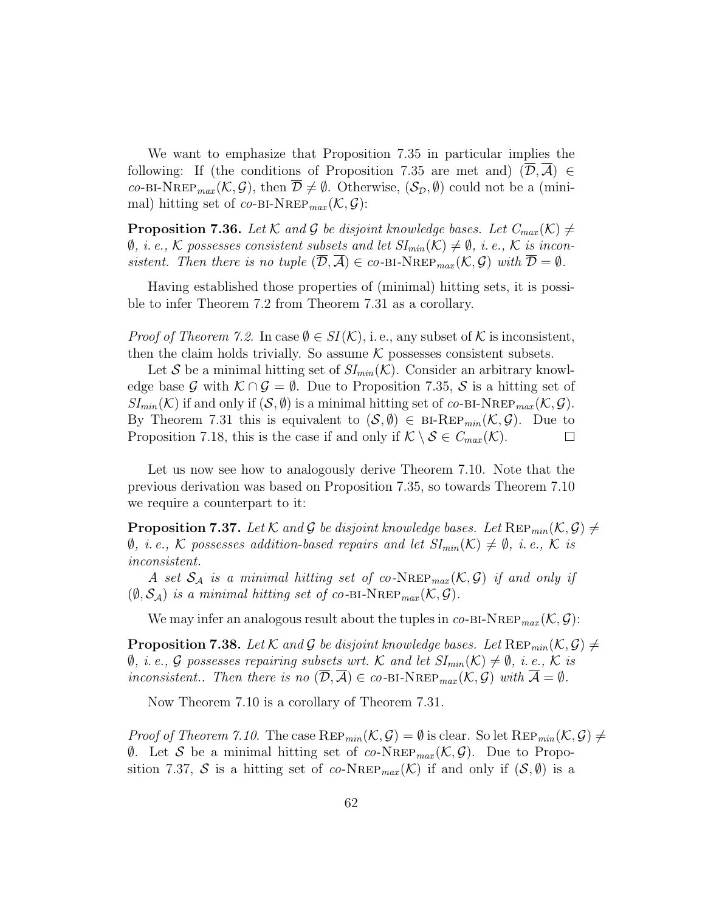We want to emphasize that Proposition 7.35 in particular implies the following: If (the conditions of Proposition 7.35 are met and) $(\overline{\mathcal{D}}, \overline{\mathcal{A}}) \in$ *co*-BI-NREP$_{max}(\mathcal{K}, \mathcal{G})$, then $\overline{\mathcal{D}} \neq \emptyset$. Otherwise, $(\mathcal{S}_{\mathcal{D}}, \emptyset)$ could not be a (minimal) hitting set of *co*-BI-NREP$_{max}(\mathcal{K}, \mathcal{G})$:

**Proposition 7.36.** *Let $\mathcal{K}$ and $\mathcal{G}$ be disjoint knowledge bases. Let $C_{max}(\mathcal{K}) \neq \emptyset$, i. e., $\mathcal{K}$ possesses consistent subsets and let $SI_{min}(\mathcal{K}) \neq \emptyset$, i. e., $\mathcal{K}$ is inconsistent. Then there is no tuple $(\overline{\mathcal{D}}, \overline{\mathcal{A}}) \in$ co-BI-NREP$_{max}(\mathcal{K}, \mathcal{G})$ with $\overline{\mathcal{D}} = \emptyset$.*

Having established those properties of (minimal) hitting sets, it is possible to infer Theorem 7.2 from Theorem 7.31 as a corollary.

*Proof of Theorem 7.2.* In case $\emptyset \in SI(\mathcal{K})$, i. e., any subset of $\mathcal{K}$ is inconsistent, then the claim holds trivially. So assume $\mathcal{K}$ possesses consistent subsets.

Let $\mathcal{S}$ be a minimal hitting set of $SI_{min}(\mathcal{K})$. Consider an arbitrary knowledge base $\mathcal{G}$ with $\mathcal{K} \cap \mathcal{G} = \emptyset$. Due to Proposition 7.35, $\mathcal{S}$ is a hitting set of $SI_{min}(\mathcal{K})$ if and only if $(\mathcal{S}, \emptyset)$ is a minimal hitting set of *co*-BI-NREP$_{max}(\mathcal{K}, \mathcal{G})$. By Theorem 7.31 this is equivalent to $(\mathcal{S}, \emptyset) \in$ BI-REP$_{min}(\mathcal{K}, \mathcal{G})$. Due to Proposition 7.18, this is the case if and only if $\mathcal{K} \setminus \mathcal{S} \in C_{max}(\mathcal{K})$. □

Let us now see how to analogously derive Theorem 7.10. Note that the previous derivation was based on Proposition 7.35, so towards Theorem 7.10 we require a counterpart to it:

**Proposition 7.37.** *Let $\mathcal{K}$ and $\mathcal{G}$ be disjoint knowledge bases. Let* REP$_{min}(\mathcal{K}, \mathcal{G}) \neq$ *$\emptyset$, i. e., $\mathcal{K}$ possesses addition-based repairs and let $SI_{min}(\mathcal{K}) \neq \emptyset$, i. e., $\mathcal{K}$ is inconsistent.*

*A set $\mathcal{S}_{\mathcal{A}}$ is a minimal hitting set of co-NREP$_{max}(\mathcal{K}, \mathcal{G})$ if and only if $(\emptyset, \mathcal{S}_{\mathcal{A}})$ is a minimal hitting set of co-BI-NREP$_{max}(\mathcal{K}, \mathcal{G})$.*

We may infer an analogous result about the tuples in *co*-BI-NREP$_{max}(\mathcal{K}, \mathcal{G})$:

**Proposition 7.38.** *Let $\mathcal{K}$ and $\mathcal{G}$ be disjoint knowledge bases. Let* REP$_{min}(\mathcal{K}, \mathcal{G}) \neq$ *$\emptyset$, i. e., $\mathcal{G}$ possesses repairing subsets wrt. $\mathcal{K}$ and let $SI_{min}(\mathcal{K}) \neq \emptyset$, i. e., $\mathcal{K}$ is inconsistent.. Then there is no $(\overline{\mathcal{D}}, \overline{\mathcal{A}}) \in$ co-BI-NREP$_{max}(\mathcal{K}, \mathcal{G})$ with $\overline{\mathcal{A}} = \emptyset$.*

Now Theorem 7.10 is a corollary of Theorem 7.31.

*Proof of Theorem 7.10.* The case REP$_{min}(\mathcal{K}, \mathcal{G}) = \emptyset$ is clear. So let REP$_{min}(\mathcal{K}, \mathcal{G}) \neq \emptyset$. Let $\mathcal{S}$ be a minimal hitting set of *co*-NREP$_{max}(\mathcal{K}, \mathcal{G})$. Due to Proposition 7.37, $\mathcal{S}$ is a hitting set of *co*-NREP$_{max}(\mathcal{K})$ if and only if $(\mathcal{S}, \emptyset)$ is a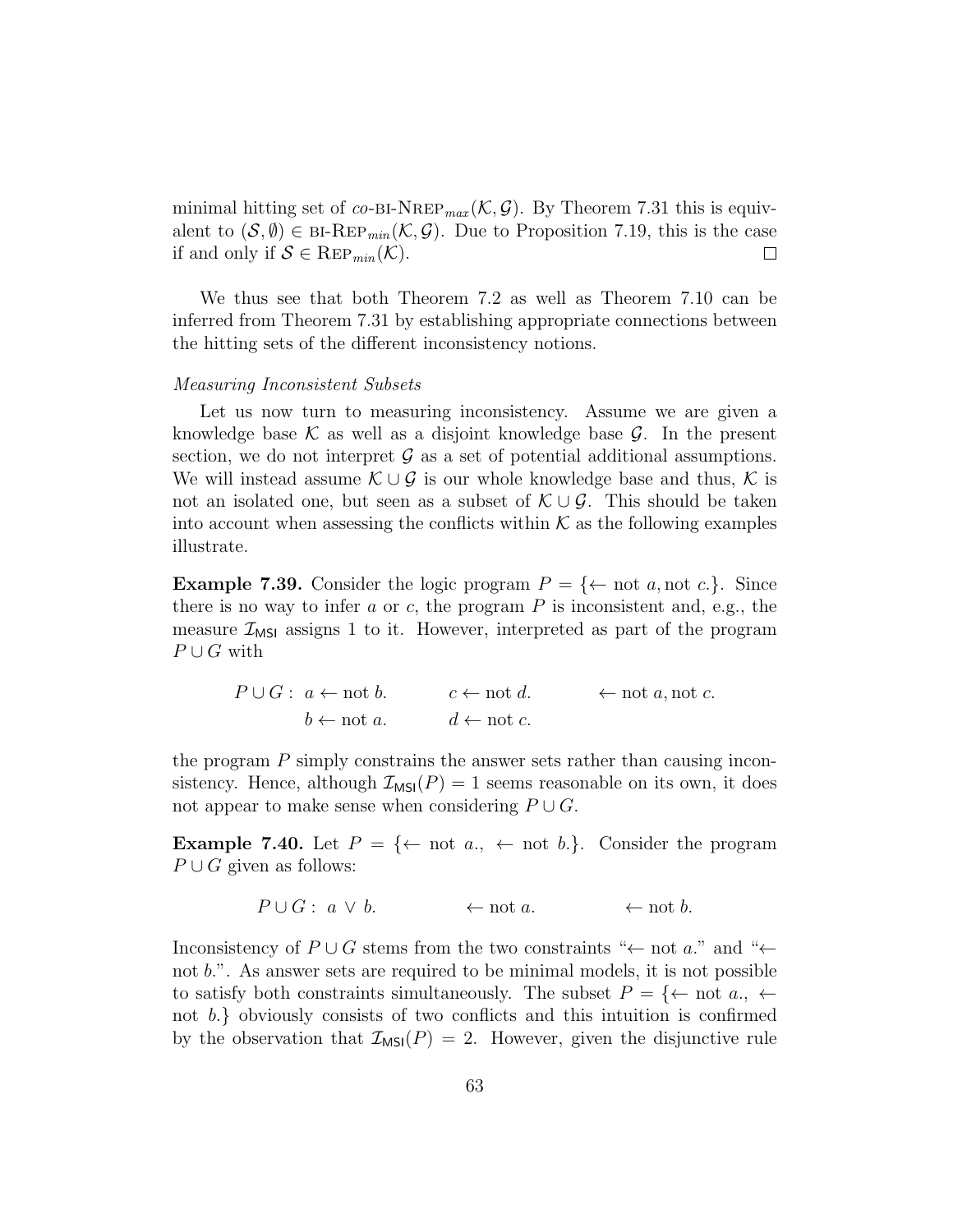minimal hitting set of $co$-BI-NREP$_{max}(\mathcal{K}, \mathcal{G})$. By Theorem 7.31 this is equivalent to $(\mathcal{S}, \emptyset) \in$ BI-REP$_{min}(\mathcal{K}, \mathcal{G})$. Due to Proposition 7.19, this is the case if and only if $\mathcal{S} \in$ REP$_{min}(\mathcal{K})$. □

We thus see that both Theorem 7.2 as well as Theorem 7.10 can be inferred from Theorem 7.31 by establishing appropriate connections between the hitting sets of the different inconsistency notions.

*Measuring Inconsistent Subsets*

Let us now turn to measuring inconsistency. Assume we are given a knowledge base $\mathcal{K}$ as well as a disjoint knowledge base $\mathcal{G}$. In the present section, we do not interpret $\mathcal{G}$ as a set of potential additional assumptions. We will instead assume $\mathcal{K} \cup \mathcal{G}$ is our whole knowledge base and thus, $\mathcal{K}$ is not an isolated one, but seen as a subset of $\mathcal{K} \cup \mathcal{G}$. This should be taken into account when assessing the conflicts within $\mathcal{K}$ as the following examples illustrate.

**Example 7.39.** Consider the logic program $P = \{\leftarrow \text{not } a, \text{not } c.\}$. Since there is no way to infer $a$ or $c$, the program $P$ is inconsistent and, e.g., the measure $\mathcal{I}_{\mathsf{MSI}}$ assigns 1 to it. However, interpreted as part of the program $P \cup G$ with

$$
\begin{array}{llll}
P \cup G: & a \leftarrow \text{not } b. & c \leftarrow \text{not } d. & \leftarrow \text{not } a, \text{not } c. \\
& b \leftarrow \text{not } a. & d \leftarrow \text{not } c. &
\end{array}
$$

the program $P$ simply constrains the answer sets rather than causing inconsistency. Hence, although $\mathcal{I}_{\mathsf{MSI}}(P) = 1$ seems reasonable on its own, it does not appear to make sense when considering $P \cup G$.

**Example 7.40.** Let $P = \{\leftarrow \text{not } a., \leftarrow \text{not } b.\}$. Consider the program $P \cup G$ given as follows:

$$
P \cup G: \; a \vee b. \qquad \leftarrow \text{not } a. \qquad \leftarrow \text{not } b.
$$

Inconsistency of $P \cup G$ stems from the two constraints "$\leftarrow$ not $a$." and "$\leftarrow$ not $b$.". As answer sets are required to be minimal models, it is not possible to satisfy both constraints simultaneously. The subset $P = \{\leftarrow \text{not } a., \leftarrow \text{not } b.\}$ obviously consists of two conflicts and this intuition is confirmed by the observation that $\mathcal{I}_{\mathsf{MSI}}(P) = 2$. However, given the disjunctive rule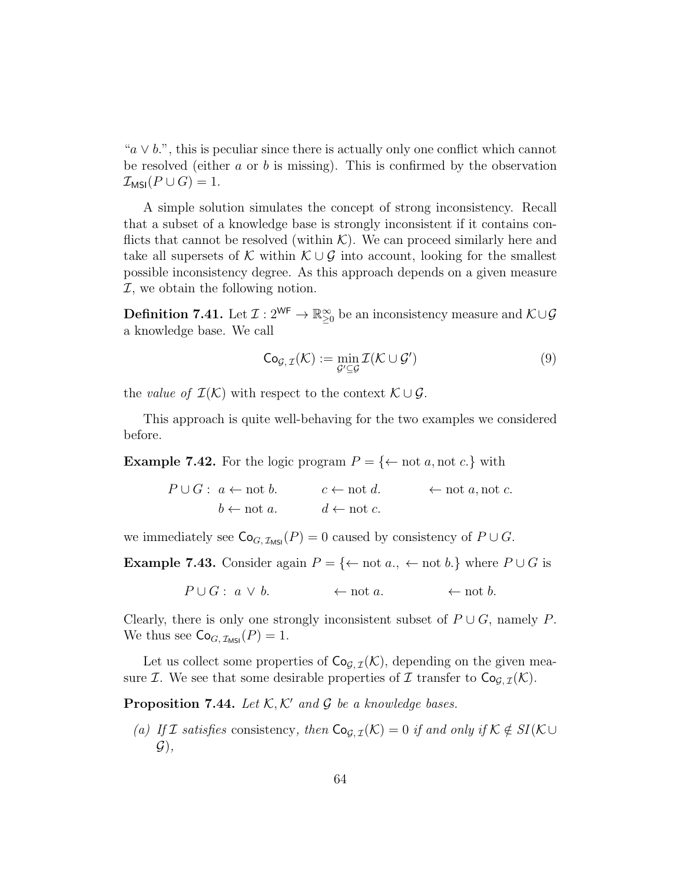"$a \vee b.$", this is peculiar since there is actually only one conflict which cannot be resolved (either $a$ or $b$ is missing). This is confirmed by the observation $\mathcal{I}_{\mathsf{MSI}}(P \cup G) = 1$.

A simple solution simulates the concept of strong inconsistency. Recall that a subset of a knowledge base is strongly inconsistent if it contains conflicts that cannot be resolved (within $\mathcal{K}$). We can proceed similarly here and take all supersets of $\mathcal{K}$ within $\mathcal{K} \cup \mathcal{G}$ into account, looking for the smallest possible inconsistency degree. As this approach depends on a given measure $\mathcal{I}$, we obtain the following notion.

**Definition 7.41.** Let $\mathcal{I} : 2^{\mathsf{WF}} \to \mathbb{R}^{\infty}_{\geq 0}$ be an inconsistency measure and $\mathcal{K} \cup \mathcal{G}$ a knowledge base. We call

$$\mathsf{Co}_{\mathcal{G},\mathcal{I}}(\mathcal{K}) := \min_{\mathcal{G}' \subseteq \mathcal{G}} \mathcal{I}(\mathcal{K} \cup \mathcal{G}') \tag{9}$$

the *value of $\mathcal{I}(\mathcal{K})$* with respect to the context $\mathcal{K} \cup \mathcal{G}$.

This approach is quite well-behaving for the two examples we considered before.

**Example 7.42.** For the logic program $P = \{\leftarrow \text{not } a, \text{not } c.\}$ with

$$
\begin{array}{llll}
P \cup G: & a \leftarrow \text{not } b. & c \leftarrow \text{not } d. & \leftarrow \text{not } a, \text{not } c. \\
& b \leftarrow \text{not } a. & d \leftarrow \text{not } c. &
\end{array}
$$

we immediately see $\mathsf{Co}_{G,\mathcal{I}_{\mathsf{MSI}}}(P) = 0$ caused by consistency of $P \cup G$.

**Example 7.43.** Consider again $P = \{\leftarrow \text{not } a., \leftarrow \text{not } b.\}$ where $P \cup G$ is

$$
P \cup G: \; a \vee b. \qquad \leftarrow \text{not } a. \qquad \leftarrow \text{not } b.
$$

Clearly, there is only one strongly inconsistent subset of $P \cup G$, namely $P$. We thus see $\mathsf{Co}_{G,\mathcal{I}_{\mathsf{MSI}}}(P) = 1$.

Let us collect some properties of $\mathsf{Co}_{\mathcal{G},\mathcal{I}}(\mathcal{K})$, depending on the given measure $\mathcal{I}$. We see that some desirable properties of $\mathcal{I}$ transfer to $\mathsf{Co}_{\mathcal{G},\mathcal{I}}(\mathcal{K})$.

**Proposition 7.44.** *Let $\mathcal{K}, \mathcal{K}'$ and $\mathcal{G}$ be a knowledge bases.*

*(a) If $\mathcal{I}$ satisfies* consistency*, then $\mathsf{Co}_{\mathcal{G},\mathcal{I}}(\mathcal{K}) = 0$ if and only if $\mathcal{K} \notin SI(\mathcal{K} \cup \mathcal{G})$,*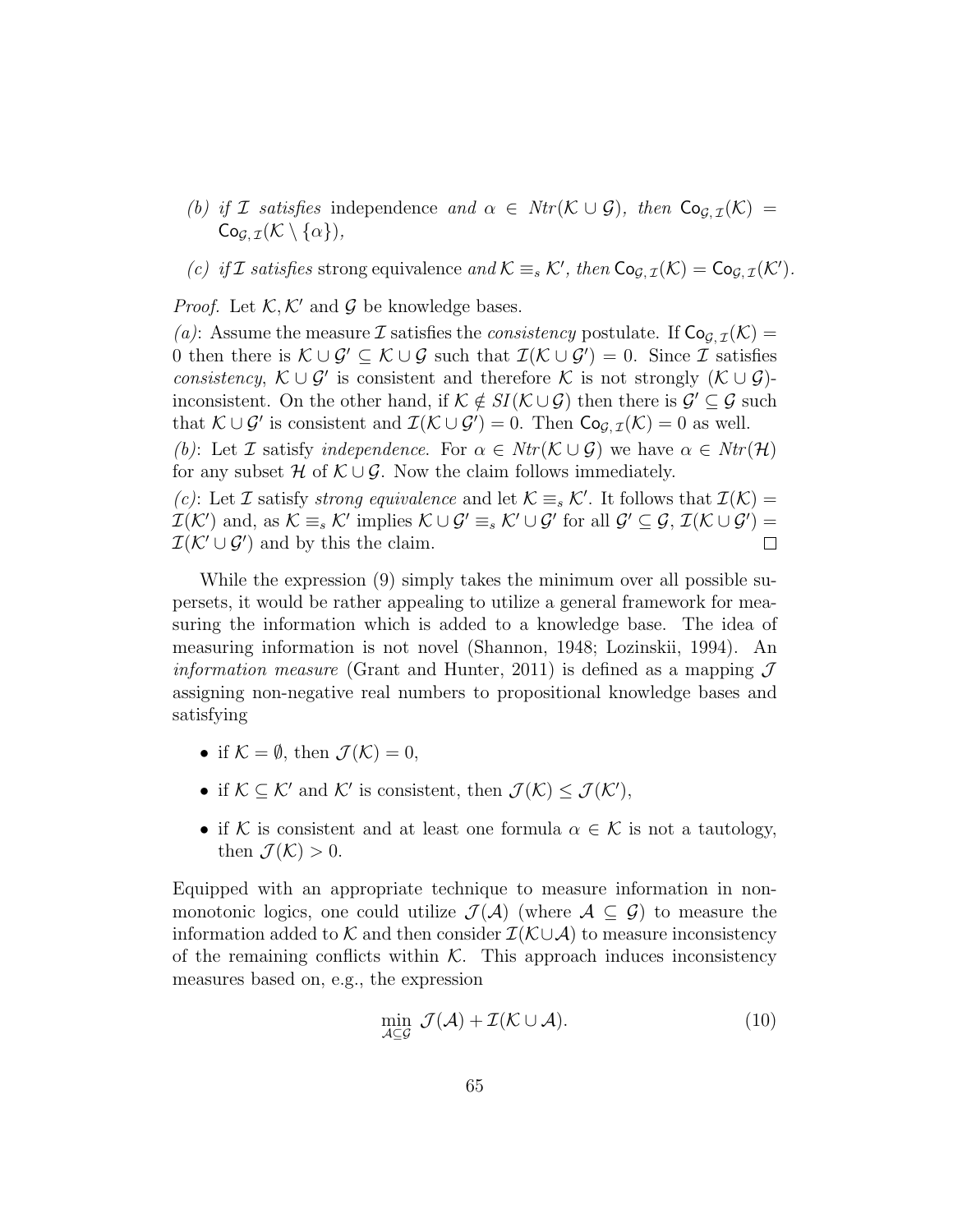*(b) if $\mathcal{I}$ satisfies* independence *and* $\alpha \in Ntr(\mathcal{K} \cup \mathcal{G})$*, then* $\mathsf{Co}_{\mathcal{G},\mathcal{I}}(\mathcal{K}) = \mathsf{Co}_{\mathcal{G},\mathcal{I}}(\mathcal{K} \setminus \{\alpha\})$*,*

*(c) if* $\mathcal{I}$ *satisfies* strong equivalence *and* $\mathcal{K} \equiv_s \mathcal{K}'$*, then* $\mathsf{Co}_{\mathcal{G},\mathcal{I}}(\mathcal{K}) = \mathsf{Co}_{\mathcal{G},\mathcal{I}}(\mathcal{K}')$*.*

*Proof.* Let $\mathcal{K}, \mathcal{K}'$ and $\mathcal{G}$ be knowledge bases.

*(a)*: Assume the measure $\mathcal{I}$ satisfies the *consistency* postulate. If $\mathsf{Co}_{\mathcal{G},\mathcal{I}}(\mathcal{K}) = 0$ then there is $\mathcal{K} \cup \mathcal{G}' \subseteq \mathcal{K} \cup \mathcal{G}$ such that $\mathcal{I}(\mathcal{K} \cup \mathcal{G}') = 0$. Since $\mathcal{I}$ satisfies *consistency*, $\mathcal{K} \cup \mathcal{G}'$ is consistent and therefore $\mathcal{K}$ is not strongly $(\mathcal{K} \cup \mathcal{G})$-inconsistent. On the other hand, if $\mathcal{K} \notin SI(\mathcal{K} \cup \mathcal{G})$ then there is $\mathcal{G}' \subseteq \mathcal{G}$ such that $\mathcal{K} \cup \mathcal{G}'$ is consistent and $\mathcal{I}(\mathcal{K} \cup \mathcal{G}') = 0$. Then $\mathsf{Co}_{\mathcal{G},\mathcal{I}}(\mathcal{K}) = 0$ as well.

*(b)*: Let $\mathcal{I}$ satisfy *independence*. For $\alpha \in Ntr(\mathcal{K} \cup \mathcal{G})$ we have $\alpha \in Ntr(\mathcal{H})$ for any subset $\mathcal{H}$ of $\mathcal{K} \cup \mathcal{G}$. Now the claim follows immediately.

*(c)*: Let $\mathcal{I}$ satisfy *strong equivalence* and let $\mathcal{K} \equiv_s \mathcal{K}'$. It follows that $\mathcal{I}(\mathcal{K}) = \mathcal{I}(\mathcal{K}')$ and, as $\mathcal{K} \equiv_s \mathcal{K}'$ implies $\mathcal{K} \cup \mathcal{G}' \equiv_s \mathcal{K}' \cup \mathcal{G}'$ for all $\mathcal{G}' \subseteq \mathcal{G}$, $\mathcal{I}(\mathcal{K} \cup \mathcal{G}') = \mathcal{I}(\mathcal{K}' \cup \mathcal{G}')$ and by this the claim. □

While the expression (9) simply takes the minimum over all possible supersets, it would be rather appealing to utilize a general framework for measuring the information which is added to a knowledge base. The idea of measuring information is not novel (Shannon, 1948; Lozinskii, 1994). An *information measure* (Grant and Hunter, 2011) is defined as a mapping $\mathcal{J}$ assigning non-negative real numbers to propositional knowledge bases and satisfying

- if $\mathcal{K} = \emptyset$, then $\mathcal{J}(\mathcal{K}) = 0$,
- if $\mathcal{K} \subseteq \mathcal{K}'$ and $\mathcal{K}'$ is consistent, then $\mathcal{J}(\mathcal{K}) \leq \mathcal{J}(\mathcal{K}')$,
- if $\mathcal{K}$ is consistent and at least one formula $\alpha \in \mathcal{K}$ is not a tautology, then $\mathcal{J}(\mathcal{K}) > 0$.

Equipped with an appropriate technique to measure information in non-monotonic logics, one could utilize $\mathcal{J}(\mathcal{A})$ (where $\mathcal{A} \subseteq \mathcal{G}$) to measure the information added to $\mathcal{K}$ and then consider $\mathcal{I}(\mathcal{K} \cup \mathcal{A})$ to measure inconsistency of the remaining conflicts within $\mathcal{K}$. This approach induces inconsistency measures based on, e.g., the expression

$$\min_{\mathcal{A} \subseteq \mathcal{G}} \; \mathcal{J}(\mathcal{A}) + \mathcal{I}(\mathcal{K} \cup \mathcal{A}). \tag{10}$$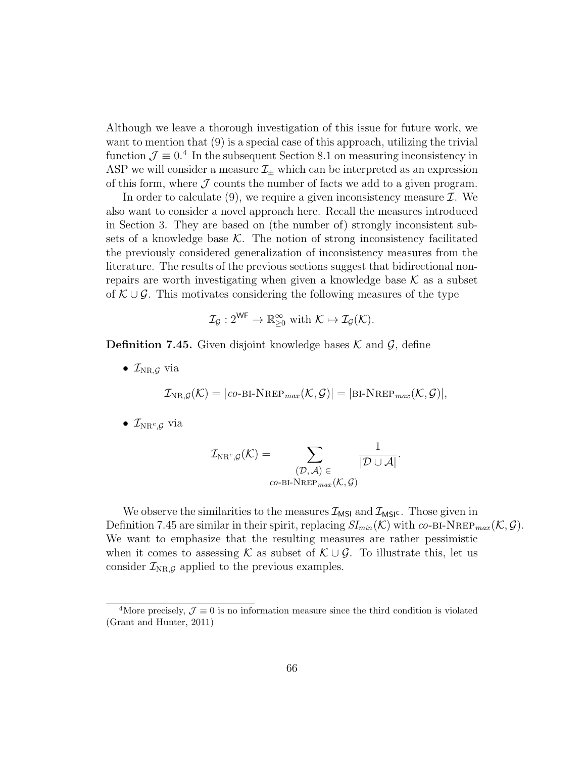Although we leave a thorough investigation of this issue for future work, we want to mention that (9) is a special case of this approach, utilizing the trivial function $\mathcal{J} \equiv 0$.[4] In the subsequent Section 8.1 on measuring inconsistency in ASP we will consider a measure $\mathcal{I}_{\pm}$ which can be interpreted as an expression of this form, where $\mathcal{J}$ counts the number of facts we add to a given program.

In order to calculate (9), we require a given inconsistency measure $\mathcal{I}$. We also want to consider a novel approach here. Recall the measures introduced in Section 3. They are based on (the number of) strongly inconsistent subsets of a knowledge base $\mathcal{K}$. The notion of strong inconsistency facilitated the previously considered generalization of inconsistency measures from the literature. The results of the previous sections suggest that bidirectional non-repairs are worth investigating when given a knowledge base $\mathcal{K}$ as a subset of $\mathcal{K} \cup \mathcal{G}$. This motivates considering the following measures of the type

$$\mathcal{I}_{\mathcal{G}} : 2^{\mathsf{WF}} \to \mathbb{R}^{\infty}_{\geq 0} \text{ with } \mathcal{K} \mapsto \mathcal{I}_{\mathcal{G}}(\mathcal{K}).$$

**Definition 7.45.** Given disjoint knowledge bases $\mathcal{K}$ and $\mathcal{G}$, define

- $\mathcal{I}_{\mathrm{NR},\mathcal{G}}$ via

$$\mathcal{I}_{\mathrm{NR},\mathcal{G}}(\mathcal{K}) = |\textit{co}\text{-}\textsc{bi-NRep}_{max}(\mathcal{K}, \mathcal{G})| = |\textsc{bi-NRep}_{max}(\mathcal{K}, \mathcal{G})|,$$

- $\mathcal{I}_{\mathrm{NR}^c,\mathcal{G}}$ via

$$\mathcal{I}_{\mathrm{NR}^c,\mathcal{G}}(\mathcal{K}) = \sum_{\substack{(\mathcal{D}, \mathcal{A}) \in \\ \textit{co}\text{-}\textsc{bi-NRep}_{max}(\mathcal{K}, \mathcal{G})}} \frac{1}{|\mathcal{D} \cup \mathcal{A}|}.$$

We observe the similarities to the measures $\mathcal{I}_{\mathsf{MSI}}$ and $\mathcal{I}_{\mathsf{MSI^C}}$. Those given in Definition 7.45 are similar in their spirit, replacing $SI_{min}(\mathcal{K})$ with $\textit{co}\text{-}\textsc{bi-NRep}_{max}(\mathcal{K}, \mathcal{G})$. We want to emphasize that the resulting measures are rather pessimistic when it comes to assessing $\mathcal{K}$ as subset of $\mathcal{K} \cup \mathcal{G}$. To illustrate this, let us consider $\mathcal{I}_{\mathrm{NR},\mathcal{G}}$ applied to the previous examples.

[4] More precisely, $\mathcal{J} \equiv 0$ is no information measure since the third condition is violated (Grant and Hunter, 2011)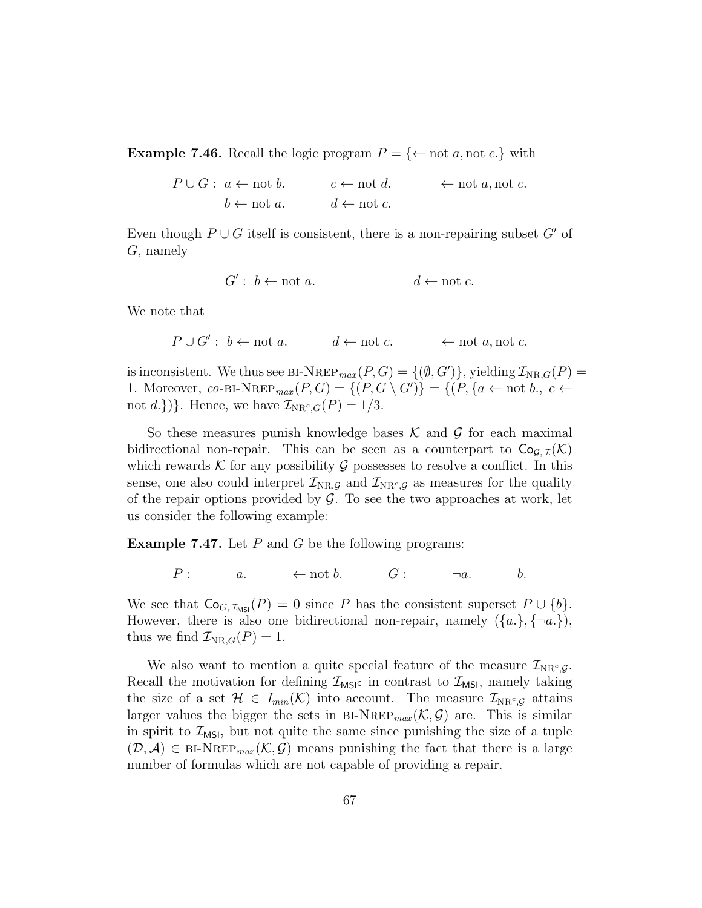**Example 7.46.** Recall the logic program $P = \{\leftarrow \text{not } a, \text{not } c.\}$ with

$$P \cup G: \quad a \leftarrow \text{not } b. \qquad c \leftarrow \text{not } d. \qquad \leftarrow \text{not } a, \text{not } c.$$
$$b \leftarrow \text{not } a. \qquad d \leftarrow \text{not } c.$$

Even though $P \cup G$ itself is consistent, there is a non-repairing subset $G'$ of $G$, namely

$$G': \; b \leftarrow \text{not } a. \qquad\qquad d \leftarrow \text{not } c.$$

We note that

$$P \cup G': \; b \leftarrow \text{not } a. \qquad d \leftarrow \text{not } c. \qquad \leftarrow \text{not } a, \text{not } c.$$

is inconsistent. We thus see $\text{BI-NREP}_{max}(P, G) = \{(\emptyset, G')\}$, yielding $\mathcal{I}_{\text{NR},G}(P) = 1$. Moreover, $co\text{-BI-NREP}_{max}(P, G) = \{(P, G \setminus G')\} = \{(P, \{a \leftarrow \text{not } b., \; c \leftarrow \text{not } d.\})\}$. Hence, we have $\mathcal{I}_{\text{NR}^c,G}(P) = 1/3$.

So these measures punish knowledge bases $\mathcal{K}$ and $\mathcal{G}$ for each maximal bidirectional non-repair. This can be seen as a counterpart to $\mathsf{Co}_{\mathcal{G},\mathcal{I}}(\mathcal{K})$ which rewards $\mathcal{K}$ for any possibility $\mathcal{G}$ possesses to resolve a conflict. In this sense, one also could interpret $\mathcal{I}_{\text{NR},\mathcal{G}}$ and $\mathcal{I}_{\text{NR}^c,\mathcal{G}}$ as measures for the quality of the repair options provided by $\mathcal{G}$. To see the two approaches at work, let us consider the following example:

**Example 7.47.** Let $P$ and $G$ be the following programs:

$$P: \qquad a. \qquad \leftarrow \text{not } b. \qquad G: \qquad \neg a. \qquad b.$$

We see that $\mathsf{Co}_{G,\mathcal{I}_{\mathsf{MSI}}}(P) = 0$ since $P$ has the consistent superset $P \cup \{b\}$. However, there is also one bidirectional non-repair, namely $(\{a.\}, \{\neg a.\})$, thus we find $\mathcal{I}_{\text{NR},G}(P) = 1$.

We also want to mention a quite special feature of the measure $\mathcal{I}_{\text{NR}^c,\mathcal{G}}$. Recall the motivation for defining $\mathcal{I}_{\mathsf{MSI}^\mathsf{C}}$ in contrast to $\mathcal{I}_{\mathsf{MSI}}$, namely taking the size of a set $\mathcal{H} \in I_{min}(\mathcal{K})$ into account. The measure $\mathcal{I}_{\text{NR}^c,\mathcal{G}}$ attains larger values the bigger the sets in $\text{BI-NREP}_{max}(\mathcal{K}, \mathcal{G})$ are. This is similar in spirit to $\mathcal{I}_{\mathsf{MSI}}$, but not quite the same since punishing the size of a tuple $(\mathcal{D}, \mathcal{A}) \in \text{BI-NREP}_{max}(\mathcal{K}, \mathcal{G})$ means punishing the fact that there is a large number of formulas which are not capable of providing a repair.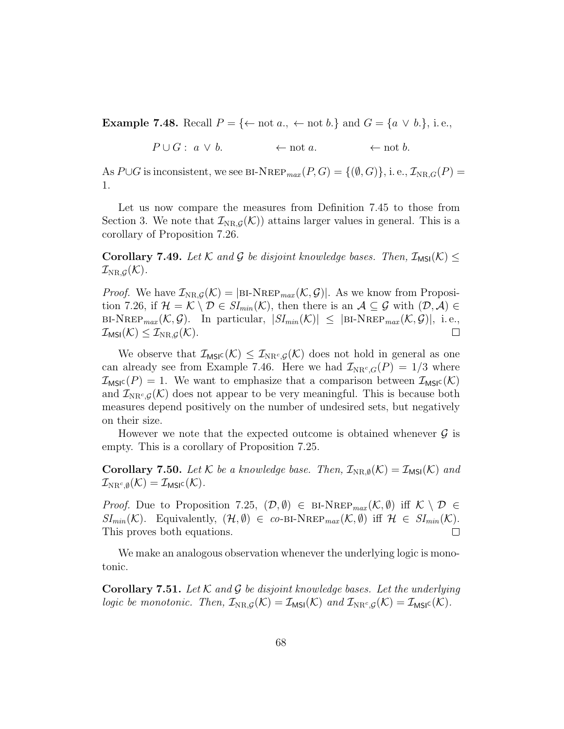**Example 7.48.** Recall $P = \{\leftarrow \text{not } a., \leftarrow \text{not } b.\}$ and $G = \{a \vee b.\}$, i. e.,

$$P \cup G: \ a \vee b. \qquad\qquad \leftarrow \text{not } a. \qquad\qquad \leftarrow \text{not } b.$$

As $P \cup G$ is inconsistent, we see $\text{BI-NREP}_{max}(P, G) = \{(\emptyset, G)\}$, i. e., $\mathcal{I}_{\text{NR},G}(P) = 1$.

Let us now compare the measures from Definition 7.45 to those from Section 3. We note that $\mathcal{I}_{\text{NR},\mathcal{G}}(\mathcal{K}))$ attains larger values in general. This is a corollary of Proposition 7.26.

**Corollary 7.49.** *Let $\mathcal{K}$ and $\mathcal{G}$ be disjoint knowledge bases. Then, $\mathcal{I}_{\mathsf{MSI}}(\mathcal{K}) \leq \mathcal{I}_{\text{NR},\mathcal{G}}(\mathcal{K})$.*

*Proof.* We have $\mathcal{I}_{\text{NR},\mathcal{G}}(\mathcal{K}) = |\text{BI-NREP}_{max}(\mathcal{K}, \mathcal{G})|$. As we know from Proposition 7.26, if $\mathcal{H} = \mathcal{K} \setminus \mathcal{D} \in SI_{min}(\mathcal{K})$, then there is an $\mathcal{A} \subseteq \mathcal{G}$ with $(\mathcal{D}, \mathcal{A}) \in \text{BI-NREP}_{max}(\mathcal{K}, \mathcal{G})$. In particular, $|SI_{min}(\mathcal{K})| \leq |\text{BI-NREP}_{max}(\mathcal{K}, \mathcal{G})|$, i. e., $\mathcal{I}_{\mathsf{MSI}}(\mathcal{K}) \leq \mathcal{I}_{\text{NR},\mathcal{G}}(\mathcal{K})$. □

We observe that $\mathcal{I}_{\mathsf{MSI^c}}(\mathcal{K}) \leq \mathcal{I}_{\text{NR}^c,\mathcal{G}}(\mathcal{K})$ does not hold in general as one can already see from Example 7.46. Here we had $\mathcal{I}_{\text{NR}^c,G}(P) = 1/3$ where $\mathcal{I}_{\mathsf{MSI^c}}(P) = 1$. We want to emphasize that a comparison between $\mathcal{I}_{\mathsf{MSI^c}}(\mathcal{K})$ and $\mathcal{I}_{\text{NR}^c,\mathcal{G}}(\mathcal{K})$ does not appear to be very meaningful. This is because both measures depend positively on the number of undesired sets, but negatively on their size.

However we note that the expected outcome is obtained whenever $\mathcal{G}$ is empty. This is a corollary of Proposition 7.25.

**Corollary 7.50.** *Let $\mathcal{K}$ be a knowledge base. Then, $\mathcal{I}_{\text{NR},\emptyset}(\mathcal{K}) = \mathcal{I}_{\mathsf{MSI}}(\mathcal{K})$ and $\mathcal{I}_{\text{NR}^c,\emptyset}(\mathcal{K}) = \mathcal{I}_{\mathsf{MSI^c}}(\mathcal{K})$.*

*Proof.* Due to Proposition 7.25, $(\mathcal{D}, \emptyset) \in \text{BI-NREP}_{max}(\mathcal{K}, \emptyset)$ iff $\mathcal{K} \setminus \mathcal{D} \in SI_{min}(\mathcal{K})$. Equivalently, $(\mathcal{H}, \emptyset) \in co\text{-BI-NREP}_{max}(\mathcal{K}, \emptyset)$ iff $\mathcal{H} \in SI_{min}(\mathcal{K})$. This proves both equations. □

We make an analogous observation whenever the underlying logic is monotonic.

**Corollary 7.51.** *Let $\mathcal{K}$ and $\mathcal{G}$ be disjoint knowledge bases. Let the underlying logic be monotonic. Then, $\mathcal{I}_{\text{NR},\mathcal{G}}(\mathcal{K}) = \mathcal{I}_{\mathsf{MSI}}(\mathcal{K})$ and $\mathcal{I}_{\text{NR}^c,\mathcal{G}}(\mathcal{K}) = \mathcal{I}_{\mathsf{MSI^c}}(\mathcal{K})$.*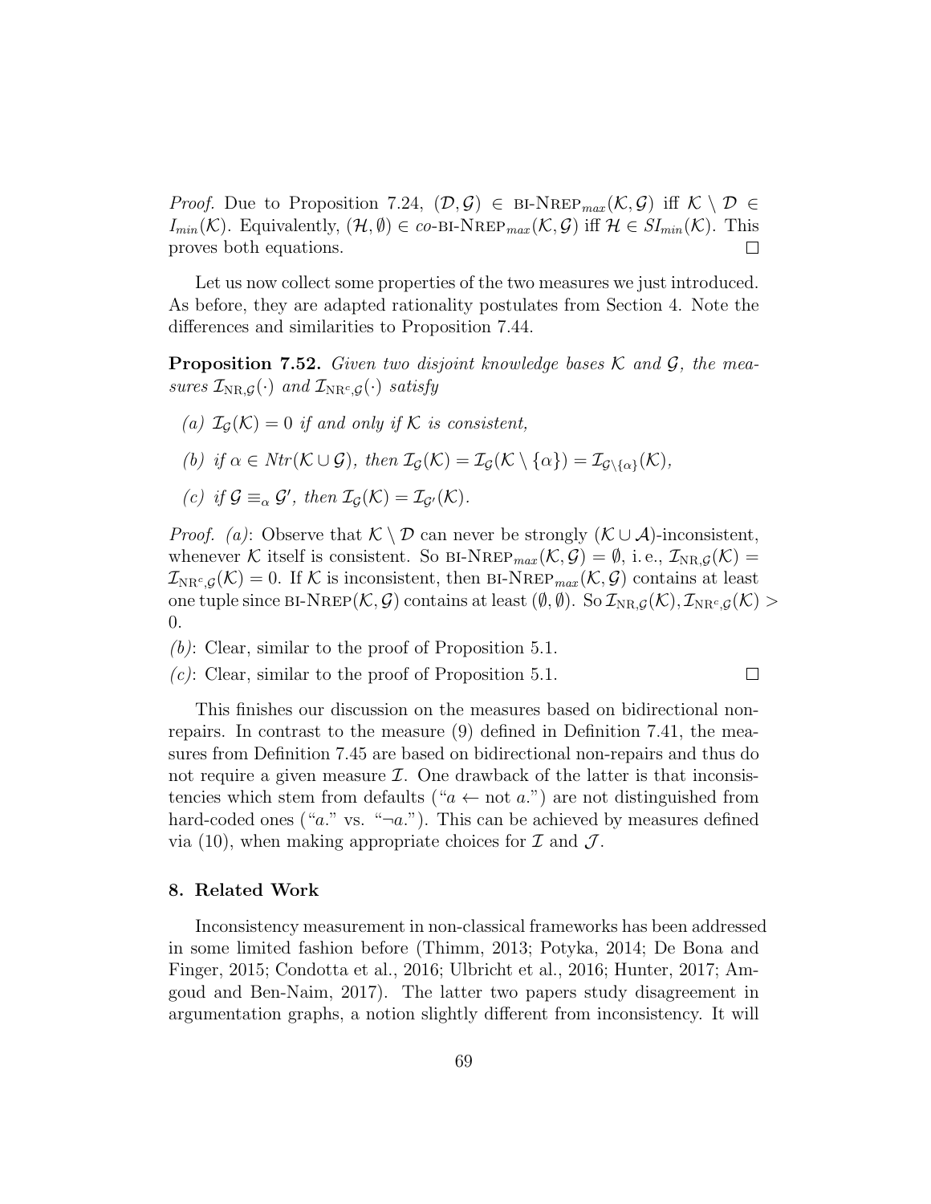*Proof.* Due to Proposition 7.24, $(\mathcal{D}, \mathcal{G}) \in$ BI-NREP$_{max}(\mathcal{K}, \mathcal{G})$ iff $\mathcal{K} \setminus \mathcal{D} \in I_{min}(\mathcal{K})$. Equivalently, $(\mathcal{H}, \emptyset) \in$ *co*-BI-NREP$_{max}(\mathcal{K}, \mathcal{G})$ iff $\mathcal{H} \in SI_{min}(\mathcal{K})$. This proves both equations. □

Let us now collect some properties of the two measures we just introduced. As before, they are adapted rationality postulates from Section 4. Note the differences and similarities to Proposition 7.44.

**Proposition 7.52.** *Given two disjoint knowledge bases $\mathcal{K}$ and $\mathcal{G}$, the measures $\mathcal{I}_{\mathrm{NR},\mathcal{G}}(\cdot)$ and $\mathcal{I}_{\mathrm{NR}^c,\mathcal{G}}(\cdot)$ satisfy*

- *(a) $\mathcal{I}_{\mathcal{G}}(\mathcal{K}) = 0$ if and only if $\mathcal{K}$ is consistent,*
- *(b) if $\alpha \in Ntr(\mathcal{K} \cup \mathcal{G})$, then $\mathcal{I}_{\mathcal{G}}(\mathcal{K}) = \mathcal{I}_{\mathcal{G}}(\mathcal{K} \setminus \{\alpha\}) = \mathcal{I}_{\mathcal{G}\setminus\{\alpha\}}(\mathcal{K})$,*
- *(c) if $\mathcal{G} \equiv_\alpha \mathcal{G}'$, then $\mathcal{I}_{\mathcal{G}}(\mathcal{K}) = \mathcal{I}_{\mathcal{G}'}(\mathcal{K})$.*

*Proof. (a)*: Observe that $\mathcal{K} \setminus \mathcal{D}$ can never be strongly $(\mathcal{K} \cup \mathcal{A})$-inconsistent, whenever $\mathcal{K}$ itself is consistent. So BI-NREP$_{max}(\mathcal{K}, \mathcal{G}) = \emptyset$, i. e., $\mathcal{I}_{\mathrm{NR},\mathcal{G}}(\mathcal{K}) = \mathcal{I}_{\mathrm{NR}^c,\mathcal{G}}(\mathcal{K}) = 0$. If $\mathcal{K}$ is inconsistent, then BI-NREP$_{max}(\mathcal{K}, \mathcal{G})$ contains at least one tuple since BI-NREP$(\mathcal{K}, \mathcal{G})$ contains at least $(\emptyset, \emptyset)$. So $\mathcal{I}_{\mathrm{NR},\mathcal{G}}(\mathcal{K}), \mathcal{I}_{\mathrm{NR}^c,\mathcal{G}}(\mathcal{K}) > 0$.

*(b)*: Clear, similar to the proof of Proposition 5.1.

*(c)*: Clear, similar to the proof of Proposition 5.1. □

This finishes our discussion on the measures based on bidirectional non-repairs. In contrast to the measure (9) defined in Definition 7.41, the measures from Definition 7.45 are based on bidirectional non-repairs and thus do not require a given measure $\mathcal{I}$. One drawback of the latter is that inconsistencies which stem from defaults ("$a \leftarrow$ not $a$.") are not distinguished from hard-coded ones ("$a$." vs. "$\neg a$."). This can be achieved by measures defined via (10), when making appropriate choices for $\mathcal{I}$ and $\mathcal{J}$.

## 8. Related Work

Inconsistency measurement in non-classical frameworks has been addressed in some limited fashion before (Thimm, 2013; Potyka, 2014; De Bona and Finger, 2015; Condotta et al., 2016; Ulbricht et al., 2016; Hunter, 2017; Amgoud and Ben-Naim, 2017). The latter two papers study disagreement in argumentation graphs, a notion slightly different from inconsistency. It will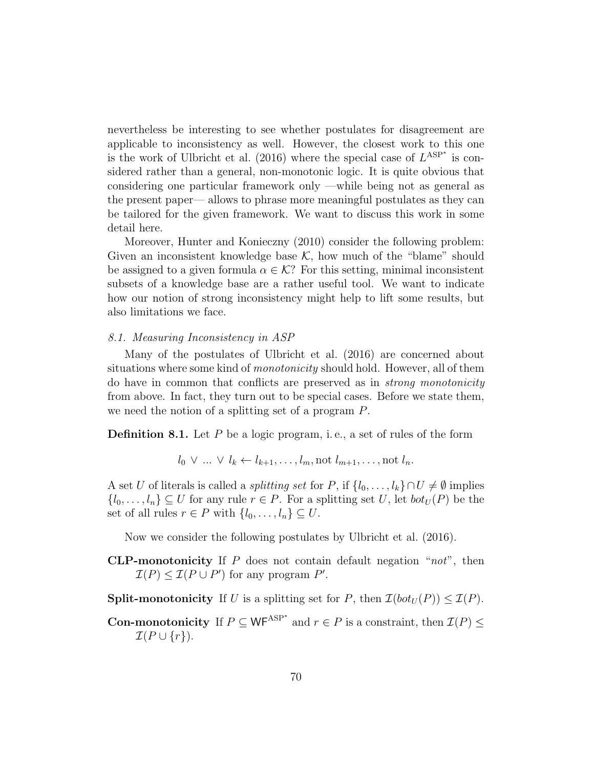nevertheless be interesting to see whether postulates for disagreement are applicable to inconsistency as well. However, the closest work to this one is the work of Ulbricht et al. (2016) where the special case of $L^{\text{ASP}^*}$ is considered rather than a general, non-monotonic logic. It is quite obvious that considering one particular framework only —while being not as general as the present paper— allows to phrase more meaningful postulates as they can be tailored for the given framework. We want to discuss this work in some detail here.

Moreover, Hunter and Konieczny (2010) consider the following problem: Given an inconsistent knowledge base $\mathcal{K}$, how much of the "blame" should be assigned to a given formula $\alpha \in \mathcal{K}$? For this setting, minimal inconsistent subsets of a knowledge base are a rather useful tool. We want to indicate how our notion of strong inconsistency might help to lift some results, but also limitations we face.

### *8.1. Measuring Inconsistency in ASP*

Many of the postulates of Ulbricht et al. (2016) are concerned about situations where some kind of *monotonicity* should hold. However, all of them do have in common that conflicts are preserved as in *strong monotonicity* from above. In fact, they turn out to be special cases. Before we state them, we need the notion of a splitting set of a program $P$.

**Definition 8.1.** Let $P$ be a logic program, i. e., a set of rules of the form

$$l_0 \vee \ldots \vee l_k \leftarrow l_{k+1}, \ldots, l_m, \text{not } l_{m+1}, \ldots, \text{not } l_n.$$

A set $U$ of literals is called a *splitting set* for $P$, if $\{l_0, \ldots, l_k\} \cap U \neq \emptyset$ implies $\{l_0, \ldots, l_n\} \subseteq U$ for any rule $r \in P$. For a splitting set $U$, let $bot_U(P)$ be the set of all rules $r \in P$ with $\{l_0, \ldots, l_n\} \subseteq U$.

Now we consider the following postulates by Ulbricht et al. (2016).

**CLP-monotonicity** If $P$ does not contain default negation "*not*", then $\mathcal{I}(P) \leq \mathcal{I}(P \cup P')$ for any program $P'$.

**Split-monotonicity** If $U$ is a splitting set for $P$, then $\mathcal{I}(bot_U(P)) \leq \mathcal{I}(P)$.

**Con-monotonicity** If $P \subseteq \mathsf{WF}^{\text{ASP}^*}$ and $r \in P$ is a constraint, then $\mathcal{I}(P) \leq \mathcal{I}(P \cup \{r\})$.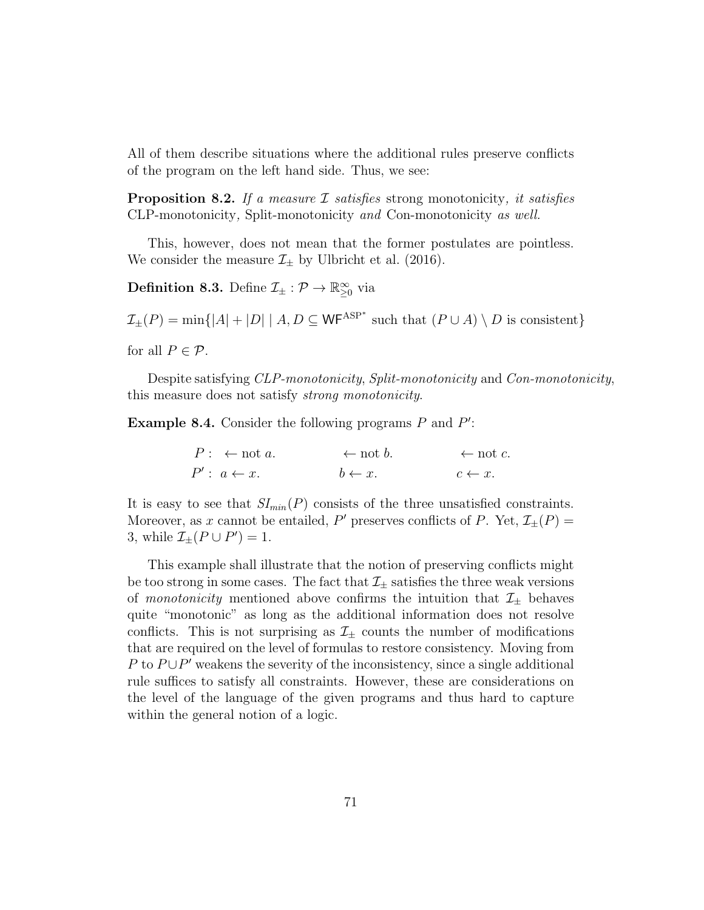All of them describe situations where the additional rules preserve conflicts of the program on the left hand side. Thus, we see:

**Proposition 8.2.** *If a measure $\mathcal{I}$ satisfies* strong monotonicity*, it satisfies* CLP-monotonicity*,* Split-monotonicity *and* Con-monotonicity *as well.*

This, however, does not mean that the former postulates are pointless. We consider the measure $\mathcal{I}_\pm$ by Ulbricht et al. (2016).

**Definition 8.3.** Define $\mathcal{I}_\pm : \mathcal{P} \to \mathbb{R}^\infty_{\geq 0}$ via

$\mathcal{I}_\pm(P) = \min\{|A| + |D| \mid A, D \subseteq \mathsf{WF}^{\mathrm{ASP}^*}$ such that $(P \cup A) \setminus D$ is consistent$\}$

for all $P \in \mathcal{P}$.

Despite satisfying *CLP-monotonicity*, *Split-monotonicity* and *Con-monotonicity*, this measure does not satisfy *strong monotonicity*.

**Example 8.4.** Consider the following programs $P$ and $P'$:

$$
\begin{array}{llll}
P: & \leftarrow \text{not } a. & \leftarrow \text{not } b. & \leftarrow \text{not } c. \\
P': & a \leftarrow x. & b \leftarrow x. & c \leftarrow x.
\end{array}
$$

It is easy to see that $SI_{min}(P)$ consists of the three unsatisfied constraints. Moreover, as $x$ cannot be entailed, $P'$ preserves conflicts of $P$. Yet, $\mathcal{I}_\pm(P) = 3$, while $\mathcal{I}_\pm(P \cup P') = 1$.

This example shall illustrate that the notion of preserving conflicts might be too strong in some cases. The fact that $\mathcal{I}_\pm$ satisfies the three weak versions of *monotonicity* mentioned above confirms the intuition that $\mathcal{I}_\pm$ behaves quite "monotonic" as long as the additional information does not resolve conflicts. This is not surprising as $\mathcal{I}_\pm$ counts the number of modifications that are required on the level of formulas to restore consistency. Moving from $P$ to $P \cup P'$ weakens the severity of the inconsistency, since a single additional rule suffices to satisfy all constraints. However, these are considerations on the level of the language of the given programs and thus hard to capture within the general notion of a logic.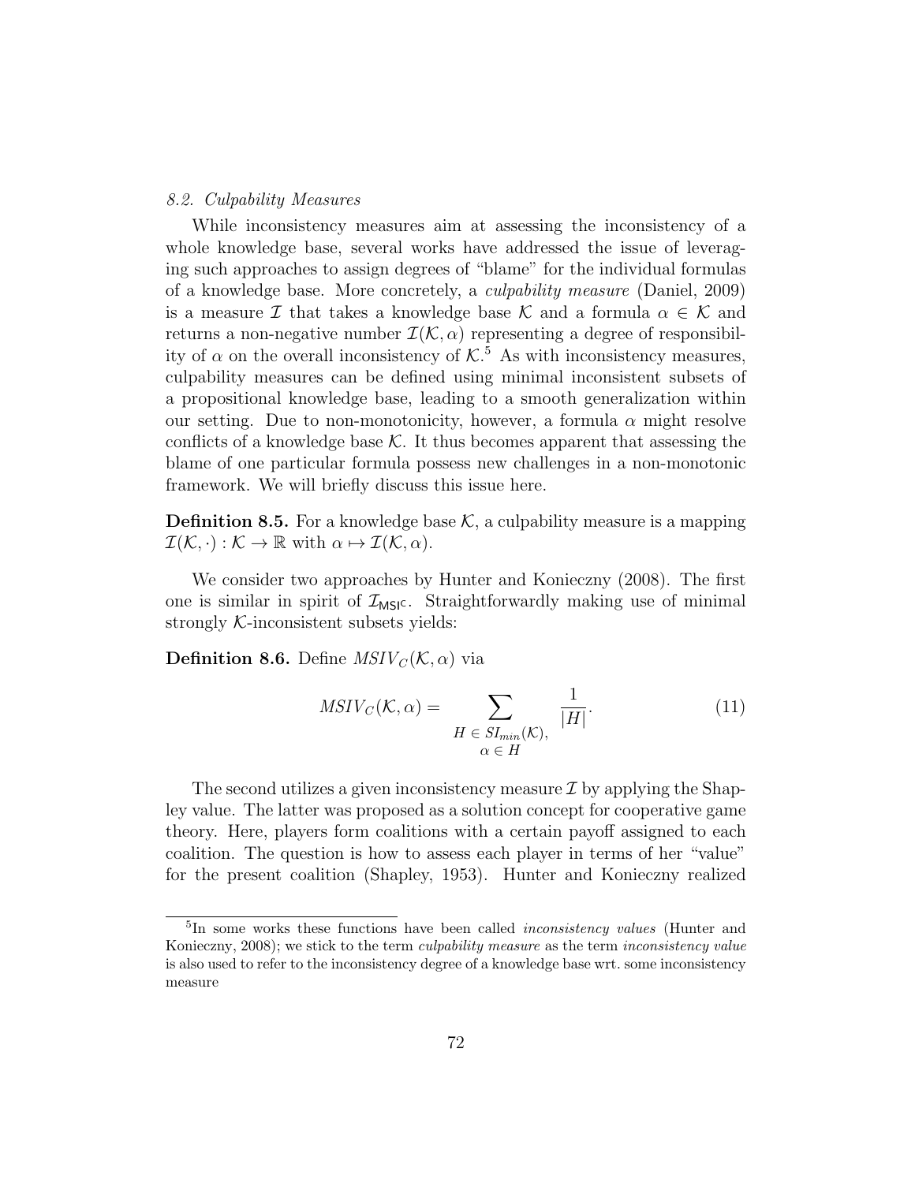### 8.2. Culpability Measures

While inconsistency measures aim at assessing the inconsistency of a whole knowledge base, several works have addressed the issue of leveraging such approaches to assign degrees of "blame" for the individual formulas of a knowledge base. More concretely, a *culpability measure* (Daniel, 2009) is a measure $\mathcal{I}$ that takes a knowledge base $\mathcal{K}$ and a formula $\alpha \in \mathcal{K}$ and returns a non-negative number $\mathcal{I}(\mathcal{K}, \alpha)$ representing a degree of responsibility of $\alpha$ on the overall inconsistency of $\mathcal{K}$.[5] As with inconsistency measures, culpability measures can be defined using minimal inconsistent subsets of a propositional knowledge base, leading to a smooth generalization within our setting. Due to non-monotonicity, however, a formula $\alpha$ might resolve conflicts of a knowledge base $\mathcal{K}$. It thus becomes apparent that assessing the blame of one particular formula possess new challenges in a non-monotonic framework. We will briefly discuss this issue here.

**Definition 8.5.** For a knowledge base $\mathcal{K}$, a culpability measure is a mapping $\mathcal{I}(\mathcal{K}, \cdot) : \mathcal{K} \to \mathbb{R}$ with $\alpha \mapsto \mathcal{I}(\mathcal{K}, \alpha)$.

We consider two approaches by Hunter and Konieczny (2008). The first one is similar in spirit of $\mathcal{I}_{\mathsf{MSI^C}}$. Straightforwardly making use of minimal strongly $\mathcal{K}$-inconsistent subsets yields:

**Definition 8.6.** Define $MSIV_C(\mathcal{K}, \alpha)$ via

$$MSIV_C(\mathcal{K}, \alpha) = \sum_{\substack{H \in SI_{min}(\mathcal{K}), \\ \alpha \in H}} \frac{1}{|H|}. \tag{11}$$

The second utilizes a given inconsistency measure $\mathcal{I}$ by applying the Shapley value. The latter was proposed as a solution concept for cooperative game theory. Here, players form coalitions with a certain payoff assigned to each coalition. The question is how to assess each player in terms of her "value" for the present coalition (Shapley, 1953). Hunter and Konieczny realized

[5] In some works these functions have been called *inconsistency values* (Hunter and Konieczny, 2008); we stick to the term *culpability measure* as the term *inconsistency value* is also used to refer to the inconsistency degree of a knowledge base wrt. some inconsistency measure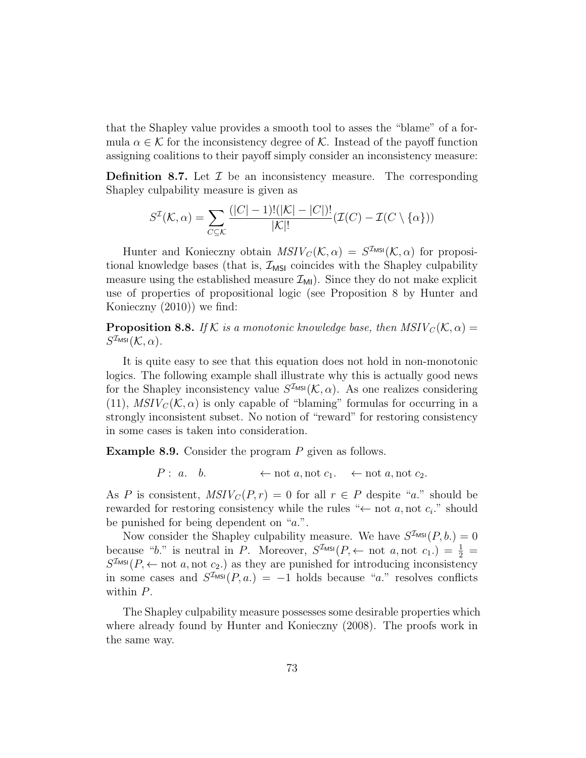that the Shapley value provides a smooth tool to asses the "blame" of a formula $\alpha \in \mathcal{K}$ for the inconsistency degree of $\mathcal{K}$. Instead of the payoff function assigning coalitions to their payoff simply consider an inconsistency measure:

**Definition 8.7.** Let $\mathcal{I}$ be an inconsistency measure. The corresponding Shapley culpability measure is given as

$$S^{\mathcal{I}}(\mathcal{K}, \alpha) = \sum_{C \subseteq \mathcal{K}} \frac{(|C|-1)!(|\mathcal{K}|-|C|)!}{|\mathcal{K}|!} (\mathcal{I}(C) - \mathcal{I}(C \setminus \{\alpha\}))$$

Hunter and Konieczny obtain $MSIV_C(\mathcal{K}, \alpha) = S^{\mathcal{I}_{\mathsf{MSI}}}(\mathcal{K}, \alpha)$ for propositional knowledge bases (that is, $\mathcal{I}_{\mathsf{MSI}}$ coincides with the Shapley culpability measure using the established measure $\mathcal{I}_{\mathsf{MI}}$). Since they do not make explicit use of properties of propositional logic (see Proposition 8 by Hunter and Konieczny (2010)) we find:

**Proposition 8.8.** *If $\mathcal{K}$ is a monotonic knowledge base, then $MSIV_C(\mathcal{K}, \alpha) = S^{\mathcal{I}_{\mathsf{MSI}}}(\mathcal{K}, \alpha)$.*

It is quite easy to see that this equation does not hold in non-monotonic logics. The following example shall illustrate why this is actually good news for the Shapley inconsistency value $S^{\mathcal{I}_{\mathsf{MSI}}}(\mathcal{K}, \alpha)$. As one realizes considering (11), $MSIV_C(\mathcal{K}, \alpha)$ is only capable of "blaming" formulas for occurring in a strongly inconsistent subset. No notion of "reward" for restoring consistency in some cases is taken into consideration.

**Example 8.9.** Consider the program $P$ given as follows.

$$P: \; a. \quad b. \qquad\qquad \leftarrow \text{not } a, \text{not } c_1. \quad \leftarrow \text{not } a, \text{not } c_2.$$

As $P$ is consistent, $MSIV_C(P, r) = 0$ for all $r \in P$ despite "$a.$" should be rewarded for restoring consistency while the rules "$\leftarrow$ not $a$, not $c_i$." should be punished for being dependent on "$a.$".

Now consider the Shapley culpability measure. We have $S^{\mathcal{I}_{\mathsf{MSI}}}(P, b.) = 0$ because "$b.$" is neutral in $P$. Moreover, $S^{\mathcal{I}_{\mathsf{MSI}}}(P, \leftarrow \text{ not } a, \text{not } c_1.) = \frac{1}{2} = S^{\mathcal{I}_{\mathsf{MSI}}}(P, \leftarrow \text{not } a, \text{not } c_2.)$ as they are punished for introducing inconsistency in some cases and $S^{\mathcal{I}_{\mathsf{MSI}}}(P, a.) = -1$ holds because "$a.$" resolves conflicts within $P$.

The Shapley culpability measure possesses some desirable properties which where already found by Hunter and Konieczny (2008). The proofs work in the same way.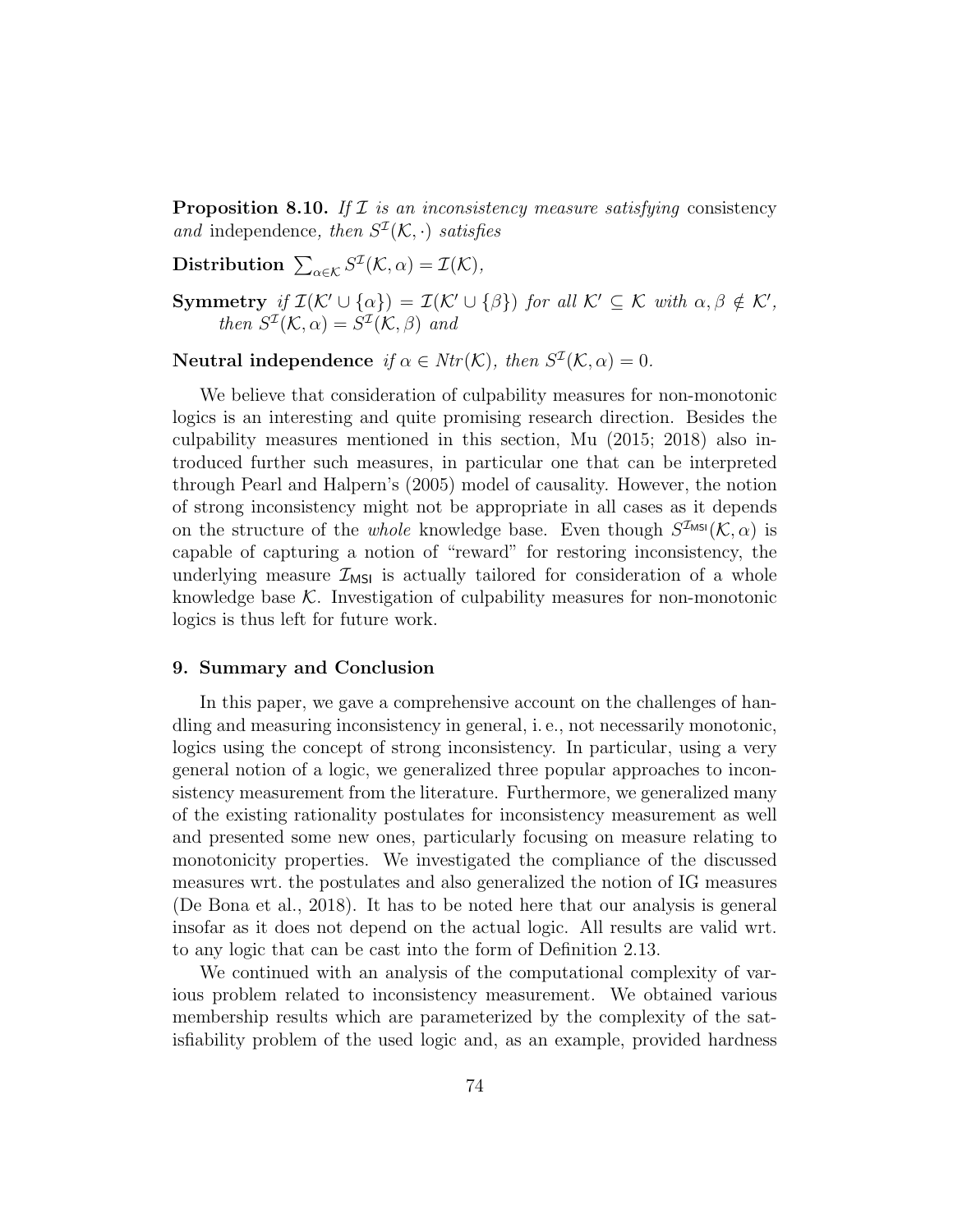**Proposition 8.10.** *If $\mathcal{I}$ is an inconsistency measure satisfying* consistency *and* independence*, then $S^{\mathcal{I}}(\mathcal{K}, \cdot)$ satisfies*

**Distribution** $\sum_{\alpha \in \mathcal{K}} S^{\mathcal{I}}(\mathcal{K}, \alpha) = \mathcal{I}(\mathcal{K})$,

**Symmetry** *if $\mathcal{I}(\mathcal{K}' \cup \{\alpha\}) = \mathcal{I}(\mathcal{K}' \cup \{\beta\})$ for all $\mathcal{K}' \subseteq \mathcal{K}$ with $\alpha, \beta \notin \mathcal{K}'$, then $S^{\mathcal{I}}(\mathcal{K}, \alpha) = S^{\mathcal{I}}(\mathcal{K}, \beta)$ and*

**Neutral independence** *if $\alpha \in Ntr(\mathcal{K})$, then $S^{\mathcal{I}}(\mathcal{K}, \alpha) = 0$.*

We believe that consideration of culpability measures for non-monotonic logics is an interesting and quite promising research direction. Besides the culpability measures mentioned in this section, Mu (2015; 2018) also introduced further such measures, in particular one that can be interpreted through Pearl and Halpern's (2005) model of causality. However, the notion of strong inconsistency might not be appropriate in all cases as it depends on the structure of the *whole* knowledge base. Even though $S^{\mathcal{I}_{\mathsf{MSI}}}(\mathcal{K}, \alpha)$ is capable of capturing a notion of "reward" for restoring inconsistency, the underlying measure $\mathcal{I}_{\mathsf{MSI}}$ is actually tailored for consideration of a whole knowledge base $\mathcal{K}$. Investigation of culpability measures for non-monotonic logics is thus left for future work.

## 9. Summary and Conclusion

In this paper, we gave a comprehensive account on the challenges of handling and measuring inconsistency in general, i. e., not necessarily monotonic, logics using the concept of strong inconsistency. In particular, using a very general notion of a logic, we generalized three popular approaches to inconsistency measurement from the literature. Furthermore, we generalized many of the existing rationality postulates for inconsistency measurement as well and presented some new ones, particularly focusing on measure relating to monotonicity properties. We investigated the compliance of the discussed measures wrt. the postulates and also generalized the notion of IG measures (De Bona et al., 2018). It has to be noted here that our analysis is general insofar as it does not depend on the actual logic. All results are valid wrt. to any logic that can be cast into the form of Definition 2.13.

We continued with an analysis of the computational complexity of various problem related to inconsistency measurement. We obtained various membership results which are parameterized by the complexity of the satisfiability problem of the used logic and, as an example, provided hardness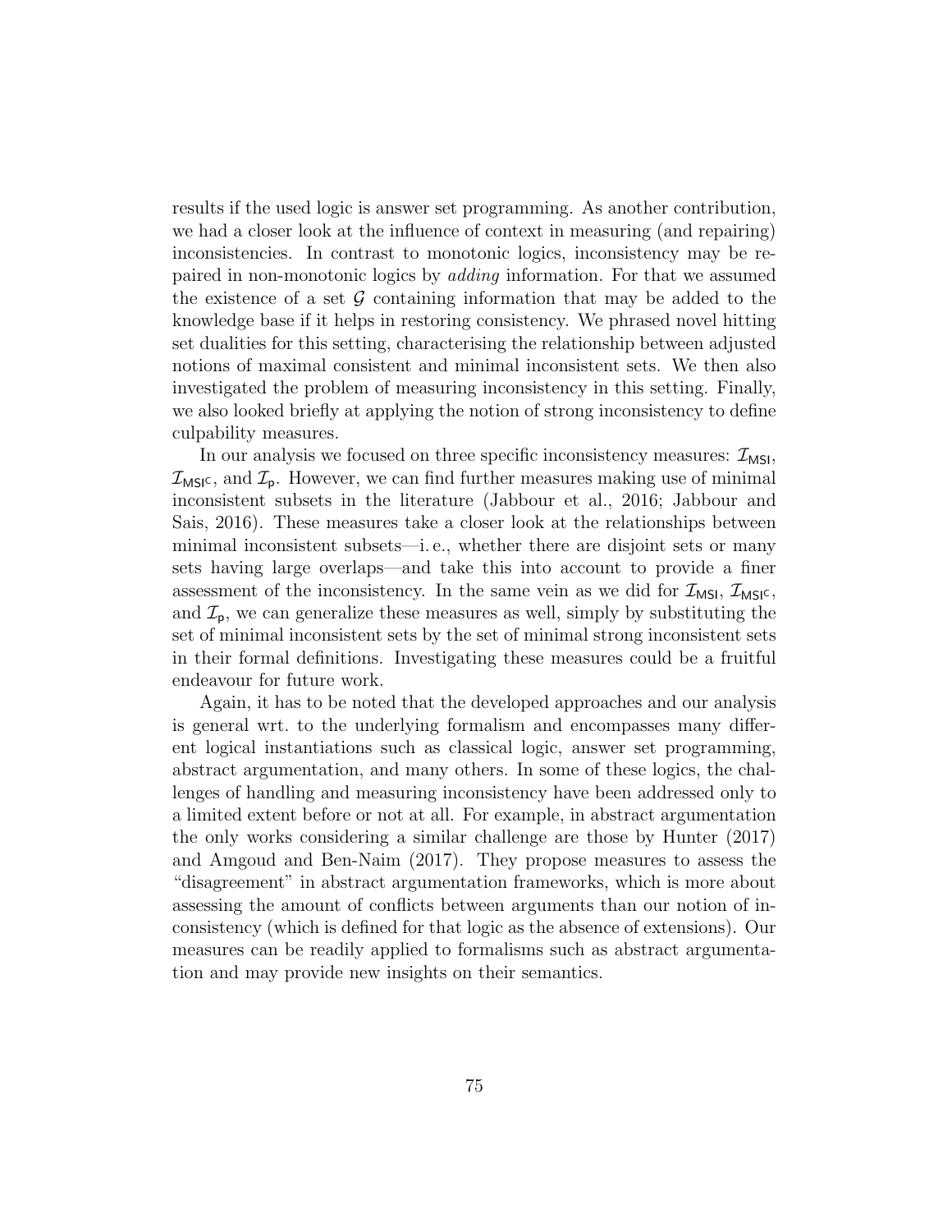results if the used logic is answer set programming. As another contribution, we had a closer look at the influence of context in measuring (and repairing) inconsistencies. In contrast to monotonic logics, inconsistency may be repaired in non-monotonic logics by *adding* information. For that we assumed the existence of a set $\mathcal{G}$ containing information that may be added to the knowledge base if it helps in restoring consistency. We phrased novel hitting set dualities for this setting, characterising the relationship between adjusted notions of maximal consistent and minimal inconsistent sets. We then also investigated the problem of measuring inconsistency in this setting. Finally, we also looked briefly at applying the notion of strong inconsistency to define culpability measures.

In our analysis we focused on three specific inconsistency measures: $\mathcal{I}_{\mathsf{MSI}}$, $\mathcal{I}_{\mathsf{MSI^C}}$, and $\mathcal{I}_{\mathsf{p}}$. However, we can find further measures making use of minimal inconsistent subsets in the literature (Jabbour et al., 2016; Jabbour and Sais, 2016). These measures take a closer look at the relationships between minimal inconsistent subsets—i. e., whether there are disjoint sets or many sets having large overlaps—and take this into account to provide a finer assessment of the inconsistency. In the same vein as we did for $\mathcal{I}_{\mathsf{MSI}}$, $\mathcal{I}_{\mathsf{MSI^C}}$, and $\mathcal{I}_{\mathsf{p}}$, we can generalize these measures as well, simply by substituting the set of minimal inconsistent sets by the set of minimal strong inconsistent sets in their formal definitions. Investigating these measures could be a fruitful endeavour for future work.

Again, it has to be noted that the developed approaches and our analysis is general wrt. to the underlying formalism and encompasses many different logical instantiations such as classical logic, answer set programming, abstract argumentation, and many others. In some of these logics, the challenges of handling and measuring inconsistency have been addressed only to a limited extent before or not at all. For example, in abstract argumentation the only works considering a similar challenge are those by Hunter (2017) and Amgoud and Ben-Naim (2017). They propose measures to assess the "disagreement" in abstract argumentation frameworks, which is more about assessing the amount of conflicts between arguments than our notion of inconsistency (which is defined for that logic as the absence of extensions). Our measures can be readily applied to formalisms such as abstract argumentation and may provide new insights on their semantics.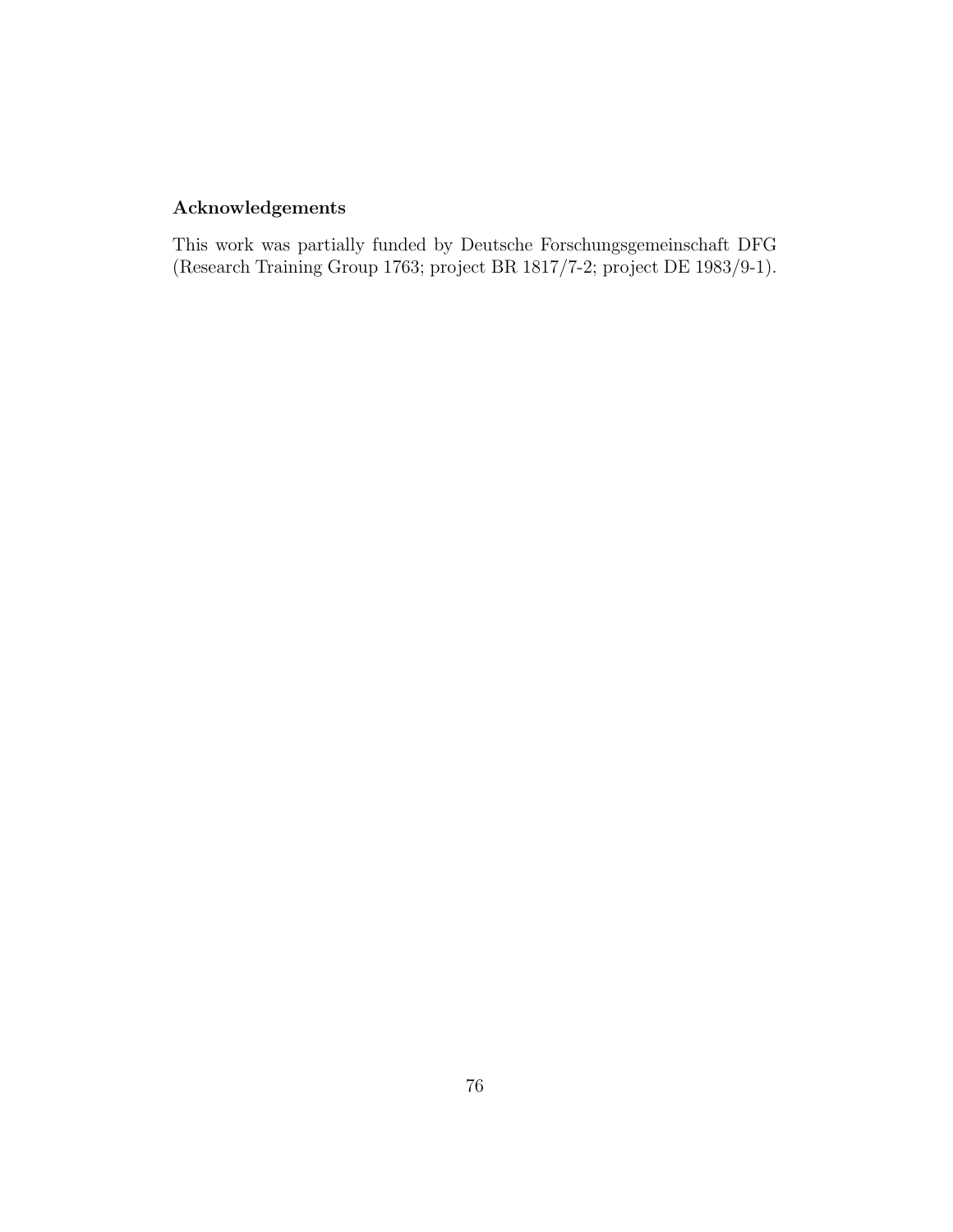## Acknowledgements

This work was partially funded by Deutsche Forschungsgemeinschaft DFG (Research Training Group 1763; project BR 1817/7-2; project DE 1983/9-1).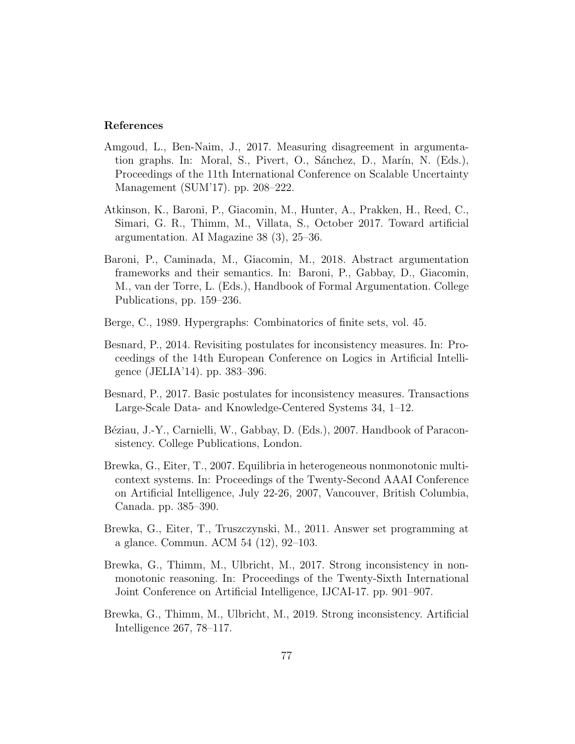## References

Amgoud, L., Ben-Naim, J., 2017. Measuring disagreement in argumentation graphs. In: Moral, S., Pivert, O., Sánchez, D., Marín, N. (Eds.), Proceedings of the 11th International Conference on Scalable Uncertainty Management (SUM'17). pp. 208–222.

Atkinson, K., Baroni, P., Giacomin, M., Hunter, A., Prakken, H., Reed, C., Simari, G. R., Thimm, M., Villata, S., October 2017. Toward artificial argumentation. AI Magazine 38 (3), 25–36.

Baroni, P., Caminada, M., Giacomin, M., 2018. Abstract argumentation frameworks and their semantics. In: Baroni, P., Gabbay, D., Giacomin, M., van der Torre, L. (Eds.), Handbook of Formal Argumentation. College Publications, pp. 159–236.

Berge, C., 1989. Hypergraphs: Combinatorics of finite sets, vol. 45.

Besnard, P., 2014. Revisiting postulates for inconsistency measures. In: Proceedings of the 14th European Conference on Logics in Artificial Intelligence (JELIA'14). pp. 383–396.

Besnard, P., 2017. Basic postulates for inconsistency measures. Transactions Large-Scale Data- and Knowledge-Centered Systems 34, 1–12.

Béziau, J.-Y., Carnielli, W., Gabbay, D. (Eds.), 2007. Handbook of Paraconsistency. College Publications, London.

Brewka, G., Eiter, T., 2007. Equilibria in heterogeneous nonmonotonic multi-context systems. In: Proceedings of the Twenty-Second AAAI Conference on Artificial Intelligence, July 22-26, 2007, Vancouver, British Columbia, Canada. pp. 385–390.

Brewka, G., Eiter, T., Truszczynski, M., 2011. Answer set programming at a glance. Commun. ACM 54 (12), 92–103.

Brewka, G., Thimm, M., Ulbricht, M., 2017. Strong inconsistency in non-monotonic reasoning. In: Proceedings of the Twenty-Sixth International Joint Conference on Artificial Intelligence, IJCAI-17. pp. 901–907.

Brewka, G., Thimm, M., Ulbricht, M., 2019. Strong inconsistency. Artificial Intelligence 267, 78–117.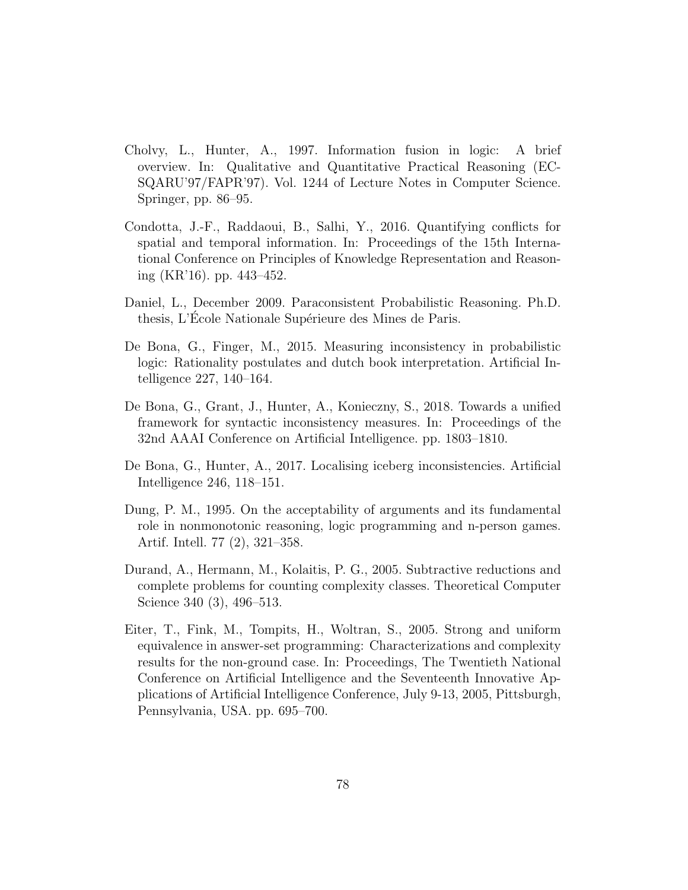Cholvy, L., Hunter, A., 1997. Information fusion in logic: A brief overview. In: Qualitative and Quantitative Practical Reasoning (ECSQARU'97/FAPR'97). Vol. 1244 of Lecture Notes in Computer Science. Springer, pp. 86–95.

Condotta, J.-F., Raddaoui, B., Salhi, Y., 2016. Quantifying conflicts for spatial and temporal information. In: Proceedings of the 15th International Conference on Principles of Knowledge Representation and Reasoning (KR'16). pp. 443–452.

Daniel, L., December 2009. Paraconsistent Probabilistic Reasoning. Ph.D. thesis, L'École Nationale Supérieure des Mines de Paris.

De Bona, G., Finger, M., 2015. Measuring inconsistency in probabilistic logic: Rationality postulates and dutch book interpretation. Artificial Intelligence 227, 140–164.

De Bona, G., Grant, J., Hunter, A., Konieczny, S., 2018. Towards a unified framework for syntactic inconsistency measures. In: Proceedings of the 32nd AAAI Conference on Artificial Intelligence. pp. 1803–1810.

De Bona, G., Hunter, A., 2017. Localising iceberg inconsistencies. Artificial Intelligence 246, 118–151.

Dung, P. M., 1995. On the acceptability of arguments and its fundamental role in nonmonotonic reasoning, logic programming and n-person games. Artif. Intell. 77 (2), 321–358.

Durand, A., Hermann, M., Kolaitis, P. G., 2005. Subtractive reductions and complete problems for counting complexity classes. Theoretical Computer Science 340 (3), 496–513.

Eiter, T., Fink, M., Tompits, H., Woltran, S., 2005. Strong and uniform equivalence in answer-set programming: Characterizations and complexity results for the non-ground case. In: Proceedings, The Twentieth National Conference on Artificial Intelligence and the Seventeenth Innovative Applications of Artificial Intelligence Conference, July 9-13, 2005, Pittsburgh, Pennsylvania, USA. pp. 695–700.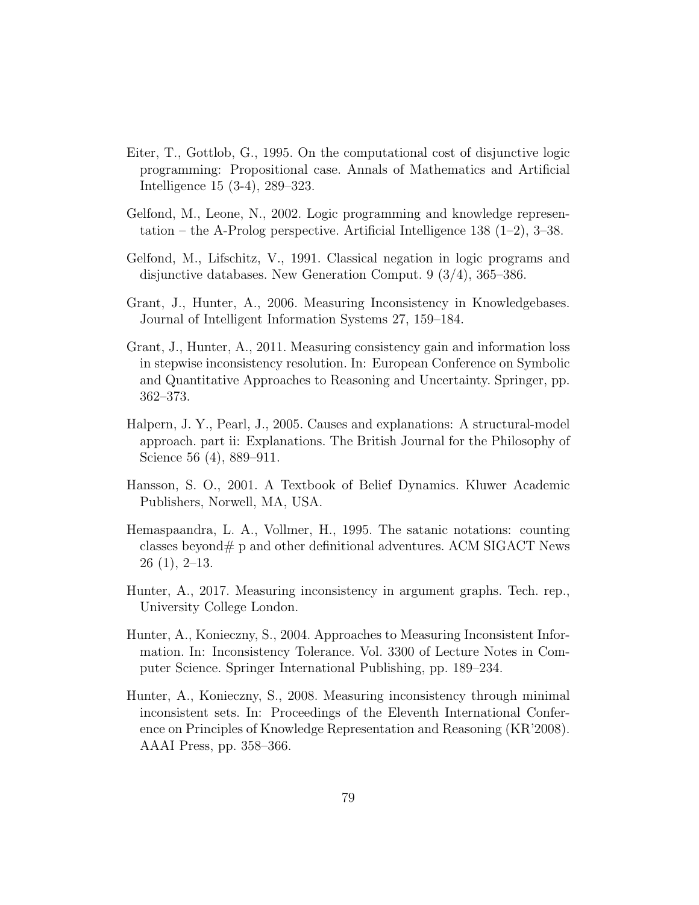Eiter, T., Gottlob, G., 1995. On the computational cost of disjunctive logic programming: Propositional case. Annals of Mathematics and Artificial Intelligence 15 (3-4), 289–323.

Gelfond, M., Leone, N., 2002. Logic programming and knowledge representation – the A-Prolog perspective. Artificial Intelligence 138 (1–2), 3–38.

Gelfond, M., Lifschitz, V., 1991. Classical negation in logic programs and disjunctive databases. New Generation Comput. 9 (3/4), 365–386.

Grant, J., Hunter, A., 2006. Measuring Inconsistency in Knowledgebases. Journal of Intelligent Information Systems 27, 159–184.

Grant, J., Hunter, A., 2011. Measuring consistency gain and information loss in stepwise inconsistency resolution. In: European Conference on Symbolic and Quantitative Approaches to Reasoning and Uncertainty. Springer, pp. 362–373.

Halpern, J. Y., Pearl, J., 2005. Causes and explanations: A structural-model approach. part ii: Explanations. The British Journal for the Philosophy of Science 56 (4), 889–911.

Hansson, S. O., 2001. A Textbook of Belief Dynamics. Kluwer Academic Publishers, Norwell, MA, USA.

Hemaspaandra, L. A., Vollmer, H., 1995. The satanic notations: counting classes beyond# p and other definitional adventures. ACM SIGACT News 26 (1), 2–13.

Hunter, A., 2017. Measuring inconsistency in argument graphs. Tech. rep., University College London.

Hunter, A., Konieczny, S., 2004. Approaches to Measuring Inconsistent Information. In: Inconsistency Tolerance. Vol. 3300 of Lecture Notes in Computer Science. Springer International Publishing, pp. 189–234.

Hunter, A., Konieczny, S., 2008. Measuring inconsistency through minimal inconsistent sets. In: Proceedings of the Eleventh International Conference on Principles of Knowledge Representation and Reasoning (KR'2008). AAAI Press, pp. 358–366.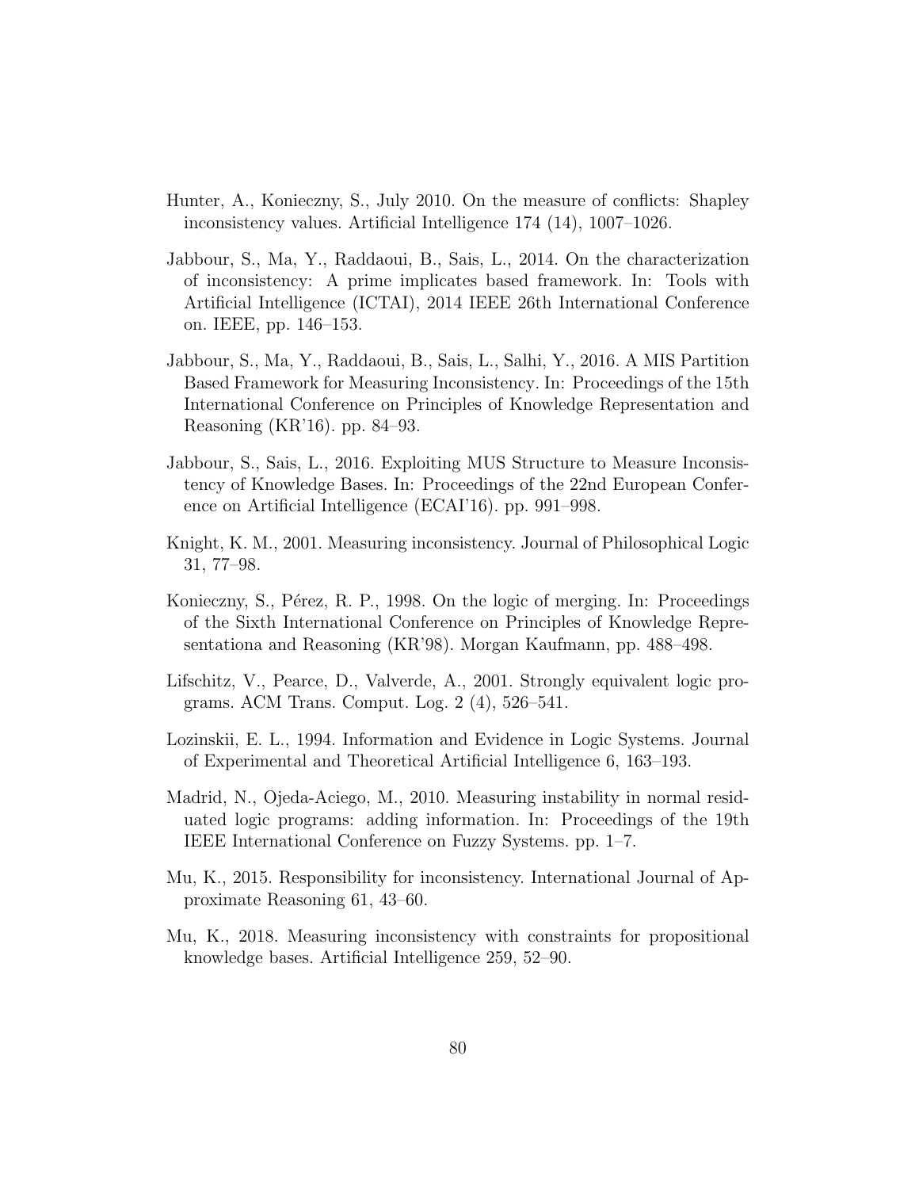Hunter, A., Konieczny, S., July 2010. On the measure of conflicts: Shapley inconsistency values. Artificial Intelligence 174 (14), 1007–1026.

Jabbour, S., Ma, Y., Raddaoui, B., Sais, L., 2014. On the characterization of inconsistency: A prime implicates based framework. In: Tools with Artificial Intelligence (ICTAI), 2014 IEEE 26th International Conference on. IEEE, pp. 146–153.

Jabbour, S., Ma, Y., Raddaoui, B., Sais, L., Salhi, Y., 2016. A MIS Partition Based Framework for Measuring Inconsistency. In: Proceedings of the 15th International Conference on Principles of Knowledge Representation and Reasoning (KR'16). pp. 84–93.

Jabbour, S., Sais, L., 2016. Exploiting MUS Structure to Measure Inconsistency of Knowledge Bases. In: Proceedings of the 22nd European Conference on Artificial Intelligence (ECAI'16). pp. 991–998.

Knight, K. M., 2001. Measuring inconsistency. Journal of Philosophical Logic 31, 77–98.

Konieczny, S., Pérez, R. P., 1998. On the logic of merging. In: Proceedings of the Sixth International Conference on Principles of Knowledge Representationa and Reasoning (KR'98). Morgan Kaufmann, pp. 488–498.

Lifschitz, V., Pearce, D., Valverde, A., 2001. Strongly equivalent logic programs. ACM Trans. Comput. Log. 2 (4), 526–541.

Lozinskii, E. L., 1994. Information and Evidence in Logic Systems. Journal of Experimental and Theoretical Artificial Intelligence 6, 163–193.

Madrid, N., Ojeda-Aciego, M., 2010. Measuring instability in normal residuated logic programs: adding information. In: Proceedings of the 19th IEEE International Conference on Fuzzy Systems. pp. 1–7.

Mu, K., 2015. Responsibility for inconsistency. International Journal of Approximate Reasoning 61, 43–60.

Mu, K., 2018. Measuring inconsistency with constraints for propositional knowledge bases. Artificial Intelligence 259, 52–90.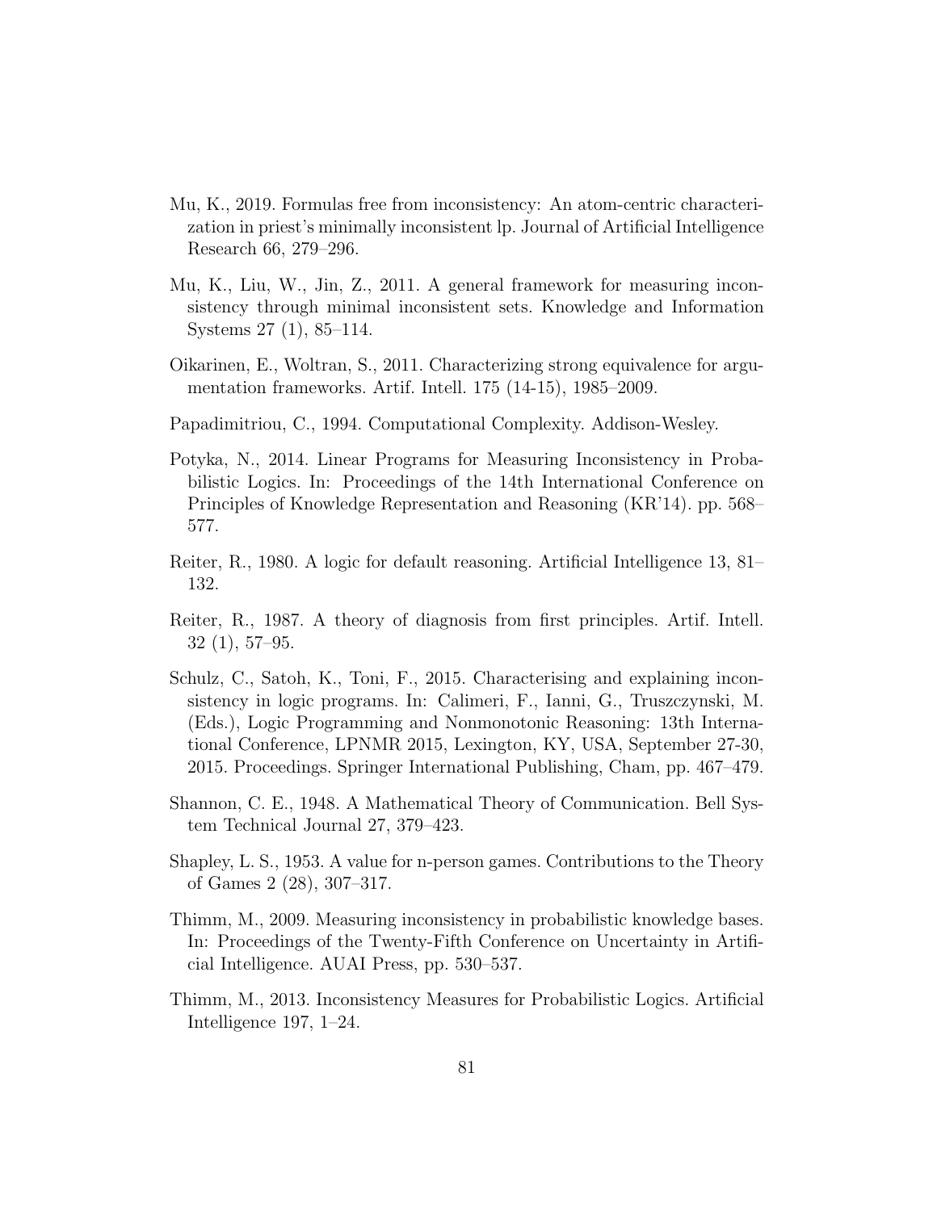Mu, K., 2019. Formulas free from inconsistency: An atom-centric characterization in priest's minimally inconsistent lp. Journal of Artificial Intelligence Research 66, 279–296.

Mu, K., Liu, W., Jin, Z., 2011. A general framework for measuring inconsistency through minimal inconsistent sets. Knowledge and Information Systems 27 (1), 85–114.

Oikarinen, E., Woltran, S., 2011. Characterizing strong equivalence for argumentation frameworks. Artif. Intell. 175 (14-15), 1985–2009.

Papadimitriou, C., 1994. Computational Complexity. Addison-Wesley.

Potyka, N., 2014. Linear Programs for Measuring Inconsistency in Probabilistic Logics. In: Proceedings of the 14th International Conference on Principles of Knowledge Representation and Reasoning (KR'14). pp. 568–577.

Reiter, R., 1980. A logic for default reasoning. Artificial Intelligence 13, 81–132.

Reiter, R., 1987. A theory of diagnosis from first principles. Artif. Intell. 32 (1), 57–95.

Schulz, C., Satoh, K., Toni, F., 2015. Characterising and explaining inconsistency in logic programs. In: Calimeri, F., Ianni, G., Truszczynski, M. (Eds.), Logic Programming and Nonmonotonic Reasoning: 13th International Conference, LPNMR 2015, Lexington, KY, USA, September 27-30, 2015. Proceedings. Springer International Publishing, Cham, pp. 467–479.

Shannon, C. E., 1948. A Mathematical Theory of Communication. Bell System Technical Journal 27, 379–423.

Shapley, L. S., 1953. A value for n-person games. Contributions to the Theory of Games 2 (28), 307–317.

Thimm, M., 2009. Measuring inconsistency in probabilistic knowledge bases. In: Proceedings of the Twenty-Fifth Conference on Uncertainty in Artificial Intelligence. AUAI Press, pp. 530–537.

Thimm, M., 2013. Inconsistency Measures for Probabilistic Logics. Artificial Intelligence 197, 1–24.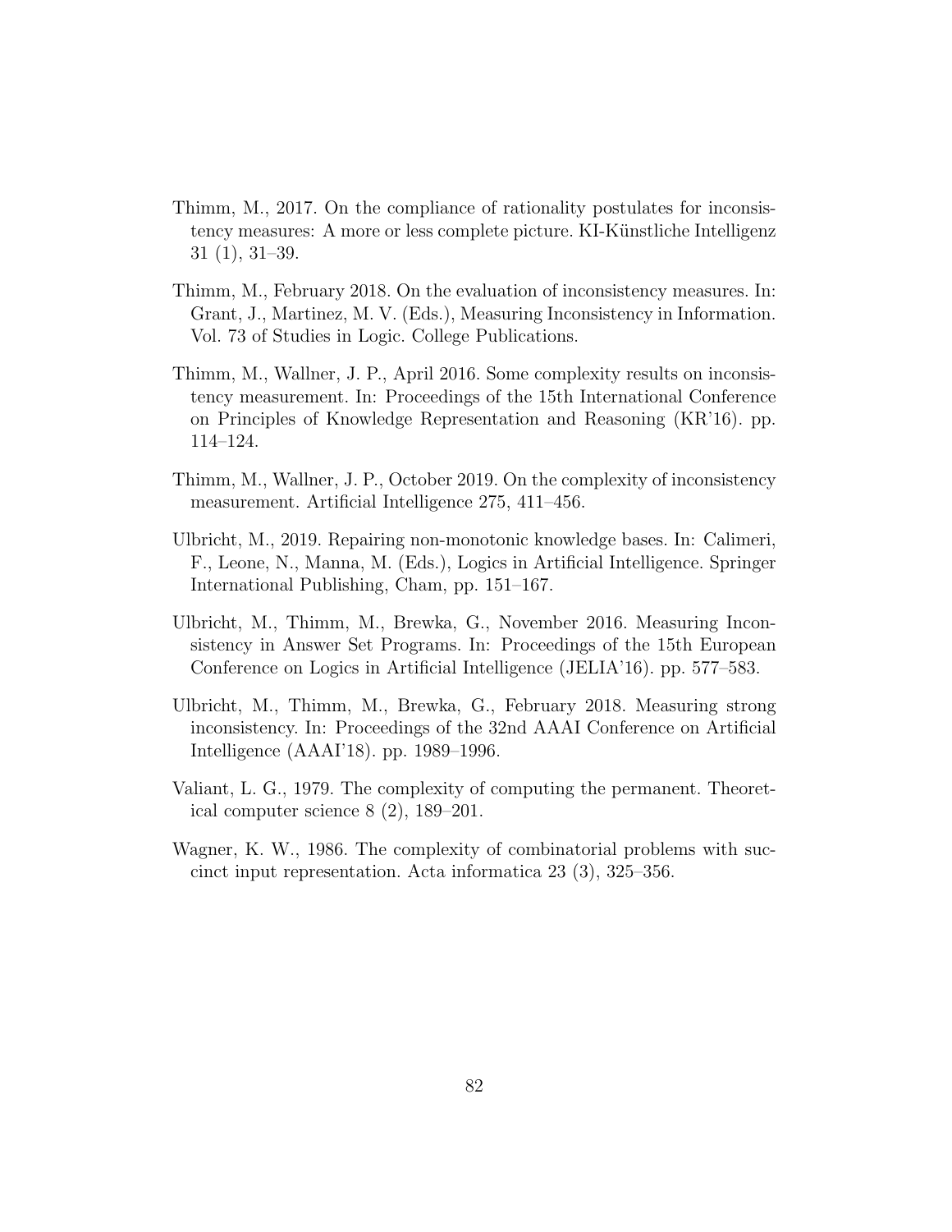Thimm, M., 2017. On the compliance of rationality postulates for inconsistency measures: A more or less complete picture. KI-Künstliche Intelligenz 31 (1), 31–39.

Thimm, M., February 2018. On the evaluation of inconsistency measures. In: Grant, J., Martinez, M. V. (Eds.), Measuring Inconsistency in Information. Vol. 73 of Studies in Logic. College Publications.

Thimm, M., Wallner, J. P., April 2016. Some complexity results on inconsistency measurement. In: Proceedings of the 15th International Conference on Principles of Knowledge Representation and Reasoning (KR'16). pp. 114–124.

Thimm, M., Wallner, J. P., October 2019. On the complexity of inconsistency measurement. Artificial Intelligence 275, 411–456.

Ulbricht, M., 2019. Repairing non-monotonic knowledge bases. In: Calimeri, F., Leone, N., Manna, M. (Eds.), Logics in Artificial Intelligence. Springer International Publishing, Cham, pp. 151–167.

Ulbricht, M., Thimm, M., Brewka, G., November 2016. Measuring Inconsistency in Answer Set Programs. In: Proceedings of the 15th European Conference on Logics in Artificial Intelligence (JELIA'16). pp. 577–583.

Ulbricht, M., Thimm, M., Brewka, G., February 2018. Measuring strong inconsistency. In: Proceedings of the 32nd AAAI Conference on Artificial Intelligence (AAAI'18). pp. 1989–1996.

Valiant, L. G., 1979. The complexity of computing the permanent. Theoretical computer science 8 (2), 189–201.

Wagner, K. W., 1986. The complexity of combinatorial problems with succinct input representation. Acta informatica 23 (3), 325–356.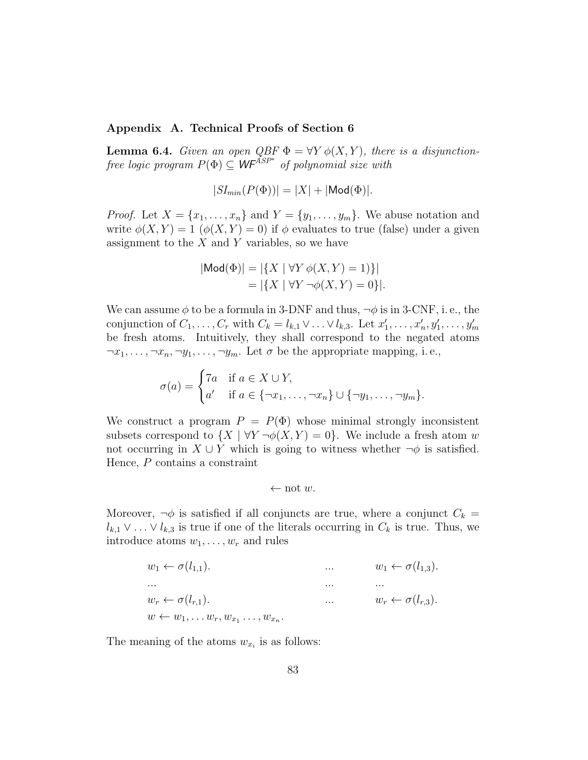## Appendix A. Technical Proofs of Section 6

**Lemma 6.4.** *Given an open QBF $\Phi = \forall Y\, \phi(X, Y)$, there is a disjunction-free logic program $P(\Phi) \subseteq \mathsf{WF}^{ASP^*}$ of polynomial size with*

$$|SI_{min}(P(\Phi))| = |X| + |\mathsf{Mod}(\Phi)|.$$

*Proof.* Let $X = \{x_1, \ldots, x_n\}$ and $Y = \{y_1, \ldots, y_m\}$. We abuse notation and write $\phi(X, Y) = 1$ ($\phi(X, Y) = 0$) if $\phi$ evaluates to true (false) under a given assignment to the $X$ and $Y$ variables, so we have

$$\begin{aligned} |\mathsf{Mod}(\Phi)| &= |\{X \mid \forall Y\, \phi(X, Y) = 1)\}| \\ &= |\{X \mid \forall Y\, \neg\phi(X, Y) = 0\}|. \end{aligned}$$

We can assume $\phi$ to be a formula in 3-DNF and thus, $\neg\phi$ is in 3-CNF, i.e., the conjunction of $C_1, \ldots, C_r$ with $C_k = l_{k,1} \vee \ldots \vee l_{k,3}$. Let $x'_1, \ldots, x'_n, y'_1, \ldots, y'_m$ be fresh atoms. Intuitively, they shall correspond to the negated atoms $\neg x_1, \ldots, \neg x_n, \neg y_1, \ldots, \neg y_m$. Let $\sigma$ be the appropriate mapping, i.e.,

$$\sigma(a) = \begin{cases} 7a & \text{if } a \in X \cup Y, \\ a' & \text{if } a \in \{\neg x_1, \ldots, \neg x_n\} \cup \{\neg y_1, \ldots, \neg y_m\}. \end{cases}$$

We construct a program $P = P(\Phi)$ whose minimal strongly inconsistent subsets correspond to $\{X \mid \forall Y\, \neg\phi(X, Y) = 0\}$. We include a fresh atom $w$ not occurring in $X \cup Y$ which is going to witness whether $\neg\phi$ is satisfied. Hence, $P$ contains a constraint

$$\leftarrow \text{not } w.$$

Moreover, $\neg\phi$ is satisfied if all conjuncts are true, where a conjunct $C_k = l_{k,1} \vee \ldots \vee l_{k,3}$ is true if one of the literals occurring in $C_k$ is true. Thus, we introduce atoms $w_1, \ldots, w_r$ and rules

$$\begin{array}{lll} w_1 \leftarrow \sigma(l_{1,1}). & \ldots & w_1 \leftarrow \sigma(l_{1,3}). \\ \ldots & \ldots & \ldots \\ w_r \leftarrow \sigma(l_{r,1}). & \ldots & w_r \leftarrow \sigma(l_{r,3}). \\ w \leftarrow w_1, \ldots w_r, w_{x_1} \ldots, w_{x_n}. & & \end{array}$$

The meaning of the atoms $w_{x_i}$ is as follows: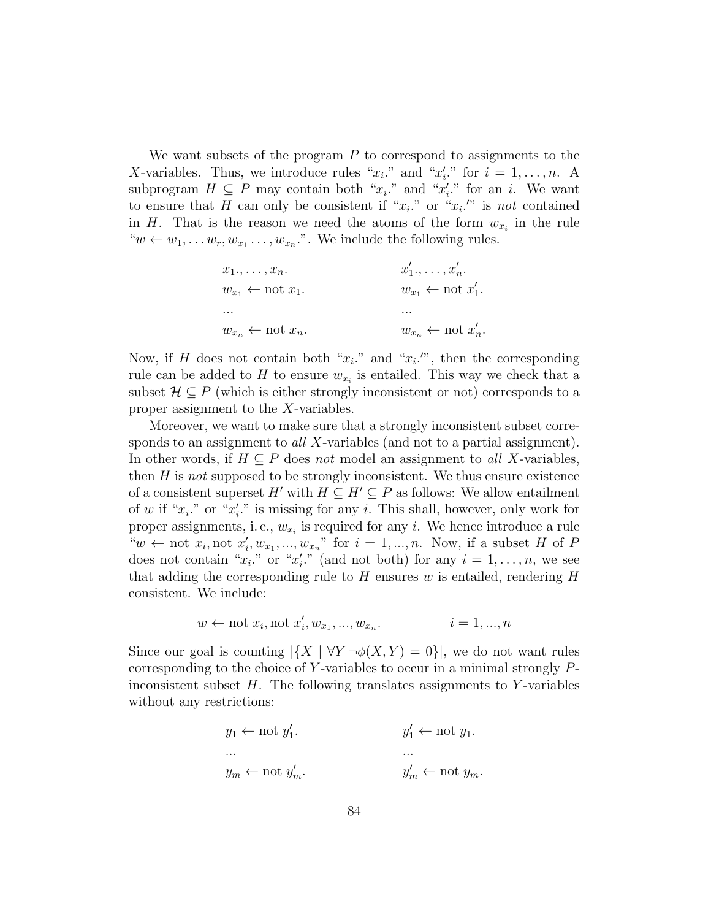We want subsets of the program $P$ to correspond to assignments to the $X$-variables. Thus, we introduce rules "$x_i$." and "$x_i'$." for $i = 1, \ldots, n$. A subprogram $H \subseteq P$ may contain both "$x_i$." and "$x_i'$." for an $i$. We want to ensure that $H$ can only be consistent if "$x_i$." or "$x_i$.'" is *not* contained in $H$. That is the reason we need the atoms of the form $w_{x_i}$ in the rule "$w \leftarrow w_1, \ldots w_r, w_{x_1} \ldots, w_{x_n}$.". We include the following rules.

$$
\begin{array}{ll}
x_1., \ldots, x_n. & x_1'., \ldots, x_n'. \\
w_{x_1} \leftarrow \text{not } x_1. & w_{x_1} \leftarrow \text{not } x_1'. \\
\ldots & \ldots \\
w_{x_n} \leftarrow \text{not } x_n. & w_{x_n} \leftarrow \text{not } x_n'.
\end{array}
$$

Now, if $H$ does not contain both "$x_i$." and "$x_i$.'", then the corresponding rule can be added to $H$ to ensure $w_{x_i}$ is entailed. This way we check that a subset $\mathcal{H} \subseteq P$ (which is either strongly inconsistent or not) corresponds to a proper assignment to the $X$-variables.

Moreover, we want to make sure that a strongly inconsistent subset corresponds to an assignment to *all* $X$-variables (and not to a partial assignment). In other words, if $H \subseteq P$ does *not* model an assignment to *all* $X$-variables, then $H$ is *not* supposed to be strongly inconsistent. We thus ensure existence of a consistent superset $H'$ with $H \subseteq H' \subseteq P$ as follows: We allow entailment of $w$ if "$x_i$." or "$x_i'$." is missing for any $i$. This shall, however, only work for proper assignments, i. e., $w_{x_i}$ is required for any $i$. We hence introduce a rule "$w \leftarrow$ not $x_i$, not $x_i', w_{x_1}, ..., w_{x_n}$" for $i = 1, ..., n$. Now, if a subset $H$ of $P$ does not contain "$x_i$." or "$x_i'$." (and not both) for any $i = 1, \ldots, n$, we see that adding the corresponding rule to $H$ ensures $w$ is entailed, rendering $H$ consistent. We include:

$$
w \leftarrow \text{not } x_i, \text{not } x_i', w_{x_1}, ..., w_{x_n}. \qquad\qquad i = 1, ..., n
$$

Since our goal is counting $|\{X \mid \forall Y \neg\phi(X, Y) = 0\}|$, we do not want rules corresponding to the choice of $Y$-variables to occur in a minimal strongly $P$-inconsistent subset $H$. The following translates assignments to $Y$-variables without any restrictions:

$$
\begin{array}{ll}
y_1 \leftarrow \text{not } y_1'. & y_1' \leftarrow \text{not } y_1. \\
\ldots & \ldots \\
y_m \leftarrow \text{not } y_m'. & y_m' \leftarrow \text{not } y_m.
\end{array}
$$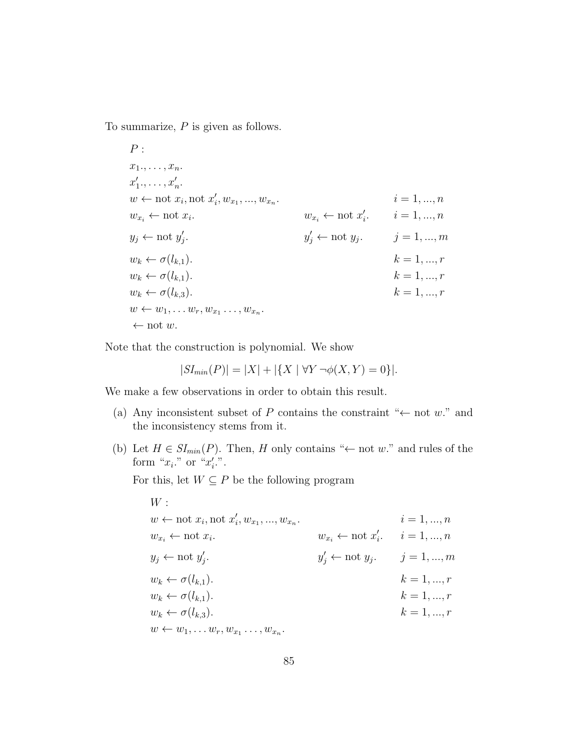To summarize, $P$ is given as follows.

$$
\begin{array}{lll}
P: & & \\
x_1., \ldots, x_n. & & \\
x'_1., \ldots, x'_n. & & \\
w \leftarrow \text{not } x_i, \text{not } x'_i, w_{x_1}, ..., w_{x_n}. & & i = 1, ..., n \\
w_{x_i} \leftarrow \text{not } x_i. & w_{x_i} \leftarrow \text{not } x'_i. & i = 1, ..., n \\
y_j \leftarrow \text{not } y'_j. & y'_j \leftarrow \text{not } y_j. & j = 1, ..., m \\
w_k \leftarrow \sigma(l_{k,1}). & & k = 1, ..., r \\
w_k \leftarrow \sigma(l_{k,1}). & & k = 1, ..., r \\
w_k \leftarrow \sigma(l_{k,3}). & & k = 1, ..., r \\
w \leftarrow w_1, \ldots w_r, w_{x_1} \ldots, w_{x_n}. & & \\
\leftarrow \text{not } w. & &
\end{array}
$$

Note that the construction is polynomial. We show

$$|SI_{min}(P)| = |X| + |\{X \mid \forall Y \neg\phi(X, Y) = 0\}|.$$

We make a few observations in order to obtain this result.

(a) Any inconsistent subset of $P$ contains the constraint "$\leftarrow$ not $w$." and the inconsistency stems from it.

(b) Let $H \in SI_{min}(P)$. Then, $H$ only contains "$\leftarrow$ not $w$." and rules of the form "$x_i$." or "$x'_i$.".

For this, let $W \subseteq P$ be the following program

$$
\begin{array}{lll}
W: & & \\
w \leftarrow \text{not } x_i, \text{not } x'_i, w_{x_1}, ..., w_{x_n}. & & i = 1, ..., n \\
w_{x_i} \leftarrow \text{not } x_i. & w_{x_i} \leftarrow \text{not } x'_i. & i = 1, ..., n \\
y_j \leftarrow \text{not } y'_j. & y'_j \leftarrow \text{not } y_j. & j = 1, ..., m \\
w_k \leftarrow \sigma(l_{k,1}). & & k = 1, ..., r \\
w_k \leftarrow \sigma(l_{k,1}). & & k = 1, ..., r \\
w_k \leftarrow \sigma(l_{k,3}). & & k = 1, ..., r \\
w \leftarrow w_1, \ldots w_r, w_{x_1} \ldots, w_{x_n}. & &
\end{array}
$$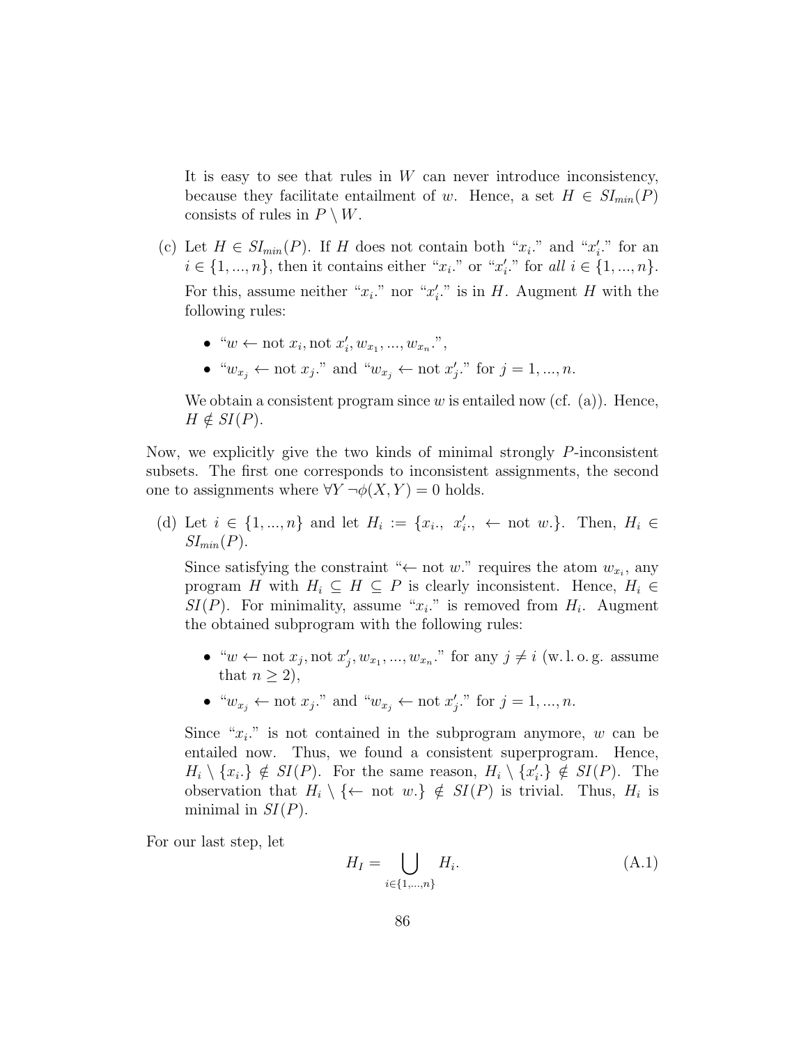It is easy to see that rules in $W$ can never introduce inconsistency, because they facilitate entailment of $w$. Hence, a set $H \in SI_{min}(P)$ consists of rules in $P \setminus W$.

(c) Let $H \in SI_{min}(P)$. If $H$ does not contain both "$x_i$." and "$x'_i$." for an $i \in \{1, ..., n\}$, then it contains either "$x_i$." or "$x'_i$." for *all* $i \in \{1, ..., n\}$.

For this, assume neither "$x_i$." nor "$x'_i$." is in $H$. Augment $H$ with the following rules:

- "$w \leftarrow \text{not } x_i, \text{not } x'_i, w_{x_1}, ..., w_{x_n}$.",
- "$w_{x_j} \leftarrow \text{not } x_j$." and "$w_{x_j} \leftarrow \text{not } x'_j$." for $j = 1, ..., n$.

We obtain a consistent program since $w$ is entailed now (cf. (a)). Hence, $H \notin SI(P)$.

Now, we explicitly give the two kinds of minimal strongly $P$-inconsistent subsets. The first one corresponds to inconsistent assignments, the second one to assignments where $\forall Y\, \neg\phi(X, Y) = 0$ holds.

(d) Let $i \in \{1, ..., n\}$ and let $H_i := \{x_i., \; x'_i., \; \leftarrow \text{not } w.\}$. Then, $H_i \in SI_{min}(P)$.

Since satisfying the constraint "$\leftarrow$ not $w$." requires the atom $w_{x_i}$, any program $H$ with $H_i \subseteq H \subseteq P$ is clearly inconsistent. Hence, $H_i \in SI(P)$. For minimality, assume "$x_i$." is removed from $H_i$. Augment the obtained subprogram with the following rules:

- "$w \leftarrow \text{not } x_j, \text{not } x'_j, w_{x_1}, ..., w_{x_n}$." for any $j \neq i$ (w. l. o. g. assume that $n \geq 2$),
- "$w_{x_j} \leftarrow \text{not } x_j$." and "$w_{x_j} \leftarrow \text{not } x'_j$." for $j = 1, ..., n$.

Since "$x_i$." is not contained in the subprogram anymore, $w$ can be entailed now. Thus, we found a consistent superprogram. Hence, $H_i \setminus \{x_i.\} \notin SI(P)$. For the same reason, $H_i \setminus \{x'_i.\} \notin SI(P)$. The observation that $H_i \setminus \{\leftarrow \text{not } w.\} \notin SI(P)$ is trivial. Thus, $H_i$ is minimal in $SI(P)$.

For our last step, let

$$H_I = \bigcup_{i \in \{1,...,n\}} H_i. \tag{A.1}$$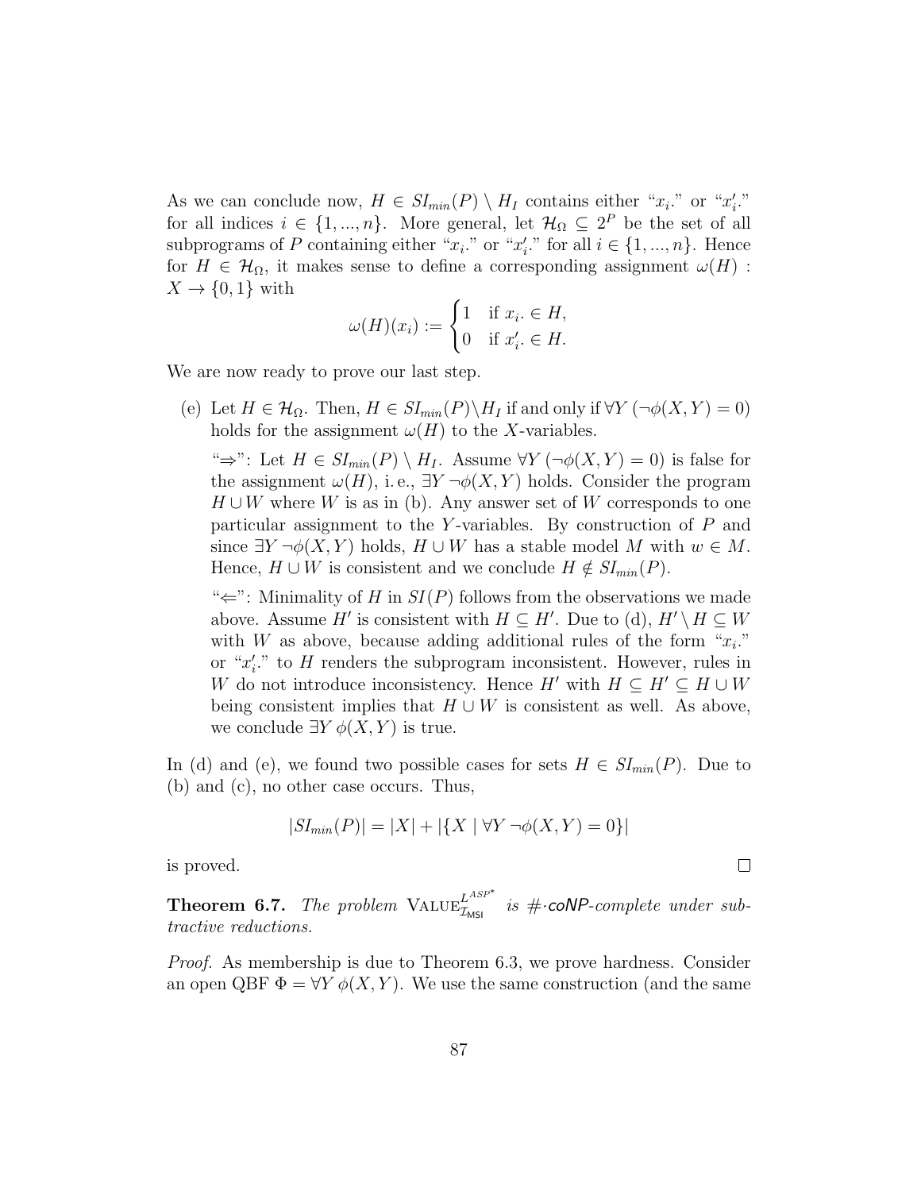As we can conclude now, $H \in SI_{min}(P) \setminus H_I$ contains either "$x_i$." or "$x_i'$." for all indices $i \in \{1, ..., n\}$. More general, let $\mathcal{H}_\Omega \subseteq 2^P$ be the set of all subprograms of $P$ containing either "$x_i$." or "$x_i'$." for all $i \in \{1, ..., n\}$. Hence for $H \in \mathcal{H}_\Omega$, it makes sense to define a corresponding assignment $\omega(H) : X \to \{0, 1\}$ with

$$\omega(H)(x_i) := \begin{cases} 1 & \text{if } x_i. \in H, \\ 0 & \text{if } x_i'. \in H. \end{cases}$$

We are now ready to prove our last step.

(e) Let $H \in \mathcal{H}_\Omega$. Then, $H \in SI_{min}(P) \setminus H_I$ if and only if $\forall Y\, (\neg\phi(X, Y) = 0)$ holds for the assignment $\omega(H)$ to the $X$-variables.

"$\Rightarrow$": Let $H \in SI_{min}(P) \setminus H_I$. Assume $\forall Y\, (\neg\phi(X, Y) = 0)$ is false for the assignment $\omega(H)$, i. e., $\exists Y\, \neg\phi(X, Y)$ holds. Consider the program $H \cup W$ where $W$ is as in (b). Any answer set of $W$ corresponds to one particular assignment to the $Y$-variables. By construction of $P$ and since $\exists Y\, \neg\phi(X, Y)$ holds, $H \cup W$ has a stable model $M$ with $w \in M$. Hence, $H \cup W$ is consistent and we conclude $H \notin SI_{min}(P)$.

"$\Leftarrow$": Minimality of $H$ in $SI(P)$ follows from the observations we made above. Assume $H'$ is consistent with $H \subseteq H'$. Due to (d), $H' \setminus H \subseteq W$ with $W$ as above, because adding additional rules of the form "$x_i$." or "$x_i'$." to $H$ renders the subprogram inconsistent. However, rules in $W$ do not introduce inconsistency. Hence $H'$ with $H \subseteq H' \subseteq H \cup W$ being consistent implies that $H \cup W$ is consistent as well. As above, we conclude $\exists Y\, \phi(X, Y)$ is true.

In (d) and (e), we found two possible cases for sets $H \in SI_{min}(P)$. Due to (b) and (c), no other case occurs. Thus,

$$|SI_{min}(P)| = |X| + |\{X \mid \forall Y\, \neg\phi(X, Y) = 0\}|$$

is proved. $\square$

**Theorem 6.7.** *The problem* $\textsc{Value}^{L^{ASP^*}}_{\mathcal{I}_{\mathsf{MSI}}}$ *is* $\#\cdot\mathsf{coNP}$*-complete under subtractive reductions.*

*Proof.* As membership is due to Theorem 6.3, we prove hardness. Consider an open QBF $\Phi = \forall Y\, \phi(X, Y)$. We use the same construction (and the same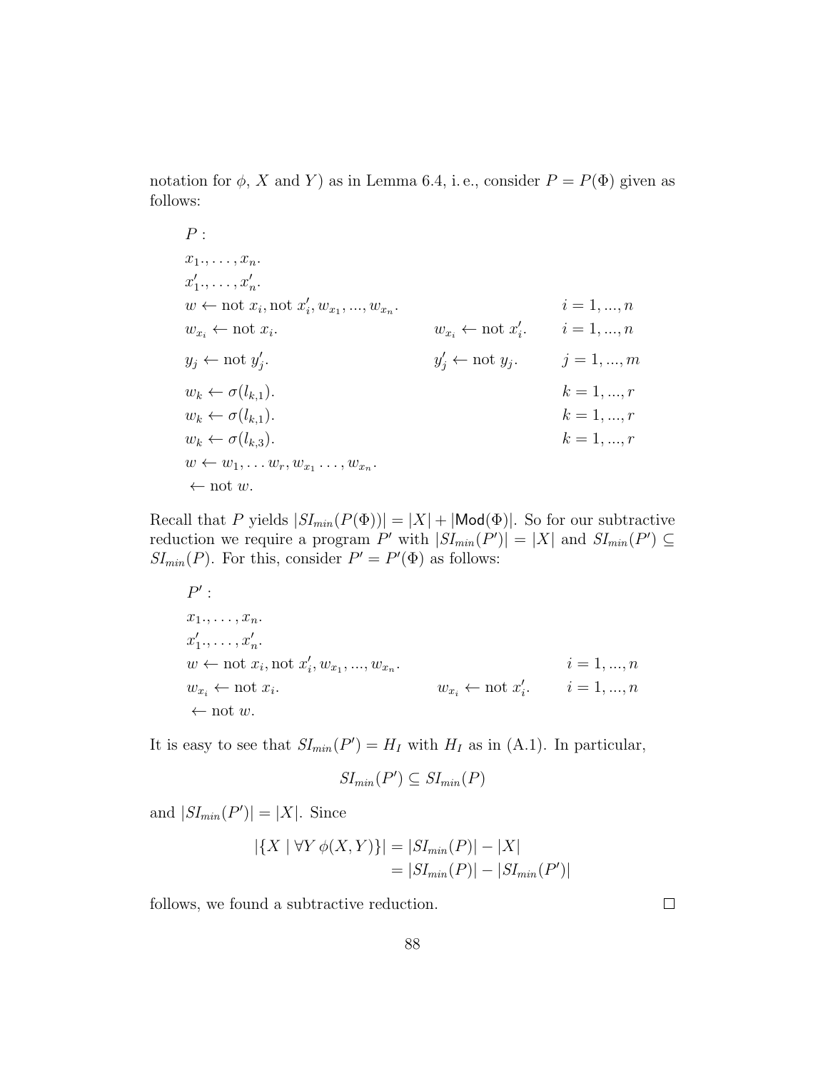notation for $\phi$, $X$ and $Y$) as in Lemma 6.4, i. e., consider $P = P(\Phi)$ given as follows:

$$
\begin{array}{lll}
P: & & \\
x_1., \ldots, x_n. & & \\
x'_1., \ldots, x'_n. & & \\
w \leftarrow \text{not } x_i, \text{not } x'_i, w_{x_1}, ..., w_{x_n}. & & i = 1, ..., n \\
w_{x_i} \leftarrow \text{not } x_i. & w_{x_i} \leftarrow \text{not } x'_i. & i = 1, ..., n \\
y_j \leftarrow \text{not } y'_j. & y'_j \leftarrow \text{not } y_j. & j = 1, ..., m \\
w_k \leftarrow \sigma(l_{k,1}). & & k = 1, ..., r \\
w_k \leftarrow \sigma(l_{k,1}). & & k = 1, ..., r \\
w_k \leftarrow \sigma(l_{k,3}). & & k = 1, ..., r \\
w \leftarrow w_1, \ldots w_r, w_{x_1} \ldots, w_{x_n}. & & \\
\leftarrow \text{not } w. & &
\end{array}
$$

Recall that $P$ yields $|SI_{min}(P(\Phi))| = |X| + |\mathsf{Mod}(\Phi)|$. So for our subtractive reduction we require a program $P'$ with $|SI_{min}(P')| = |X|$ and $SI_{min}(P') \subseteq SI_{min}(P)$. For this, consider $P' = P'(\Phi)$ as follows:

$$
\begin{array}{lll}
P': & & \\
x_1., \ldots, x_n. & & \\
x'_1., \ldots, x'_n. & & \\
w \leftarrow \text{not } x_i, \text{not } x'_i, w_{x_1}, ..., w_{x_n}. & & i = 1, ..., n \\
w_{x_i} \leftarrow \text{not } x_i. & w_{x_i} \leftarrow \text{not } x'_i. & i = 1, ..., n \\
\leftarrow \text{not } w. & &
\end{array}
$$

It is easy to see that $SI_{min}(P') = H_I$ with $H_I$ as in (A.1). In particular,

$$SI_{min}(P') \subseteq SI_{min}(P)$$

and $|SI_{min}(P')| = |X|$. Since

$$
\begin{aligned}
|\{X \mid \forall Y \; \phi(X, Y)\}| &= |SI_{min}(P)| - |X| \\
&= |SI_{min}(P)| - |SI_{min}(P')|
\end{aligned}
$$

follows, we found a subtractive reduction. □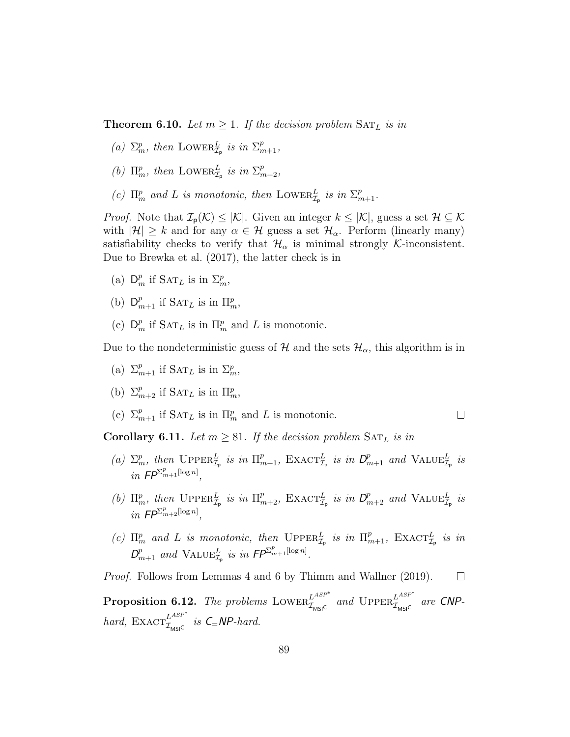**Theorem 6.10.** *Let $m \geq 1$. If the decision problem* $\textsc{Sat}_L$ *is in*

*(a)* $\Sigma^p_m$*, then* $\textsc{Lower}^L_{\mathcal{I}_\mathsf{p}}$ *is in* $\Sigma^p_{m+1}$*,*

*(b)* $\Pi^p_m$*, then* $\textsc{Lower}^L_{\mathcal{I}_\mathsf{p}}$ *is in* $\Sigma^p_{m+2}$*,*

*(c)* $\Pi^p_m$ *and $L$ is monotonic, then* $\textsc{Lower}^L_{\mathcal{I}_\mathsf{p}}$ *is in* $\Sigma^p_{m+1}$*.*

*Proof.* Note that $\mathcal{I}_\mathsf{p}(\mathcal{K}) \leq |\mathcal{K}|$. Given an integer $k \leq |\mathcal{K}|$, guess a set $\mathcal{H} \subseteq \mathcal{K}$ with $|\mathcal{H}| \geq k$ and for any $\alpha \in \mathcal{H}$ guess a set $\mathcal{H}_\alpha$. Perform (linearly many) satisfiability checks to verify that $\mathcal{H}_\alpha$ is minimal strongly $\mathcal{K}$-inconsistent. Due to Brewka et al. (2017), the latter check is in

(a) $\mathsf{D}^p_m$ if $\textsc{Sat}_L$ is in $\Sigma^p_m$,

(b) $\mathsf{D}^p_{m+1}$ if $\textsc{Sat}_L$ is in $\Pi^p_m$,

(c) $\mathsf{D}^p_m$ if $\textsc{Sat}_L$ is in $\Pi^p_m$ and $L$ is monotonic.

Due to the nondeterministic guess of $\mathcal{H}$ and the sets $\mathcal{H}_\alpha$, this algorithm is in

(a) $\Sigma^p_{m+1}$ if $\textsc{Sat}_L$ is in $\Sigma^p_m$,

(b) $\Sigma^p_{m+2}$ if $\textsc{Sat}_L$ is in $\Pi^p_m$,

(c) $\Sigma^p_{m+1}$ if $\textsc{Sat}_L$ is in $\Pi^p_m$ and $L$ is monotonic. □

**Corollary 6.11.** *Let $m \geq 81$. If the decision problem* $\textsc{Sat}_L$ *is in*

*(a)* $\Sigma^p_m$*, then* $\textsc{Upper}^L_{\mathcal{I}_\mathsf{p}}$ *is in* $\Pi^p_{m+1}$*,* $\textsc{Exact}^L_{\mathcal{I}_\mathsf{p}}$ *is in* $\mathsf{D}^p_{m+1}$ *and* $\textsc{Value}^L_{\mathcal{I}_\mathsf{p}}$ *is in* $\mathsf{FP}^{\Sigma^p_{m+1}[\log n]}$*,*

*(b)* $\Pi^p_m$*, then* $\textsc{Upper}^L_{\mathcal{I}_\mathsf{p}}$ *is in* $\Pi^p_{m+2}$*,* $\textsc{Exact}^L_{\mathcal{I}_\mathsf{p}}$ *is in* $\mathsf{D}^p_{m+2}$ *and* $\textsc{Value}^L_{\mathcal{I}_\mathsf{p}}$ *is in* $\mathsf{FP}^{\Sigma^p_{m+2}[\log n]}$*,*

*(c)* $\Pi^p_m$ *and $L$ is monotonic, then* $\textsc{Upper}^L_{\mathcal{I}_\mathsf{p}}$ *is in* $\Pi^p_{m+1}$*,* $\textsc{Exact}^L_{\mathcal{I}_\mathsf{p}}$ *is in* $\mathsf{D}^p_{m+1}$ *and* $\textsc{Value}^L_{\mathcal{I}_\mathsf{p}}$ *is in* $\mathsf{FP}^{\Sigma^p_{m+1}[\log n]}$*.*

*Proof.* Follows from Lemmas 4 and 6 by Thimm and Wallner (2019). □

**Proposition 6.12.** *The problems* $\textsc{Lower}^{L^{ASP^*}}_{\mathcal{I}_\mathsf{MSIC}}$ *and* $\textsc{Upper}^{L^{ASP^*}}_{\mathcal{I}_\mathsf{MSIC}}$ *are* $\mathsf{CNP}$*-hard,* $\textsc{Exact}^{L^{ASP^*}}_{\mathcal{I}_\mathsf{MSIC}}$ *is* $\mathsf{C_{=}NP}$*-hard.*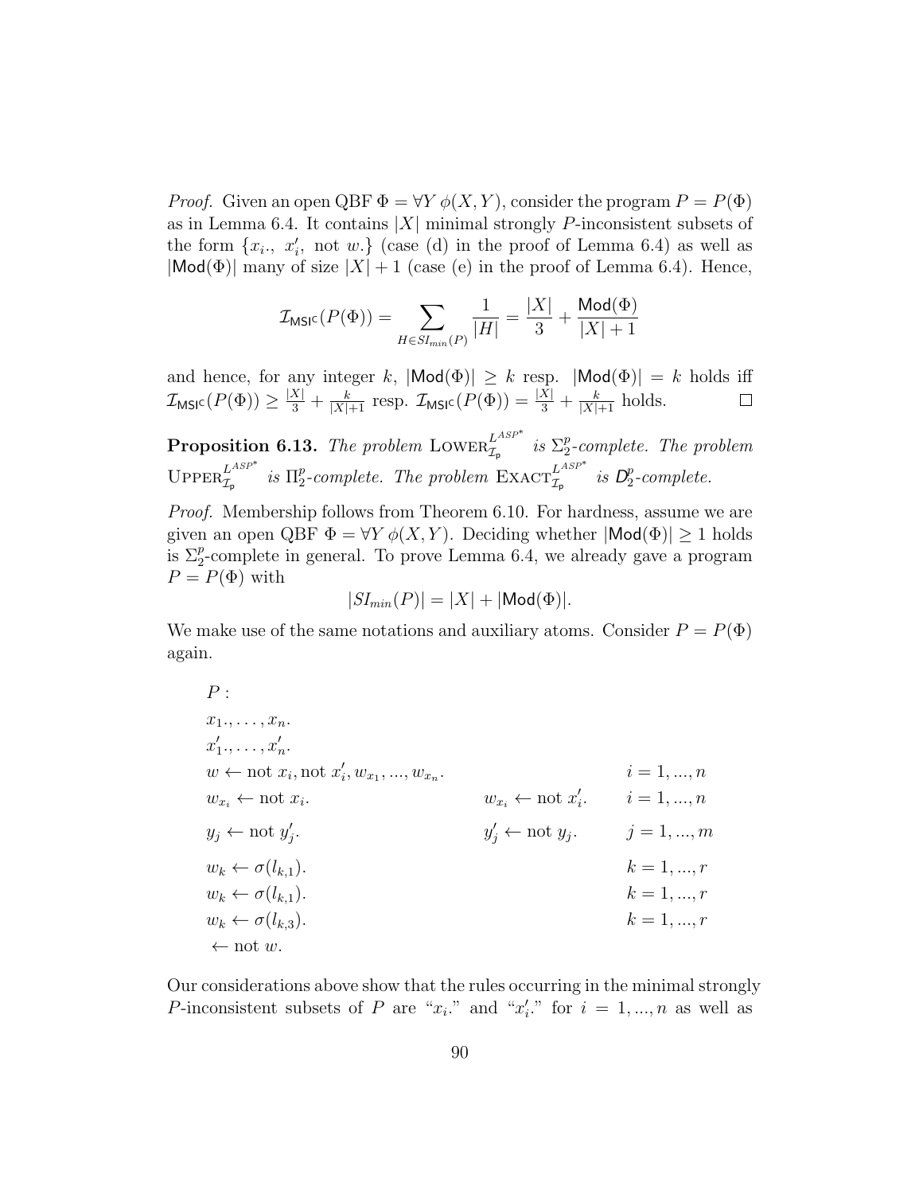*Proof.* Given an open QBF $\Phi = \forall Y\ \phi(X, Y)$, consider the program $P = P(\Phi)$ as in Lemma 6.4. It contains $|X|$ minimal strongly $P$-inconsistent subsets of the form $\{x_i.,\ x_i',\ \text{not } w.\}$ (case (d) in the proof of Lemma 6.4) as well as $|\mathsf{Mod}(\Phi)|$ many of size $|X| + 1$ (case (e) in the proof of Lemma 6.4). Hence,

$$\mathcal{I}_{\mathsf{MSI^c}}(P(\Phi)) = \sum_{H \in SI_{min}(P)} \frac{1}{|H|} = \frac{|X|}{3} + \frac{\mathsf{Mod}(\Phi)}{|X| + 1}$$

and hence, for any integer $k$, $|\mathsf{Mod}(\Phi)| \geq k$ resp. $|\mathsf{Mod}(\Phi)| = k$ holds iff $\mathcal{I}_{\mathsf{MSI^c}}(P(\Phi)) \geq \frac{|X|}{3} + \frac{k}{|X|+1}$ resp. $\mathcal{I}_{\mathsf{MSI^c}}(P(\Phi)) = \frac{|X|}{3} + \frac{k}{|X|+1}$ holds. $\square$

**Proposition 6.13.** *The problem* $\text{Lower}_{\mathcal{I}_\mathsf{p}}^{L^{ASP^*}}$ *is* $\Sigma_2^p$*-complete. The problem* $\text{Upper}_{\mathcal{I}_\mathsf{p}}^{L^{ASP^*}}$ *is* $\Pi_2^p$*-complete. The problem* $\text{Exact}_{\mathcal{I}_\mathsf{p}}^{L^{ASP^*}}$ *is* $D_2^p$*-complete.*

*Proof.* Membership follows from Theorem 6.10. For hardness, assume we are given an open QBF $\Phi = \forall Y\ \phi(X, Y)$. Deciding whether $|\mathsf{Mod}(\Phi)| \geq 1$ holds is $\Sigma_2^p$-complete in general. To prove Lemma 6.4, we already gave a program $P = P(\Phi)$ with

$$|SI_{min}(P)| = |X| + |\mathsf{Mod}(\Phi)|.$$

We make use of the same notations and auxiliary atoms. Consider $P = P(\Phi)$ again.

$P:$

$x_1., \ldots, x_n.$

$x_1'., \ldots, x_n'.$

| | | |
|---|---|---|
| $w \leftarrow \text{not } x_i, \text{not } x_i', w_{x_1}, ..., w_{x_n}.$ | | $i = 1, ..., n$ |
| $w_{x_i} \leftarrow \text{not } x_i.$ | $w_{x_i} \leftarrow \text{not } x_i'.$ | $i = 1, ..., n$ |
| $y_j \leftarrow \text{not } y_j'.$ | $y_j' \leftarrow \text{not } y_j.$ | $j = 1, ..., m$ |
| $w_k \leftarrow \sigma(l_{k,1}).$ | | $k = 1, ..., r$ |
| $w_k \leftarrow \sigma(l_{k,1}).$ | | $k = 1, ..., r$ |
| $w_k \leftarrow \sigma(l_{k,3}).$ | | $k = 1, ..., r$ |
| $\leftarrow \text{not } w.$ | | |

Our considerations above show that the rules occurring in the minimal strongly $P$-inconsistent subsets of $P$ are "$x_i.$" and "$x_i'.$" for $i = 1, ..., n$ as well as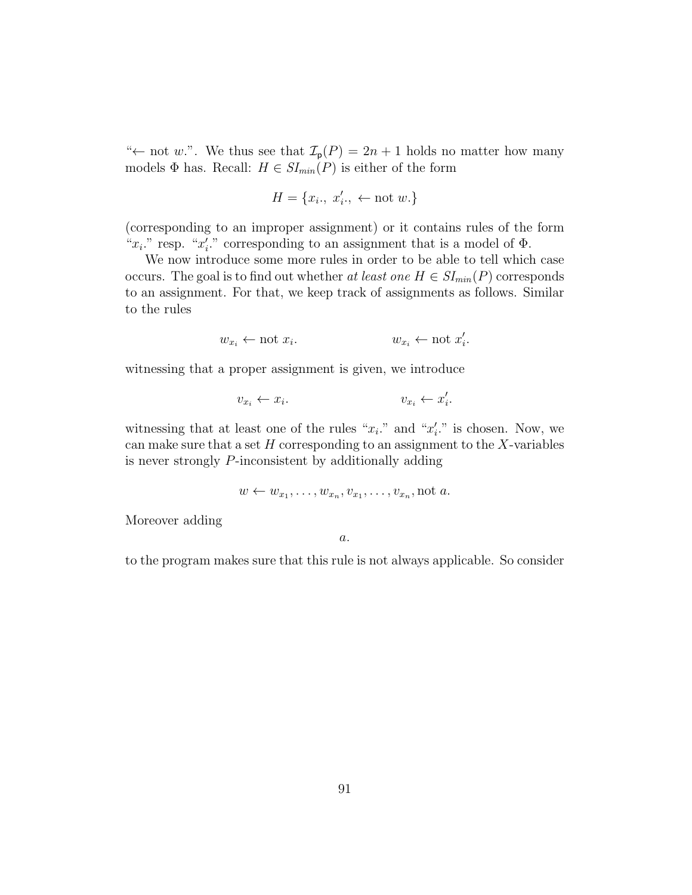"$\leftarrow$ not $w$.". We thus see that $\mathcal{I}_{\mathsf{p}}(P) = 2n + 1$ holds no matter how many models $\Phi$ has. Recall: $H \in SI_{min}(P)$ is either of the form

$$H = \{x_i.,\ x_i'.,\ \leftarrow \text{not } w.\}$$

(corresponding to an improper assignment) or it contains rules of the form "$x_i$." resp. "$x_i'$." corresponding to an assignment that is a model of $\Phi$.

We now introduce some more rules in order to be able to tell which case occurs. The goal is to find out whether *at least one* $H \in SI_{min}(P)$ corresponds to an assignment. For that, we keep track of assignments as follows. Similar to the rules

$$w_{x_i} \leftarrow \text{not } x_i. \qquad\qquad w_{x_i} \leftarrow \text{not } x_i'.$$

witnessing that a proper assignment is given, we introduce

$$v_{x_i} \leftarrow x_i. \qquad\qquad v_{x_i} \leftarrow x_i'.$$

witnessing that at least one of the rules "$x_i$." and "$x_i'$." is chosen. Now, we can make sure that a set $H$ corresponding to an assignment to the $X$-variables is never strongly $P$-inconsistent by additionally adding

$$w \leftarrow w_{x_1}, \ldots, w_{x_n}, v_{x_1}, \ldots, v_{x_n}, \text{not } a.$$

Moreover adding

$$a.$$

to the program makes sure that this rule is not always applicable. So consider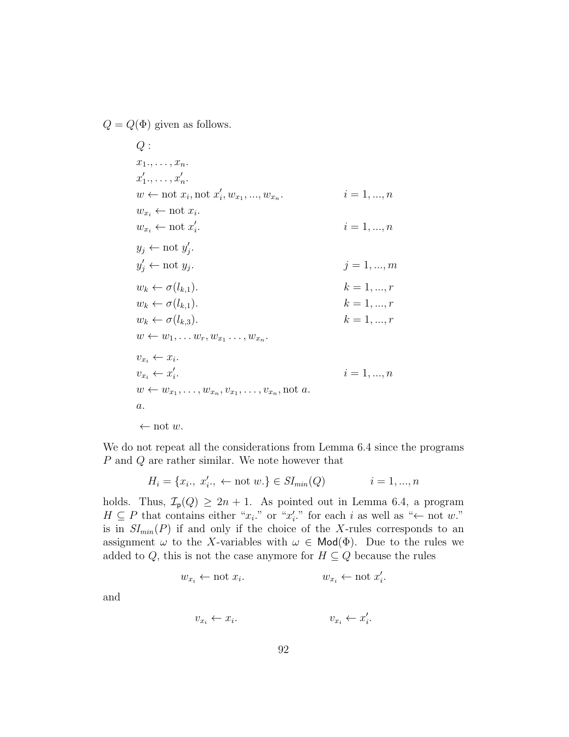$Q = Q(\Phi)$ given as follows.

$$
\begin{array}{ll}
Q: & \\
x_1., \ldots, x_n. & \\
x'_1., \ldots, x'_n. & \\
w \leftarrow \text{not } x_i, \text{not } x'_i, w_{x_1}, ..., w_{x_n}. & i = 1, ..., n \\
w_{x_i} \leftarrow \text{not } x_i. & \\
w_{x_i} \leftarrow \text{not } x'_i. & i = 1, ..., n \\
y_j \leftarrow \text{not } y'_j. & \\
y'_j \leftarrow \text{not } y_j. & j = 1, ..., m \\
w_k \leftarrow \sigma(l_{k,1}). & k = 1, ..., r \\
w_k \leftarrow \sigma(l_{k,1}). & k = 1, ..., r \\
w_k \leftarrow \sigma(l_{k,3}). & k = 1, ..., r \\
w \leftarrow w_1, \ldots w_r, w_{x_1} \ldots, w_{x_n}. & \\
v_{x_i} \leftarrow x_i. & \\
v_{x_i} \leftarrow x'_i. & i = 1, ..., n \\
w \leftarrow w_{x_1}, \ldots, w_{x_n}, v_{x_1}, \ldots, v_{x_n}, \text{not } a. & \\
a. & \\
\leftarrow \text{not } w. &
\end{array}
$$

We do not repeat all the considerations from Lemma 6.4 since the programs $P$ and $Q$ are rather similar. We note however that

$$H_i = \{x_i.,\ x'_i.,\ \leftarrow \text{not } w.\} \in SI_{min}(Q) \qquad i = 1, ..., n$$

holds. Thus, $\mathcal{I}_{\mathsf{p}}(Q) \geq 2n + 1$. As pointed out in Lemma 6.4, a program $H \subseteq P$ that contains either "$x_i.$" or "$x'_i.$" for each $i$ as well as "$\leftarrow$ not $w.$" is in $SI_{min}(P)$ if and only if the choice of the $X$-rules corresponds to an assignment $\omega$ to the $X$-variables with $\omega \in \mathsf{Mod}(\Phi)$. Due to the rules we added to $Q$, this is not the case anymore for $H \subseteq Q$ because the rules

$$w_{x_i} \leftarrow \text{not } x_i. \qquad\qquad w_{x_i} \leftarrow \text{not } x'_i.$$

and

$$v_{x_i} \leftarrow x_i. \qquad\qquad v_{x_i} \leftarrow x'_i.$$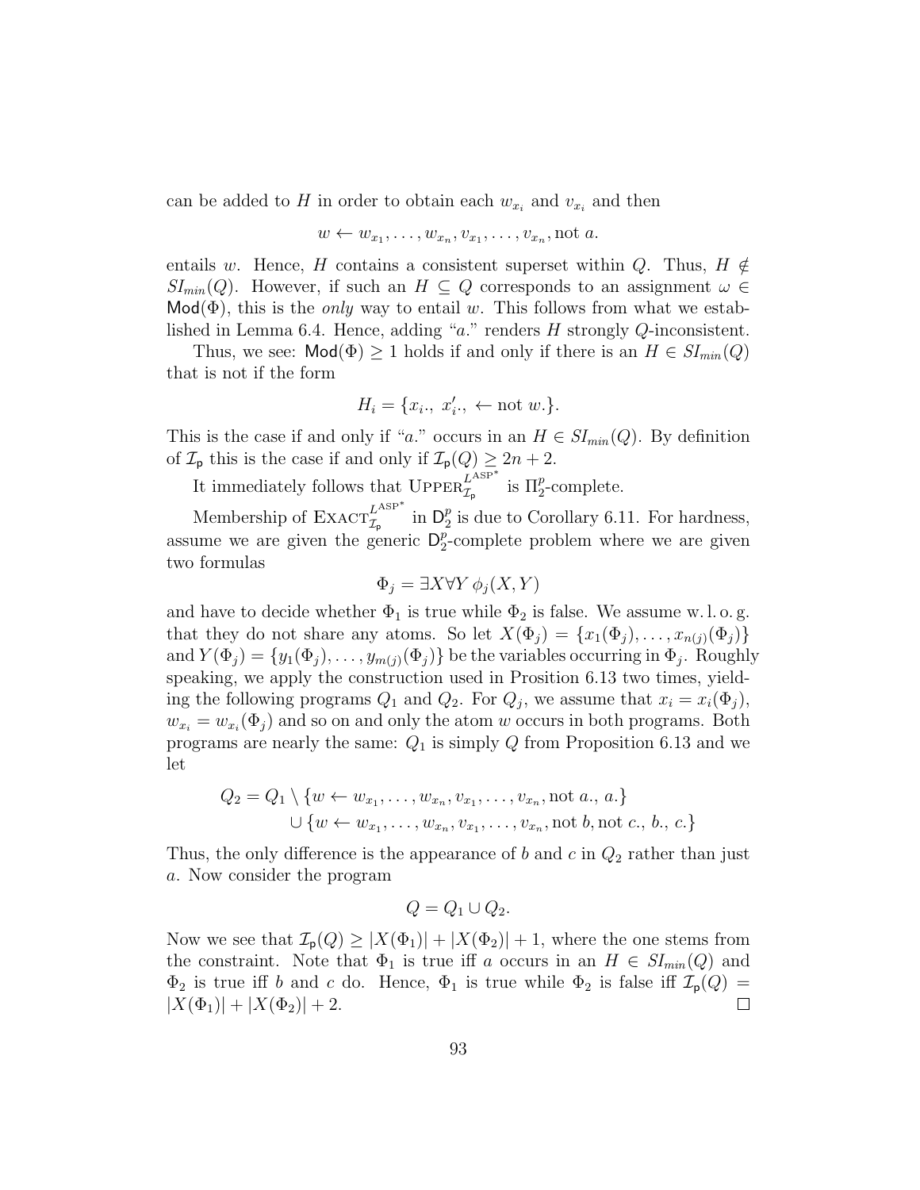can be added to $H$ in order to obtain each $w_{x_i}$ and $v_{x_i}$ and then

$$w \leftarrow w_{x_1}, \ldots, w_{x_n}, v_{x_1}, \ldots, v_{x_n}, \text{not } a.$$

entails $w$. Hence, $H$ contains a consistent superset within $Q$. Thus, $H \notin SI_{min}(Q)$. However, if such an $H \subseteq Q$ corresponds to an assignment $\omega \in \mathsf{Mod}(\Phi)$, this is the *only* way to entail $w$. This follows from what we established in Lemma 6.4. Hence, adding "$a$." renders $H$ strongly $Q$-inconsistent.

Thus, we see: $\mathsf{Mod}(\Phi) \geq 1$ holds if and only if there is an $H \in SI_{min}(Q)$ that is not if the form

$$H_i = \{x_i.,\ x'_i.,\ \leftarrow \text{not } w.\}.$$

This is the case if and only if "$a$." occurs in an $H \in SI_{min}(Q)$. By definition of $\mathcal{I}_{\mathsf{p}}$ this is the case if and only if $\mathcal{I}_{\mathsf{p}}(Q) \geq 2n + 2$.

It immediately follows that $\text{UPPER}_{\mathcal{I}_{\mathsf{p}}}^{L^{\text{ASP}^*}}$ is $\Pi_2^p$-complete.

Membership of $\text{EXACT}_{\mathcal{I}_{\mathsf{p}}}^{L^{\text{ASP}^*}}$ in $\mathsf{D}_2^p$ is due to Corollary 6.11. For hardness, assume we are given the generic $\mathsf{D}_2^p$-complete problem where we are given two formulas

$$\Phi_j = \exists X \forall Y\ \phi_j(X, Y)$$

and have to decide whether $\Phi_1$ is true while $\Phi_2$ is false. We assume w. l. o. g. that they do not share any atoms. So let $X(\Phi_j) = \{x_1(\Phi_j), \ldots, x_{n(j)}(\Phi_j)\}$ and $Y(\Phi_j) = \{y_1(\Phi_j), \ldots, y_{m(j)}(\Phi_j)\}$ be the variables occurring in $\Phi_j$. Roughly speaking, we apply the construction used in Prosition 6.13 two times, yielding the following programs $Q_1$ and $Q_2$. For $Q_j$, we assume that $x_i = x_i(\Phi_j)$, $w_{x_i} = w_{x_i}(\Phi_j)$ and so on and only the atom $w$ occurs in both programs. Both programs are nearly the same: $Q_1$ is simply $Q$ from Proposition 6.13 and we let

$$\begin{aligned} Q_2 = Q_1 \setminus \{&w \leftarrow w_{x_1}, \ldots, w_{x_n}, v_{x_1}, \ldots, v_{x_n}, \text{not } a.,\ a.\} \\ \cup \{&w \leftarrow w_{x_1}, \ldots, w_{x_n}, v_{x_1}, \ldots, v_{x_n}, \text{not } b, \text{not } c.,\ b.,\ c.\} \end{aligned}$$

Thus, the only difference is the appearance of $b$ and $c$ in $Q_2$ rather than just $a$. Now consider the program

$$Q = Q_1 \cup Q_2.$$

Now we see that $\mathcal{I}_{\mathsf{p}}(Q) \geq |X(\Phi_1)| + |X(\Phi_2)| + 1$, where the one stems from the constraint. Note that $\Phi_1$ is true iff $a$ occurs in an $H \in SI_{min}(Q)$ and $\Phi_2$ is true iff $b$ and $c$ do. Hence, $\Phi_1$ is true while $\Phi_2$ is false iff $\mathcal{I}_{\mathsf{p}}(Q) = |X(\Phi_1)| + |X(\Phi_2)| + 2$. $\square$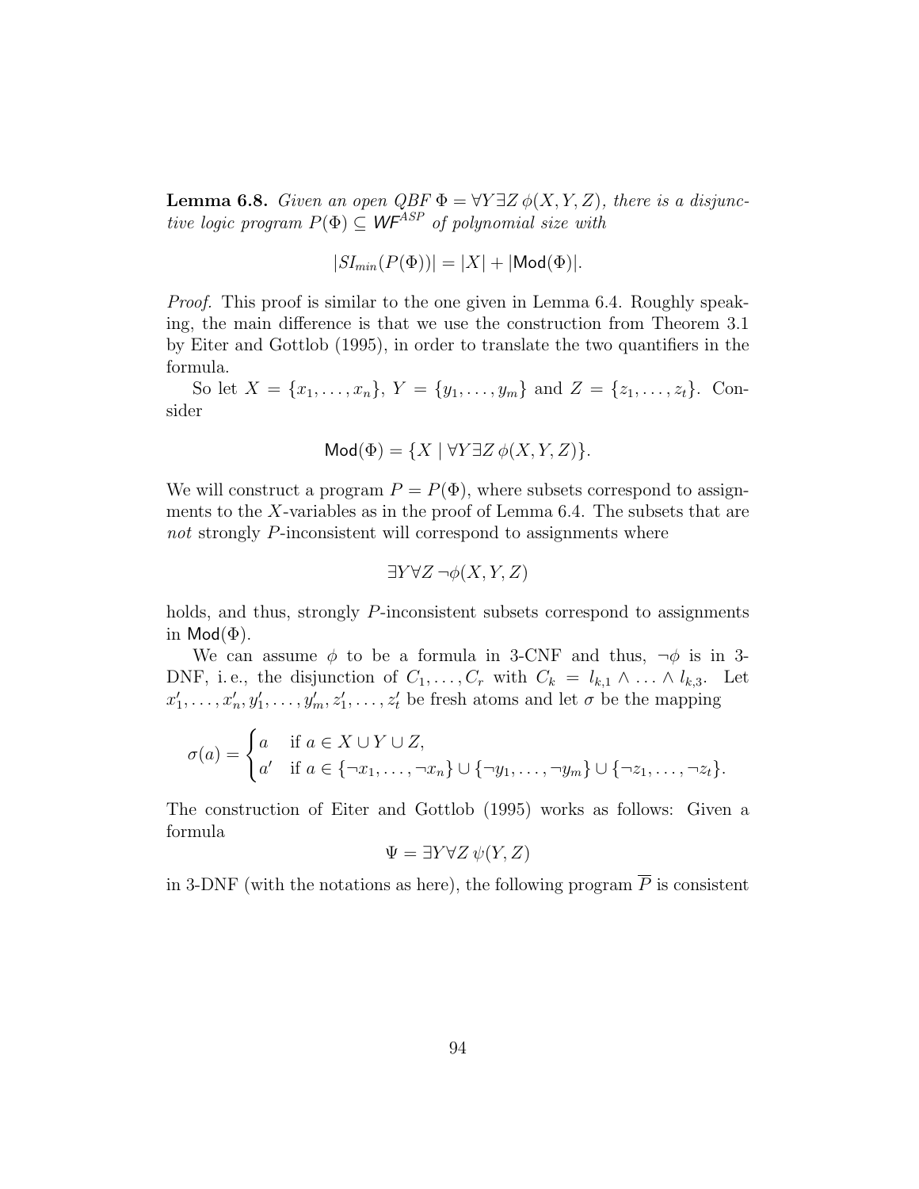**Lemma 6.8.** *Given an open QBF $\Phi = \forall Y \exists Z\, \phi(X, Y, Z)$, there is a disjunctive logic program $P(\Phi) \subseteq \mathsf{WF}^{ASP}$ of polynomial size with*

$$|SI_{min}(P(\Phi))| = |X| + |\mathsf{Mod}(\Phi)|.$$

*Proof.* This proof is similar to the one given in Lemma 6.4. Roughly speaking, the main difference is that we use the construction from Theorem 3.1 by Eiter and Gottlob (1995), in order to translate the two quantifiers in the formula.

So let $X = \{x_1, \ldots, x_n\}$, $Y = \{y_1, \ldots, y_m\}$ and $Z = \{z_1, \ldots, z_t\}$. Consider

$$\mathsf{Mod}(\Phi) = \{X \mid \forall Y \exists Z\, \phi(X, Y, Z)\}.$$

We will construct a program $P = P(\Phi)$, where subsets correspond to assignments to the $X$-variables as in the proof of Lemma 6.4. The subsets that are *not* strongly $P$-inconsistent will correspond to assignments where

$$\exists Y \forall Z\, \neg\phi(X, Y, Z)$$

holds, and thus, strongly $P$-inconsistent subsets correspond to assignments in $\mathsf{Mod}(\Phi)$.

We can assume $\phi$ to be a formula in 3-CNF and thus, $\neg\phi$ is in 3-DNF, i. e., the disjunction of $C_1, \ldots, C_r$ with $C_k = l_{k,1} \wedge \ldots \wedge l_{k,3}$. Let $x'_1, \ldots, x'_n, y'_1, \ldots, y'_m, z'_1, \ldots, z'_t$ be fresh atoms and let $\sigma$ be the mapping

$$\sigma(a) = \begin{cases} a & \text{if } a \in X \cup Y \cup Z, \\ a' & \text{if } a \in \{\neg x_1, \ldots, \neg x_n\} \cup \{\neg y_1, \ldots, \neg y_m\} \cup \{\neg z_1, \ldots, \neg z_t\}. \end{cases}$$

The construction of Eiter and Gottlob (1995) works as follows: Given a formula

$$\Psi = \exists Y \forall Z\, \psi(Y, Z)$$

in 3-DNF (with the notations as here), the following program $\overline{P}$ is consistent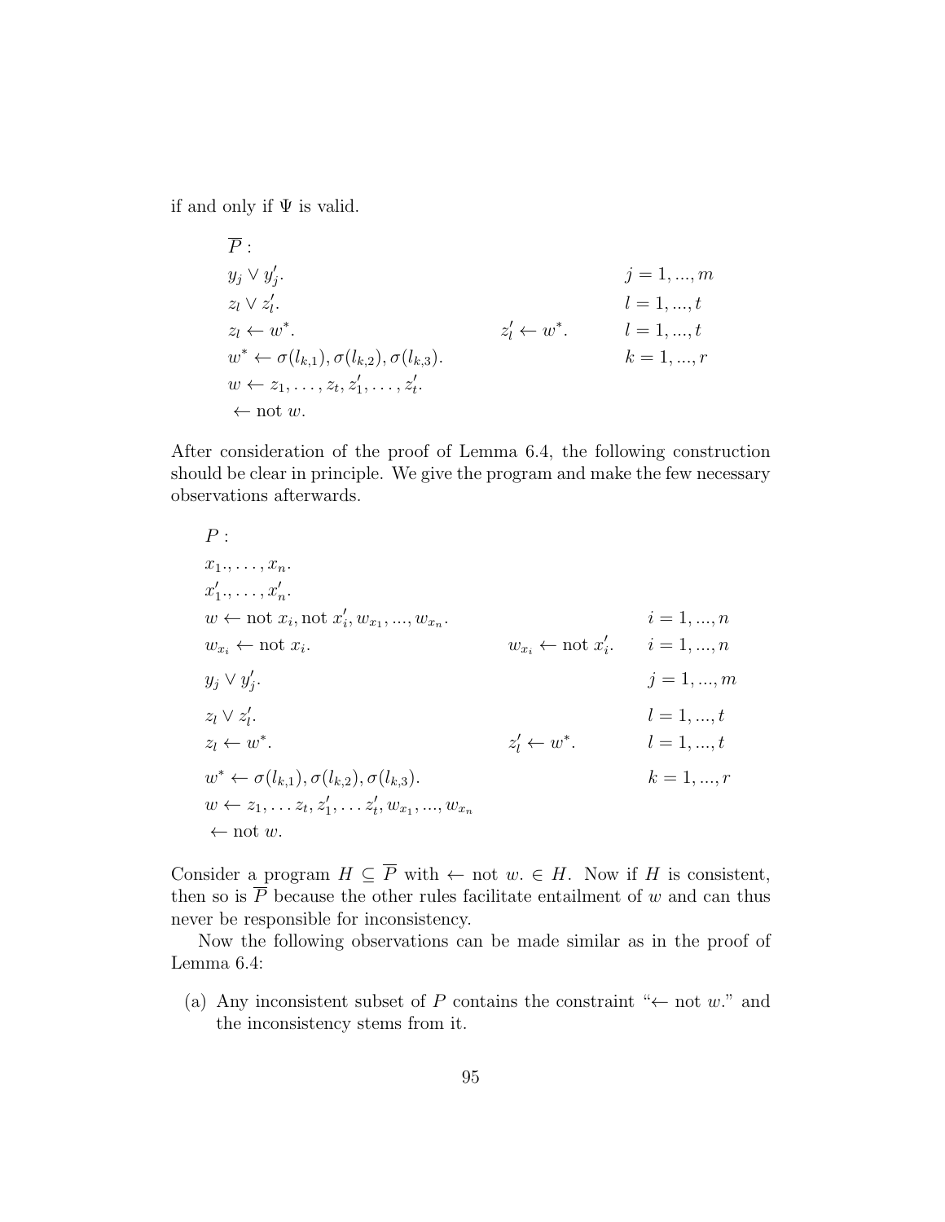if and only if $\Psi$ is valid.

$\overline{P}$ :

| | | |
|---|---|---|
| $y_j \vee y'_j.$ | | $j = 1, ..., m$ |
| $z_l \vee z'_l.$ | | $l = 1, ..., t$ |
| $z_l \leftarrow w^*.$ | $z'_l \leftarrow w^*.$ | $l = 1, ..., t$ |
| $w^* \leftarrow \sigma(l_{k,1}), \sigma(l_{k,2}), \sigma(l_{k,3}).$ | | $k = 1, ..., r$ |
| $w \leftarrow z_1, \ldots, z_t, z'_1, \ldots, z'_t.$ | | |
| $\leftarrow \text{not } w.$ | | |

After consideration of the proof of Lemma 6.4, the following construction should be clear in principle. We give the program and make the few necessary observations afterwards.

$P$ :

| | | |
|---|---|---|
| $x_1., \ldots, x_n.$ | | |
| $x'_1., \ldots, x'_n.$ | | |
| $w \leftarrow \text{not } x_i, \text{not } x'_i, w_{x_1}, ..., w_{x_n}.$ | | $i = 1, ..., n$ |
| $w_{x_i} \leftarrow \text{not } x_i.$ | $w_{x_i} \leftarrow \text{not } x'_i.$ | $i = 1, ..., n$ |
| $y_j \vee y'_j.$ | | $j = 1, ..., m$ |
| $z_l \vee z'_l.$ | | $l = 1, ..., t$ |
| $z_l \leftarrow w^*.$ | $z'_l \leftarrow w^*.$ | $l = 1, ..., t$ |
| $w^* \leftarrow \sigma(l_{k,1}), \sigma(l_{k,2}), \sigma(l_{k,3}).$ | | $k = 1, ..., r$ |
| $w \leftarrow z_1, \ldots z_t, z'_1, \ldots z'_t, w_{x_1}, ..., w_{x_n}$ | | |
| $\leftarrow \text{not } w.$ | | |

Consider a program $H \subseteq \overline{P}$ with $\leftarrow \text{not } w. \in H$. Now if $H$ is consistent, then so is $\overline{P}$ because the other rules facilitate entailment of $w$ and can thus never be responsible for inconsistency.

Now the following observations can be made similar as in the proof of Lemma 6.4:

(a) Any inconsistent subset of $P$ contains the constraint "$\leftarrow$ not $w$." and the inconsistency stems from it.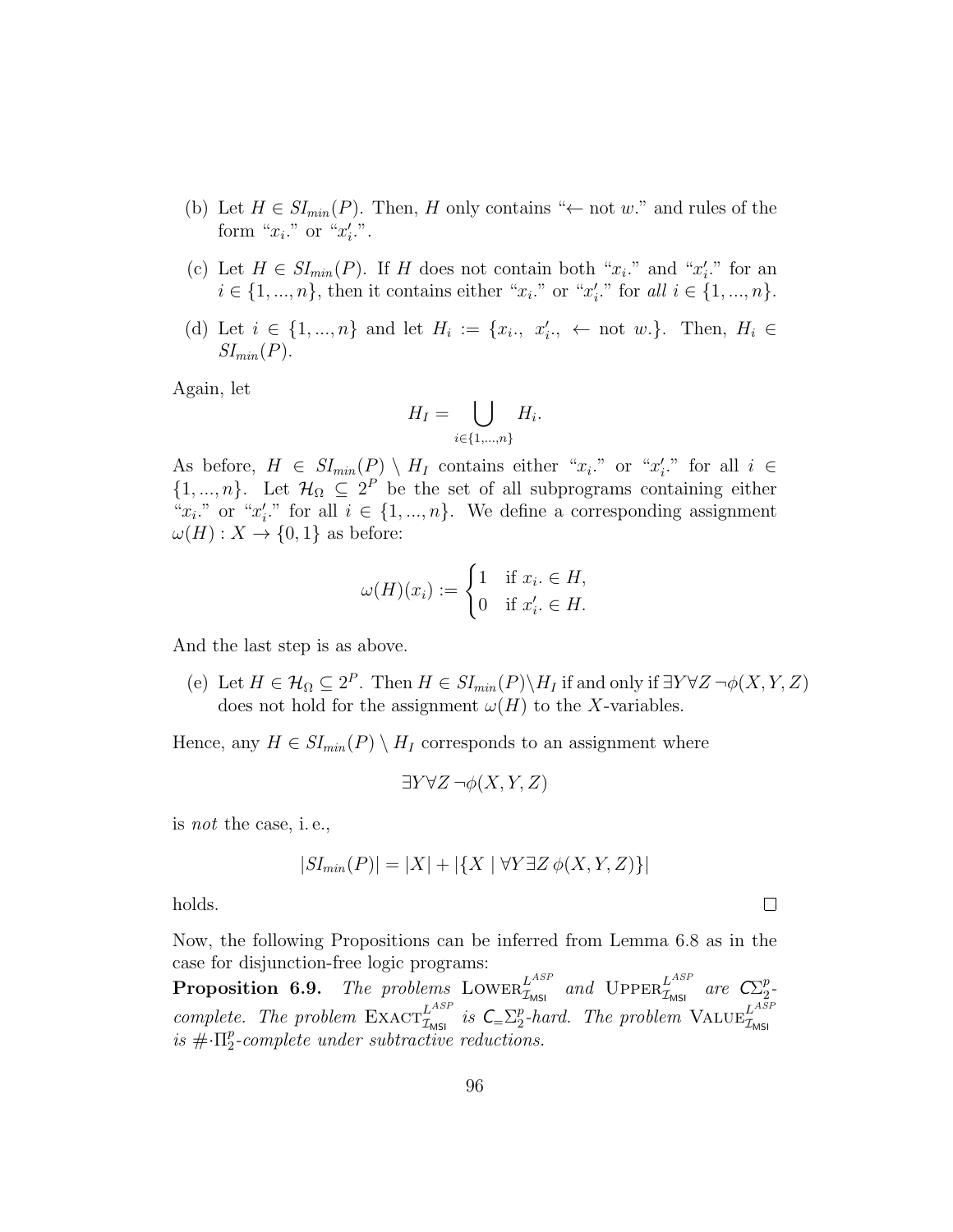(b) Let $H \in SI_{min}(P)$. Then, $H$ only contains "$\leftarrow$ not $w$." and rules of the form "$x_i$." or "$x'_i$.".

(c) Let $H \in SI_{min}(P)$. If $H$ does not contain both "$x_i$." and "$x'_i$." for an $i \in \{1, ..., n\}$, then it contains either "$x_i$." or "$x'_i$." for *all* $i \in \{1, ..., n\}$.

(d) Let $i \in \{1, ..., n\}$ and let $H_i := \{x_i., \; x'_i., \; \leftarrow \text{not } w.\}$. Then, $H_i \in SI_{min}(P)$.

Again, let

$$H_I = \bigcup_{i \in \{1,...,n\}} H_i.$$

As before, $H \in SI_{min}(P) \setminus H_I$ contains either "$x_i$." or "$x'_i$." for all $i \in \{1, ..., n\}$. Let $\mathcal{H}_\Omega \subseteq 2^P$ be the set of all subprograms containing either "$x_i$." or "$x'_i$." for all $i \in \{1, ..., n\}$. We define a corresponding assignment $\omega(H) : X \to \{0, 1\}$ as before:

$$\omega(H)(x_i) := \begin{cases} 1 & \text{if } x_i. \in H, \\ 0 & \text{if } x'_i. \in H. \end{cases}$$

And the last step is as above.

(e) Let $H \in \mathcal{H}_\Omega \subseteq 2^P$. Then $H \in SI_{min}(P) \setminus H_I$ if and only if $\exists Y \forall Z \, \neg\phi(X, Y, Z)$ does not hold for the assignment $\omega(H)$ to the $X$-variables.

Hence, any $H \in SI_{min}(P) \setminus H_I$ corresponds to an assignment where

$$\exists Y \forall Z \, \neg\phi(X, Y, Z)$$

is *not* the case, i. e.,

$$|SI_{min}(P)| = |X| + |\{X \mid \forall Y \exists Z \, \phi(X, Y, Z)\}|$$

holds. □

Now, the following Propositions can be inferred from Lemma 6.8 as in the case for disjunction-free logic programs:

**Proposition 6.9.** *The problems* $\textsc{Lower}^{L^{ASP}}_{\mathcal{I}_{\mathsf{MSI}}}$ *and* $\textsc{Upper}^{L^{ASP}}_{\mathcal{I}_{\mathsf{MSI}}}$ *are* $\mathsf{C}\Sigma^p_2$*-complete. The problem* $\textsc{Exact}^{L^{ASP}}_{\mathcal{I}_{\mathsf{MSI}}}$ *is* $\mathsf{C}_{=}\Sigma^p_2$*-hard. The problem* $\textsc{Value}^{L^{ASP}}_{\mathcal{I}_{\mathsf{MSI}}}$ *is* $\#\cdot\Pi^p_2$*-complete under subtractive reductions.*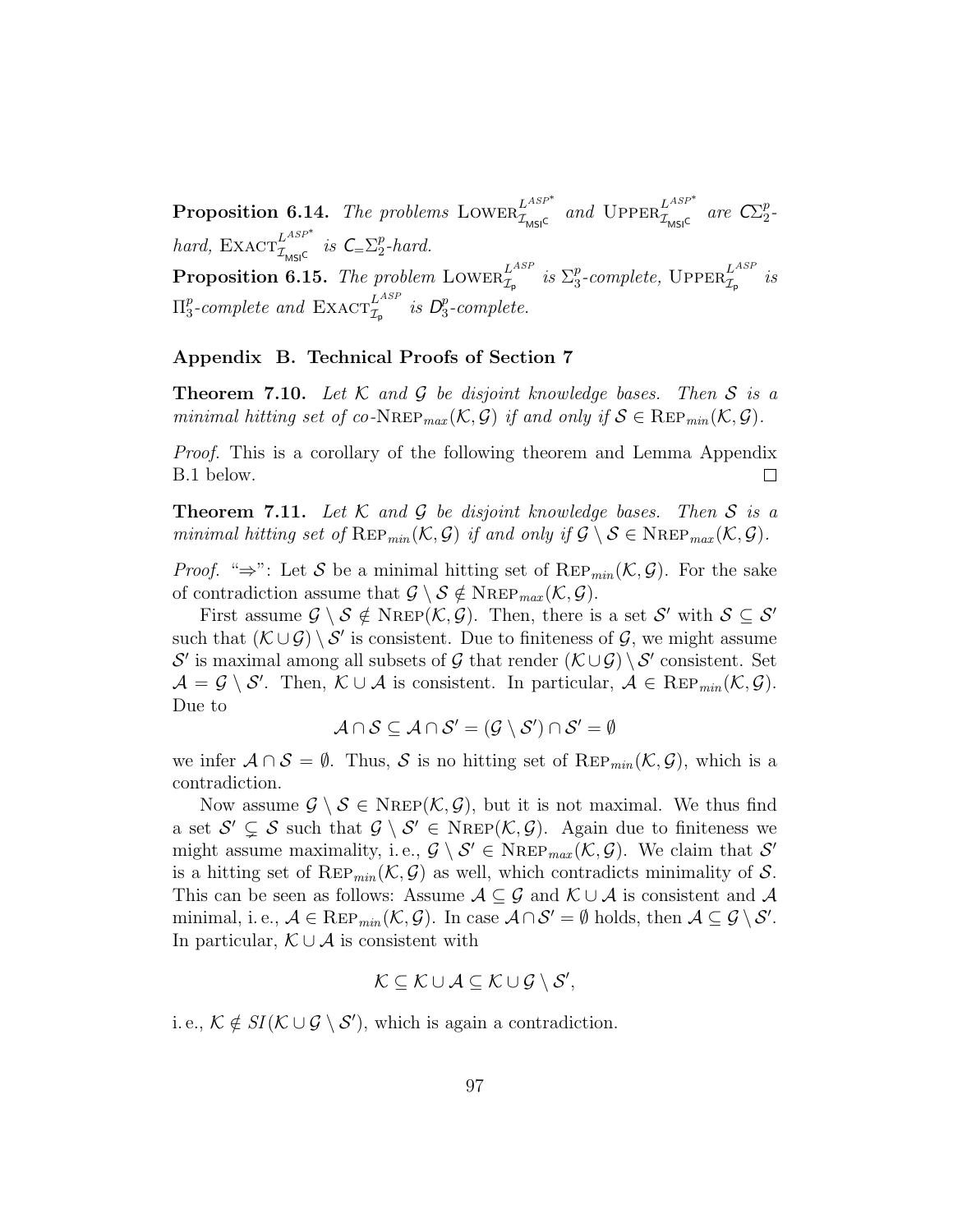**Proposition 6.14.** *The problems* $\text{LOWER}^{L^{ASP^*}}_{\mathcal{I}_{\mathsf{MSI}^{\mathsf{C}}}}$ *and* $\text{UPPER}^{L^{ASP^*}}_{\mathcal{I}_{\mathsf{MSI}^{\mathsf{C}}}}$ *are* $\mathsf{C}\Sigma_2^p$*-hard,* $\text{EXACT}^{L^{ASP^*}}_{\mathcal{I}_{\mathsf{MSI}^{\mathsf{C}}}}$ *is* $\mathsf{C}_{=}\Sigma_2^p$*-hard.*

**Proposition 6.15.** *The problem* $\text{LOWER}^{L^{ASP}}_{\mathcal{I}_{\mathsf{p}}}$ *is* $\Sigma_3^p$*-complete,* $\text{UPPER}^{L^{ASP}}_{\mathcal{I}_{\mathsf{p}}}$ *is* $\Pi_3^p$*-complete and* $\text{EXACT}^{L^{ASP}}_{\mathcal{I}_{\mathsf{p}}}$ *is* $\mathsf{D}_3^p$*-complete.*

## Appendix B. Technical Proofs of Section 7

**Theorem 7.10.** *Let* $\mathcal{K}$ *and* $\mathcal{G}$ *be disjoint knowledge bases. Then* $\mathcal{S}$ *is a minimal hitting set of co-*$\text{NREP}_{max}(\mathcal{K},\mathcal{G})$ *if and only if* $\mathcal{S} \in \text{REP}_{min}(\mathcal{K},\mathcal{G})$*.*

*Proof.* This is a corollary of the following theorem and Lemma Appendix B.1 below. □

**Theorem 7.11.** *Let* $\mathcal{K}$ *and* $\mathcal{G}$ *be disjoint knowledge bases. Then* $\mathcal{S}$ *is a minimal hitting set of* $\text{REP}_{min}(\mathcal{K},\mathcal{G})$ *if and only if* $\mathcal{G} \setminus \mathcal{S} \in \text{NREP}_{max}(\mathcal{K},\mathcal{G})$*.*

*Proof.* "⇒": Let $\mathcal{S}$ be a minimal hitting set of $\text{REP}_{min}(\mathcal{K},\mathcal{G})$. For the sake of contradiction assume that $\mathcal{G} \setminus \mathcal{S} \notin \text{NREP}_{max}(\mathcal{K},\mathcal{G})$.

First assume $\mathcal{G} \setminus \mathcal{S} \notin \text{NREP}(\mathcal{K},\mathcal{G})$. Then, there is a set $\mathcal{S}'$ with $\mathcal{S} \subseteq \mathcal{S}'$ such that $(\mathcal{K} \cup \mathcal{G}) \setminus \mathcal{S}'$ is consistent. Due to finiteness of $\mathcal{G}$, we might assume $\mathcal{S}'$ is maximal among all subsets of $\mathcal{G}$ that render $(\mathcal{K} \cup \mathcal{G}) \setminus \mathcal{S}'$ consistent. Set $\mathcal{A} = \mathcal{G} \setminus \mathcal{S}'$. Then, $\mathcal{K} \cup \mathcal{A}$ is consistent. In particular, $\mathcal{A} \in \text{REP}_{min}(\mathcal{K},\mathcal{G})$. Due to

$$\mathcal{A} \cap \mathcal{S} \subseteq \mathcal{A} \cap \mathcal{S}' = (\mathcal{G} \setminus \mathcal{S}') \cap \mathcal{S}' = \emptyset$$

we infer $\mathcal{A} \cap \mathcal{S} = \emptyset$. Thus, $\mathcal{S}$ is no hitting set of $\text{REP}_{min}(\mathcal{K},\mathcal{G})$, which is a contradiction.

Now assume $\mathcal{G} \setminus \mathcal{S} \in \text{NREP}(\mathcal{K},\mathcal{G})$, but it is not maximal. We thus find a set $\mathcal{S}' \subsetneq \mathcal{S}$ such that $\mathcal{G} \setminus \mathcal{S}' \in \text{NREP}(\mathcal{K},\mathcal{G})$. Again due to finiteness we might assume maximality, i. e., $\mathcal{G} \setminus \mathcal{S}' \in \text{NREP}_{max}(\mathcal{K},\mathcal{G})$. We claim that $\mathcal{S}'$ is a hitting set of $\text{REP}_{min}(\mathcal{K},\mathcal{G})$ as well, which contradicts minimality of $\mathcal{S}$. This can be seen as follows: Assume $\mathcal{A} \subseteq \mathcal{G}$ and $\mathcal{K} \cup \mathcal{A}$ is consistent and $\mathcal{A}$ minimal, i. e., $\mathcal{A} \in \text{REP}_{min}(\mathcal{K},\mathcal{G})$. In case $\mathcal{A} \cap \mathcal{S}' = \emptyset$ holds, then $\mathcal{A} \subseteq \mathcal{G} \setminus \mathcal{S}'$. In particular, $\mathcal{K} \cup \mathcal{A}$ is consistent with

$$\mathcal{K} \subseteq \mathcal{K} \cup \mathcal{A} \subseteq \mathcal{K} \cup \mathcal{G} \setminus \mathcal{S}',$$

i. e., $\mathcal{K} \notin SI(\mathcal{K} \cup \mathcal{G} \setminus \mathcal{S}')$, which is again a contradiction.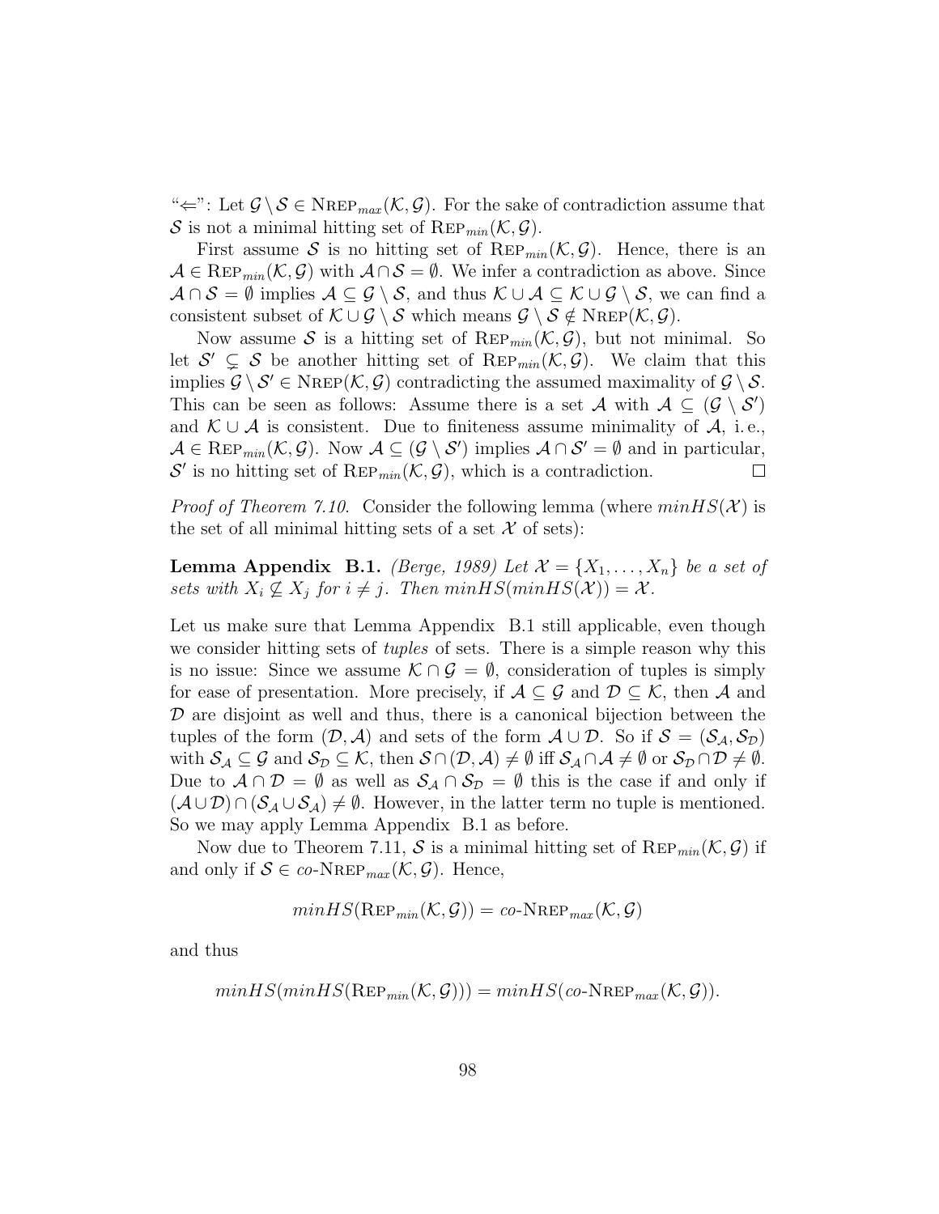"$\Leftarrow$": Let $\mathcal{G} \setminus \mathcal{S} \in \textsc{Nrep}_{max}(\mathcal{K}, \mathcal{G})$. For the sake of contradiction assume that $\mathcal{S}$ is not a minimal hitting set of $\textsc{Rep}_{min}(\mathcal{K}, \mathcal{G})$.

First assume $\mathcal{S}$ is no hitting set of $\textsc{Rep}_{min}(\mathcal{K}, \mathcal{G})$. Hence, there is an $\mathcal{A} \in \textsc{Rep}_{min}(\mathcal{K}, \mathcal{G})$ with $\mathcal{A} \cap \mathcal{S} = \emptyset$. We infer a contradiction as above. Since $\mathcal{A} \cap \mathcal{S} = \emptyset$ implies $\mathcal{A} \subseteq \mathcal{G} \setminus \mathcal{S}$, and thus $\mathcal{K} \cup \mathcal{A} \subseteq \mathcal{K} \cup \mathcal{G} \setminus \mathcal{S}$, we can find a consistent subset of $\mathcal{K} \cup \mathcal{G} \setminus \mathcal{S}$ which means $\mathcal{G} \setminus \mathcal{S} \notin \textsc{Nrep}(\mathcal{K}, \mathcal{G})$.

Now assume $\mathcal{S}$ is a hitting set of $\textsc{Rep}_{min}(\mathcal{K}, \mathcal{G})$, but not minimal. So let $\mathcal{S}' \subsetneq \mathcal{S}$ be another hitting set of $\textsc{Rep}_{min}(\mathcal{K}, \mathcal{G})$. We claim that this implies $\mathcal{G} \setminus \mathcal{S}' \in \textsc{Nrep}(\mathcal{K}, \mathcal{G})$ contradicting the assumed maximality of $\mathcal{G} \setminus \mathcal{S}$. This can be seen as follows: Assume there is a set $\mathcal{A}$ with $\mathcal{A} \subseteq (\mathcal{G} \setminus \mathcal{S}')$ and $\mathcal{K} \cup \mathcal{A}$ is consistent. Due to finiteness assume minimality of $\mathcal{A}$, i.e., $\mathcal{A} \in \textsc{Rep}_{min}(\mathcal{K}, \mathcal{G})$. Now $\mathcal{A} \subseteq (\mathcal{G} \setminus \mathcal{S}')$ implies $\mathcal{A} \cap \mathcal{S}' = \emptyset$ and in particular, $\mathcal{S}'$ is no hitting set of $\textsc{Rep}_{min}(\mathcal{K}, \mathcal{G})$, which is a contradiction. $\square$

*Proof of Theorem 7.10.* Consider the following lemma (where $minHS(\mathcal{X})$ is the set of all minimal hitting sets of a set $\mathcal{X}$ of sets):

**Lemma Appendix B.1.** *(Berge, 1989) Let $\mathcal{X} = \{X_1, \ldots, X_n\}$ be a set of sets with $X_i \not\subseteq X_j$ for $i \neq j$. Then $minHS(minHS(\mathcal{X})) = \mathcal{X}$.*

Let us make sure that Lemma Appendix B.1 still applicable, even though we consider hitting sets of *tuples* of sets. There is a simple reason why this is no issue: Since we assume $\mathcal{K} \cap \mathcal{G} = \emptyset$, consideration of tuples is simply for ease of presentation. More precisely, if $\mathcal{A} \subseteq \mathcal{G}$ and $\mathcal{D} \subseteq \mathcal{K}$, then $\mathcal{A}$ and $\mathcal{D}$ are disjoint as well and thus, there is a canonical bijection between the tuples of the form $(\mathcal{D}, \mathcal{A})$ and sets of the form $\mathcal{A} \cup \mathcal{D}$. So if $\mathcal{S} = (\mathcal{S}_\mathcal{A}, \mathcal{S}_\mathcal{D})$ with $\mathcal{S}_\mathcal{A} \subseteq \mathcal{G}$ and $\mathcal{S}_\mathcal{D} \subseteq \mathcal{K}$, then $\mathcal{S} \cap (\mathcal{D}, \mathcal{A}) \neq \emptyset$ iff $\mathcal{S}_\mathcal{A} \cap \mathcal{A} \neq \emptyset$ or $\mathcal{S}_\mathcal{D} \cap \mathcal{D} \neq \emptyset$. Due to $\mathcal{A} \cap \mathcal{D} = \emptyset$ as well as $\mathcal{S}_\mathcal{A} \cap \mathcal{S}_\mathcal{D} = \emptyset$ this is the case if and only if $(\mathcal{A} \cup \mathcal{D}) \cap (\mathcal{S}_\mathcal{A} \cup \mathcal{S}_\mathcal{A}) \neq \emptyset$. However, in the latter term no tuple is mentioned. So we may apply Lemma Appendix B.1 as before.

Now due to Theorem 7.11, $\mathcal{S}$ is a minimal hitting set of $\textsc{Rep}_{min}(\mathcal{K}, \mathcal{G})$ if and only if $\mathcal{S} \in co\text{-}\textsc{Nrep}_{max}(\mathcal{K}, \mathcal{G})$. Hence,

$$minHS(\textsc{Rep}_{min}(\mathcal{K}, \mathcal{G})) = co\text{-}\textsc{Nrep}_{max}(\mathcal{K}, \mathcal{G})$$

and thus

$$minHS(minHS(\textsc{Rep}_{min}(\mathcal{K}, \mathcal{G}))) = minHS(co\text{-}\textsc{Nrep}_{max}(\mathcal{K}, \mathcal{G})).$$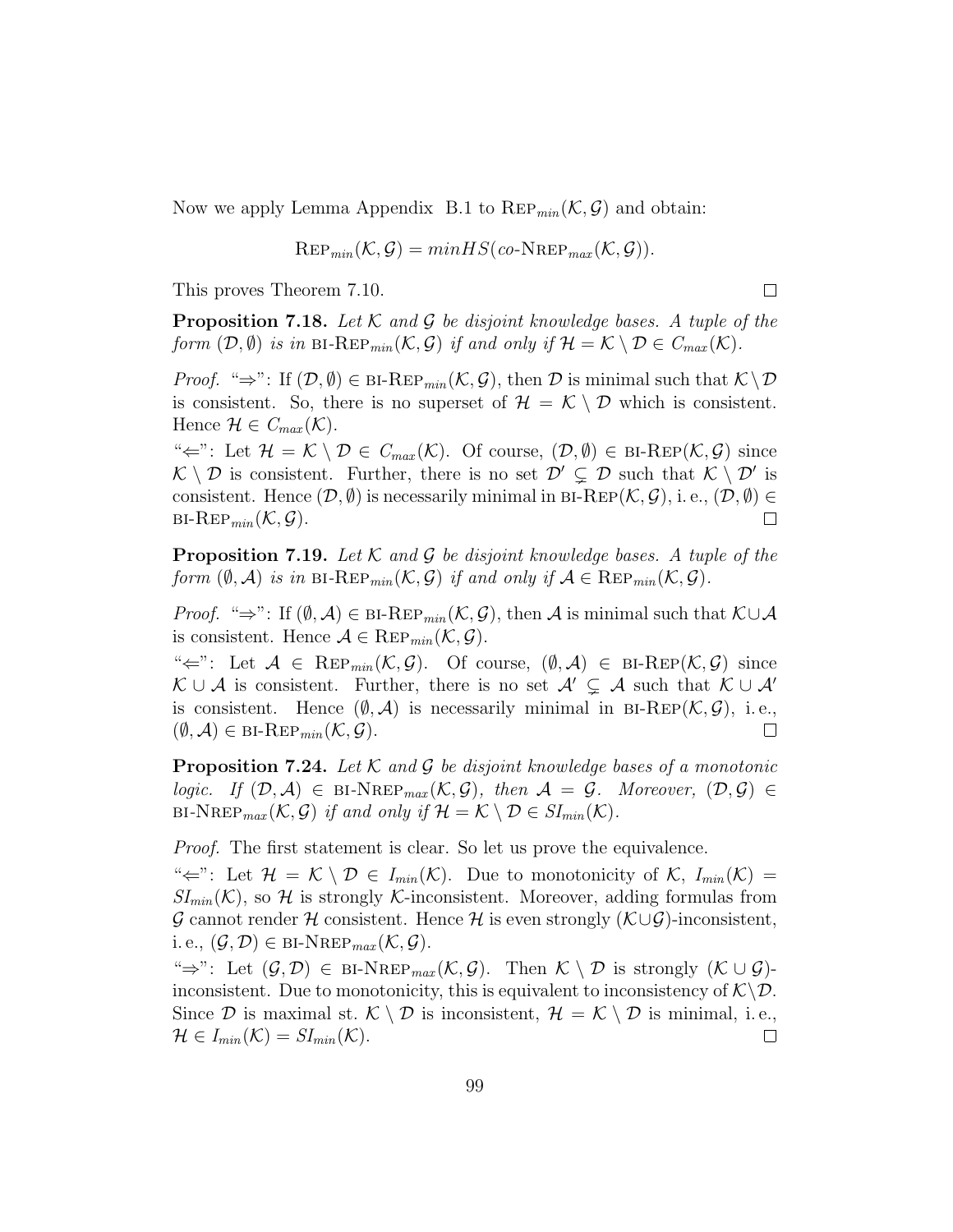Now we apply Lemma Appendix B.1 to $\text{Rep}_{min}(\mathcal{K}, \mathcal{G})$ and obtain:

$$\text{Rep}_{min}(\mathcal{K}, \mathcal{G}) = minHS(co\text{-NRep}_{max}(\mathcal{K}, \mathcal{G})).$$

This proves Theorem 7.10. ☐

**Proposition 7.18.** *Let $\mathcal{K}$ and $\mathcal{G}$ be disjoint knowledge bases. A tuple of the form $(\mathcal{D}, \emptyset)$ is in $\text{bi-Rep}_{min}(\mathcal{K}, \mathcal{G})$ if and only if $\mathcal{H} = \mathcal{K} \setminus \mathcal{D} \in C_{max}(\mathcal{K})$.*

*Proof.* "⇒": If $(\mathcal{D}, \emptyset) \in \text{bi-Rep}_{min}(\mathcal{K}, \mathcal{G})$, then $\mathcal{D}$ is minimal such that $\mathcal{K} \setminus \mathcal{D}$ is consistent. So, there is no superset of $\mathcal{H} = \mathcal{K} \setminus \mathcal{D}$ which is consistent. Hence $\mathcal{H} \in C_{max}(\mathcal{K})$.

"⇐": Let $\mathcal{H} = \mathcal{K} \setminus \mathcal{D} \in C_{max}(\mathcal{K})$. Of course, $(\mathcal{D}, \emptyset) \in \text{bi-Rep}(\mathcal{K}, \mathcal{G})$ since $\mathcal{K} \setminus \mathcal{D}$ is consistent. Further, there is no set $\mathcal{D}' \subsetneq \mathcal{D}$ such that $\mathcal{K} \setminus \mathcal{D}'$ is consistent. Hence $(\mathcal{D}, \emptyset)$ is necessarily minimal in $\text{bi-Rep}(\mathcal{K}, \mathcal{G})$, i. e., $(\mathcal{D}, \emptyset) \in \text{bi-Rep}_{min}(\mathcal{K}, \mathcal{G})$. ☐

**Proposition 7.19.** *Let $\mathcal{K}$ and $\mathcal{G}$ be disjoint knowledge bases. A tuple of the form $(\emptyset, \mathcal{A})$ is in $\text{bi-Rep}_{min}(\mathcal{K}, \mathcal{G})$ if and only if $\mathcal{A} \in \text{Rep}_{min}(\mathcal{K}, \mathcal{G})$.*

*Proof.* "⇒": If $(\emptyset, \mathcal{A}) \in \text{bi-Rep}_{min}(\mathcal{K}, \mathcal{G})$, then $\mathcal{A}$ is minimal such that $\mathcal{K} \cup \mathcal{A}$ is consistent. Hence $\mathcal{A} \in \text{Rep}_{min}(\mathcal{K}, \mathcal{G})$.

"⇐": Let $\mathcal{A} \in \text{Rep}_{min}(\mathcal{K}, \mathcal{G})$. Of course, $(\emptyset, \mathcal{A}) \in \text{bi-Rep}(\mathcal{K}, \mathcal{G})$ since $\mathcal{K} \cup \mathcal{A}$ is consistent. Further, there is no set $\mathcal{A}' \subsetneq \mathcal{A}$ such that $\mathcal{K} \cup \mathcal{A}'$ is consistent. Hence $(\emptyset, \mathcal{A})$ is necessarily minimal in $\text{bi-Rep}(\mathcal{K}, \mathcal{G})$, i. e., $(\emptyset, \mathcal{A}) \in \text{bi-Rep}_{min}(\mathcal{K}, \mathcal{G})$. ☐

**Proposition 7.24.** *Let $\mathcal{K}$ and $\mathcal{G}$ be disjoint knowledge bases of a monotonic logic. If $(\mathcal{D}, \mathcal{A}) \in \text{bi-NRep}_{max}(\mathcal{K}, \mathcal{G})$, then $\mathcal{A} = \mathcal{G}$. Moreover, $(\mathcal{D}, \mathcal{G}) \in \text{bi-NRep}_{max}(\mathcal{K}, \mathcal{G})$ if and only if $\mathcal{H} = \mathcal{K} \setminus \mathcal{D} \in SI_{min}(\mathcal{K})$.*

*Proof.* The first statement is clear. So let us prove the equivalence.

"⇐": Let $\mathcal{H} = \mathcal{K} \setminus \mathcal{D} \in I_{min}(\mathcal{K})$. Due to monotonicity of $\mathcal{K}$, $I_{min}(\mathcal{K}) = SI_{min}(\mathcal{K})$, so $\mathcal{H}$ is strongly $\mathcal{K}$-inconsistent. Moreover, adding formulas from $\mathcal{G}$ cannot render $\mathcal{H}$ consistent. Hence $\mathcal{H}$ is even strongly $(\mathcal{K} \cup \mathcal{G})$-inconsistent, i. e., $(\mathcal{G}, \mathcal{D}) \in \text{bi-NRep}_{max}(\mathcal{K}, \mathcal{G})$.

"⇒": Let $(\mathcal{G}, \mathcal{D}) \in \text{bi-NRep}_{max}(\mathcal{K}, \mathcal{G})$. Then $\mathcal{K} \setminus \mathcal{D}$ is strongly $(\mathcal{K} \cup \mathcal{G})$-inconsistent. Due to monotonicity, this is equivalent to inconsistency of $\mathcal{K} \setminus \mathcal{D}$. Since $\mathcal{D}$ is maximal st. $\mathcal{K} \setminus \mathcal{D}$ is inconsistent, $\mathcal{H} = \mathcal{K} \setminus \mathcal{D}$ is minimal, i. e., $\mathcal{H} \in I_{min}(\mathcal{K}) = SI_{min}(\mathcal{K})$. ☐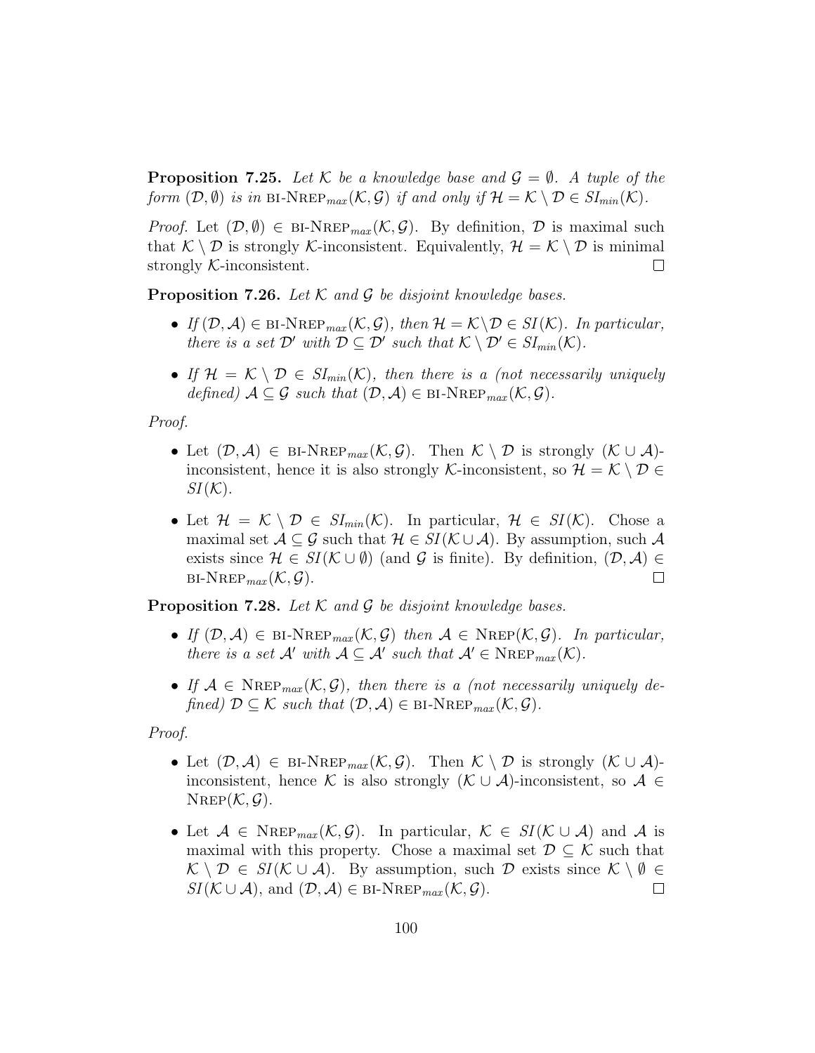**Proposition 7.25.** *Let $\mathcal{K}$ be a knowledge base and $\mathcal{G} = \emptyset$. A tuple of the form $(\mathcal{D}, \emptyset)$ is in* $\text{BI-NREP}_{max}(\mathcal{K}, \mathcal{G})$ *if and only if $\mathcal{H} = \mathcal{K} \setminus \mathcal{D} \in SI_{min}(\mathcal{K})$.*

*Proof.* Let $(\mathcal{D}, \emptyset) \in \text{BI-NREP}_{max}(\mathcal{K}, \mathcal{G})$. By definition, $\mathcal{D}$ is maximal such that $\mathcal{K} \setminus \mathcal{D}$ is strongly $\mathcal{K}$-inconsistent. Equivalently, $\mathcal{H} = \mathcal{K} \setminus \mathcal{D}$ is minimal strongly $\mathcal{K}$-inconsistent. □

**Proposition 7.26.** *Let $\mathcal{K}$ and $\mathcal{G}$ be disjoint knowledge bases.*

- *If $(\mathcal{D}, \mathcal{A}) \in \text{BI-NREP}_{max}(\mathcal{K}, \mathcal{G})$, then $\mathcal{H} = \mathcal{K} \setminus \mathcal{D} \in SI(\mathcal{K})$. In particular, there is a set $\mathcal{D}'$ with $\mathcal{D} \subseteq \mathcal{D}'$ such that $\mathcal{K} \setminus \mathcal{D}' \in SI_{min}(\mathcal{K})$.*
- *If $\mathcal{H} = \mathcal{K} \setminus \mathcal{D} \in SI_{min}(\mathcal{K})$, then there is a (not necessarily uniquely defined) $\mathcal{A} \subseteq \mathcal{G}$ such that $(\mathcal{D}, \mathcal{A}) \in \text{BI-NREP}_{max}(\mathcal{K}, \mathcal{G})$.*

*Proof.*

- Let $(\mathcal{D}, \mathcal{A}) \in \text{BI-NREP}_{max}(\mathcal{K}, \mathcal{G})$. Then $\mathcal{K} \setminus \mathcal{D}$ is strongly $(\mathcal{K} \cup \mathcal{A})$-inconsistent, hence it is also strongly $\mathcal{K}$-inconsistent, so $\mathcal{H} = \mathcal{K} \setminus \mathcal{D} \in SI(\mathcal{K})$.
- Let $\mathcal{H} = \mathcal{K} \setminus \mathcal{D} \in SI_{min}(\mathcal{K})$. In particular, $\mathcal{H} \in SI(\mathcal{K})$. Chose a maximal set $\mathcal{A} \subseteq \mathcal{G}$ such that $\mathcal{H} \in SI(\mathcal{K} \cup \mathcal{A})$. By assumption, such $\mathcal{A}$ exists since $\mathcal{H} \in SI(\mathcal{K} \cup \emptyset)$ (and $\mathcal{G}$ is finite). By definition, $(\mathcal{D}, \mathcal{A}) \in \text{BI-NREP}_{max}(\mathcal{K}, \mathcal{G})$. □

**Proposition 7.28.** *Let $\mathcal{K}$ and $\mathcal{G}$ be disjoint knowledge bases.*

- *If $(\mathcal{D}, \mathcal{A}) \in \text{BI-NREP}_{max}(\mathcal{K}, \mathcal{G})$ then $\mathcal{A} \in \text{NREP}(\mathcal{K}, \mathcal{G})$. In particular, there is a set $\mathcal{A}'$ with $\mathcal{A} \subseteq \mathcal{A}'$ such that $\mathcal{A}' \in \text{NREP}_{max}(\mathcal{K})$.*
- *If $\mathcal{A} \in \text{NREP}_{max}(\mathcal{K}, \mathcal{G})$, then there is a (not necessarily uniquely defined) $\mathcal{D} \subseteq \mathcal{K}$ such that $(\mathcal{D}, \mathcal{A}) \in \text{BI-NREP}_{max}(\mathcal{K}, \mathcal{G})$.*

*Proof.*

- Let $(\mathcal{D}, \mathcal{A}) \in \text{BI-NREP}_{max}(\mathcal{K}, \mathcal{G})$. Then $\mathcal{K} \setminus \mathcal{D}$ is strongly $(\mathcal{K} \cup \mathcal{A})$-inconsistent, hence $\mathcal{K}$ is also strongly $(\mathcal{K} \cup \mathcal{A})$-inconsistent, so $\mathcal{A} \in \text{NREP}(\mathcal{K}, \mathcal{G})$.
- Let $\mathcal{A} \in \text{NREP}_{max}(\mathcal{K}, \mathcal{G})$. In particular, $\mathcal{K} \in SI(\mathcal{K} \cup \mathcal{A})$ and $\mathcal{A}$ is maximal with this property. Chose a maximal set $\mathcal{D} \subseteq \mathcal{K}$ such that $\mathcal{K} \setminus \mathcal{D} \in SI(\mathcal{K} \cup \mathcal{A})$. By assumption, such $\mathcal{D}$ exists since $\mathcal{K} \setminus \emptyset \in SI(\mathcal{K} \cup \mathcal{A})$, and $(\mathcal{D}, \mathcal{A}) \in \text{BI-NREP}_{max}(\mathcal{K}, \mathcal{G})$. □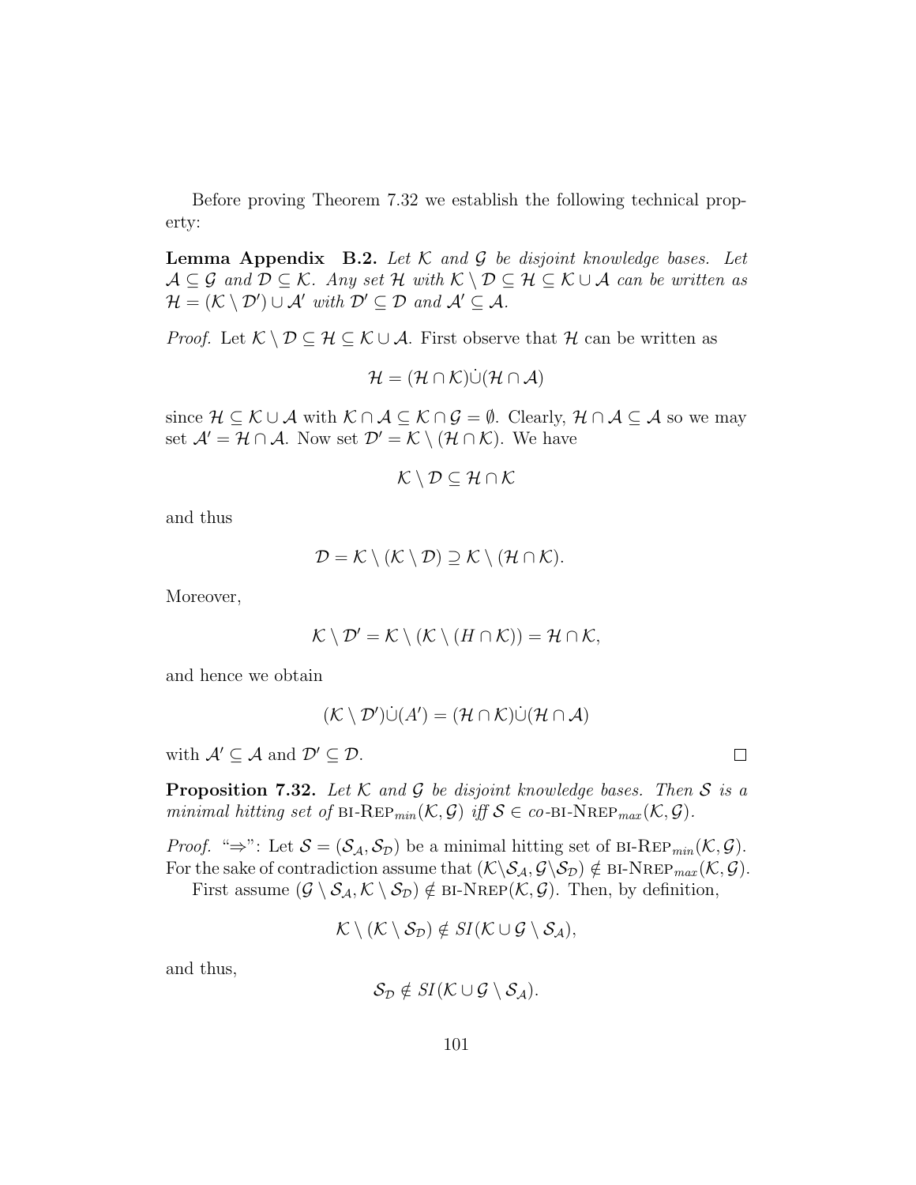Before proving Theorem 7.32 we establish the following technical property:

**Lemma Appendix B.2.** *Let $\mathcal{K}$ and $\mathcal{G}$ be disjoint knowledge bases. Let $\mathcal{A} \subseteq \mathcal{G}$ and $\mathcal{D} \subseteq \mathcal{K}$. Any set $\mathcal{H}$ with $\mathcal{K} \setminus \mathcal{D} \subseteq \mathcal{H} \subseteq \mathcal{K} \cup \mathcal{A}$ can be written as $\mathcal{H} = (\mathcal{K} \setminus \mathcal{D}') \cup \mathcal{A}'$ with $\mathcal{D}' \subseteq \mathcal{D}$ and $\mathcal{A}' \subseteq \mathcal{A}$.*

*Proof.* Let $\mathcal{K} \setminus \mathcal{D} \subseteq \mathcal{H} \subseteq \mathcal{K} \cup \mathcal{A}$. First observe that $\mathcal{H}$ can be written as

$$\mathcal{H} = (\mathcal{H} \cap \mathcal{K}) \dot{\cup} (\mathcal{H} \cap \mathcal{A})$$

since $\mathcal{H} \subseteq \mathcal{K} \cup \mathcal{A}$ with $\mathcal{K} \cap \mathcal{A} \subseteq \mathcal{K} \cap \mathcal{G} = \emptyset$. Clearly, $\mathcal{H} \cap \mathcal{A} \subseteq \mathcal{A}$ so we may set $\mathcal{A}' = \mathcal{H} \cap \mathcal{A}$. Now set $\mathcal{D}' = \mathcal{K} \setminus (\mathcal{H} \cap \mathcal{K})$. We have

$$\mathcal{K} \setminus \mathcal{D} \subseteq \mathcal{H} \cap \mathcal{K}$$

and thus

$$\mathcal{D} = \mathcal{K} \setminus (\mathcal{K} \setminus \mathcal{D}) \supseteq \mathcal{K} \setminus (\mathcal{H} \cap \mathcal{K}).$$

Moreover,

$$\mathcal{K} \setminus \mathcal{D}' = \mathcal{K} \setminus (\mathcal{K} \setminus (H \cap \mathcal{K})) = \mathcal{H} \cap \mathcal{K},$$

and hence we obtain

$$(\mathcal{K} \setminus \mathcal{D}') \dot{\cup} (A') = (\mathcal{H} \cap \mathcal{K}) \dot{\cup} (\mathcal{H} \cap \mathcal{A})$$

with $\mathcal{A}' \subseteq \mathcal{A}$ and $\mathcal{D}' \subseteq \mathcal{D}$. □

**Proposition 7.32.** *Let $\mathcal{K}$ and $\mathcal{G}$ be disjoint knowledge bases. Then $\mathcal{S}$ is a minimal hitting set of* BI-REP$_{min}(\mathcal{K}, \mathcal{G})$ *iff $\mathcal{S} \in$ co-*BI-NREP$_{max}(\mathcal{K}, \mathcal{G})$.

*Proof.* "⇒": Let $\mathcal{S} = (\mathcal{S}_\mathcal{A}, \mathcal{S}_\mathcal{D})$ be a minimal hitting set of BI-REP$_{min}(\mathcal{K}, \mathcal{G})$. For the sake of contradiction assume that $(\mathcal{K} \setminus \mathcal{S}_\mathcal{A}, \mathcal{G} \setminus \mathcal{S}_\mathcal{D}) \notin$ BI-NREP$_{max}(\mathcal{K}, \mathcal{G})$.

First assume $(\mathcal{G} \setminus \mathcal{S}_\mathcal{A}, \mathcal{K} \setminus \mathcal{S}_\mathcal{D}) \notin$ BI-NREP$(\mathcal{K}, \mathcal{G})$. Then, by definition,

$$\mathcal{K} \setminus (\mathcal{K} \setminus \mathcal{S}_\mathcal{D}) \notin SI(\mathcal{K} \cup \mathcal{G} \setminus \mathcal{S}_\mathcal{A}),$$

and thus,

$$\mathcal{S}_\mathcal{D} \notin SI(\mathcal{K} \cup \mathcal{G} \setminus \mathcal{S}_\mathcal{A}).$$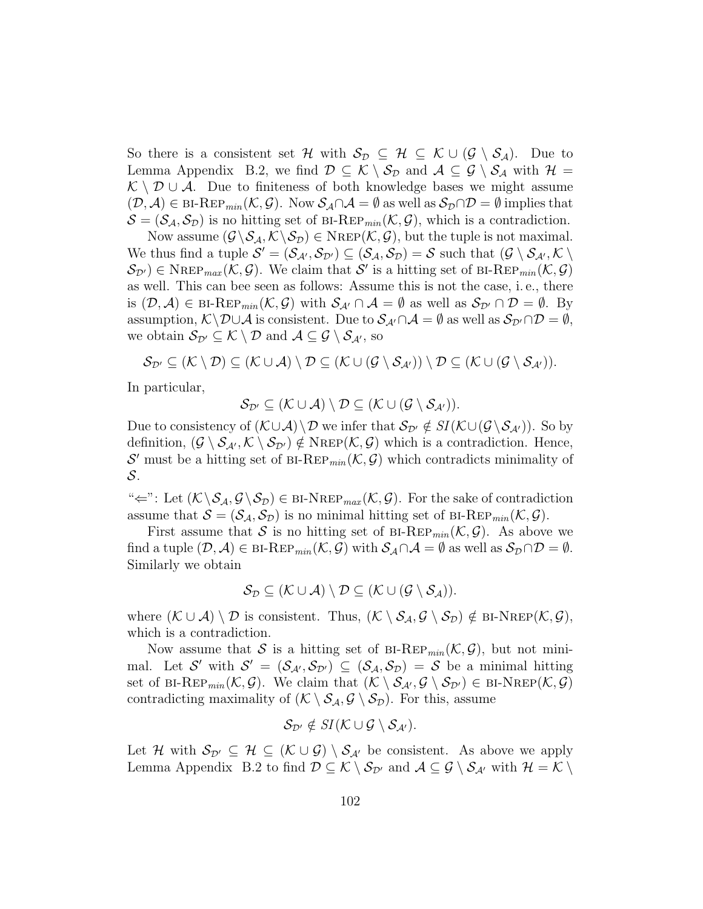So there is a consistent set $\mathcal{H}$ with $\mathcal{S}_\mathcal{D} \subseteq \mathcal{H} \subseteq \mathcal{K} \cup (\mathcal{G} \setminus \mathcal{S}_\mathcal{A})$. Due to Lemma Appendix B.2, we find $\mathcal{D} \subseteq \mathcal{K} \setminus \mathcal{S}_\mathcal{D}$ and $\mathcal{A} \subseteq \mathcal{G} \setminus \mathcal{S}_\mathcal{A}$ with $\mathcal{H} = \mathcal{K} \setminus \mathcal{D} \cup \mathcal{A}$. Due to finiteness of both knowledge bases we might assume $(\mathcal{D}, \mathcal{A}) \in \text{BI-REP}_{min}(\mathcal{K}, \mathcal{G})$. Now $\mathcal{S}_\mathcal{A} \cap \mathcal{A} = \emptyset$ as well as $\mathcal{S}_\mathcal{D} \cap \mathcal{D} = \emptyset$ implies that $\mathcal{S} = (\mathcal{S}_\mathcal{A}, \mathcal{S}_\mathcal{D})$ is no hitting set of $\text{BI-REP}_{min}(\mathcal{K}, \mathcal{G})$, which is a contradiction.

Now assume $(\mathcal{G} \setminus \mathcal{S}_\mathcal{A}, \mathcal{K} \setminus \mathcal{S}_\mathcal{D}) \in \text{NREP}(\mathcal{K}, \mathcal{G})$, but the tuple is not maximal. We thus find a tuple $\mathcal{S}' = (\mathcal{S}_{\mathcal{A}'}, \mathcal{S}_{\mathcal{D}'}) \subseteq (\mathcal{S}_\mathcal{A}, \mathcal{S}_\mathcal{D}) = \mathcal{S}$ such that $(\mathcal{G} \setminus \mathcal{S}_{\mathcal{A}'}, \mathcal{K} \setminus \mathcal{S}_{\mathcal{D}'}) \in \text{NREP}_{max}(\mathcal{K}, \mathcal{G})$. We claim that $\mathcal{S}'$ is a hitting set of $\text{BI-REP}_{min}(\mathcal{K}, \mathcal{G})$ as well. This can bee seen as follows: Assume this is not the case, i. e., there is $(\mathcal{D}, \mathcal{A}) \in \text{BI-REP}_{min}(\mathcal{K}, \mathcal{G})$ with $\mathcal{S}_{\mathcal{A}'} \cap \mathcal{A} = \emptyset$ as well as $\mathcal{S}_{\mathcal{D}'} \cap \mathcal{D} = \emptyset$. By assumption, $\mathcal{K} \setminus \mathcal{D} \cup \mathcal{A}$ is consistent. Due to $\mathcal{S}_{\mathcal{A}'} \cap \mathcal{A} = \emptyset$ as well as $\mathcal{S}_{\mathcal{D}'} \cap \mathcal{D} = \emptyset$, we obtain $\mathcal{S}_{\mathcal{D}'} \subseteq \mathcal{K} \setminus \mathcal{D}$ and $\mathcal{A} \subseteq \mathcal{G} \setminus \mathcal{S}_{\mathcal{A}'}$, so

$$\mathcal{S}_{\mathcal{D}'} \subseteq (\mathcal{K} \setminus \mathcal{D}) \subseteq (\mathcal{K} \cup \mathcal{A}) \setminus \mathcal{D} \subseteq (\mathcal{K} \cup (\mathcal{G} \setminus \mathcal{S}_{\mathcal{A}'})) \setminus \mathcal{D} \subseteq (\mathcal{K} \cup (\mathcal{G} \setminus \mathcal{S}_{\mathcal{A}'})).$$

In particular,

$$\mathcal{S}_{\mathcal{D}'} \subseteq (\mathcal{K} \cup \mathcal{A}) \setminus \mathcal{D} \subseteq (\mathcal{K} \cup (\mathcal{G} \setminus \mathcal{S}_{\mathcal{A}'})).$$

Due to consistency of $(\mathcal{K} \cup \mathcal{A}) \setminus \mathcal{D}$ we infer that $\mathcal{S}_{\mathcal{D}'} \notin \mathit{SI}(\mathcal{K} \cup (\mathcal{G} \setminus \mathcal{S}_{\mathcal{A}'}))$. So by definition, $(\mathcal{G} \setminus \mathcal{S}_{\mathcal{A}'}, \mathcal{K} \setminus \mathcal{S}_{\mathcal{D}'}) \notin \text{NREP}(\mathcal{K}, \mathcal{G})$ which is a contradiction. Hence, $\mathcal{S}'$ must be a hitting set of $\text{BI-REP}_{min}(\mathcal{K}, \mathcal{G})$ which contradicts minimality of $\mathcal{S}$.

"$\Leftarrow$": Let $(\mathcal{K} \setminus \mathcal{S}_\mathcal{A}, \mathcal{G} \setminus \mathcal{S}_\mathcal{D}) \in \text{BI-NREP}_{max}(\mathcal{K}, \mathcal{G})$. For the sake of contradiction assume that $\mathcal{S} = (\mathcal{S}_\mathcal{A}, \mathcal{S}_\mathcal{D})$ is no minimal hitting set of $\text{BI-REP}_{min}(\mathcal{K}, \mathcal{G})$.

First assume that $\mathcal{S}$ is no hitting set of $\text{BI-REP}_{min}(\mathcal{K}, \mathcal{G})$. As above we find a tuple $(\mathcal{D}, \mathcal{A}) \in \text{BI-REP}_{min}(\mathcal{K}, \mathcal{G})$ with $\mathcal{S}_\mathcal{A} \cap \mathcal{A} = \emptyset$ as well as $\mathcal{S}_\mathcal{D} \cap \mathcal{D} = \emptyset$. Similarly we obtain

$$\mathcal{S}_\mathcal{D} \subseteq (\mathcal{K} \cup \mathcal{A}) \setminus \mathcal{D} \subseteq (\mathcal{K} \cup (\mathcal{G} \setminus \mathcal{S}_\mathcal{A})).$$

where $(\mathcal{K} \cup \mathcal{A}) \setminus \mathcal{D}$ is consistent. Thus, $(\mathcal{K} \setminus \mathcal{S}_\mathcal{A}, \mathcal{G} \setminus \mathcal{S}_\mathcal{D}) \notin \text{BI-NREP}(\mathcal{K}, \mathcal{G})$, which is a contradiction.

Now assume that $\mathcal{S}$ is a hitting set of $\text{BI-REP}_{min}(\mathcal{K}, \mathcal{G})$, but not minimal. Let $\mathcal{S}'$ with $\mathcal{S}' = (\mathcal{S}_{\mathcal{A}'}, \mathcal{S}_{\mathcal{D}'}) \subseteq (\mathcal{S}_\mathcal{A}, \mathcal{S}_\mathcal{D}) = \mathcal{S}$ be a minimal hitting set of $\text{BI-REP}_{min}(\mathcal{K}, \mathcal{G})$. We claim that $(\mathcal{K} \setminus \mathcal{S}_{\mathcal{A}'}, \mathcal{G} \setminus \mathcal{S}_{\mathcal{D}'}) \in \text{BI-NREP}(\mathcal{K}, \mathcal{G})$ contradicting maximality of $(\mathcal{K} \setminus \mathcal{S}_\mathcal{A}, \mathcal{G} \setminus \mathcal{S}_\mathcal{D})$. For this, assume

$$\mathcal{S}_{\mathcal{D}'} \notin \mathit{SI}(\mathcal{K} \cup \mathcal{G} \setminus \mathcal{S}_{\mathcal{A}'}).$$

Let $\mathcal{H}$ with $\mathcal{S}_{\mathcal{D}'} \subseteq \mathcal{H} \subseteq (\mathcal{K} \cup \mathcal{G}) \setminus \mathcal{S}_{\mathcal{A}'}$ be consistent. As above we apply Lemma Appendix B.2 to find $\mathcal{D} \subseteq \mathcal{K} \setminus \mathcal{S}_{\mathcal{D}'}$ and $\mathcal{A} \subseteq \mathcal{G} \setminus \mathcal{S}_{\mathcal{A}'}$ with $\mathcal{H} = \mathcal{K} \setminus$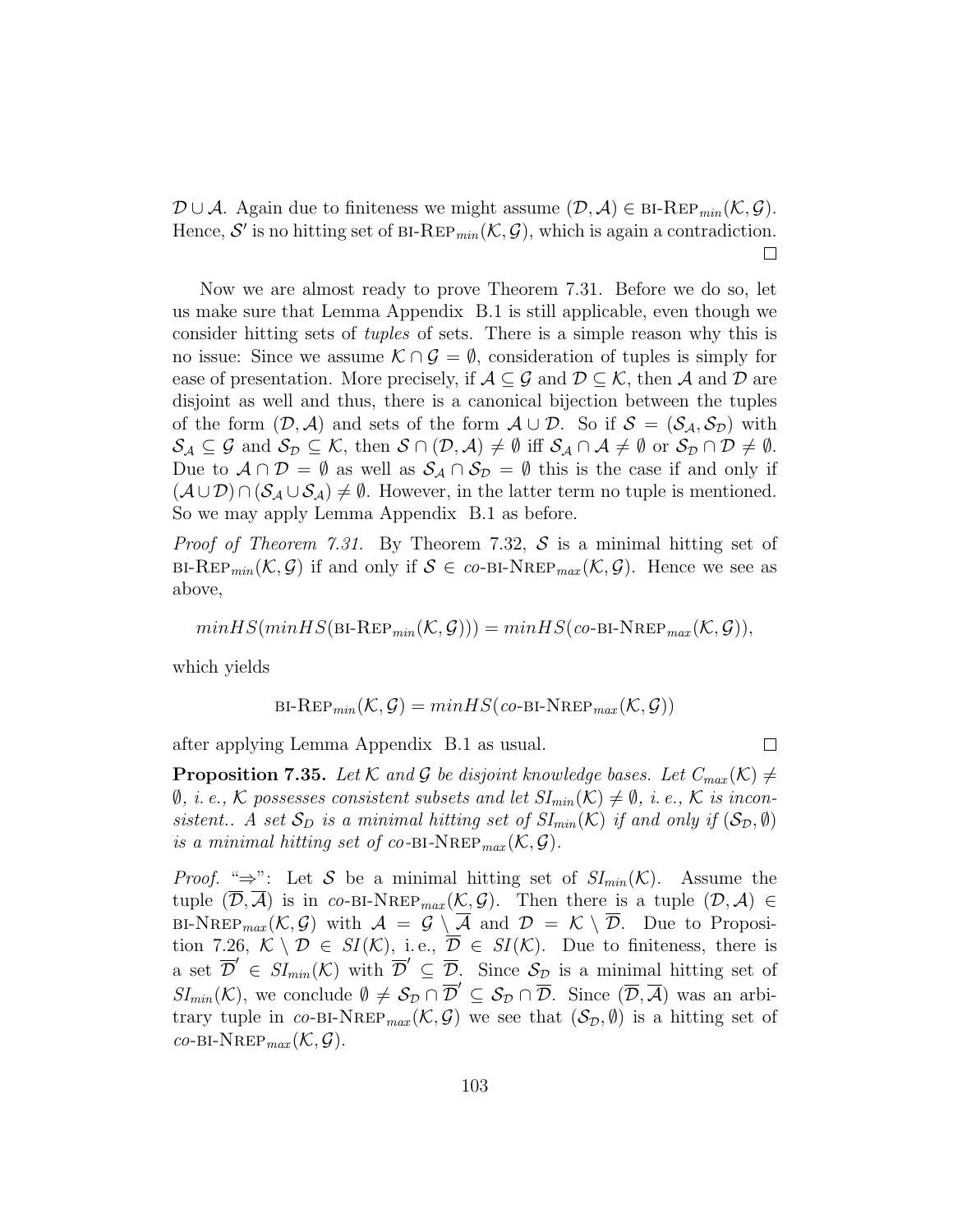$\mathcal{D} \cup \mathcal{A}$. Again due to finiteness we might assume $(\mathcal{D}, \mathcal{A}) \in \text{BI-REP}_{min}(\mathcal{K}, \mathcal{G})$. Hence, $\mathcal{S}'$ is no hitting set of $\text{BI-REP}_{min}(\mathcal{K}, \mathcal{G})$, which is again a contradiction. $\square$

Now we are almost ready to prove Theorem 7.31. Before we do so, let us make sure that Lemma Appendix B.1 is still applicable, even though we consider hitting sets of *tuples* of sets. There is a simple reason why this is no issue: Since we assume $\mathcal{K} \cap \mathcal{G} = \emptyset$, consideration of tuples is simply for ease of presentation. More precisely, if $\mathcal{A} \subseteq \mathcal{G}$ and $\mathcal{D} \subseteq \mathcal{K}$, then $\mathcal{A}$ and $\mathcal{D}$ are disjoint as well and thus, there is a canonical bijection between the tuples of the form $(\mathcal{D}, \mathcal{A})$ and sets of the form $\mathcal{A} \cup \mathcal{D}$. So if $\mathcal{S} = (\mathcal{S}_\mathcal{A}, \mathcal{S}_\mathcal{D})$ with $\mathcal{S}_\mathcal{A} \subseteq \mathcal{G}$ and $\mathcal{S}_\mathcal{D} \subseteq \mathcal{K}$, then $\mathcal{S} \cap (\mathcal{D}, \mathcal{A}) \neq \emptyset$ iff $\mathcal{S}_\mathcal{A} \cap \mathcal{A} \neq \emptyset$ or $\mathcal{S}_\mathcal{D} \cap \mathcal{D} \neq \emptyset$. Due to $\mathcal{A} \cap \mathcal{D} = \emptyset$ as well as $\mathcal{S}_\mathcal{A} \cap \mathcal{S}_\mathcal{D} = \emptyset$ this is the case if and only if $(\mathcal{A} \cup \mathcal{D}) \cap (\mathcal{S}_\mathcal{A} \cup \mathcal{S}_\mathcal{A}) \neq \emptyset$. However, in the latter term no tuple is mentioned. So we may apply Lemma Appendix B.1 as before.

*Proof of Theorem 7.31.* By Theorem 7.32, $\mathcal{S}$ is a minimal hitting set of $\text{BI-REP}_{min}(\mathcal{K}, \mathcal{G})$ if and only if $\mathcal{S} \in co\text{-BI-NREP}_{max}(\mathcal{K}, \mathcal{G})$. Hence we see as above,

$$minHS(minHS(\text{BI-REP}_{min}(\mathcal{K}, \mathcal{G}))) = minHS(co\text{-BI-NREP}_{max}(\mathcal{K}, \mathcal{G})),$$

which yields

$$\text{BI-REP}_{min}(\mathcal{K}, \mathcal{G}) = minHS(co\text{-BI-NREP}_{max}(\mathcal{K}, \mathcal{G}))$$

after applying Lemma Appendix B.1 as usual. $\square$

**Proposition 7.35.** *Let $\mathcal{K}$ and $\mathcal{G}$ be disjoint knowledge bases. Let $C_{max}(\mathcal{K}) \neq \emptyset$, i. e., $\mathcal{K}$ possesses consistent subsets and let $SI_{min}(\mathcal{K}) \neq \emptyset$, i. e., $\mathcal{K}$ is inconsistent.. A set $\mathcal{S}_D$ is a minimal hitting set of $SI_{min}(\mathcal{K})$ if and only if $(\mathcal{S}_\mathcal{D}, \emptyset)$ is a minimal hitting set of $co$-BI-NREP$_{max}(\mathcal{K}, \mathcal{G})$.*

*Proof.* "$\Rightarrow$": Let $\mathcal{S}$ be a minimal hitting set of $SI_{min}(\mathcal{K})$. Assume the tuple $(\overline{\mathcal{D}}, \overline{\mathcal{A}})$ is in $co\text{-BI-NREP}_{max}(\mathcal{K}, \mathcal{G})$. Then there is a tuple $(\mathcal{D}, \mathcal{A}) \in \text{BI-NREP}_{max}(\mathcal{K}, \mathcal{G})$ with $\mathcal{A} = \mathcal{G} \setminus \overline{\mathcal{A}}$ and $\mathcal{D} = \mathcal{K} \setminus \overline{\mathcal{D}}$. Due to Proposition 7.26, $\mathcal{K} \setminus \mathcal{D} \in SI(\mathcal{K})$, i. e., $\overline{\mathcal{D}} \in SI(\mathcal{K})$. Due to finiteness, there is a set $\overline{\mathcal{D}}' \in SI_{min}(\mathcal{K})$ with $\overline{\mathcal{D}}' \subseteq \overline{\mathcal{D}}$. Since $\mathcal{S}_\mathcal{D}$ is a minimal hitting set of $SI_{min}(\mathcal{K})$, we conclude $\emptyset \neq \mathcal{S}_\mathcal{D} \cap \overline{\mathcal{D}}' \subseteq \mathcal{S}_\mathcal{D} \cap \overline{\mathcal{D}}$. Since $(\overline{\mathcal{D}}, \overline{\mathcal{A}})$ was an arbitrary tuple in $co\text{-BI-NREP}_{max}(\mathcal{K}, \mathcal{G})$ we see that $(\mathcal{S}_\mathcal{D}, \emptyset)$ is a hitting set of $co\text{-BI-NREP}_{max}(\mathcal{K}, \mathcal{G})$.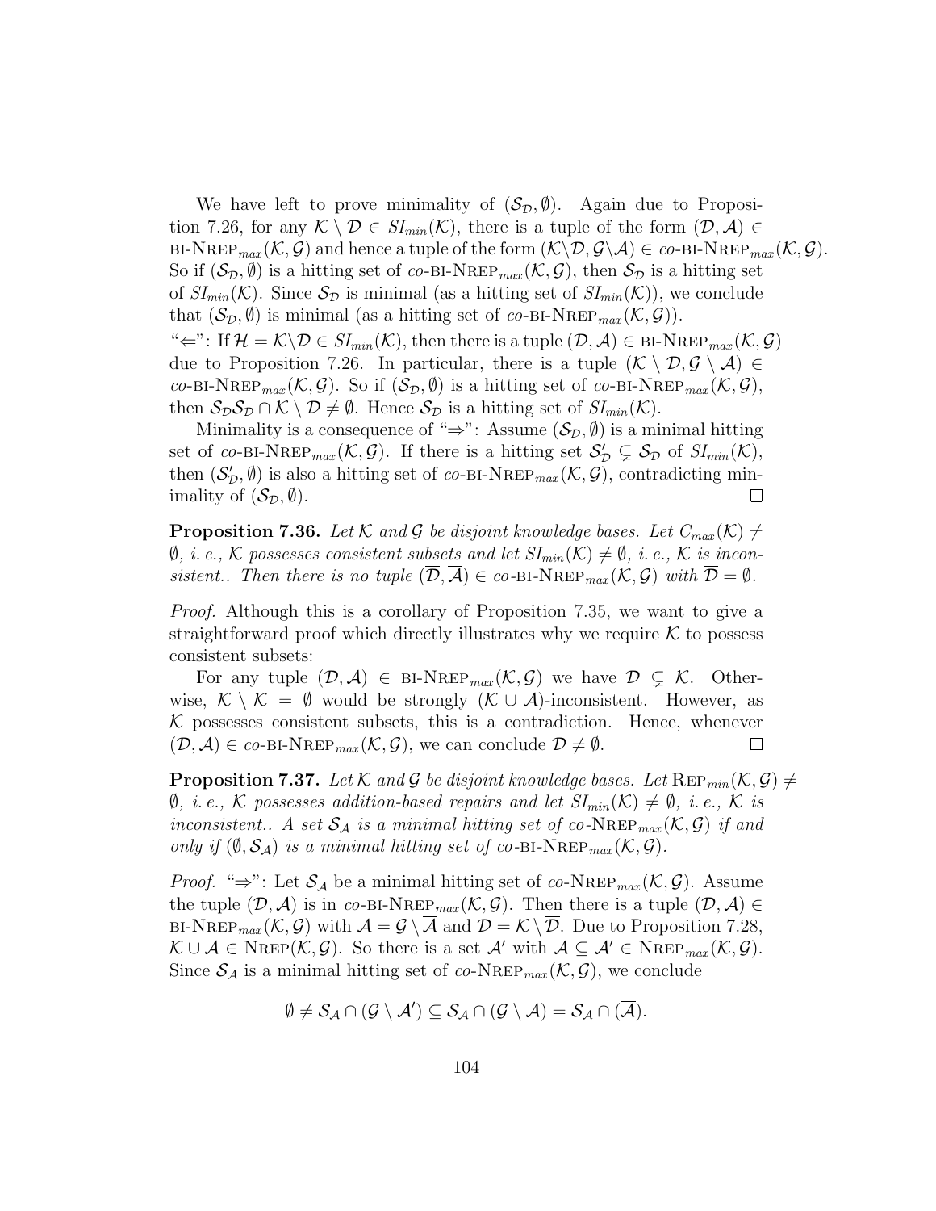We have left to prove minimality of $(\mathcal{S}_\mathcal{D}, \emptyset)$. Again due to Proposition 7.26, for any $\mathcal{K} \setminus \mathcal{D} \in SI_{min}(\mathcal{K})$, there is a tuple of the form $(\mathcal{D}, \mathcal{A}) \in$ BI-NREP$_{max}(\mathcal{K}, \mathcal{G})$ and hence a tuple of the form $(\mathcal{K}\setminus\mathcal{D}, \mathcal{G}\setminus\mathcal{A}) \in$ *co*-BI-NREP$_{max}(\mathcal{K}, \mathcal{G})$. So if $(\mathcal{S}_\mathcal{D}, \emptyset)$ is a hitting set of *co*-BI-NREP$_{max}(\mathcal{K}, \mathcal{G})$, then $\mathcal{S}_\mathcal{D}$ is a hitting set of $SI_{min}(\mathcal{K})$. Since $\mathcal{S}_\mathcal{D}$ is minimal (as a hitting set of $SI_{min}(\mathcal{K})$), we conclude that $(\mathcal{S}_\mathcal{D}, \emptyset)$ is minimal (as a hitting set of *co*-BI-NREP$_{max}(\mathcal{K}, \mathcal{G})$).

"$\Leftarrow$": If $\mathcal{H} = \mathcal{K}\setminus\mathcal{D} \in SI_{min}(\mathcal{K})$, then there is a tuple $(\mathcal{D}, \mathcal{A}) \in$ BI-NREP$_{max}(\mathcal{K}, \mathcal{G})$ due to Proposition 7.26. In particular, there is a tuple $(\mathcal{K} \setminus \mathcal{D}, \mathcal{G} \setminus \mathcal{A}) \in$ *co*-BI-NREP$_{max}(\mathcal{K}, \mathcal{G})$. So if $(\mathcal{S}_\mathcal{D}, \emptyset)$ is a hitting set of *co*-BI-NREP$_{max}(\mathcal{K}, \mathcal{G})$, then $\mathcal{S}_\mathcal{D}\mathcal{S}_\mathcal{D} \cap \mathcal{K} \setminus \mathcal{D} \neq \emptyset$. Hence $\mathcal{S}_\mathcal{D}$ is a hitting set of $SI_{min}(\mathcal{K})$.

Minimality is a consequence of "$\Rightarrow$": Assume $(\mathcal{S}_\mathcal{D}, \emptyset)$ is a minimal hitting set of *co*-BI-NREP$_{max}(\mathcal{K}, \mathcal{G})$. If there is a hitting set $\mathcal{S}'_\mathcal{D} \subsetneq \mathcal{S}_\mathcal{D}$ of $SI_{min}(\mathcal{K})$, then $(\mathcal{S}'_\mathcal{D}, \emptyset)$ is also a hitting set of *co*-BI-NREP$_{max}(\mathcal{K}, \mathcal{G})$, contradicting minimality of $(\mathcal{S}_\mathcal{D}, \emptyset)$. □

**Proposition 7.36.** *Let $\mathcal{K}$ and $\mathcal{G}$ be disjoint knowledge bases. Let $C_{max}(\mathcal{K}) \neq \emptyset$, i. e., $\mathcal{K}$ possesses consistent subsets and let $SI_{min}(\mathcal{K}) \neq \emptyset$, i. e., $\mathcal{K}$ is inconsistent.. Then there is no tuple $(\overline{\mathcal{D}}, \overline{\mathcal{A}}) \in$ co-BI-NREP$_{max}(\mathcal{K}, \mathcal{G})$ with $\overline{\mathcal{D}} = \emptyset$.*

*Proof.* Although this is a corollary of Proposition 7.35, we want to give a straightforward proof which directly illustrates why we require $\mathcal{K}$ to possess consistent subsets:

For any tuple $(\mathcal{D}, \mathcal{A}) \in$ BI-NREP$_{max}(\mathcal{K}, \mathcal{G})$ we have $\mathcal{D} \subsetneq \mathcal{K}$. Otherwise, $\mathcal{K} \setminus \mathcal{K} = \emptyset$ would be strongly $(\mathcal{K} \cup \mathcal{A})$-inconsistent. However, as $\mathcal{K}$ possesses consistent subsets, this is a contradiction. Hence, whenever $(\overline{\mathcal{D}}, \overline{\mathcal{A}}) \in$ *co*-BI-NREP$_{max}(\mathcal{K}, \mathcal{G})$, we can conclude $\overline{\mathcal{D}} \neq \emptyset$. □

**Proposition 7.37.** *Let $\mathcal{K}$ and $\mathcal{G}$ be disjoint knowledge bases. Let* REP$_{min}(\mathcal{K}, \mathcal{G}) \neq$ *$\emptyset$, i. e., $\mathcal{K}$ possesses addition-based repairs and let $SI_{min}(\mathcal{K}) \neq \emptyset$, i. e., $\mathcal{K}$ is inconsistent.. A set $\mathcal{S}_\mathcal{A}$ is a minimal hitting set of co-NREP$_{max}(\mathcal{K}, \mathcal{G})$ if and only if $(\emptyset, \mathcal{S}_\mathcal{A})$ is a minimal hitting set of co-BI-NREP$_{max}(\mathcal{K}, \mathcal{G})$.*

*Proof.* "$\Rightarrow$": Let $\mathcal{S}_\mathcal{A}$ be a minimal hitting set of *co*-NREP$_{max}(\mathcal{K}, \mathcal{G})$. Assume the tuple $(\overline{\mathcal{D}}, \overline{\mathcal{A}})$ is in *co*-BI-NREP$_{max}(\mathcal{K}, \mathcal{G})$. Then there is a tuple $(\mathcal{D}, \mathcal{A}) \in$ BI-NREP$_{max}(\mathcal{K}, \mathcal{G})$ with $\mathcal{A} = \mathcal{G} \setminus \overline{\mathcal{A}}$ and $\mathcal{D} = \mathcal{K} \setminus \overline{\mathcal{D}}$. Due to Proposition 7.28, $\mathcal{K} \cup \mathcal{A} \in$ NREP$(\mathcal{K}, \mathcal{G})$. So there is a set $\mathcal{A}'$ with $\mathcal{A} \subseteq \mathcal{A}' \in$ NREP$_{max}(\mathcal{K}, \mathcal{G})$. Since $\mathcal{S}_\mathcal{A}$ is a minimal hitting set of *co*-NREP$_{max}(\mathcal{K}, \mathcal{G})$, we conclude

$$\emptyset \neq \mathcal{S}_\mathcal{A} \cap (\mathcal{G} \setminus \mathcal{A}') \subseteq \mathcal{S}_\mathcal{A} \cap (\mathcal{G} \setminus \mathcal{A}) = \mathcal{S}_\mathcal{A} \cap (\overline{\mathcal{A}}).$$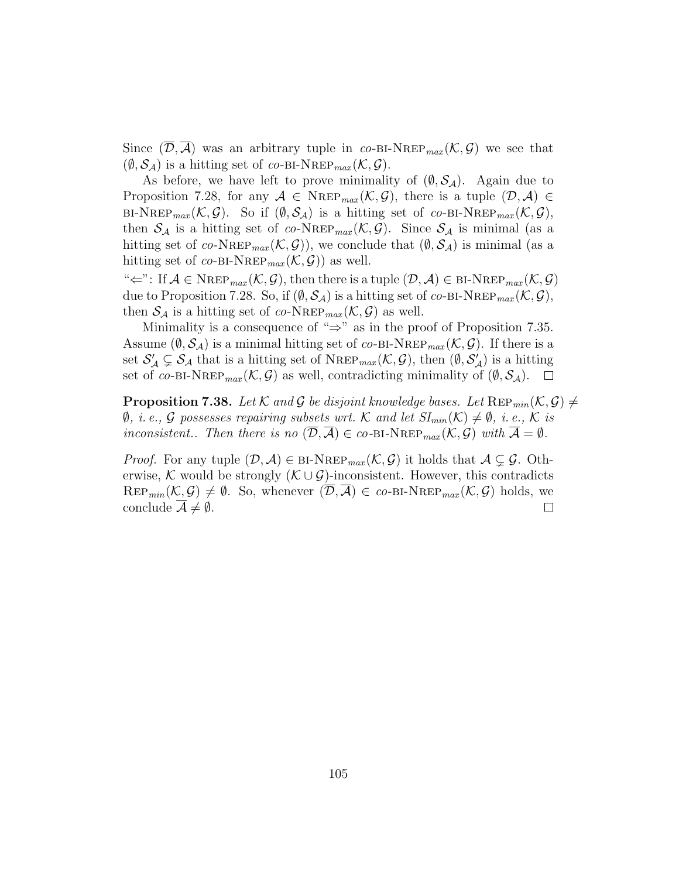Since $(\overline{\mathcal{D}}, \overline{\mathcal{A}})$ was an arbitrary tuple in $co$-BI-NREP$_{max}(\mathcal{K}, \mathcal{G})$ we see that $(\emptyset, \mathcal{S}_\mathcal{A})$ is a hitting set of $co$-BI-NREP$_{max}(\mathcal{K}, \mathcal{G})$.

As before, we have left to prove minimality of $(\emptyset, \mathcal{S}_\mathcal{A})$. Again due to Proposition 7.28, for any $\mathcal{A} \in$ NREP$_{max}(\mathcal{K}, \mathcal{G})$, there is a tuple $(\mathcal{D}, \mathcal{A}) \in$ BI-NREP$_{max}(\mathcal{K}, \mathcal{G})$. So if $(\emptyset, \mathcal{S}_\mathcal{A})$ is a hitting set of $co$-BI-NREP$_{max}(\mathcal{K}, \mathcal{G})$, then $\mathcal{S}_\mathcal{A}$ is a hitting set of $co$-NREP$_{max}(\mathcal{K}, \mathcal{G})$. Since $\mathcal{S}_\mathcal{A}$ is minimal (as a hitting set of $co$-NREP$_{max}(\mathcal{K}, \mathcal{G})$), we conclude that $(\emptyset, \mathcal{S}_\mathcal{A})$ is minimal (as a hitting set of $co$-BI-NREP$_{max}(\mathcal{K}, \mathcal{G})$) as well.

"$\Leftarrow$": If $\mathcal{A} \in$ NREP$_{max}(\mathcal{K}, \mathcal{G})$, then there is a tuple $(\mathcal{D}, \mathcal{A}) \in$ BI-NREP$_{max}(\mathcal{K}, \mathcal{G})$ due to Proposition 7.28. So, if $(\emptyset, \mathcal{S}_\mathcal{A})$ is a hitting set of $co$-BI-NREP$_{max}(\mathcal{K}, \mathcal{G})$, then $\mathcal{S}_\mathcal{A}$ is a hitting set of $co$-NREP$_{max}(\mathcal{K}, \mathcal{G})$ as well.

Minimality is a consequence of "$\Rightarrow$" as in the proof of Proposition 7.35. Assume $(\emptyset, \mathcal{S}_\mathcal{A})$ is a minimal hitting set of $co$-BI-NREP$_{max}(\mathcal{K}, \mathcal{G})$. If there is a set $\mathcal{S}'_\mathcal{A} \subsetneq \mathcal{S}_\mathcal{A}$ that is a hitting set of NREP$_{max}(\mathcal{K}, \mathcal{G})$, then $(\emptyset, \mathcal{S}'_\mathcal{A})$ is a hitting set of $co$-BI-NREP$_{max}(\mathcal{K}, \mathcal{G})$ as well, contradicting minimality of $(\emptyset, \mathcal{S}_\mathcal{A})$. $\square$

**Proposition 7.38.** *Let $\mathcal{K}$ and $\mathcal{G}$ be disjoint knowledge bases. Let* REP$_{min}(\mathcal{K}, \mathcal{G}) \neq \emptyset$*, i. e., $\mathcal{G}$ possesses repairing subsets wrt. $\mathcal{K}$ and let $SI_{min}(\mathcal{K}) \neq \emptyset$, i. e., $\mathcal{K}$ is inconsistent.. Then there is no $(\overline{\mathcal{D}}, \overline{\mathcal{A}}) \in co$-BI-NREP$_{max}(\mathcal{K}, \mathcal{G})$ with $\overline{\mathcal{A}} = \emptyset$.*

*Proof.* For any tuple $(\mathcal{D}, \mathcal{A}) \in$ BI-NREP$_{max}(\mathcal{K}, \mathcal{G})$ it holds that $\mathcal{A} \subsetneq \mathcal{G}$. Otherwise, $\mathcal{K}$ would be strongly $(\mathcal{K} \cup \mathcal{G})$-inconsistent. However, this contradicts REP$_{min}(\mathcal{K}, \mathcal{G}) \neq \emptyset$. So, whenever $(\overline{\mathcal{D}}, \overline{\mathcal{A}}) \in co$-BI-NREP$_{max}(\mathcal{K}, \mathcal{G})$ holds, we conclude $\overline{\mathcal{A}} \neq \emptyset$. $\square$